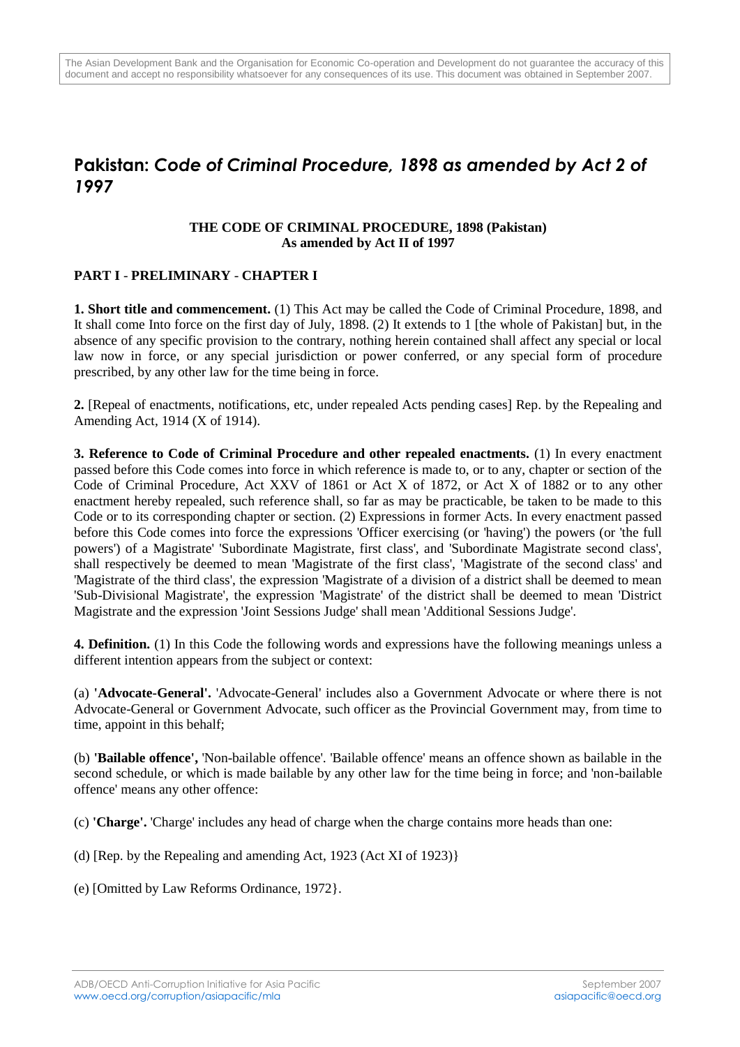The Asian Development Bank and the Organisation for Economic Co-operation and Development do not guarantee the accuracy of this document and accept no responsibility whatsoever for any consequences of its use. This document was obtained in September 2007.

# Pakistan: *Code of Criminal Procedure, 1898 as amended by Act 2 of 1997*

**THE CODE OF CRIMINAL PROCEDURE, 1898 (Pakistan)**
**As amended by Act II of 1997**

## PART I - PRELIMINARY - CHAPTER I

**1. Short title and commencement.** (1) This Act may be called the Code of Criminal Procedure, 1898, and It shall come Into force on the first day of July, 1898. (2) It extends to 1 [the whole of Pakistan] but, in the absence of any specific provision to the contrary, nothing herein contained shall affect any special or local law now in force, or any special jurisdiction or power conferred, or any special form of procedure prescribed, by any other law for the time being in force.

**2.** [Repeal of enactments, notifications, etc, under repealed Acts pending cases] Rep. by the Repealing and Amending Act, 1914 (X of 1914).

**3. Reference to Code of Criminal Procedure and other repealed enactments.** (1) In every enactment passed before this Code comes into force in which reference is made to, or to any, chapter or section of the Code of Criminal Procedure, Act XXV of 1861 or Act X of 1872, or Act X of 1882 or to any other enactment hereby repealed, such reference shall, so far as may be practicable, be taken to be made to this Code or to its corresponding chapter or section. (2) Expressions in former Acts. In every enactment passed before this Code comes into force the expressions 'Officer exercising (or 'having') the powers (or 'the full powers') of a Magistrate' 'Subordinate Magistrate, first class', and 'Subordinate Magistrate second class', shall respectively be deemed to mean 'Magistrate of the first class', 'Magistrate of the second class' and 'Magistrate of the third class', the expression 'Magistrate of a division of a district shall be deemed to mean 'Sub-Divisional Magistrate', the expression 'Magistrate' of the district shall be deemed to mean 'District Magistrate and the expression 'Joint Sessions Judge' shall mean 'Additional Sessions Judge'.

**4. Definition.** (1) In this Code the following words and expressions have the following meanings unless a different intention appears from the subject or context:

(a) **'Advocate-General'.** 'Advocate-General' includes also a Government Advocate or where there is not Advocate-General or Government Advocate, such officer as the Provincial Government may, from time to time, appoint in this behalf;

(b) **'Bailable offence',** 'Non-bailable offence'. 'Bailable offence' means an offence shown as bailable in the second schedule, or which is made bailable by any other law for the time being in force; and 'non-bailable offence' means any other offence:

(c) **'Charge'.** 'Charge' includes any head of charge when the charge contains more heads than one:

(d) [Rep. by the Repealing and amending Act, 1923 (Act XI of 1923)}

(e) [Omitted by Law Reforms Ordinance, 1972}.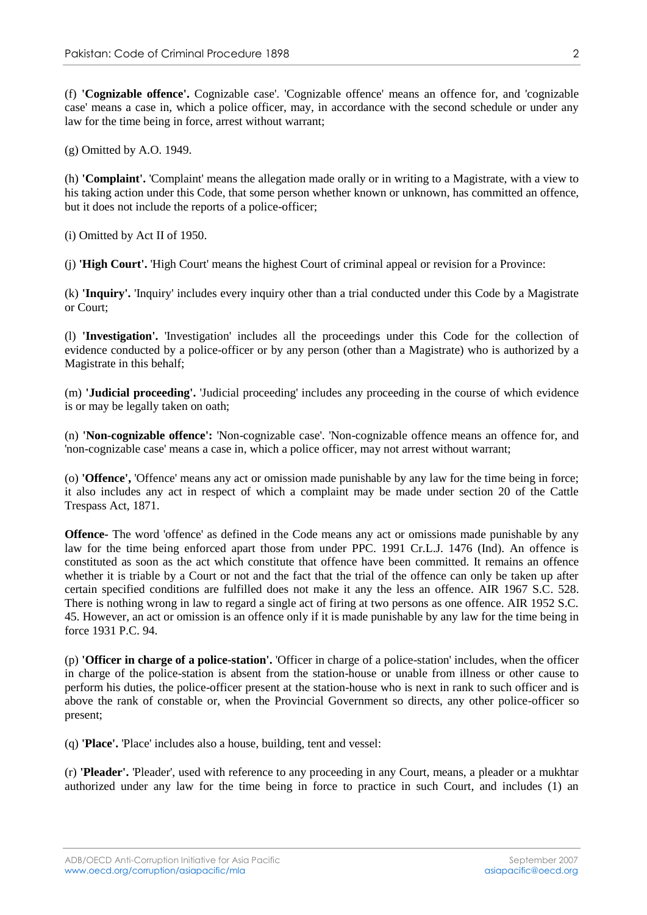(f) **'Cognizable offence'.** Cognizable case'. 'Cognizable offence' means an offence for, and 'cognizable case' means a case in, which a police officer, may, in accordance with the second schedule or under any law for the time being in force, arrest without warrant;

(g) Omitted by A.O. 1949.

(h) **'Complaint'.** 'Complaint' means the allegation made orally or in writing to a Magistrate, with a view to his taking action under this Code, that some person whether known or unknown, has committed an offence, but it does not include the reports of a police-officer;

(i) Omitted by Act II of 1950.

(j) **'High Court'.** 'High Court' means the highest Court of criminal appeal or revision for a Province:

(k) **'Inquiry'.** 'Inquiry' includes every inquiry other than a trial conducted under this Code by a Magistrate or Court;

(l) **'Investigation'.** 'Investigation' includes all the proceedings under this Code for the collection of evidence conducted by a police-officer or by any person (other than a Magistrate) who is authorized by a Magistrate in this behalf;

(m) **'Judicial proceeding'.** 'Judicial proceeding' includes any proceeding in the course of which evidence is or may be legally taken on oath;

(n) **'Non-cognizable offence':** 'Non-cognizable case'. 'Non-cognizable offence means an offence for, and 'non-cognizable case' means a case in, which a police officer, may not arrest without warrant;

(o) **'Offence',** 'Offence' means any act or omission made punishable by any law for the time being in force; it also includes any act in respect of which a complaint may be made under section 20 of the Cattle Trespass Act, 1871.

**Offence-** The word 'offence' as defined in the Code means any act or omissions made punishable by any law for the time being enforced apart those from under PPC. 1991 Cr.L.J. 1476 (Ind). An offence is constituted as soon as the act which constitute that offence have been committed. It remains an offence whether it is triable by a Court or not and the fact that the trial of the offence can only be taken up after certain specified conditions are fulfilled does not make it any the less an offence. AIR 1967 S.C. 528. There is nothing wrong in law to regard a single act of firing at two persons as one offence. AIR 1952 S.C. 45. However, an act or omission is an offence only if it is made punishable by any law for the time being in force 1931 P.C. 94.

(p) **'Officer in charge of a police-station'.** 'Officer in charge of a police-station' includes, when the officer in charge of the police-station is absent from the station-house or unable from illness or other cause to perform his duties, the police-officer present at the station-house who is next in rank to such officer and is above the rank of constable or, when the Provincial Government so directs, any other police-officer so present;

(q) **'Place'.** 'Place' includes also a house, building, tent and vessel:

(r) **'Pleader'.** 'Pleader', used with reference to any proceeding in any Court, means, a pleader or a mukhtar authorized under any law for the time being in force to practice in such Court, and includes (1) an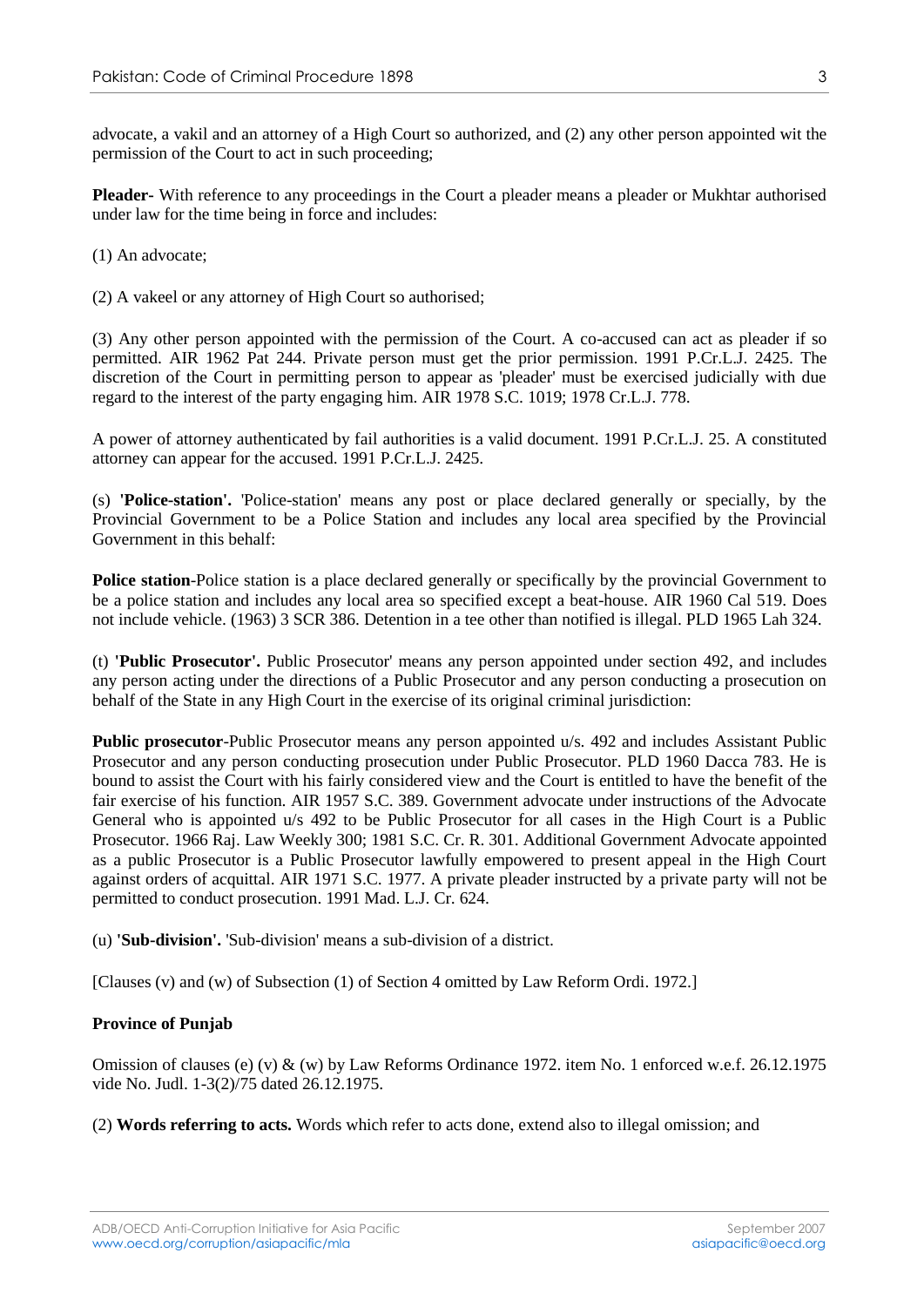advocate, a vakil and an attorney of a High Court so authorized, and (2) any other person appointed wit the permission of the Court to act in such proceeding;

**Pleader-** With reference to any proceedings in the Court a pleader means a pleader or Mukhtar authorised under law for the time being in force and includes:

(1) An advocate;

(2) A vakeel or any attorney of High Court so authorised;

(3) Any other person appointed with the permission of the Court. A co-accused can act as pleader if so permitted. AIR 1962 Pat 244. Private person must get the prior permission. 1991 P.Cr.L.J. 2425. The discretion of the Court in permitting person to appear as 'pleader' must be exercised judicially with due regard to the interest of the party engaging him. AIR 1978 S.C. 1019; 1978 Cr.L.J. 778.

A power of attorney authenticated by fail authorities is a valid document. 1991 P.Cr.L.J. 25. A constituted attorney can appear for the accused. 1991 P.Cr.L.J. 2425.

(s) **'Police-station'.** 'Police-station' means any post or place declared generally or specially, by the Provincial Government to be a Police Station and includes any local area specified by the Provincial Government in this behalf:

**Police station**-Police station is a place declared generally or specifically by the provincial Government to be a police station and includes any local area so specified except a beat-house. AIR 1960 Cal 519. Does not include vehicle. (1963) 3 SCR 386. Detention in a tee other than notified is illegal. PLD 1965 Lah 324.

(t) **'Public Prosecutor'.** Public Prosecutor' means any person appointed under section 492, and includes any person acting under the directions of a Public Prosecutor and any person conducting a prosecution on behalf of the State in any High Court in the exercise of its original criminal jurisdiction:

**Public prosecutor**-Public Prosecutor means any person appointed u/s. 492 and includes Assistant Public Prosecutor and any person conducting prosecution under Public Prosecutor. PLD 1960 Dacca 783. He is bound to assist the Court with his fairly considered view and the Court is entitled to have the benefit of the fair exercise of his function. AIR 1957 S.C. 389. Government advocate under instructions of the Advocate General who is appointed u/s 492 to be Public Prosecutor for all cases in the High Court is a Public Prosecutor. 1966 Raj. Law Weekly 300; 1981 S.C. Cr. R. 301. Additional Government Advocate appointed as a public Prosecutor is a Public Prosecutor lawfully empowered to present appeal in the High Court against orders of acquittal. AIR 1971 S.C. 1977. A private pleader instructed by a private party will not be permitted to conduct prosecution. 1991 Mad. L.J. Cr. 624.

(u) **'Sub-division'.** 'Sub-division' means a sub-division of a district.

[Clauses (v) and (w) of Subsection (1) of Section 4 omitted by Law Reform Ordi. 1972.]

**Province of Punjab**

Omission of clauses (e) (v) & (w) by Law Reforms Ordinance 1972. item No. 1 enforced w.e.f. 26.12.1975 vide No. Judl. 1-3(2)/75 dated 26.12.1975.

(2) **Words referring to acts.** Words which refer to acts done, extend also to illegal omission; and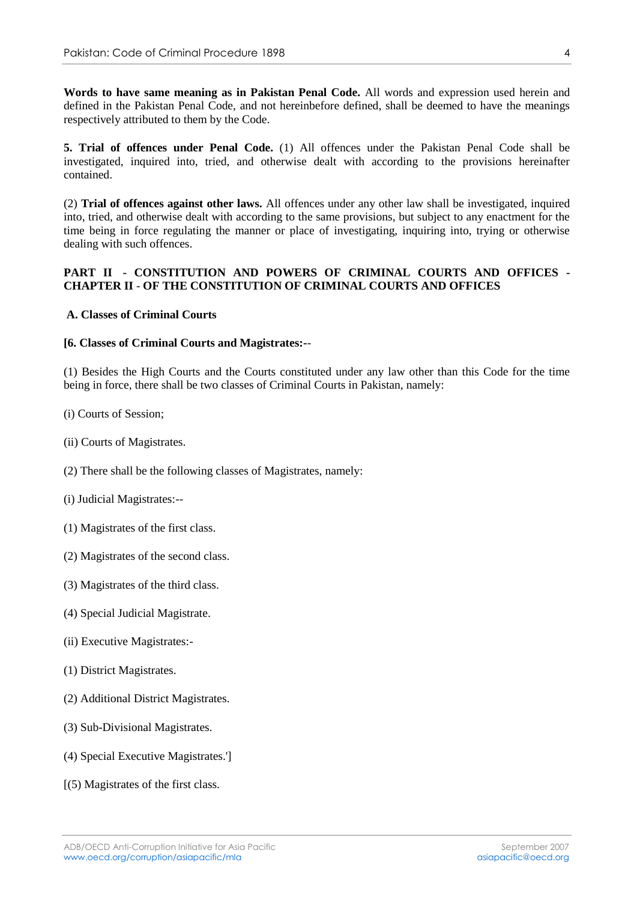**Words to have same meaning as in Pakistan Penal Code.** All words and expression used herein and defined in the Pakistan Penal Code, and not hereinbefore defined, shall be deemed to have the meanings respectively attributed to them by the Code.

**5. Trial of offences under Penal Code.** (1) All offences under the Pakistan Penal Code shall be investigated, inquired into, tried, and otherwise dealt with according to the provisions hereinafter contained.

(2) **Trial of offences against other laws.** All offences under any other law shall be investigated, inquired into, tried, and otherwise dealt with according to the same provisions, but subject to any enactment for the time being in force regulating the manner or place of investigating, inquiring into, trying or otherwise dealing with such offences.

## PART II - CONSTITUTION AND POWERS OF CRIMINAL COURTS AND OFFICES - CHAPTER II - OF THE CONSTITUTION OF CRIMINAL COURTS AND OFFICES

### A. Classes of Criminal Courts

**[6. Classes of Criminal Courts and Magistrates:**--

(1) Besides the High Courts and the Courts constituted under any law other than this Code for the time being in force, there shall be two classes of Criminal Courts in Pakistan, namely:

(i) Courts of Session;

(ii) Courts of Magistrates.

(2) There shall be the following classes of Magistrates, namely:

(i) Judicial Magistrates:--

(1) Magistrates of the first class.

(2) Magistrates of the second class.

(3) Magistrates of the third class.

(4) Special Judicial Magistrate.

(ii) Executive Magistrates:-

(1) District Magistrates.

(2) Additional District Magistrates.

(3) Sub-Divisional Magistrates.

(4) Special Executive Magistrates.']

[(5) Magistrates of the first class.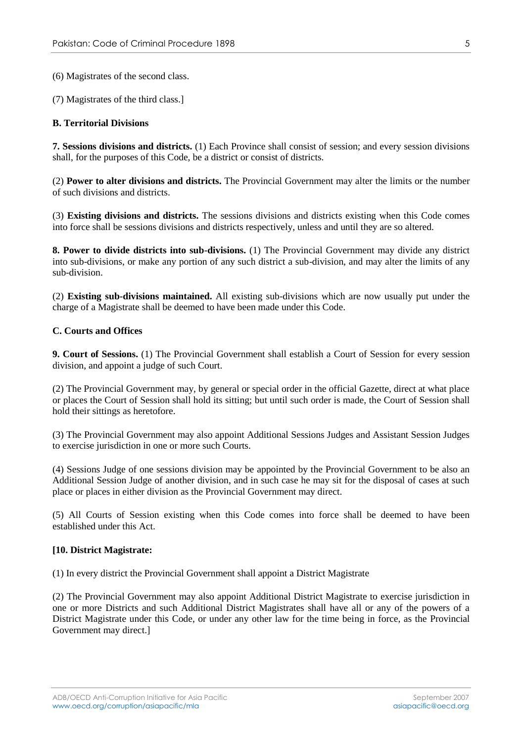(6) Magistrates of the second class.

(7) Magistrates of the third class.]

**B. Territorial Divisions**

**7. Sessions divisions and districts.** (1) Each Province shall consist of session; and every session divisions shall, for the purposes of this Code, be a district or consist of districts.

(2) **Power to alter divisions and districts.** The Provincial Government may alter the limits or the number of such divisions and districts.

(3) **Existing divisions and districts.** The sessions divisions and districts existing when this Code comes into force shall be sessions divisions and districts respectively, unless and until they are so altered.

**8. Power to divide districts into sub-divisions.** (1) The Provincial Government may divide any district into sub-divisions, or make any portion of any such district a sub-division, and may alter the limits of any sub-division.

(2) **Existing sub-divisions maintained.** All existing sub-divisions which are now usually put under the charge of a Magistrate shall be deemed to have been made under this Code.

**C. Courts and Offices**

**9. Court of Sessions.** (1) The Provincial Government shall establish a Court of Session for every session division, and appoint a judge of such Court.

(2) The Provincial Government may, by general or special order in the official Gazette, direct at what place or places the Court of Session shall hold its sitting; but until such order is made, the Court of Session shall hold their sittings as heretofore.

(3) The Provincial Government may also appoint Additional Sessions Judges and Assistant Session Judges to exercise jurisdiction in one or more such Courts.

(4) Sessions Judge of one sessions division may be appointed by the Provincial Government to be also an Additional Session Judge of another division, and in such case he may sit for the disposal of cases at such place or places in either division as the Provincial Government may direct.

(5) All Courts of Session existing when this Code comes into force shall be deemed to have been established under this Act.

**[10. District Magistrate:**

(1) In every district the Provincial Government shall appoint a District Magistrate

(2) The Provincial Government may also appoint Additional District Magistrate to exercise jurisdiction in one or more Districts and such Additional District Magistrates shall have all or any of the powers of a District Magistrate under this Code, or under any other law for the time being in force, as the Provincial Government may direct.]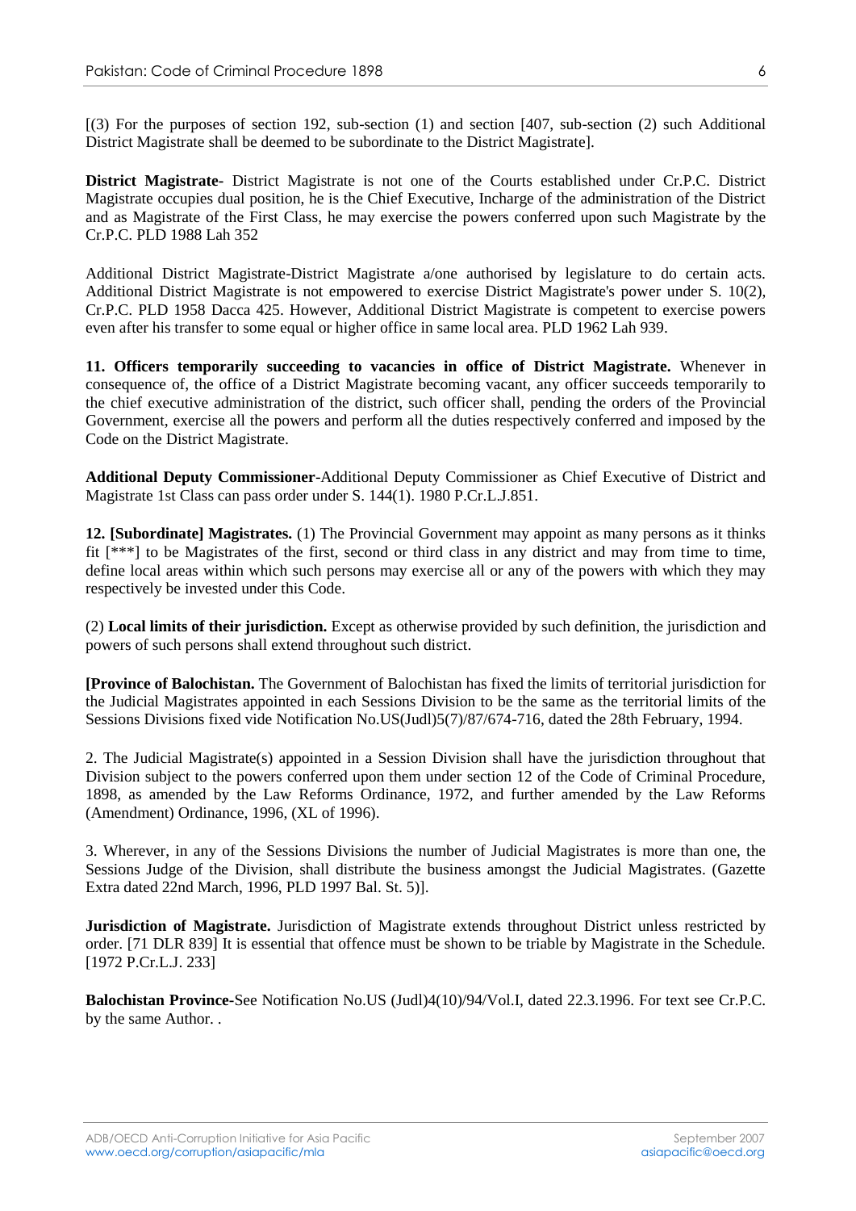[(3) For the purposes of section 192, sub-section (1) and section [407, sub-section (2) such Additional District Magistrate shall be deemed to be subordinate to the District Magistrate].

**District Magistrate-** District Magistrate is not one of the Courts established under Cr.P.C. District Magistrate occupies dual position, he is the Chief Executive, Incharge of the administration of the District and as Magistrate of the First Class, he may exercise the powers conferred upon such Magistrate by the Cr.P.C. PLD 1988 Lah 352

Additional District Magistrate-District Magistrate a/one authorised by legislature to do certain acts. Additional District Magistrate is not empowered to exercise District Magistrate's power under S. 10(2), Cr.P.C. PLD 1958 Dacca 425. However, Additional District Magistrate is competent to exercise powers even after his transfer to some equal or higher office in same local area. PLD 1962 Lah 939.

**11. Officers temporarily succeeding to vacancies in office of District Magistrate.** Whenever in consequence of, the office of a District Magistrate becoming vacant, any officer succeeds temporarily to the chief executive administration of the district, such officer shall, pending the orders of the Provincial Government, exercise all the powers and perform all the duties respectively conferred and imposed by the Code on the District Magistrate.

**Additional Deputy Commissioner**-Additional Deputy Commissioner as Chief Executive of District and Magistrate 1st Class can pass order under S. 144(1). 1980 P.Cr.L.J.851.

**12. [Subordinate] Magistrates.** (1) The Provincial Government may appoint as many persons as it thinks fit [***] to be Magistrates of the first, second or third class in any district and may from time to time, define local areas within which such persons may exercise all or any of the powers with which they may respectively be invested under this Code.

(2) **Local limits of their jurisdiction.** Except as otherwise provided by such definition, the jurisdiction and powers of such persons shall extend throughout such district.

**[Province of Balochistan.** The Government of Balochistan has fixed the limits of territorial jurisdiction for the Judicial Magistrates appointed in each Sessions Division to be the same as the territorial limits of the Sessions Divisions fixed vide Notification No.US(Judl)5(7)/87/674-716, dated the 28th February, 1994.

2. The Judicial Magistrate(s) appointed in a Session Division shall have the jurisdiction throughout that Division subject to the powers conferred upon them under section 12 of the Code of Criminal Procedure, 1898, as amended by the Law Reforms Ordinance, 1972, and further amended by the Law Reforms (Amendment) Ordinance, 1996, (XL of 1996).

3. Wherever, in any of the Sessions Divisions the number of Judicial Magistrates is more than one, the Sessions Judge of the Division, shall distribute the business amongst the Judicial Magistrates. (Gazette Extra dated 22nd March, 1996, PLD 1997 Bal. St. 5)].

**Jurisdiction of Magistrate.** Jurisdiction of Magistrate extends throughout District unless restricted by order. [71 DLR 839] It is essential that offence must be shown to be triable by Magistrate in the Schedule. [1972 P.Cr.L.J. 233]

**Balochistan Province-**See Notification No.US (Judl)4(10)/94/Vol.I, dated 22.3.1996. For text see Cr.P.C. by the same Author. .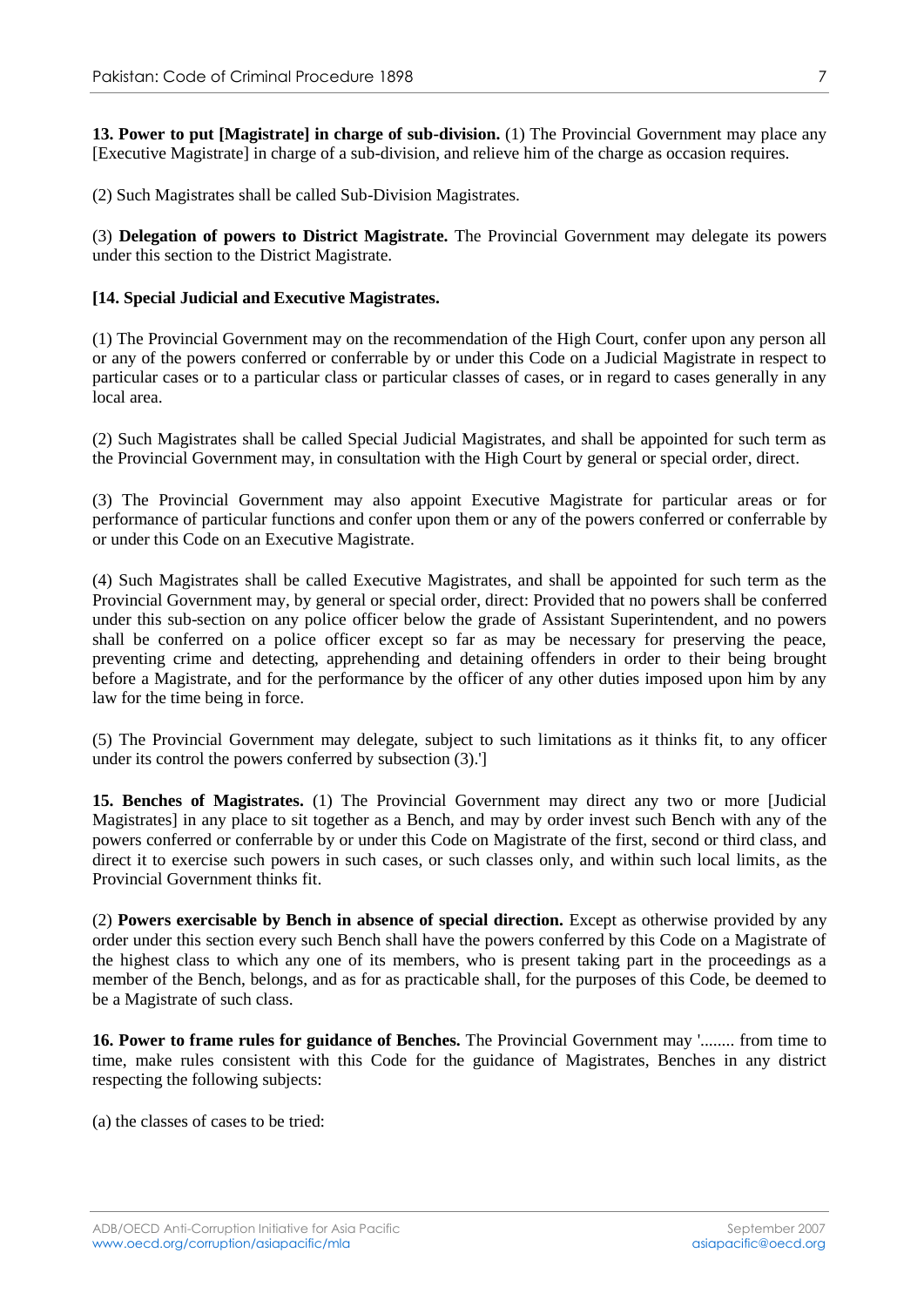**13. Power to put [Magistrate] in charge of sub-division.** (1) The Provincial Government may place any [Executive Magistrate] in charge of a sub-division, and relieve him of the charge as occasion requires.

(2) Such Magistrates shall be called Sub-Division Magistrates.

(3) **Delegation of powers to District Magistrate.** The Provincial Government may delegate its powers under this section to the District Magistrate.

**[14. Special Judicial and Executive Magistrates.**

(1) The Provincial Government may on the recommendation of the High Court, confer upon any person all or any of the powers conferred or conferrable by or under this Code on a Judicial Magistrate in respect to particular cases or to a particular class or particular classes of cases, or in regard to cases generally in any local area.

(2) Such Magistrates shall be called Special Judicial Magistrates, and shall be appointed for such term as the Provincial Government may, in consultation with the High Court by general or special order, direct.

(3) The Provincial Government may also appoint Executive Magistrate for particular areas or for performance of particular functions and confer upon them or any of the powers conferred or conferrable by or under this Code on an Executive Magistrate.

(4) Such Magistrates shall be called Executive Magistrates, and shall be appointed for such term as the Provincial Government may, by general or special order, direct: Provided that no powers shall be conferred under this sub-section on any police officer below the grade of Assistant Superintendent, and no powers shall be conferred on a police officer except so far as may be necessary for preserving the peace, preventing crime and detecting, apprehending and detaining offenders in order to their being brought before a Magistrate, and for the performance by the officer of any other duties imposed upon him by any law for the time being in force.

(5) The Provincial Government may delegate, subject to such limitations as it thinks fit, to any officer under its control the powers conferred by subsection (3).']

**15. Benches of Magistrates.** (1) The Provincial Government may direct any two or more [Judicial Magistrates] in any place to sit together as a Bench, and may by order invest such Bench with any of the powers conferred or conferrable by or under this Code on Magistrate of the first, second or third class, and direct it to exercise such powers in such cases, or such classes only, and within such local limits, as the Provincial Government thinks fit.

(2) **Powers exercisable by Bench in absence of special direction.** Except as otherwise provided by any order under this section every such Bench shall have the powers conferred by this Code on a Magistrate of the highest class to which any one of its members, who is present taking part in the proceedings as a member of the Bench, belongs, and as for as practicable shall, for the purposes of this Code, be deemed to be a Magistrate of such class.

**16. Power to frame rules for guidance of Benches.** The Provincial Government may '........ from time to time, make rules consistent with this Code for the guidance of Magistrates, Benches in any district respecting the following subjects:

(a) the classes of cases to be tried: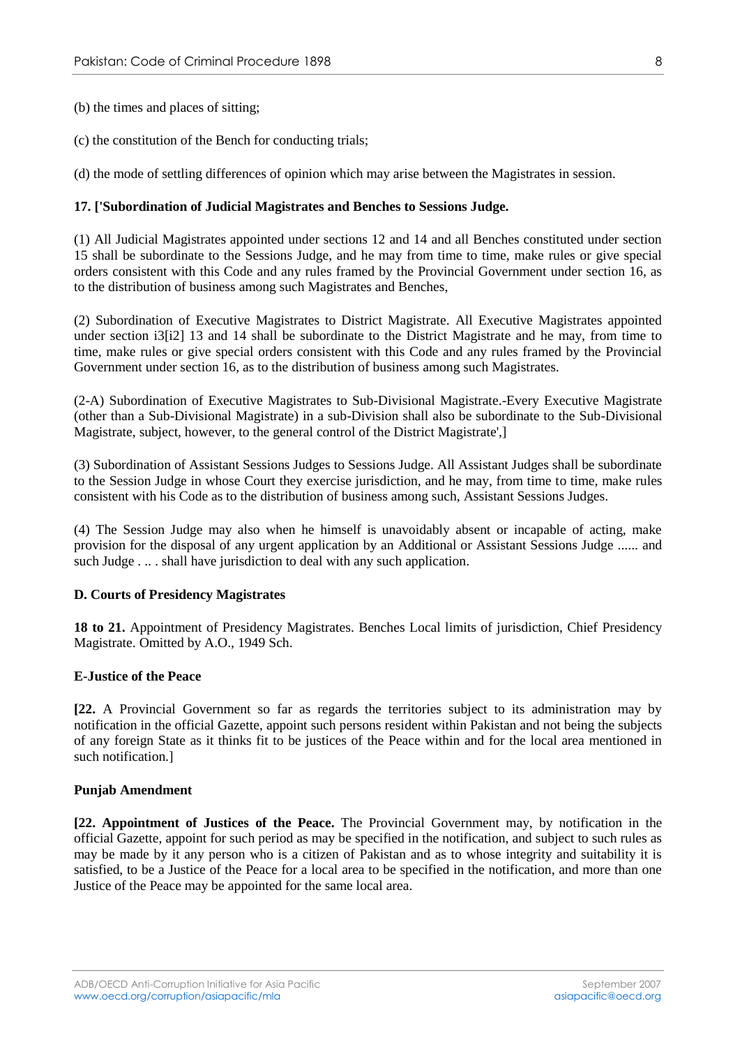(b) the times and places of sitting;

(c) the constitution of the Bench for conducting trials;

(d) the mode of settling differences of opinion which may arise between the Magistrates in session.

**17. ['Subordination of Judicial Magistrates and Benches to Sessions Judge.**

(1) All Judicial Magistrates appointed under sections 12 and 14 and all Benches constituted under section 15 shall be subordinate to the Sessions Judge, and he may from time to time, make rules or give special orders consistent with this Code and any rules framed by the Provincial Government under section 16, as to the distribution of business among such Magistrates and Benches,

(2) Subordination of Executive Magistrates to District Magistrate. All Executive Magistrates appointed under section i3[i2] 13 and 14 shall be subordinate to the District Magistrate and he may, from time to time, make rules or give special orders consistent with this Code and any rules framed by the Provincial Government under section 16, as to the distribution of business among such Magistrates.

(2-A) Subordination of Executive Magistrates to Sub-Divisional Magistrate.-Every Executive Magistrate (other than a Sub-Divisional Magistrate) in a sub-Division shall also be subordinate to the Sub-Divisional Magistrate, subject, however, to the general control of the District Magistrate',]

(3) Subordination of Assistant Sessions Judges to Sessions Judge. All Assistant Judges shall be subordinate to the Session Judge in whose Court they exercise jurisdiction, and he may, from time to time, make rules consistent with his Code as to the distribution of business among such, Assistant Sessions Judges.

(4) The Session Judge may also when he himself is unavoidably absent or incapable of acting, make provision for the disposal of any urgent application by an Additional or Assistant Sessions Judge ...... and such Judge . .. . shall have jurisdiction to deal with any such application.

**D. Courts of Presidency Magistrates**

**18 to 21.** Appointment of Presidency Magistrates. Benches Local limits of jurisdiction, Chief Presidency Magistrate. Omitted by A.O., 1949 Sch.

**E-Justice of the Peace**

**[22.** A Provincial Government so far as regards the territories subject to its administration may by notification in the official Gazette, appoint such persons resident within Pakistan and not being the subjects of any foreign State as it thinks fit to be justices of the Peace within and for the local area mentioned in such notification.]

**Punjab Amendment**

**[22. Appointment of Justices of the Peace.** The Provincial Government may, by notification in the official Gazette, appoint for such period as may be specified in the notification, and subject to such rules as may be made by it any person who is a citizen of Pakistan and as to whose integrity and suitability it is satisfied, to be a Justice of the Peace for a local area to be specified in the notification, and more than one Justice of the Peace may be appointed for the same local area.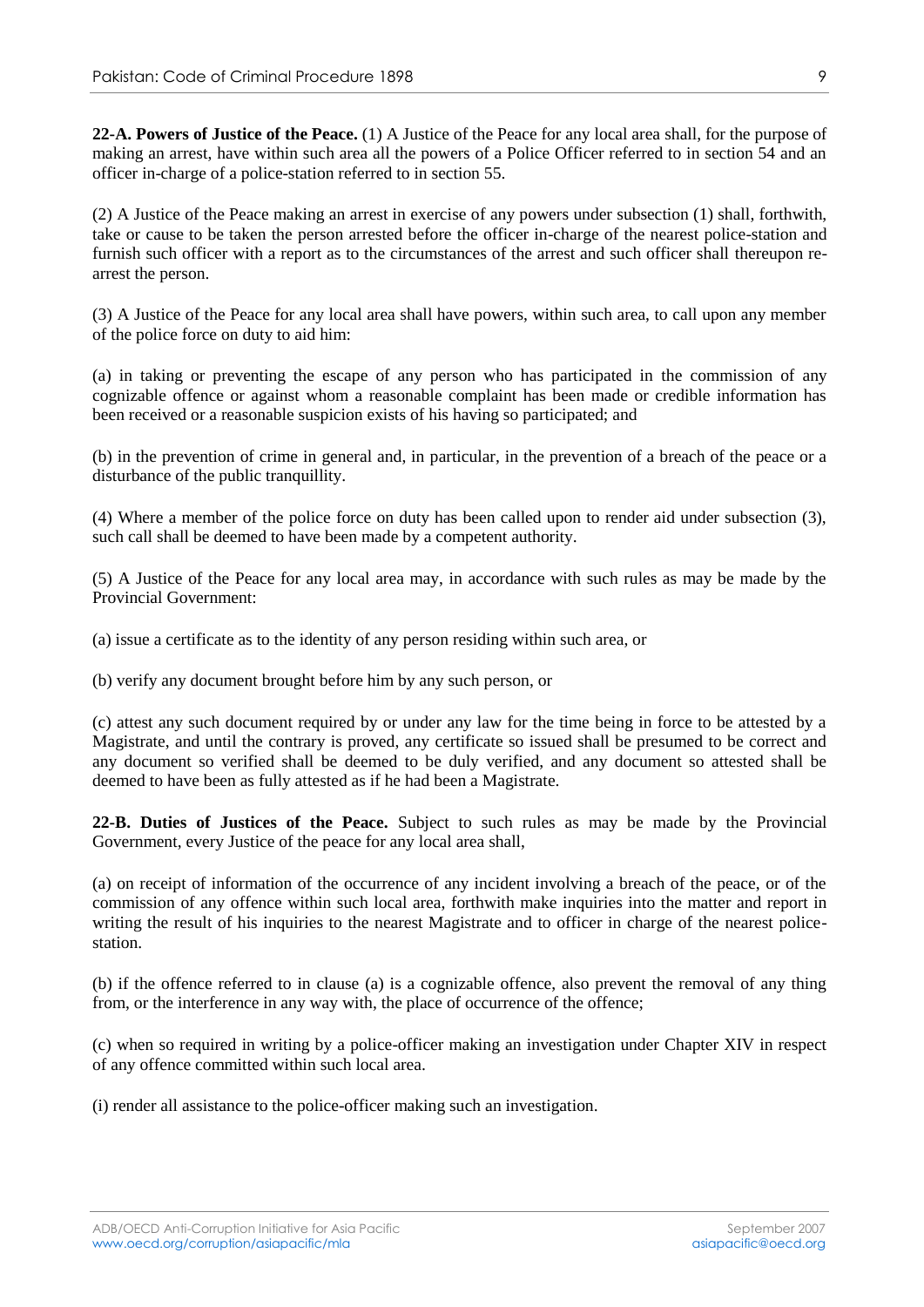**22-A. Powers of Justice of the Peace.** (1) A Justice of the Peace for any local area shall, for the purpose of making an arrest, have within such area all the powers of a Police Officer referred to in section 54 and an officer in-charge of a police-station referred to in section 55.

(2) A Justice of the Peace making an arrest in exercise of any powers under subsection (1) shall, forthwith, take or cause to be taken the person arrested before the officer in-charge of the nearest police-station and furnish such officer with a report as to the circumstances of the arrest and such officer shall thereupon re-arrest the person.

(3) A Justice of the Peace for any local area shall have powers, within such area, to call upon any member of the police force on duty to aid him:

(a) in taking or preventing the escape of any person who has participated in the commission of any cognizable offence or against whom a reasonable complaint has been made or credible information has been received or a reasonable suspicion exists of his having so participated; and

(b) in the prevention of crime in general and, in particular, in the prevention of a breach of the peace or a disturbance of the public tranquillity.

(4) Where a member of the police force on duty has been called upon to render aid under subsection (3), such call shall be deemed to have been made by a competent authority.

(5) A Justice of the Peace for any local area may, in accordance with such rules as may be made by the Provincial Government:

(a) issue a certificate as to the identity of any person residing within such area, or

(b) verify any document brought before him by any such person, or

(c) attest any such document required by or under any law for the time being in force to be attested by a Magistrate, and until the contrary is proved, any certificate so issued shall be presumed to be correct and any document so verified shall be deemed to be duly verified, and any document so attested shall be deemed to have been as fully attested as if he had been a Magistrate.

**22-B. Duties of Justices of the Peace.** Subject to such rules as may be made by the Provincial Government, every Justice of the peace for any local area shall,

(a) on receipt of information of the occurrence of any incident involving a breach of the peace, or of the commission of any offence within such local area, forthwith make inquiries into the matter and report in writing the result of his inquiries to the nearest Magistrate and to officer in charge of the nearest police-station.

(b) if the offence referred to in clause (a) is a cognizable offence, also prevent the removal of any thing from, or the interference in any way with, the place of occurrence of the offence;

(c) when so required in writing by a police-officer making an investigation under Chapter XIV in respect of any offence committed within such local area.

(i) render all assistance to the police-officer making such an investigation.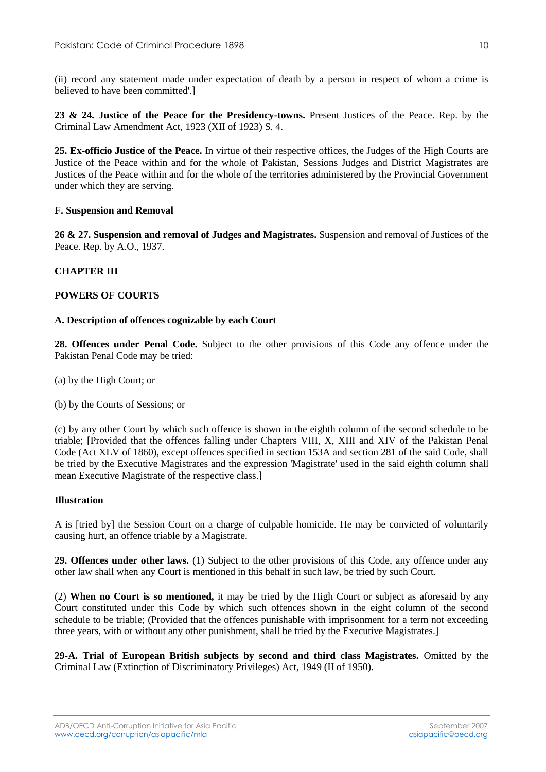(ii) record any statement made under expectation of death by a person in respect of whom a crime is believed to have been committed'.]

**23 & 24. Justice of the Peace for the Presidency-towns.** Present Justices of the Peace. Rep. by the Criminal Law Amendment Act, 1923 (XII of 1923) S. 4.

**25. Ex-officio Justice of the Peace.** In virtue of their respective offices, the Judges of the High Courts are Justice of the Peace within and for the whole of Pakistan, Sessions Judges and District Magistrates are Justices of the Peace within and for the whole of the territories administered by the Provincial Government under which they are serving.

**F. Suspension and Removal**

**26 & 27. Suspension and removal of Judges and Magistrates.** Suspension and removal of Justices of the Peace. Rep. by A.O., 1937.

## CHAPTER III

## POWERS OF COURTS

### A. Description of offences cognizable by each Court

**28. Offences under Penal Code.** Subject to the other provisions of this Code any offence under the Pakistan Penal Code may be tried:

(a) by the High Court; or

(b) by the Courts of Sessions; or

(c) by any other Court by which such offence is shown in the eighth column of the second schedule to be triable; [Provided that the offences falling under Chapters VIII, X, XIII and XIV of the Pakistan Penal Code (Act XLV of 1860), except offences specified in section 153A and section 281 of the said Code, shall be tried by the Executive Magistrates and the expression 'Magistrate' used in the said eighth column shall mean Executive Magistrate of the respective class.]

**Illustration**

A is [tried by] the Session Court on a charge of culpable homicide. He may be convicted of voluntarily causing hurt, an offence triable by a Magistrate.

**29. Offences under other laws.** (1) Subject to the other provisions of this Code, any offence under any other law shall when any Court is mentioned in this behalf in such law, be tried by such Court.

(2) **When no Court is so mentioned,** it may be tried by the High Court or subject as aforesaid by any Court constituted under this Code by which such offences shown in the eight column of the second schedule to be triable; (Provided that the offences punishable with imprisonment for a term not exceeding three years, with or without any other punishment, shall be tried by the Executive Magistrates.]

**29-A. Trial of European British subjects by second and third class Magistrates.** Omitted by the Criminal Law (Extinction of Discriminatory Privileges) Act, 1949 (II of 1950).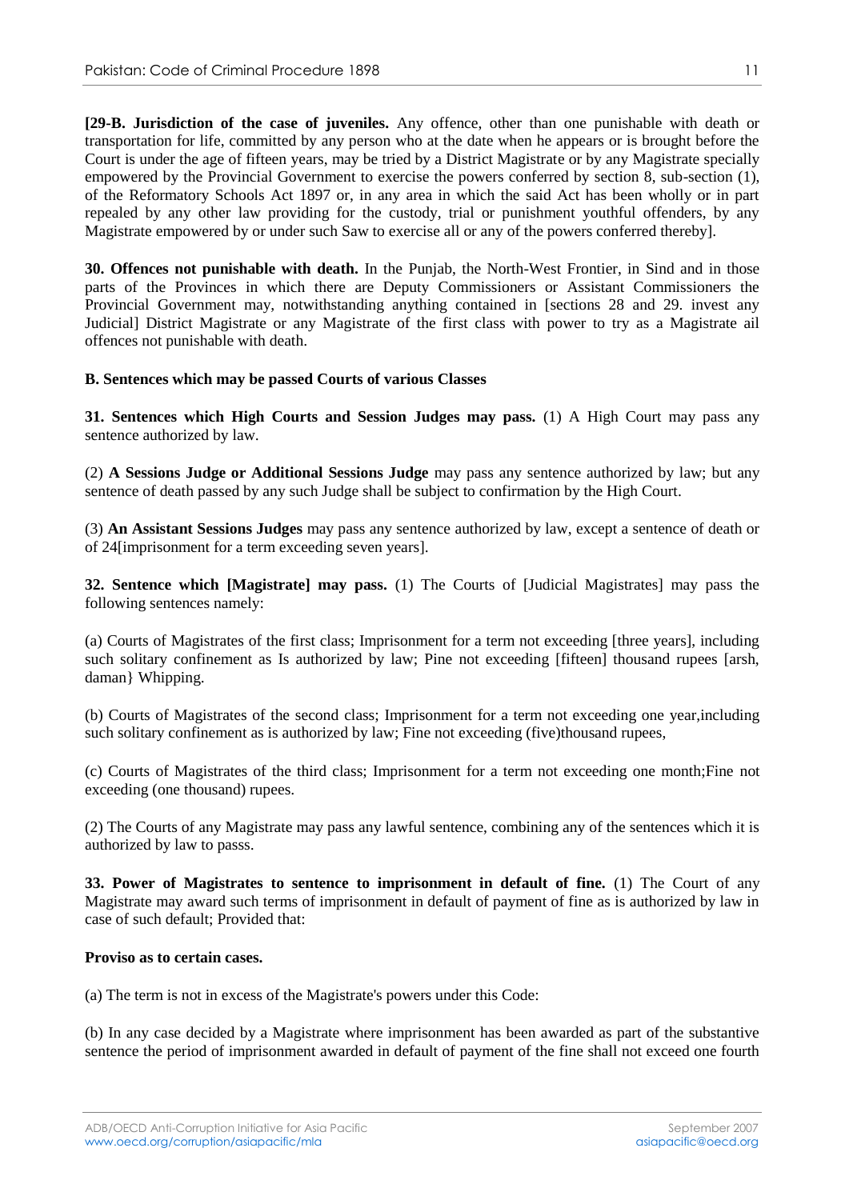**[29-B. Jurisdiction of the case of juveniles.** Any offence, other than one punishable with death or transportation for life, committed by any person who at the date when he appears or is brought before the Court is under the age of fifteen years, may be tried by a District Magistrate or by any Magistrate specially empowered by the Provincial Government to exercise the powers conferred by section 8, sub-section (1), of the Reformatory Schools Act 1897 or, in any area in which the said Act has been wholly or in part repealed by any other law providing for the custody, trial or punishment youthful offenders, by any Magistrate empowered by or under such Saw to exercise all or any of the powers conferred thereby].

**30. Offences not punishable with death.** In the Punjab, the North-West Frontier, in Sind and in those parts of the Provinces in which there are Deputy Commissioners or Assistant Commissioners the Provincial Government may, notwithstanding anything contained in [sections 28 and 29. invest any Judicial] District Magistrate or any Magistrate of the first class with power to try as a Magistrate ail offences not punishable with death.

**B. Sentences which may be passed Courts of various Classes**

**31. Sentences which High Courts and Session Judges may pass.** (1) A High Court may pass any sentence authorized by law.

(2) **A Sessions Judge or Additional Sessions Judge** may pass any sentence authorized by law; but any sentence of death passed by any such Judge shall be subject to confirmation by the High Court.

(3) **An Assistant Sessions Judges** may pass any sentence authorized by law, except a sentence of death or of 24[imprisonment for a term exceeding seven years].

**32. Sentence which [Magistrate] may pass.** (1) The Courts of [Judicial Magistrates] may pass the following sentences namely:

(a) Courts of Magistrates of the first class; Imprisonment for a term not exceeding [three years], including such solitary confinement as Is authorized by law; Pine not exceeding [fifteen] thousand rupees [arsh, daman} Whipping.

(b) Courts of Magistrates of the second class; Imprisonment for a term not exceeding one year,including such solitary confinement as is authorized by law; Fine not exceeding (five)thousand rupees,

(c) Courts of Magistrates of the third class; Imprisonment for a term not exceeding one month;Fine not exceeding (one thousand) rupees.

(2) The Courts of any Magistrate may pass any lawful sentence, combining any of the sentences which it is authorized by law to passs.

**33. Power of Magistrates to sentence to imprisonment in default of fine.** (1) The Court of any Magistrate may award such terms of imprisonment in default of payment of fine as is authorized by law in case of such default; Provided that:

**Proviso as to certain cases.**

(a) The term is not in excess of the Magistrate's powers under this Code:

(b) In any case decided by a Magistrate where imprisonment has been awarded as part of the substantive sentence the period of imprisonment awarded in default of payment of the fine shall not exceed one fourth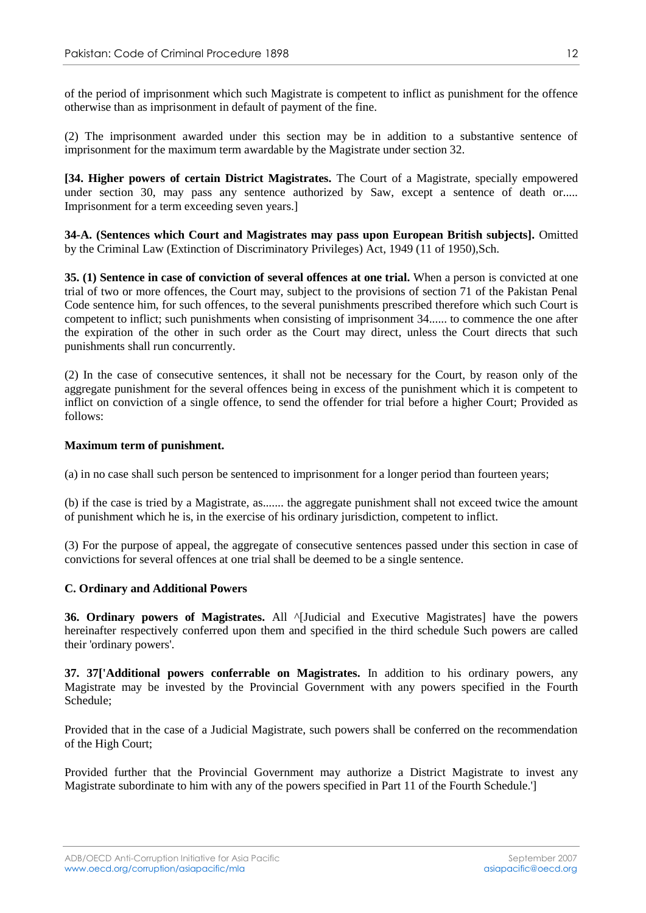of the period of imprisonment which such Magistrate is competent to inflict as punishment for the offence otherwise than as imprisonment in default of payment of the fine.

(2) The imprisonment awarded under this section may be in addition to a substantive sentence of imprisonment for the maximum term awardable by the Magistrate under section 32.

**[34. Higher powers of certain District Magistrates.** The Court of a Magistrate, specially empowered under section 30, may pass any sentence authorized by Saw, except a sentence of death or..... Imprisonment for a term exceeding seven years.]

**34-A. (Sentences which Court and Magistrates may pass upon European British subjects].** Omitted by the Criminal Law (Extinction of Discriminatory Privileges) Act, 1949 (11 of 1950),Sch.

**35. (1) Sentence in case of conviction of several offences at one trial.** When a person is convicted at one trial of two or more offences, the Court may, subject to the provisions of section 71 of the Pakistan Penal Code sentence him, for such offences, to the several punishments prescribed therefore which such Court is competent to inflict; such punishments when consisting of imprisonment 34...... to commence the one after the expiration of the other in such order as the Court may direct, unless the Court directs that such punishments shall run concurrently.

(2) In the case of consecutive sentences, it shall not be necessary for the Court, by reason only of the aggregate punishment for the several offences being in excess of the punishment which it is competent to inflict on conviction of a single offence, to send the offender for trial before a higher Court; Provided as follows:

**Maximum term of punishment.**

(a) in no case shall such person be sentenced to imprisonment for a longer period than fourteen years;

(b) if the case is tried by a Magistrate, as....... the aggregate punishment shall not exceed twice the amount of punishment which he is, in the exercise of his ordinary jurisdiction, competent to inflict.

(3) For the purpose of appeal, the aggregate of consecutive sentences passed under this section in case of convictions for several offences at one trial shall be deemed to be a single sentence.

**C. Ordinary and Additional Powers**

**36. Ordinary powers of Magistrates.** All ^[Judicial and Executive Magistrates] have the powers hereinafter respectively conferred upon them and specified in the third schedule Such powers are called their 'ordinary powers'.

**37. 37['Additional powers conferrable on Magistrates.** In addition to his ordinary powers, any Magistrate may be invested by the Provincial Government with any powers specified in the Fourth Schedule;

Provided that in the case of a Judicial Magistrate, such powers shall be conferred on the recommendation of the High Court;

Provided further that the Provincial Government may authorize a District Magistrate to invest any Magistrate subordinate to him with any of the powers specified in Part 11 of the Fourth Schedule.']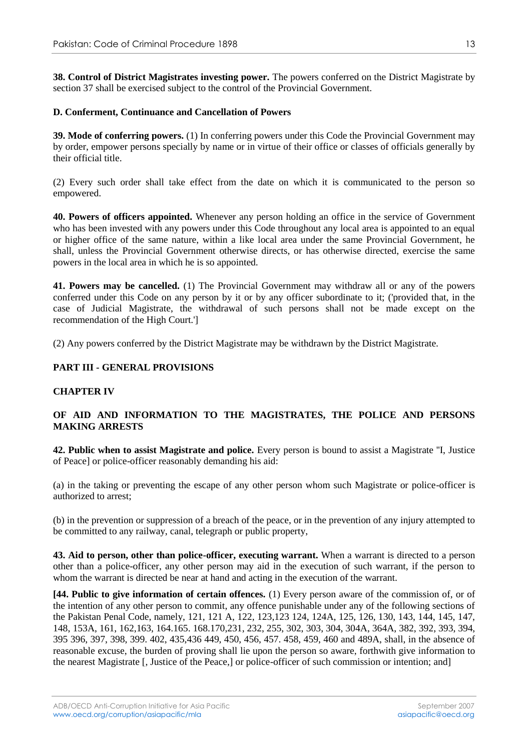**38. Control of District Magistrates investing power.** The powers conferred on the District Magistrate by section 37 shall be exercised subject to the control of the Provincial Government.

**D. Conferment, Continuance and Cancellation of Powers**

**39. Mode of conferring powers.** (1) In conferring powers under this Code the Provincial Government may by order, empower persons specially by name or in virtue of their office or classes of officials generally by their official title.

(2) Every such order shall take effect from the date on which it is communicated to the person so empowered.

**40. Powers of officers appointed.** Whenever any person holding an office in the service of Government who has been invested with any powers under this Code throughout any local area is appointed to an equal or higher office of the same nature, within a like local area under the same Provincial Government, he shall, unless the Provincial Government otherwise directs, or has otherwise directed, exercise the same powers in the local area in which he is so appointed.

**41. Powers may be cancelled.** (1) The Provincial Government may withdraw all or any of the powers conferred under this Code on any person by it or by any officer subordinate to it; ('provided that, in the case of Judicial Magistrate, the withdrawal of such persons shall not be made except on the recommendation of the High Court.']

(2) Any powers conferred by the District Magistrate may be withdrawn by the District Magistrate.

**PART III - GENERAL PROVISIONS**

**CHAPTER IV**

**OF AID AND INFORMATION TO THE MAGISTRATES, THE POLICE AND PERSONS MAKING ARRESTS**

**42. Public when to assist Magistrate and police.** Every person is bound to assist a Magistrate "I, Justice of Peace] or police-officer reasonably demanding his aid:

(a) in the taking or preventing the escape of any other person whom such Magistrate or police-officer is authorized to arrest;

(b) in the prevention or suppression of a breach of the peace, or in the prevention of any injury attempted to be committed to any railway, canal, telegraph or public property,

**43. Aid to person, other than police-officer, executing warrant.** When a warrant is directed to a person other than a police-officer, any other person may aid in the execution of such warrant, if the person to whom the warrant is directed be near at hand and acting in the execution of the warrant.

**[44. Public to give information of certain offences.** (1) Every person aware of the commission of, or of the intention of any other person to commit, any offence punishable under any of the following sections of the Pakistan Penal Code, namely, 121, 121 A, 122, 123,123 124, 124A, 125, 126, 130, 143, 144, 145, 147, 148, 153A, 161, 162,163, 164.165. 168.170,231, 232, 255, 302, 303, 304, 304A, 364A, 382, 392, 393, 394, 395 396, 397, 398, 399. 402, 435,436 449, 450, 456, 457. 458, 459, 460 and 489A, shall, in the absence of reasonable excuse, the burden of proving shall lie upon the person so aware, forthwith give information to the nearest Magistrate [, Justice of the Peace,] or police-officer of such commission or intention; and]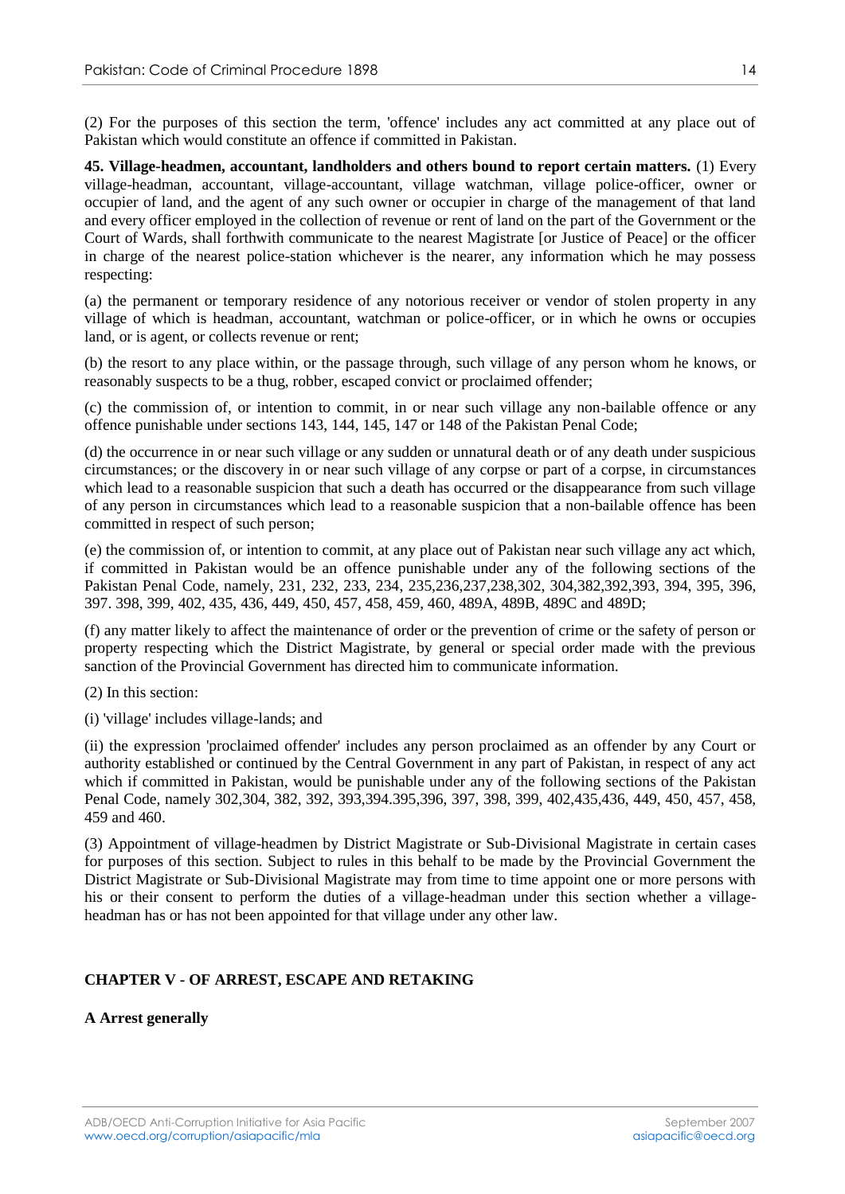(2) For the purposes of this section the term, 'offence' includes any act committed at any place out of Pakistan which would constitute an offence if committed in Pakistan.

**45. Village-headmen, accountant, landholders and others bound to report certain matters.** (1) Every village-headman, accountant, village-accountant, village watchman, village police-officer, owner or occupier of land, and the agent of any such owner or occupier in charge of the management of that land and every officer employed in the collection of revenue or rent of land on the part of the Government or the Court of Wards, shall forthwith communicate to the nearest Magistrate [or Justice of Peace] or the officer in charge of the nearest police-station whichever is the nearer, any information which he may possess respecting:

(a) the permanent or temporary residence of any notorious receiver or vendor of stolen property in any village of which is headman, accountant, watchman or police-officer, or in which he owns or occupies land, or is agent, or collects revenue or rent;

(b) the resort to any place within, or the passage through, such village of any person whom he knows, or reasonably suspects to be a thug, robber, escaped convict or proclaimed offender;

(c) the commission of, or intention to commit, in or near such village any non-bailable offence or any offence punishable under sections 143, 144, 145, 147 or 148 of the Pakistan Penal Code;

(d) the occurrence in or near such village or any sudden or unnatural death or of any death under suspicious circumstances; or the discovery in or near such village of any corpse or part of a corpse, in circumstances which lead to a reasonable suspicion that such a death has occurred or the disappearance from such village of any person in circumstances which lead to a reasonable suspicion that a non-bailable offence has been committed in respect of such person;

(e) the commission of, or intention to commit, at any place out of Pakistan near such village any act which, if committed in Pakistan would be an offence punishable under any of the following sections of the Pakistan Penal Code, namely, 231, 232, 233, 234, 235,236,237,238,302, 304,382,392,393, 394, 395, 396, 397. 398, 399, 402, 435, 436, 449, 450, 457, 458, 459, 460, 489A, 489B, 489C and 489D;

(f) any matter likely to affect the maintenance of order or the prevention of crime or the safety of person or property respecting which the District Magistrate, by general or special order made with the previous sanction of the Provincial Government has directed him to communicate information.

(2) In this section:

(i) 'village' includes village-lands; and

(ii) the expression 'proclaimed offender' includes any person proclaimed as an offender by any Court or authority established or continued by the Central Government in any part of Pakistan, in respect of any act which if committed in Pakistan, would be punishable under any of the following sections of the Pakistan Penal Code, namely 302,304, 382, 392, 393,394.395,396, 397, 398, 399, 402,435,436, 449, 450, 457, 458, 459 and 460.

(3) Appointment of village-headmen by District Magistrate or Sub-Divisional Magistrate in certain cases for purposes of this section. Subject to rules in this behalf to be made by the Provincial Government the District Magistrate or Sub-Divisional Magistrate may from time to time appoint one or more persons with his or their consent to perform the duties of a village-headman under this section whether a village-headman has or has not been appointed for that village under any other law.

## CHAPTER V - OF ARREST, ESCAPE AND RETAKING

### A Arrest generally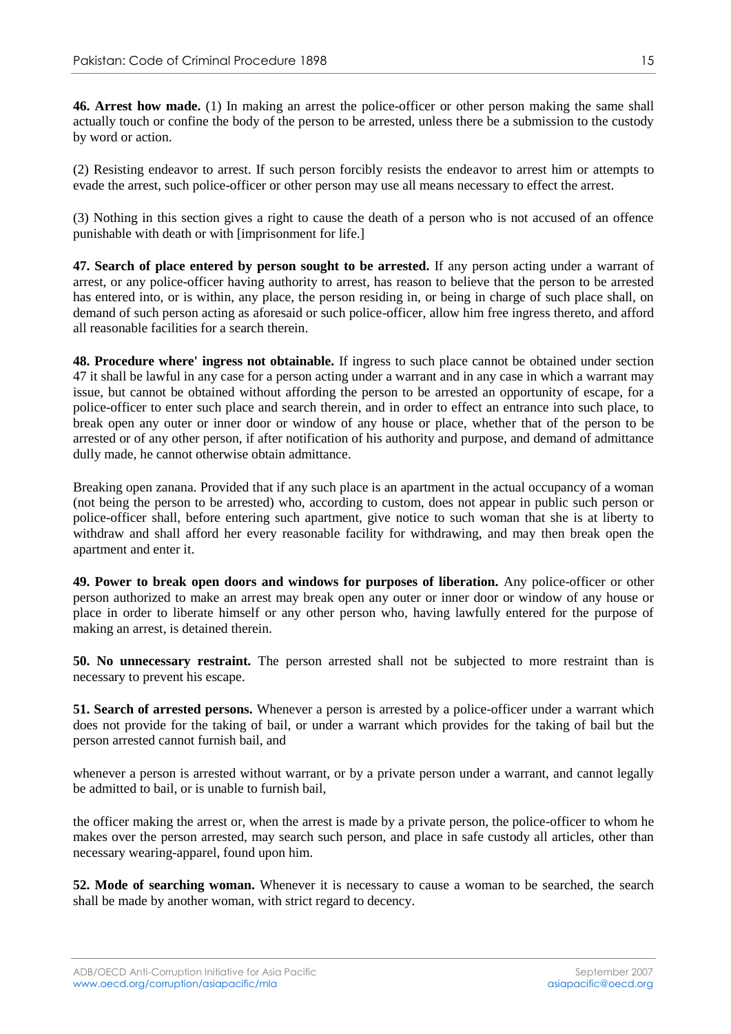**46. Arrest how made.** (1) In making an arrest the police-officer or other person making the same shall actually touch or confine the body of the person to be arrested, unless there be a submission to the custody by word or action.

(2) Resisting endeavor to arrest. If such person forcibly resists the endeavor to arrest him or attempts to evade the arrest, such police-officer or other person may use all means necessary to effect the arrest.

(3) Nothing in this section gives a right to cause the death of a person who is not accused of an offence punishable with death or with [imprisonment for life.]

**47. Search of place entered by person sought to be arrested.** If any person acting under a warrant of arrest, or any police-officer having authority to arrest, has reason to believe that the person to be arrested has entered into, or is within, any place, the person residing in, or being in charge of such place shall, on demand of such person acting as aforesaid or such police-officer, allow him free ingress thereto, and afford all reasonable facilities for a search therein.

**48. Procedure where' ingress not obtainable.** If ingress to such place cannot be obtained under section 47 it shall be lawful in any case for a person acting under a warrant and in any case in which a warrant may issue, but cannot be obtained without affording the person to be arrested an opportunity of escape, for a police-officer to enter such place and search therein, and in order to effect an entrance into such place, to break open any outer or inner door or window of any house or place, whether that of the person to be arrested or of any other person, if after notification of his authority and purpose, and demand of admittance dully made, he cannot otherwise obtain admittance.

Breaking open zanana. Provided that if any such place is an apartment in the actual occupancy of a woman (not being the person to be arrested) who, according to custom, does not appear in public such person or police-officer shall, before entering such apartment, give notice to such woman that she is at liberty to withdraw and shall afford her every reasonable facility for withdrawing, and may then break open the apartment and enter it.

**49. Power to break open doors and windows for purposes of liberation.** Any police-officer or other person authorized to make an arrest may break open any outer or inner door or window of any house or place in order to liberate himself or any other person who, having lawfully entered for the purpose of making an arrest, is detained therein.

**50. No unnecessary restraint.** The person arrested shall not be subjected to more restraint than is necessary to prevent his escape.

**51. Search of arrested persons.** Whenever a person is arrested by a police-officer under a warrant which does not provide for the taking of bail, or under a warrant which provides for the taking of bail but the person arrested cannot furnish bail, and

whenever a person is arrested without warrant, or by a private person under a warrant, and cannot legally be admitted to bail, or is unable to furnish bail,

the officer making the arrest or, when the arrest is made by a private person, the police-officer to whom he makes over the person arrested, may search such person, and place in safe custody all articles, other than necessary wearing-apparel, found upon him.

**52. Mode of searching woman.** Whenever it is necessary to cause a woman to be searched, the search shall be made by another woman, with strict regard to decency.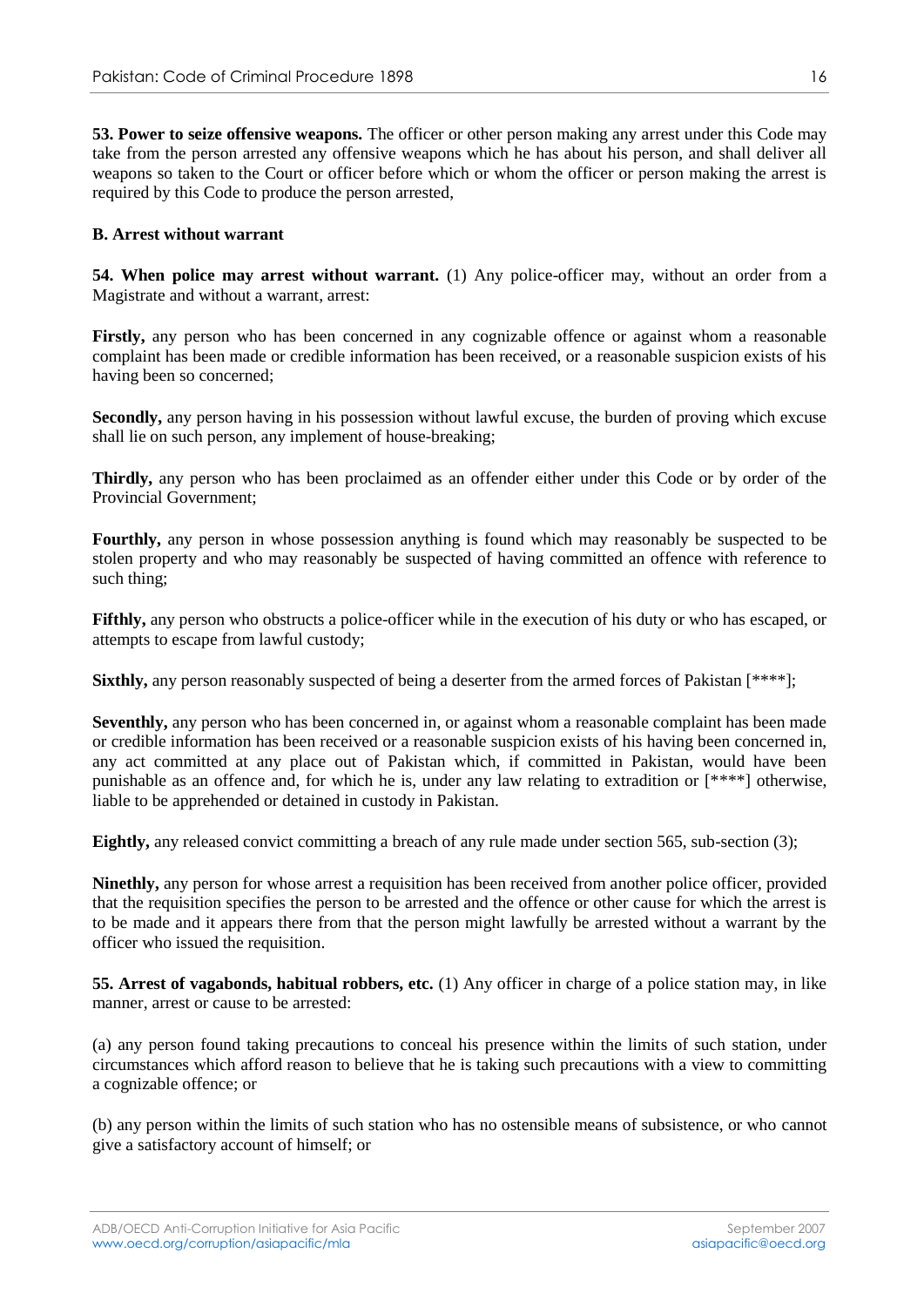**53. Power to seize offensive weapons.** The officer or other person making any arrest under this Code may take from the person arrested any offensive weapons which he has about his person, and shall deliver all weapons so taken to the Court or officer before which or whom the officer or person making the arrest is required by this Code to produce the person arrested,

**B. Arrest without warrant**

**54. When police may arrest without warrant.** (1) Any police-officer may, without an order from a Magistrate and without a warrant, arrest:

**Firstly,** any person who has been concerned in any cognizable offence or against whom a reasonable complaint has been made or credible information has been received, or a reasonable suspicion exists of his having been so concerned;

**Secondly,** any person having in his possession without lawful excuse, the burden of proving which excuse shall lie on such person, any implement of house-breaking;

**Thirdly,** any person who has been proclaimed as an offender either under this Code or by order of the Provincial Government;

**Fourthly,** any person in whose possession anything is found which may reasonably be suspected to be stolen property and who may reasonably be suspected of having committed an offence with reference to such thing;

**Fifthly,** any person who obstructs a police-officer while in the execution of his duty or who has escaped, or attempts to escape from lawful custody;

**Sixthly,** any person reasonably suspected of being a deserter from the armed forces of Pakistan [****];

**Seventhly,** any person who has been concerned in, or against whom a reasonable complaint has been made or credible information has been received or a reasonable suspicion exists of his having been concerned in, any act committed at any place out of Pakistan which, if committed in Pakistan, would have been punishable as an offence and, for which he is, under any law relating to extradition or [****] otherwise, liable to be apprehended or detained in custody in Pakistan.

**Eightly,** any released convict committing a breach of any rule made under section 565, sub-section (3);

**Ninethly,** any person for whose arrest a requisition has been received from another police officer, provided that the requisition specifies the person to be arrested and the offence or other cause for which the arrest is to be made and it appears there from that the person might lawfully be arrested without a warrant by the officer who issued the requisition.

**55. Arrest of vagabonds, habitual robbers, etc.** (1) Any officer in charge of a police station may, in like manner, arrest or cause to be arrested:

(a) any person found taking precautions to conceal his presence within the limits of such station, under circumstances which afford reason to believe that he is taking such precautions with a view to committing a cognizable offence; or

(b) any person within the limits of such station who has no ostensible means of subsistence, or who cannot give a satisfactory account of himself; or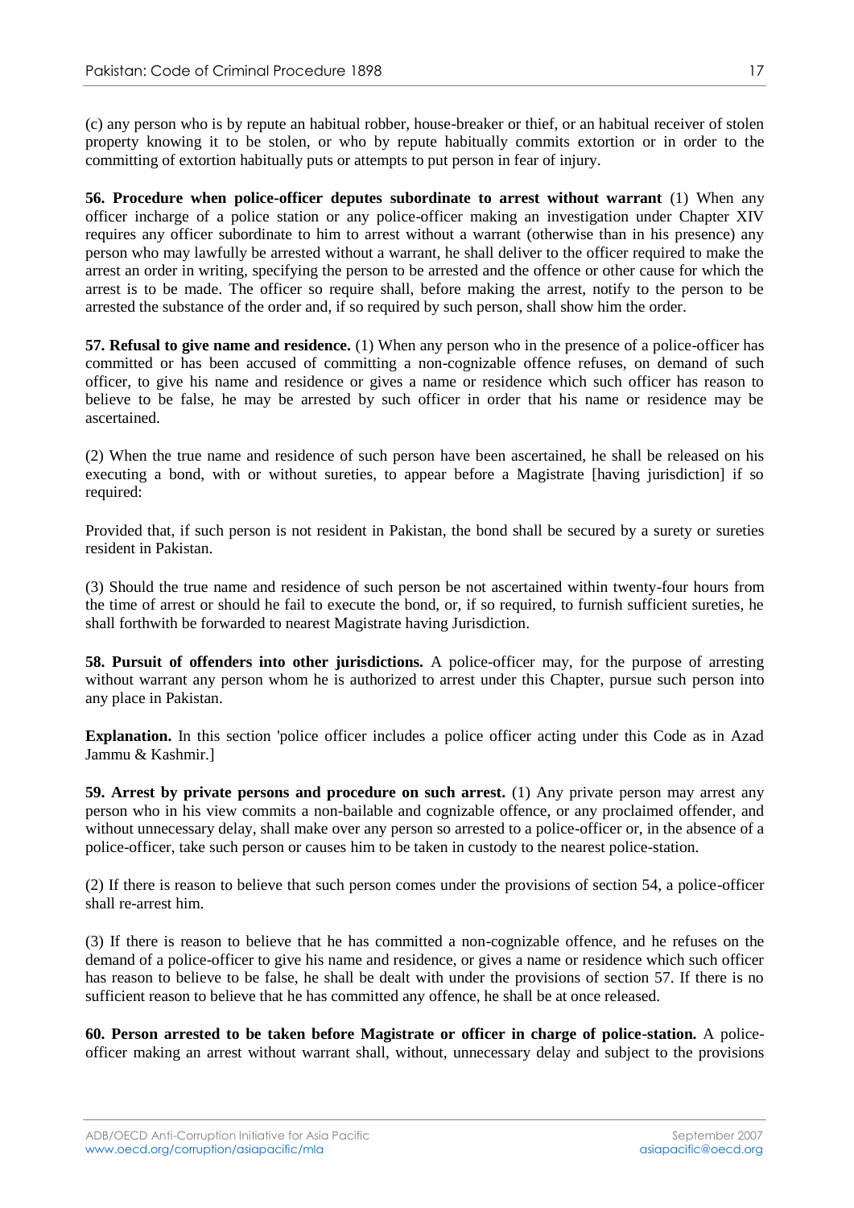(c) any person who is by repute an habitual robber, house-breaker or thief, or an habitual receiver of stolen property knowing it to be stolen, or who by repute habitually commits extortion or in order to the committing of extortion habitually puts or attempts to put person in fear of injury.

**56. Procedure when police-officer deputes subordinate to arrest without warrant** (1) When any officer incharge of a police station or any police-officer making an investigation under Chapter XIV requires any officer subordinate to him to arrest without a warrant (otherwise than in his presence) any person who may lawfully be arrested without a warrant, he shall deliver to the officer required to make the arrest an order in writing, specifying the person to be arrested and the offence or other cause for which the arrest is to be made. The officer so require shall, before making the arrest, notify to the person to be arrested the substance of the order and, if so required by such person, shall show him the order.

**57. Refusal to give name and residence.** (1) When any person who in the presence of a police-officer has committed or has been accused of committing a non-cognizable offence refuses, on demand of such officer, to give his name and residence or gives a name or residence which such officer has reason to believe to be false, he may be arrested by such officer in order that his name or residence may be ascertained.

(2) When the true name and residence of such person have been ascertained, he shall be released on his executing a bond, with or without sureties, to appear before a Magistrate [having jurisdiction] if so required:

Provided that, if such person is not resident in Pakistan, the bond shall be secured by a surety or sureties resident in Pakistan.

(3) Should the true name and residence of such person be not ascertained within twenty-four hours from the time of arrest or should he fail to execute the bond, or, if so required, to furnish sufficient sureties, he shall forthwith be forwarded to nearest Magistrate having Jurisdiction.

**58. Pursuit of offenders into other jurisdictions.** A police-officer may, for the purpose of arresting without warrant any person whom he is authorized to arrest under this Chapter, pursue such person into any place in Pakistan.

**Explanation.** In this section 'police officer includes a police officer acting under this Code as in Azad Jammu & Kashmir.]

**59. Arrest by private persons and procedure on such arrest.** (1) Any private person may arrest any person who in his view commits a non-bailable and cognizable offence, or any proclaimed offender, and without unnecessary delay, shall make over any person so arrested to a police-officer or, in the absence of a police-officer, take such person or causes him to be taken in custody to the nearest police-station.

(2) If there is reason to believe that such person comes under the provisions of section 54, a police-officer shall re-arrest him.

(3) If there is reason to believe that he has committed a non-cognizable offence, and he refuses on the demand of a police-officer to give his name and residence, or gives a name or residence which such officer has reason to believe to be false, he shall be dealt with under the provisions of section 57. If there is no sufficient reason to believe that he has committed any offence, he shall be at once released.

**60. Person arrested to be taken before Magistrate or officer in charge of police-station.** A police-officer making an arrest without warrant shall, without, unnecessary delay and subject to the provisions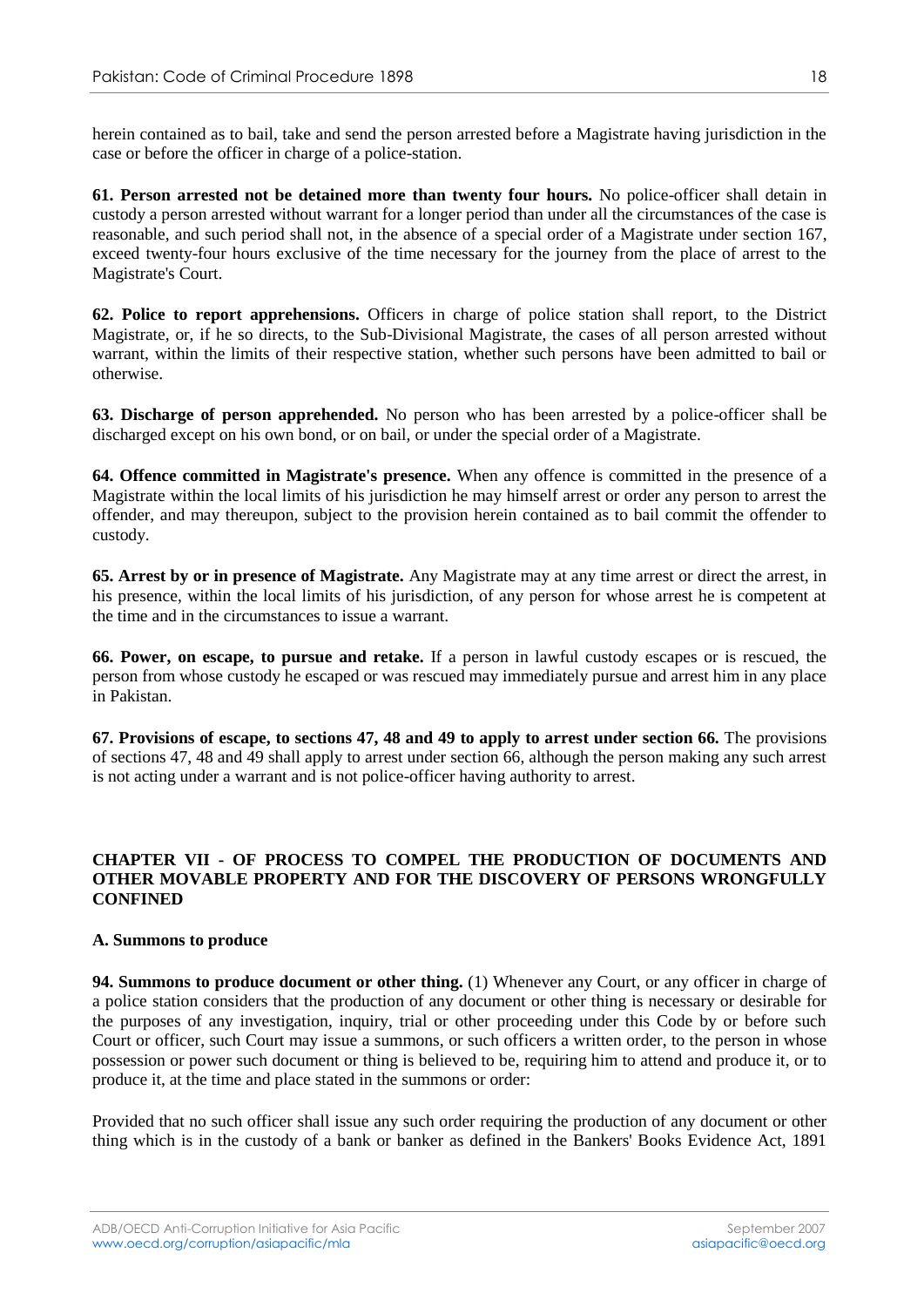herein contained as to bail, take and send the person arrested before a Magistrate having jurisdiction in the case or before the officer in charge of a police-station.

**61. Person arrested not be detained more than twenty four hours.** No police-officer shall detain in custody a person arrested without warrant for a longer period than under all the circumstances of the case is reasonable, and such period shall not, in the absence of a special order of a Magistrate under section 167, exceed twenty-four hours exclusive of the time necessary for the journey from the place of arrest to the Magistrate's Court.

**62. Police to report apprehensions.** Officers in charge of police station shall report, to the District Magistrate, or, if he so directs, to the Sub-Divisional Magistrate, the cases of all person arrested without warrant, within the limits of their respective station, whether such persons have been admitted to bail or otherwise.

**63. Discharge of person apprehended.** No person who has been arrested by a police-officer shall be discharged except on his own bond, or on bail, or under the special order of a Magistrate.

**64. Offence committed in Magistrate's presence.** When any offence is committed in the presence of a Magistrate within the local limits of his jurisdiction he may himself arrest or order any person to arrest the offender, and may thereupon, subject to the provision herein contained as to bail commit the offender to custody.

**65. Arrest by or in presence of Magistrate.** Any Magistrate may at any time arrest or direct the arrest, in his presence, within the local limits of his jurisdiction, of any person for whose arrest he is competent at the time and in the circumstances to issue a warrant.

**66. Power, on escape, to pursue and retake.** If a person in lawful custody escapes or is rescued, the person from whose custody he escaped or was rescued may immediately pursue and arrest him in any place in Pakistan.

**67. Provisions of escape, to sections 47, 48 and 49 to apply to arrest under section 66.** The provisions of sections 47, 48 and 49 shall apply to arrest under section 66, although the person making any such arrest is not acting under a warrant and is not police-officer having authority to arrest.

## CHAPTER VII - OF PROCESS TO COMPEL THE PRODUCTION OF DOCUMENTS AND OTHER MOVABLE PROPERTY AND FOR THE DISCOVERY OF PERSONS WRONGFULLY CONFINED

### A. Summons to produce

**94. Summons to produce document or other thing.** (1) Whenever any Court, or any officer in charge of a police station considers that the production of any document or other thing is necessary or desirable for the purposes of any investigation, inquiry, trial or other proceeding under this Code by or before such Court or officer, such Court may issue a summons, or such officers a written order, to the person in whose possession or power such document or thing is believed to be, requiring him to attend and produce it, or to produce it, at the time and place stated in the summons or order:

Provided that no such officer shall issue any such order requiring the production of any document or other thing which is in the custody of a bank or banker as defined in the Bankers' Books Evidence Act, 1891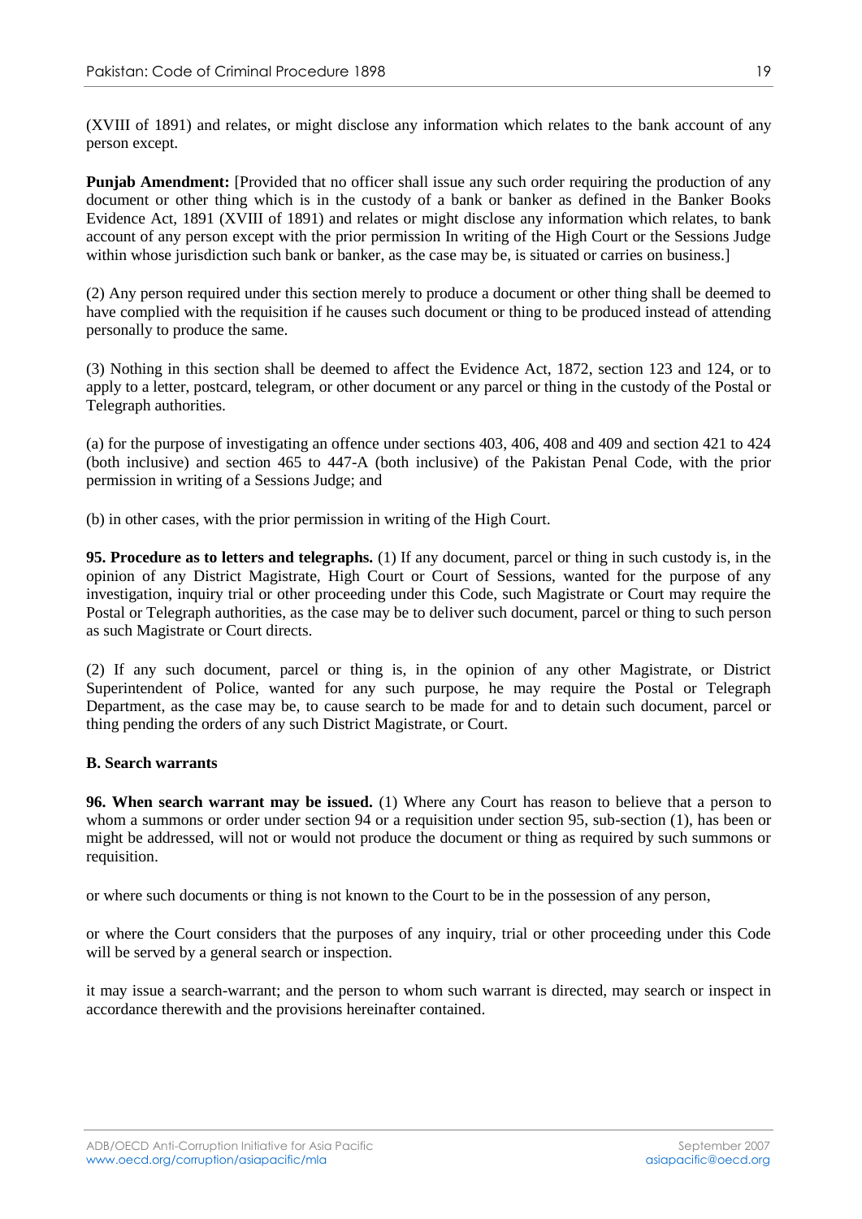(XVIII of 1891) and relates, or might disclose any information which relates to the bank account of any person except.

**Punjab Amendment:** [Provided that no officer shall issue any such order requiring the production of any document or other thing which is in the custody of a bank or banker as defined in the Banker Books Evidence Act, 1891 (XVIII of 1891) and relates or might disclose any information which relates, to bank account of any person except with the prior permission In writing of the High Court or the Sessions Judge within whose jurisdiction such bank or banker, as the case may be, is situated or carries on business.]

(2) Any person required under this section merely to produce a document or other thing shall be deemed to have complied with the requisition if he causes such document or thing to be produced instead of attending personally to produce the same.

(3) Nothing in this section shall be deemed to affect the Evidence Act, 1872, section 123 and 124, or to apply to a letter, postcard, telegram, or other document or any parcel or thing in the custody of the Postal or Telegraph authorities.

(a) for the purpose of investigating an offence under sections 403, 406, 408 and 409 and section 421 to 424 (both inclusive) and section 465 to 447-A (both inclusive) of the Pakistan Penal Code, with the prior permission in writing of a Sessions Judge; and

(b) in other cases, with the prior permission in writing of the High Court.

**95. Procedure as to letters and telegraphs.** (1) If any document, parcel or thing in such custody is, in the opinion of any District Magistrate, High Court or Court of Sessions, wanted for the purpose of any investigation, inquiry trial or other proceeding under this Code, such Magistrate or Court may require the Postal or Telegraph authorities, as the case may be to deliver such document, parcel or thing to such person as such Magistrate or Court directs.

(2) If any such document, parcel or thing is, in the opinion of any other Magistrate, or District Superintendent of Police, wanted for any such purpose, he may require the Postal or Telegraph Department, as the case may be, to cause search to be made for and to detain such document, parcel or thing pending the orders of any such District Magistrate, or Court.

### B. Search warrants

**96. When search warrant may be issued.** (1) Where any Court has reason to believe that a person to whom a summons or order under section 94 or a requisition under section 95, sub-section (1), has been or might be addressed, will not or would not produce the document or thing as required by such summons or requisition.

or where such documents or thing is not known to the Court to be in the possession of any person,

or where the Court considers that the purposes of any inquiry, trial or other proceeding under this Code will be served by a general search or inspection.

it may issue a search-warrant; and the person to whom such warrant is directed, may search or inspect in accordance therewith and the provisions hereinafter contained.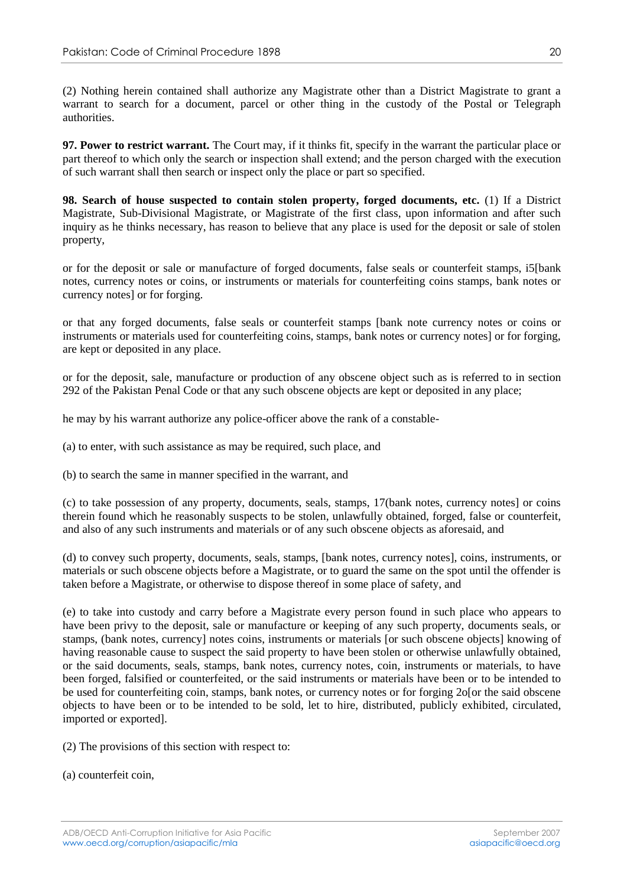(2) Nothing herein contained shall authorize any Magistrate other than a District Magistrate to grant a warrant to search for a document, parcel or other thing in the custody of the Postal or Telegraph authorities.

**97. Power to restrict warrant.** The Court may, if it thinks fit, specify in the warrant the particular place or part thereof to which only the search or inspection shall extend; and the person charged with the execution of such warrant shall then search or inspect only the place or part so specified.

**98. Search of house suspected to contain stolen property, forged documents, etc.** (1) If a District Magistrate, Sub-Divisional Magistrate, or Magistrate of the first class, upon information and after such inquiry as he thinks necessary, has reason to believe that any place is used for the deposit or sale of stolen property,

or for the deposit or sale or manufacture of forged documents, false seals or counterfeit stamps, i5[bank notes, currency notes or coins, or instruments or materials for counterfeiting coins stamps, bank notes or currency notes] or for forging.

or that any forged documents, false seals or counterfeit stamps [bank note currency notes or coins or instruments or materials used for counterfeiting coins, stamps, bank notes or currency notes] or for forging, are kept or deposited in any place.

or for the deposit, sale, manufacture or production of any obscene object such as is referred to in section 292 of the Pakistan Penal Code or that any such obscene objects are kept or deposited in any place;

he may by his warrant authorize any police-officer above the rank of a constable-

(a) to enter, with such assistance as may be required, such place, and

(b) to search the same in manner specified in the warrant, and

(c) to take possession of any property, documents, seals, stamps, 17(bank notes, currency notes] or coins therein found which he reasonably suspects to be stolen, unlawfully obtained, forged, false or counterfeit, and also of any such instruments and materials or of any such obscene objects as aforesaid, and

(d) to convey such property, documents, seals, stamps, [bank notes, currency notes], coins, instruments, or materials or such obscene objects before a Magistrate, or to guard the same on the spot until the offender is taken before a Magistrate, or otherwise to dispose thereof in some place of safety, and

(e) to take into custody and carry before a Magistrate every person found in such place who appears to have been privy to the deposit, sale or manufacture or keeping of any such property, documents seals, or stamps, (bank notes, currency] notes coins, instruments or materials [or such obscene objects] knowing of having reasonable cause to suspect the said property to have been stolen or otherwise unlawfully obtained, or the said documents, seals, stamps, bank notes, currency notes, coin, instruments or materials, to have been forged, falsified or counterfeited, or the said instruments or materials have been or to be intended to be used for counterfeiting coin, stamps, bank notes, or currency notes or for forging 2o[or the said obscene objects to have been or to be intended to be sold, let to hire, distributed, publicly exhibited, circulated, imported or exported].

(2) The provisions of this section with respect to:

(a) counterfeit coin,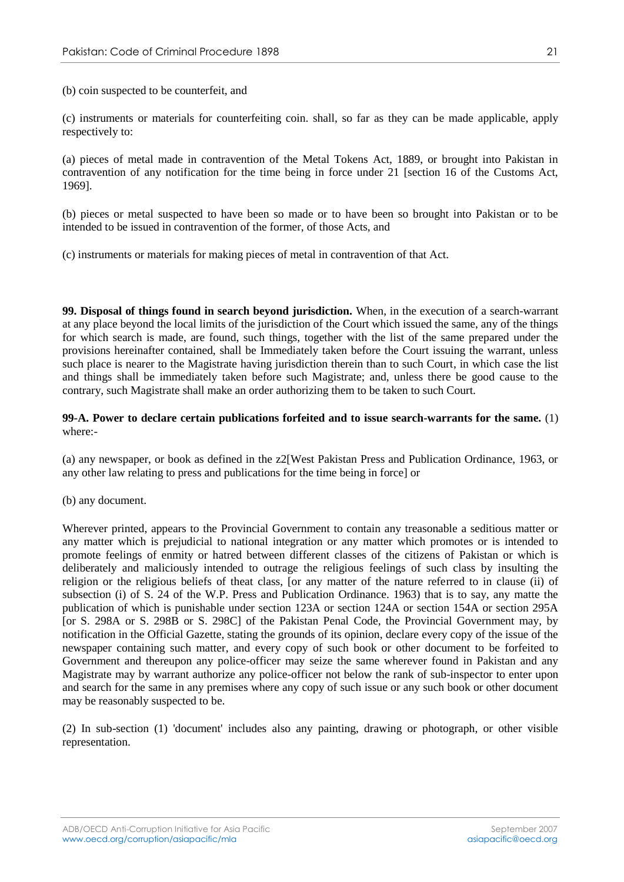(b) coin suspected to be counterfeit, and

(c) instruments or materials for counterfeiting coin. shall, so far as they can be made applicable, apply respectively to:

(a) pieces of metal made in contravention of the Metal Tokens Act, 1889, or brought into Pakistan in contravention of any notification for the time being in force under 21 [section 16 of the Customs Act, 1969].

(b) pieces or metal suspected to have been so made or to have been so brought into Pakistan or to be intended to be issued in contravention of the former, of those Acts, and

(c) instruments or materials for making pieces of metal in contravention of that Act.

**99. Disposal of things found in search beyond jurisdiction.** When, in the execution of a search-warrant at any place beyond the local limits of the jurisdiction of the Court which issued the same, any of the things for which search is made, are found, such things, together with the list of the same prepared under the provisions hereinafter contained, shall be Immediately taken before the Court issuing the warrant, unless such place is nearer to the Magistrate having jurisdiction therein than to such Court, in which case the list and things shall be immediately taken before such Magistrate; and, unless there be good cause to the contrary, such Magistrate shall make an order authorizing them to be taken to such Court.

**99-A. Power to declare certain publications forfeited and to issue search-warrants for the same.** (1) where:-

(a) any newspaper, or book as defined in the z2[West Pakistan Press and Publication Ordinance, 1963, or any other law relating to press and publications for the time being in force] or

(b) any document.

Wherever printed, appears to the Provincial Government to contain any treasonable a seditious matter or any matter which is prejudicial to national integration or any matter which promotes or is intended to promote feelings of enmity or hatred between different classes of the citizens of Pakistan or which is deliberately and maliciously intended to outrage the religious feelings of such class by insulting the religion or the religious beliefs of theat class, [or any matter of the nature referred to in clause (ii) of subsection (i) of S. 24 of the W.P. Press and Publication Ordinance. 1963) that is to say, any matte the publication of which is punishable under section 123A or section 124A or section 154A or section 295A [or S. 298A or S. 298B or S. 298C] of the Pakistan Penal Code, the Provincial Government may, by notification in the Official Gazette, stating the grounds of its opinion, declare every copy of the issue of the newspaper containing such matter, and every copy of such book or other document to be forfeited to Government and thereupon any police-officer may seize the same wherever found in Pakistan and any Magistrate may by warrant authorize any police-officer not below the rank of sub-inspector to enter upon and search for the same in any premises where any copy of such issue or any such book or other document may be reasonably suspected to be.

(2) In sub-section (1) 'document' includes also any painting, drawing or photograph, or other visible representation.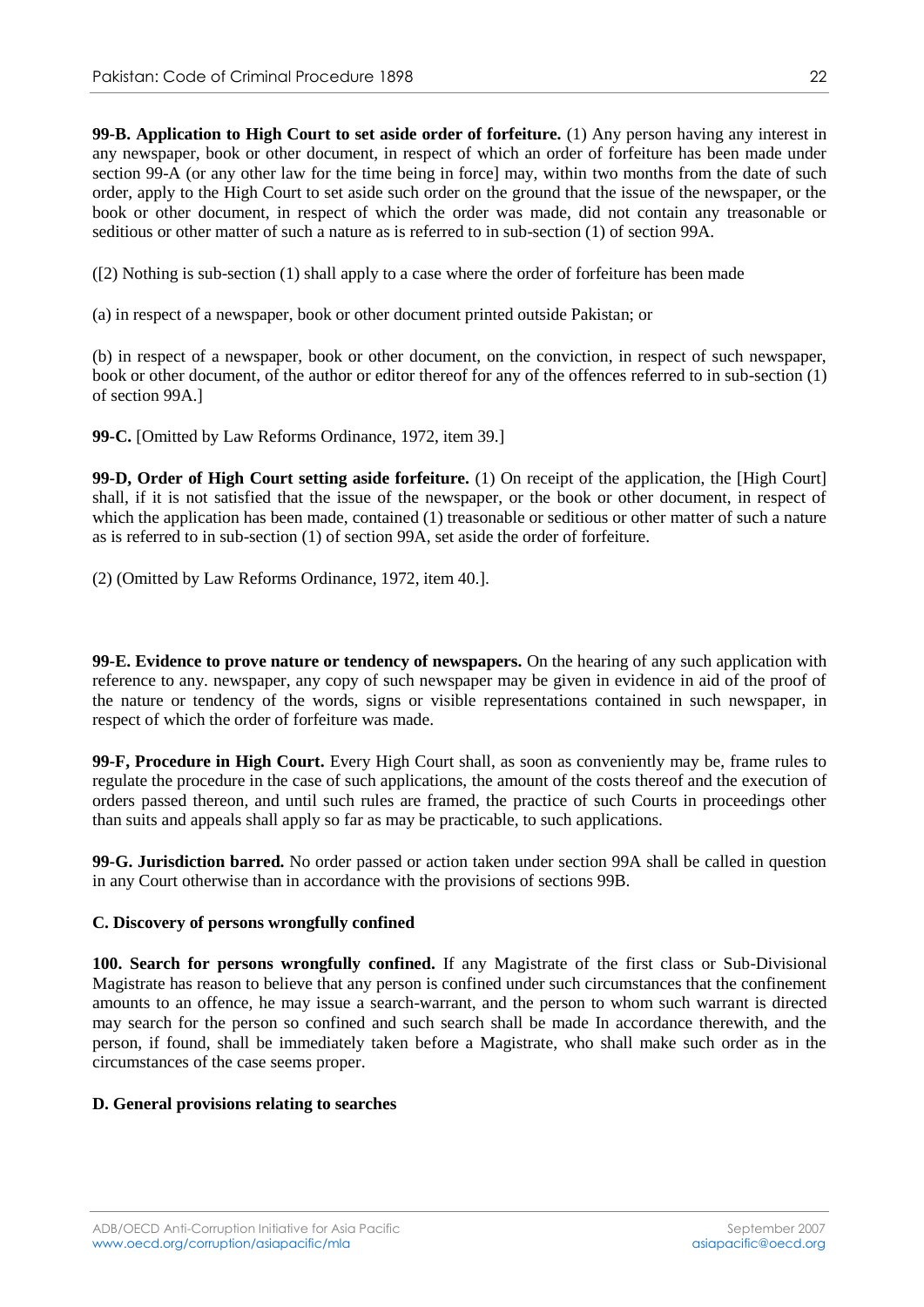**99-B. Application to High Court to set aside order of forfeiture.** (1) Any person having any interest in any newspaper, book or other document, in respect of which an order of forfeiture has been made under section 99-A (or any other law for the time being in force] may, within two months from the date of such order, apply to the High Court to set aside such order on the ground that the issue of the newspaper, or the book or other document, in respect of which the order was made, did not contain any treasonable or seditious or other matter of such a nature as is referred to in sub-section (1) of section 99A.

([2) Nothing is sub-section (1) shall apply to a case where the order of forfeiture has been made

(a) in respect of a newspaper, book or other document printed outside Pakistan; or

(b) in respect of a newspaper, book or other document, on the conviction, in respect of such newspaper, book or other document, of the author or editor thereof for any of the offences referred to in sub-section (1) of section 99A.]

**99-C.** [Omitted by Law Reforms Ordinance, 1972, item 39.]

**99-D, Order of High Court setting aside forfeiture.** (1) On receipt of the application, the [High Court] shall, if it is not satisfied that the issue of the newspaper, or the book or other document, in respect of which the application has been made, contained (1) treasonable or seditious or other matter of such a nature as is referred to in sub-section (1) of section 99A, set aside the order of forfeiture.

(2) (Omitted by Law Reforms Ordinance, 1972, item 40.].

**99-E. Evidence to prove nature or tendency of newspapers.** On the hearing of any such application with reference to any. newspaper, any copy of such newspaper may be given in evidence in aid of the proof of the nature or tendency of the words, signs or visible representations contained in such newspaper, in respect of which the order of forfeiture was made.

**99-F, Procedure in High Court.** Every High Court shall, as soon as conveniently may be, frame rules to regulate the procedure in the case of such applications, the amount of the costs thereof and the execution of orders passed thereon, and until such rules are framed, the practice of such Courts in proceedings other than suits and appeals shall apply so far as may be practicable, to such applications.

**99-G. Jurisdiction barred.** No order passed or action taken under section 99A shall be called in question in any Court otherwise than in accordance with the provisions of sections 99B.

### C. Discovery of persons wrongfully confined

**100. Search for persons wrongfully confined.** If any Magistrate of the first class or Sub-Divisional Magistrate has reason to believe that any person is confined under such circumstances that the confinement amounts to an offence, he may issue a search-warrant, and the person to whom such warrant is directed may search for the person so confined and such search shall be made In accordance therewith, and the person, if found, shall be immediately taken before a Magistrate, who shall make such order as in the circumstances of the case seems proper.

### D. General provisions relating to searches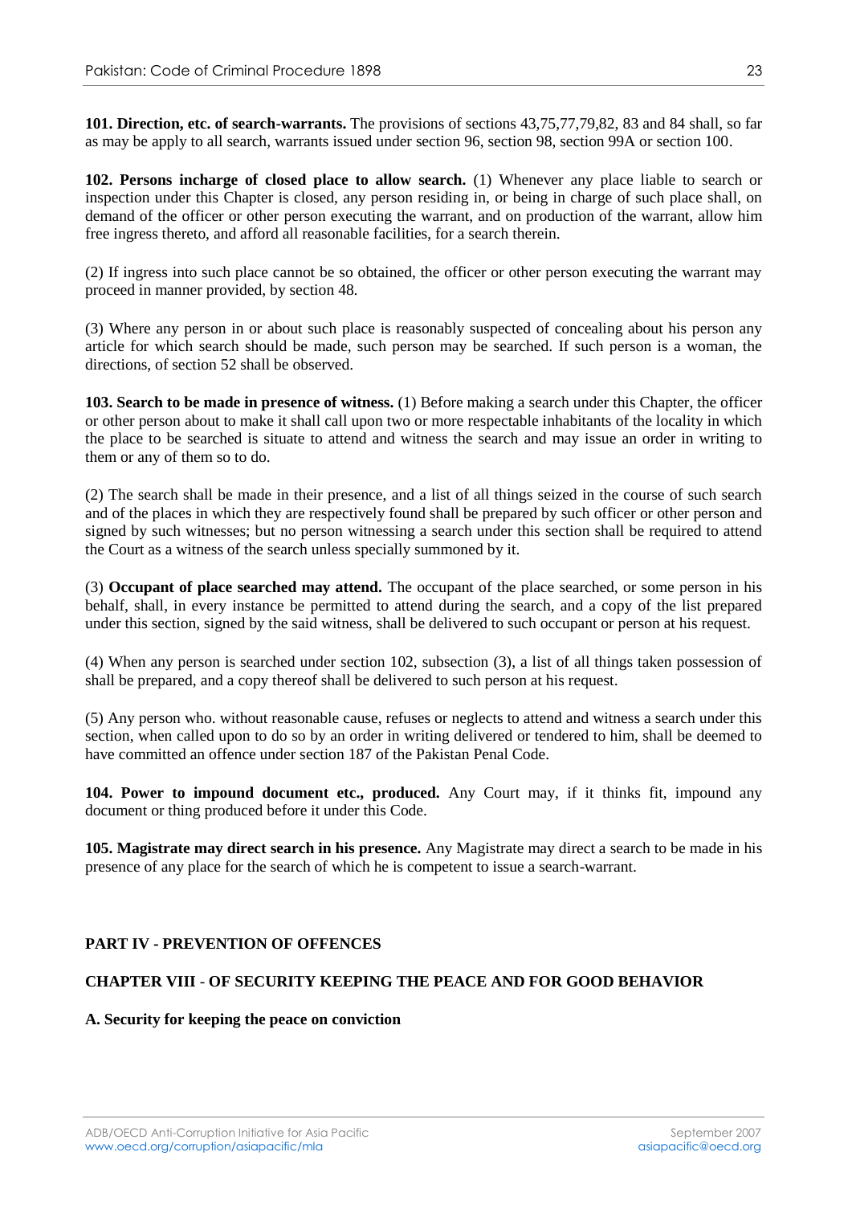**101. Direction, etc. of search-warrants.** The provisions of sections 43,75,77,79,82, 83 and 84 shall, so far as may be apply to all search, warrants issued under section 96, section 98, section 99A or section 100.

**102. Persons incharge of closed place to allow search.** (1) Whenever any place liable to search or inspection under this Chapter is closed, any person residing in, or being in charge of such place shall, on demand of the officer or other person executing the warrant, and on production of the warrant, allow him free ingress thereto, and afford all reasonable facilities, for a search therein.

(2) If ingress into such place cannot be so obtained, the officer or other person executing the warrant may proceed in manner provided, by section 48.

(3) Where any person in or about such place is reasonably suspected of concealing about his person any article for which search should be made, such person may be searched. If such person is a woman, the directions, of section 52 shall be observed.

**103. Search to be made in presence of witness.** (1) Before making a search under this Chapter, the officer or other person about to make it shall call upon two or more respectable inhabitants of the locality in which the place to be searched is situate to attend and witness the search and may issue an order in writing to them or any of them so to do.

(2) The search shall be made in their presence, and a list of all things seized in the course of such search and of the places in which they are respectively found shall be prepared by such officer or other person and signed by such witnesses; but no person witnessing a search under this section shall be required to attend the Court as a witness of the search unless specially summoned by it.

(3) **Occupant of place searched may attend.** The occupant of the place searched, or some person in his behalf, shall, in every instance be permitted to attend during the search, and a copy of the list prepared under this section, signed by the said witness, shall be delivered to such occupant or person at his request.

(4) When any person is searched under section 102, subsection (3), a list of all things taken possession of shall be prepared, and a copy thereof shall be delivered to such person at his request.

(5) Any person who. without reasonable cause, refuses or neglects to attend and witness a search under this section, when called upon to do so by an order in writing delivered or tendered to him, shall be deemed to have committed an offence under section 187 of the Pakistan Penal Code.

**104. Power to impound document etc., produced.** Any Court may, if it thinks fit, impound any document or thing produced before it under this Code.

**105. Magistrate may direct search in his presence.** Any Magistrate may direct a search to be made in his presence of any place for the search of which he is competent to issue a search-warrant.

## PART IV - PREVENTION OF OFFENCES

## CHAPTER VIII - OF SECURITY KEEPING THE PEACE AND FOR GOOD BEHAVIOR

### A. Security for keeping the peace on conviction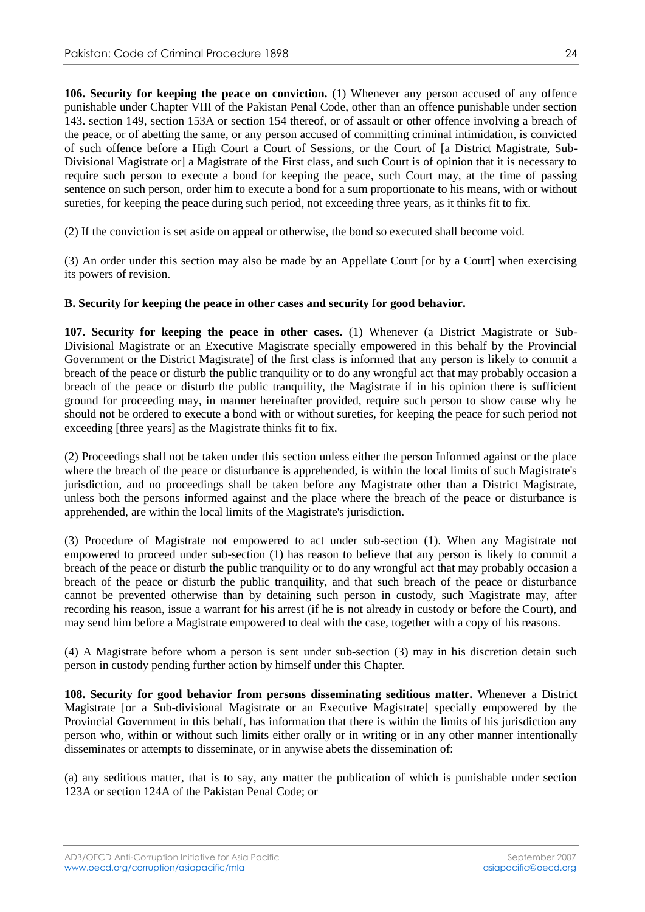**106. Security for keeping the peace on conviction.** (1) Whenever any person accused of any offence punishable under Chapter VIII of the Pakistan Penal Code, other than an offence punishable under section 143. section 149, section 153A or section 154 thereof, or of assault or other offence involving a breach of the peace, or of abetting the same, or any person accused of committing criminal intimidation, is convicted of such offence before a High Court a Court of Sessions, or the Court of [a District Magistrate, Sub-Divisional Magistrate or] a Magistrate of the First class, and such Court is of opinion that it is necessary to require such person to execute a bond for keeping the peace, such Court may, at the time of passing sentence on such person, order him to execute a bond for a sum proportionate to his means, with or without sureties, for keeping the peace during such period, not exceeding three years, as it thinks fit to fix.

(2) If the conviction is set aside on appeal or otherwise, the bond so executed shall become void.

(3) An order under this section may also be made by an Appellate Court [or by a Court] when exercising its powers of revision.

**B. Security for keeping the peace in other cases and security for good behavior.**

**107. Security for keeping the peace in other cases.** (1) Whenever (a District Magistrate or Sub-Divisional Magistrate or an Executive Magistrate specially empowered in this behalf by the Provincial Government or the District Magistrate] of the first class is informed that any person is likely to commit a breach of the peace or disturb the public tranquility or to do any wrongful act that may probably occasion a breach of the peace or disturb the public tranquility, the Magistrate if in his opinion there is sufficient ground for proceeding may, in manner hereinafter provided, require such person to show cause why he should not be ordered to execute a bond with or without sureties, for keeping the peace for such period not exceeding [three years] as the Magistrate thinks fit to fix.

(2) Proceedings shall not be taken under this section unless either the person Informed against or the place where the breach of the peace or disturbance is apprehended, is within the local limits of such Magistrate's jurisdiction, and no proceedings shall be taken before any Magistrate other than a District Magistrate, unless both the persons informed against and the place where the breach of the peace or disturbance is apprehended, are within the local limits of the Magistrate's jurisdiction.

(3) Procedure of Magistrate not empowered to act under sub-section (1). When any Magistrate not empowered to proceed under sub-section (1) has reason to believe that any person is likely to commit a breach of the peace or disturb the public tranquility or to do any wrongful act that may probably occasion a breach of the peace or disturb the public tranquility, and that such breach of the peace or disturbance cannot be prevented otherwise than by detaining such person in custody, such Magistrate may, after recording his reason, issue a warrant for his arrest (if he is not already in custody or before the Court), and may send him before a Magistrate empowered to deal with the case, together with a copy of his reasons.

(4) A Magistrate before whom a person is sent under sub-section (3) may in his discretion detain such person in custody pending further action by himself under this Chapter.

**108. Security for good behavior from persons disseminating seditious matter.** Whenever a District Magistrate [or a Sub-divisional Magistrate or an Executive Magistrate] specially empowered by the Provincial Government in this behalf, has information that there is within the limits of his jurisdiction any person who, within or without such limits either orally or in writing or in any other manner intentionally disseminates or attempts to disseminate, or in anywise abets the dissemination of:

(a) any seditious matter, that is to say, any matter the publication of which is punishable under section 123A or section 124A of the Pakistan Penal Code; or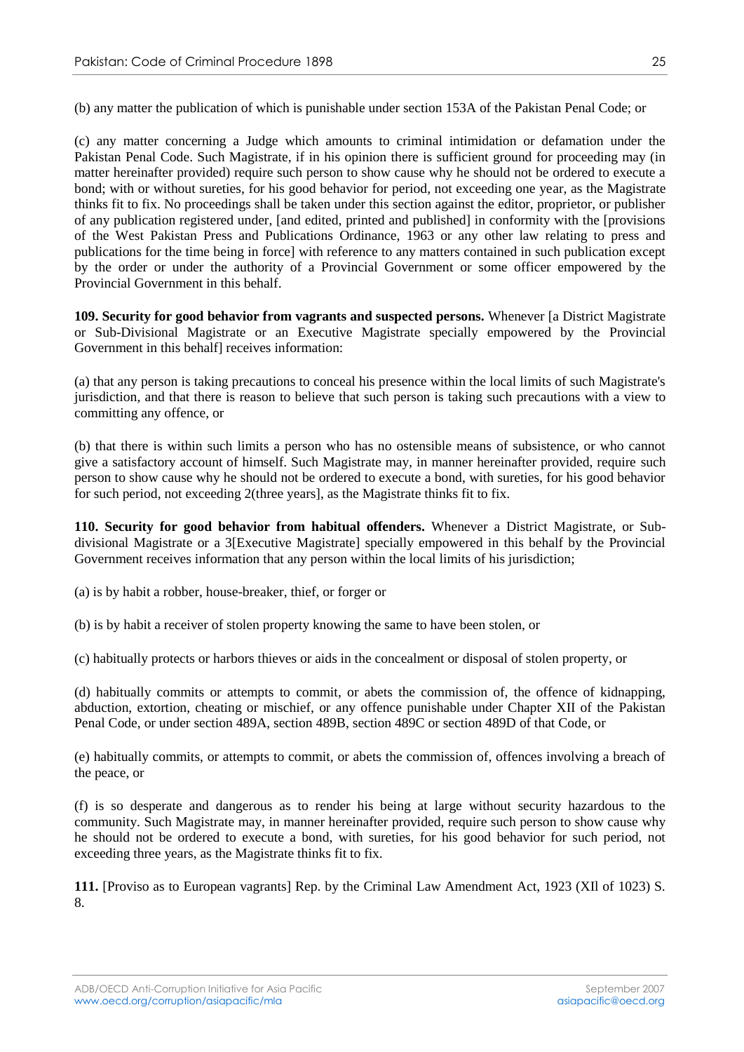(b) any matter the publication of which is punishable under section 153A of the Pakistan Penal Code; or

(c) any matter concerning a Judge which amounts to criminal intimidation or defamation under the Pakistan Penal Code. Such Magistrate, if in his opinion there is sufficient ground for proceeding may (in matter hereinafter provided) require such person to show cause why he should not be ordered to execute a bond; with or without sureties, for his good behavior for period, not exceeding one year, as the Magistrate thinks fit to fix. No proceedings shall be taken under this section against the editor, proprietor, or publisher of any publication registered under, [and edited, printed and published] in conformity with the [provisions of the West Pakistan Press and Publications Ordinance, 1963 or any other law relating to press and publications for the time being in force] with reference to any matters contained in such publication except by the order or under the authority of a Provincial Government or some officer empowered by the Provincial Government in this behalf.

**109. Security for good behavior from vagrants and suspected persons.** Whenever [a District Magistrate or Sub-Divisional Magistrate or an Executive Magistrate specially empowered by the Provincial Government in this behalf] receives information:

(a) that any person is taking precautions to conceal his presence within the local limits of such Magistrate's jurisdiction, and that there is reason to believe that such person is taking such precautions with a view to committing any offence, or

(b) that there is within such limits a person who has no ostensible means of subsistence, or who cannot give a satisfactory account of himself. Such Magistrate may, in manner hereinafter provided, require such person to show cause why he should not be ordered to execute a bond, with sureties, for his good behavior for such period, not exceeding 2(three years], as the Magistrate thinks fit to fix.

**110. Security for good behavior from habitual offenders.** Whenever a District Magistrate, or Sub-divisional Magistrate or a 3[Executive Magistrate] specially empowered in this behalf by the Provincial Government receives information that any person within the local limits of his jurisdiction;

(a) is by habit a robber, house-breaker, thief, or forger or

(b) is by habit a receiver of stolen property knowing the same to have been stolen, or

(c) habitually protects or harbors thieves or aids in the concealment or disposal of stolen property, or

(d) habitually commits or attempts to commit, or abets the commission of, the offence of kidnapping, abduction, extortion, cheating or mischief, or any offence punishable under Chapter XII of the Pakistan Penal Code, or under section 489A, section 489B, section 489C or section 489D of that Code, or

(e) habitually commits, or attempts to commit, or abets the commission of, offences involving a breach of the peace, or

(f) is so desperate and dangerous as to render his being at large without security hazardous to the community. Such Magistrate may, in manner hereinafter provided, require such person to show cause why he should not be ordered to execute a bond, with sureties, for his good behavior for such period, not exceeding three years, as the Magistrate thinks fit to fix.

**111.** [Proviso as to European vagrants] Rep. by the Criminal Law Amendment Act, 1923 (XIl of 1023) S. 8.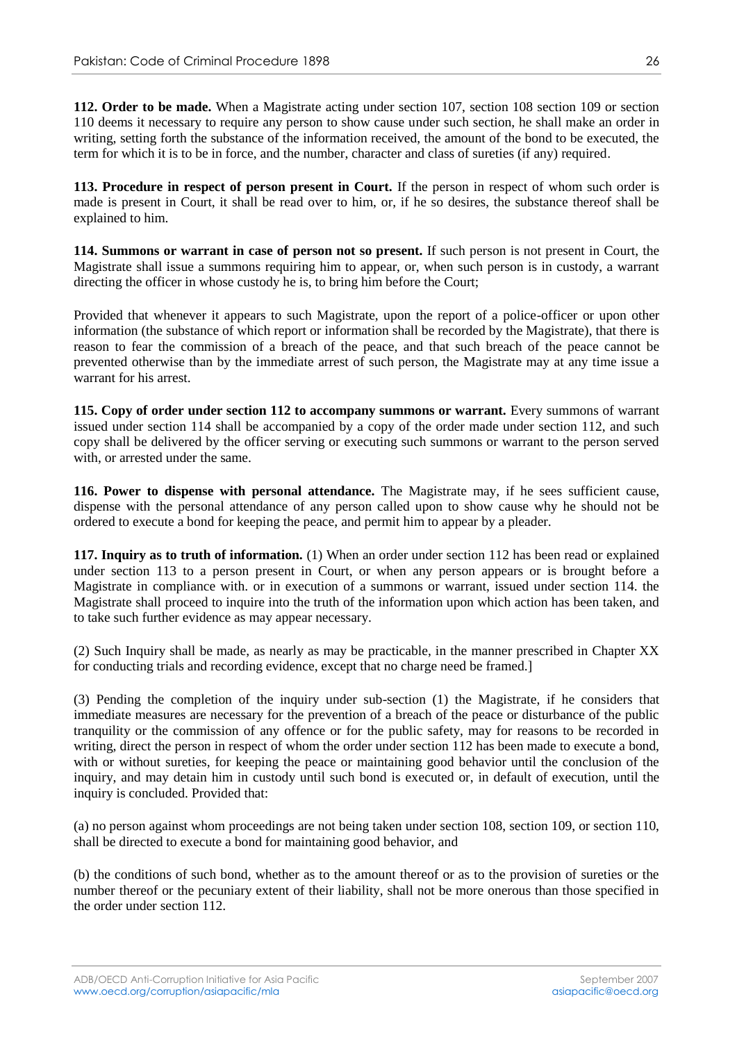**112. Order to be made.** When a Magistrate acting under section 107, section 108 section 109 or section 110 deems it necessary to require any person to show cause under such section, he shall make an order in writing, setting forth the substance of the information received, the amount of the bond to be executed, the term for which it is to be in force, and the number, character and class of sureties (if any) required.

**113. Procedure in respect of person present in Court.** If the person in respect of whom such order is made is present in Court, it shall be read over to him, or, if he so desires, the substance thereof shall be explained to him.

**114. Summons or warrant in case of person not so present.** If such person is not present in Court, the Magistrate shall issue a summons requiring him to appear, or, when such person is in custody, a warrant directing the officer in whose custody he is, to bring him before the Court;

Provided that whenever it appears to such Magistrate, upon the report of a police-officer or upon other information (the substance of which report or information shall be recorded by the Magistrate), that there is reason to fear the commission of a breach of the peace, and that such breach of the peace cannot be prevented otherwise than by the immediate arrest of such person, the Magistrate may at any time issue a warrant for his arrest.

**115. Copy of order under section 112 to accompany summons or warrant.** Every summons of warrant issued under section 114 shall be accompanied by a copy of the order made under section 112, and such copy shall be delivered by the officer serving or executing such summons or warrant to the person served with, or arrested under the same.

**116. Power to dispense with personal attendance.** The Magistrate may, if he sees sufficient cause, dispense with the personal attendance of any person called upon to show cause why he should not be ordered to execute a bond for keeping the peace, and permit him to appear by a pleader.

**117. Inquiry as to truth of information.** (1) When an order under section 112 has been read or explained under section 113 to a person present in Court, or when any person appears or is brought before a Magistrate in compliance with. or in execution of a summons or warrant, issued under section 114. the Magistrate shall proceed to inquire into the truth of the information upon which action has been taken, and to take such further evidence as may appear necessary.

(2) Such Inquiry shall be made, as nearly as may be practicable, in the manner prescribed in Chapter XX for conducting trials and recording evidence, except that no charge need be framed.]

(3) Pending the completion of the inquiry under sub-section (1) the Magistrate, if he considers that immediate measures are necessary for the prevention of a breach of the peace or disturbance of the public tranquility or the commission of any offence or for the public safety, may for reasons to be recorded in writing, direct the person in respect of whom the order under section 112 has been made to execute a bond, with or without sureties, for keeping the peace or maintaining good behavior until the conclusion of the inquiry, and may detain him in custody until such bond is executed or, in default of execution, until the inquiry is concluded. Provided that:

(a) no person against whom proceedings are not being taken under section 108, section 109, or section 110, shall be directed to execute a bond for maintaining good behavior, and

(b) the conditions of such bond, whether as to the amount thereof or as to the provision of sureties or the number thereof or the pecuniary extent of their liability, shall not be more onerous than those specified in the order under section 112.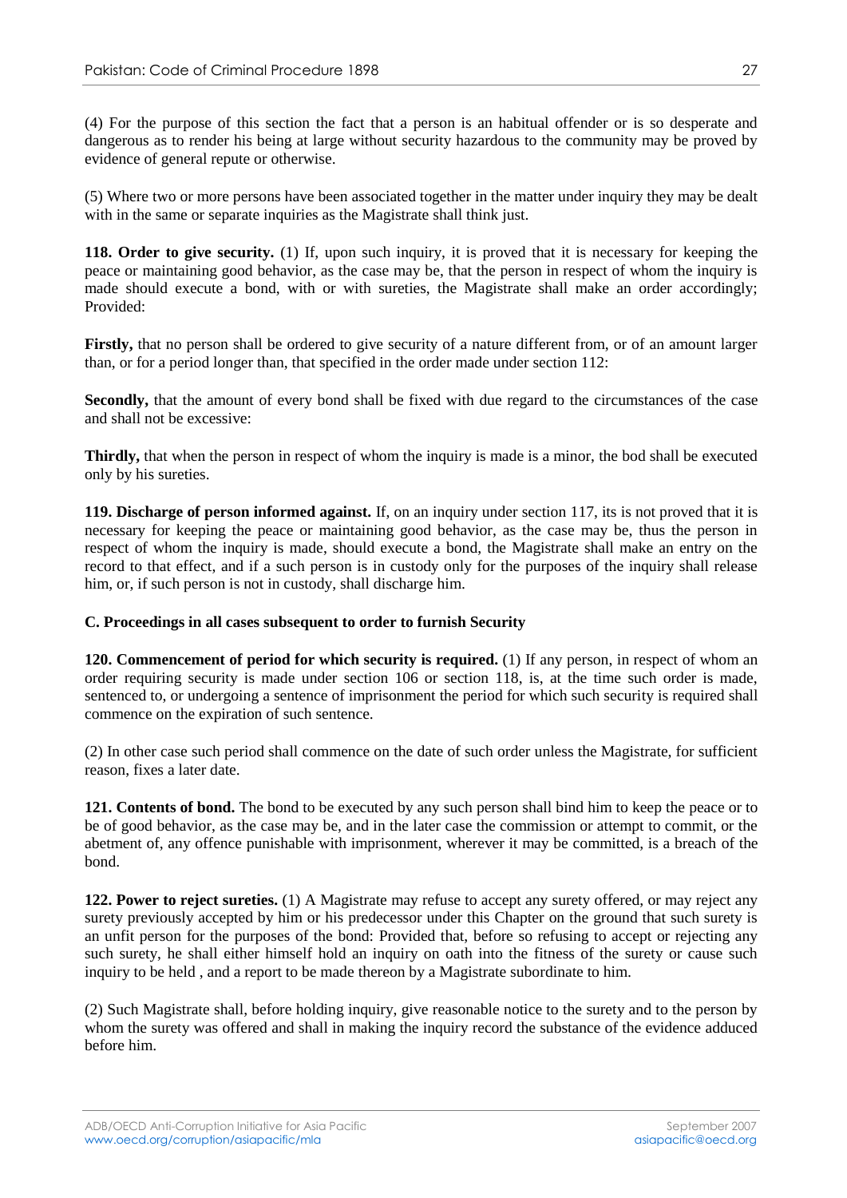(4) For the purpose of this section the fact that a person is an habitual offender or is so desperate and dangerous as to render his being at large without security hazardous to the community may be proved by evidence of general repute or otherwise.

(5) Where two or more persons have been associated together in the matter under inquiry they may be dealt with in the same or separate inquiries as the Magistrate shall think just.

**118. Order to give security.** (1) If, upon such inquiry, it is proved that it is necessary for keeping the peace or maintaining good behavior, as the case may be, that the person in respect of whom the inquiry is made should execute a bond, with or with sureties, the Magistrate shall make an order accordingly; Provided:

**Firstly,** that no person shall be ordered to give security of a nature different from, or of an amount larger than, or for a period longer than, that specified in the order made under section 112:

**Secondly,** that the amount of every bond shall be fixed with due regard to the circumstances of the case and shall not be excessive:

**Thirdly,** that when the person in respect of whom the inquiry is made is a minor, the bod shall be executed only by his sureties.

**119. Discharge of person informed against.** If, on an inquiry under section 117, its is not proved that it is necessary for keeping the peace or maintaining good behavior, as the case may be, thus the person in respect of whom the inquiry is made, should execute a bond, the Magistrate shall make an entry on the record to that effect, and if a such person is in custody only for the purposes of the inquiry shall release him, or, if such person is not in custody, shall discharge him.

**C. Proceedings in all cases subsequent to order to furnish Security**

**120. Commencement of period for which security is required.** (1) If any person, in respect of whom an order requiring security is made under section 106 or section 118, is, at the time such order is made, sentenced to, or undergoing a sentence of imprisonment the period for which such security is required shall commence on the expiration of such sentence.

(2) In other case such period shall commence on the date of such order unless the Magistrate, for sufficient reason, fixes a later date.

**121. Contents of bond.** The bond to be executed by any such person shall bind him to keep the peace or to be of good behavior, as the case may be, and in the later case the commission or attempt to commit, or the abetment of, any offence punishable with imprisonment, wherever it may be committed, is a breach of the bond.

**122. Power to reject sureties.** (1) A Magistrate may refuse to accept any surety offered, or may reject any surety previously accepted by him or his predecessor under this Chapter on the ground that such surety is an unfit person for the purposes of the bond: Provided that, before so refusing to accept or rejecting any such surety, he shall either himself hold an inquiry on oath into the fitness of the surety or cause such inquiry to be held , and a report to be made thereon by a Magistrate subordinate to him.

(2) Such Magistrate shall, before holding inquiry, give reasonable notice to the surety and to the person by whom the surety was offered and shall in making the inquiry record the substance of the evidence adduced before him.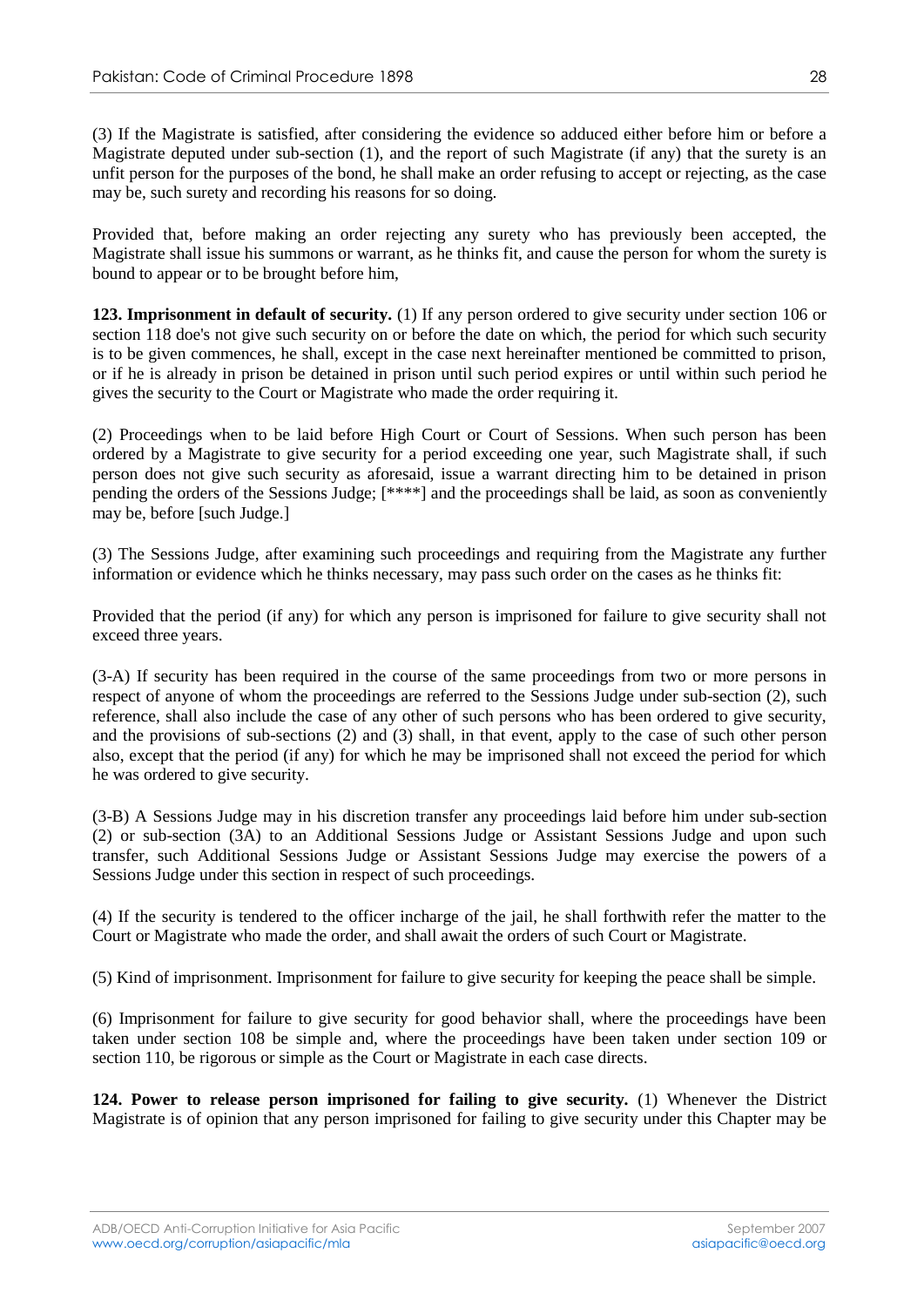(3) If the Magistrate is satisfied, after considering the evidence so adduced either before him or before a Magistrate deputed under sub-section (1), and the report of such Magistrate (if any) that the surety is an unfit person for the purposes of the bond, he shall make an order refusing to accept or rejecting, as the case may be, such surety and recording his reasons for so doing.

Provided that, before making an order rejecting any surety who has previously been accepted, the Magistrate shall issue his summons or warrant, as he thinks fit, and cause the person for whom the surety is bound to appear or to be brought before him,

**123. Imprisonment in default of security.** (1) If any person ordered to give security under section 106 or section 118 doe's not give such security on or before the date on which, the period for which such security is to be given commences, he shall, except in the case next hereinafter mentioned be committed to prison, or if he is already in prison be detained in prison until such period expires or until within such period he gives the security to the Court or Magistrate who made the order requiring it.

(2) Proceedings when to be laid before High Court or Court of Sessions. When such person has been ordered by a Magistrate to give security for a period exceeding one year, such Magistrate shall, if such person does not give such security as aforesaid, issue a warrant directing him to be detained in prison pending the orders of the Sessions Judge; [****] and the proceedings shall be laid, as soon as conveniently may be, before [such Judge.]

(3) The Sessions Judge, after examining such proceedings and requiring from the Magistrate any further information or evidence which he thinks necessary, may pass such order on the cases as he thinks fit:

Provided that the period (if any) for which any person is imprisoned for failure to give security shall not exceed three years.

(3-A) If security has been required in the course of the same proceedings from two or more persons in respect of anyone of whom the proceedings are referred to the Sessions Judge under sub-section (2), such reference, shall also include the case of any other of such persons who has been ordered to give security, and the provisions of sub-sections (2) and (3) shall, in that event, apply to the case of such other person also, except that the period (if any) for which he may be imprisoned shall not exceed the period for which he was ordered to give security.

(3-B) A Sessions Judge may in his discretion transfer any proceedings laid before him under sub-section (2) or sub-section (3A) to an Additional Sessions Judge or Assistant Sessions Judge and upon such transfer, such Additional Sessions Judge or Assistant Sessions Judge may exercise the powers of a Sessions Judge under this section in respect of such proceedings.

(4) If the security is tendered to the officer incharge of the jail, he shall forthwith refer the matter to the Court or Magistrate who made the order, and shall await the orders of such Court or Magistrate.

(5) Kind of imprisonment. Imprisonment for failure to give security for keeping the peace shall be simple.

(6) Imprisonment for failure to give security for good behavior shall, where the proceedings have been taken under section 108 be simple and, where the proceedings have been taken under section 109 or section 110, be rigorous or simple as the Court or Magistrate in each case directs.

**124. Power to release person imprisoned for failing to give security.** (1) Whenever the District Magistrate is of opinion that any person imprisoned for failing to give security under this Chapter may be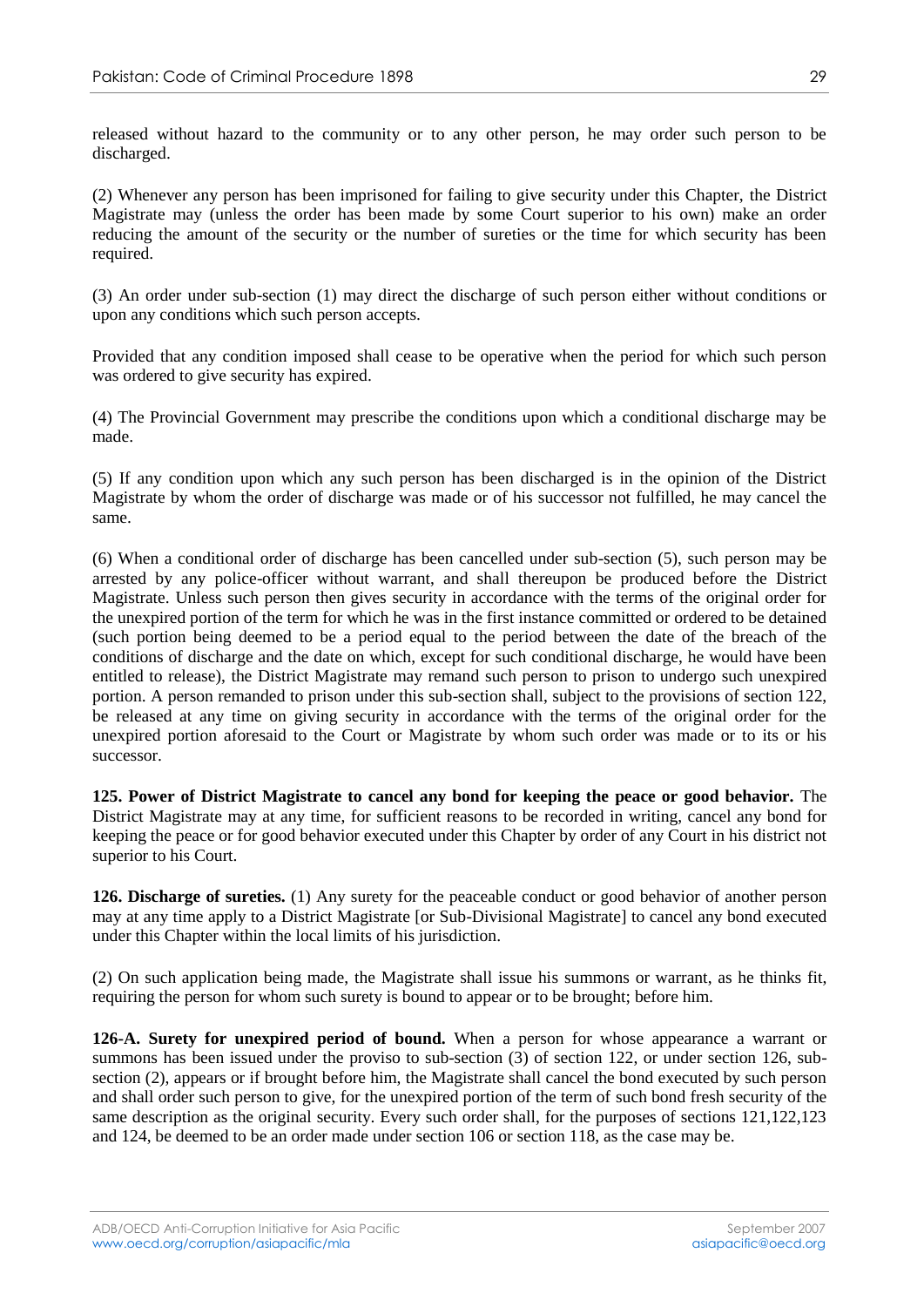released without hazard to the community or to any other person, he may order such person to be discharged.

(2) Whenever any person has been imprisoned for failing to give security under this Chapter, the District Magistrate may (unless the order has been made by some Court superior to his own) make an order reducing the amount of the security or the number of sureties or the time for which security has been required.

(3) An order under sub-section (1) may direct the discharge of such person either without conditions or upon any conditions which such person accepts.

Provided that any condition imposed shall cease to be operative when the period for which such person was ordered to give security has expired.

(4) The Provincial Government may prescribe the conditions upon which a conditional discharge may be made.

(5) If any condition upon which any such person has been discharged is in the opinion of the District Magistrate by whom the order of discharge was made or of his successor not fulfilled, he may cancel the same.

(6) When a conditional order of discharge has been cancelled under sub-section (5), such person may be arrested by any police-officer without warrant, and shall thereupon be produced before the District Magistrate. Unless such person then gives security in accordance with the terms of the original order for the unexpired portion of the term for which he was in the first instance committed or ordered to be detained (such portion being deemed to be a period equal to the period between the date of the breach of the conditions of discharge and the date on which, except for such conditional discharge, he would have been entitled to release), the District Magistrate may remand such person to prison to undergo such unexpired portion. A person remanded to prison under this sub-section shall, subject to the provisions of section 122, be released at any time on giving security in accordance with the terms of the original order for the unexpired portion aforesaid to the Court or Magistrate by whom such order was made or to its or his successor.

**125. Power of District Magistrate to cancel any bond for keeping the peace or good behavior.** The District Magistrate may at any time, for sufficient reasons to be recorded in writing, cancel any bond for keeping the peace or for good behavior executed under this Chapter by order of any Court in his district not superior to his Court.

**126. Discharge of sureties.** (1) Any surety for the peaceable conduct or good behavior of another person may at any time apply to a District Magistrate [or Sub-Divisional Magistrate] to cancel any bond executed under this Chapter within the local limits of his jurisdiction.

(2) On such application being made, the Magistrate shall issue his summons or warrant, as he thinks fit, requiring the person for whom such surety is bound to appear or to be brought; before him.

**126-A. Surety for unexpired period of bound.** When a person for whose appearance a warrant or summons has been issued under the proviso to sub-section (3) of section 122, or under section 126, sub-section (2), appears or if brought before him, the Magistrate shall cancel the bond executed by such person and shall order such person to give, for the unexpired portion of the term of such bond fresh security of the same description as the original security. Every such order shall, for the purposes of sections 121,122,123 and 124, be deemed to be an order made under section 106 or section 118, as the case may be.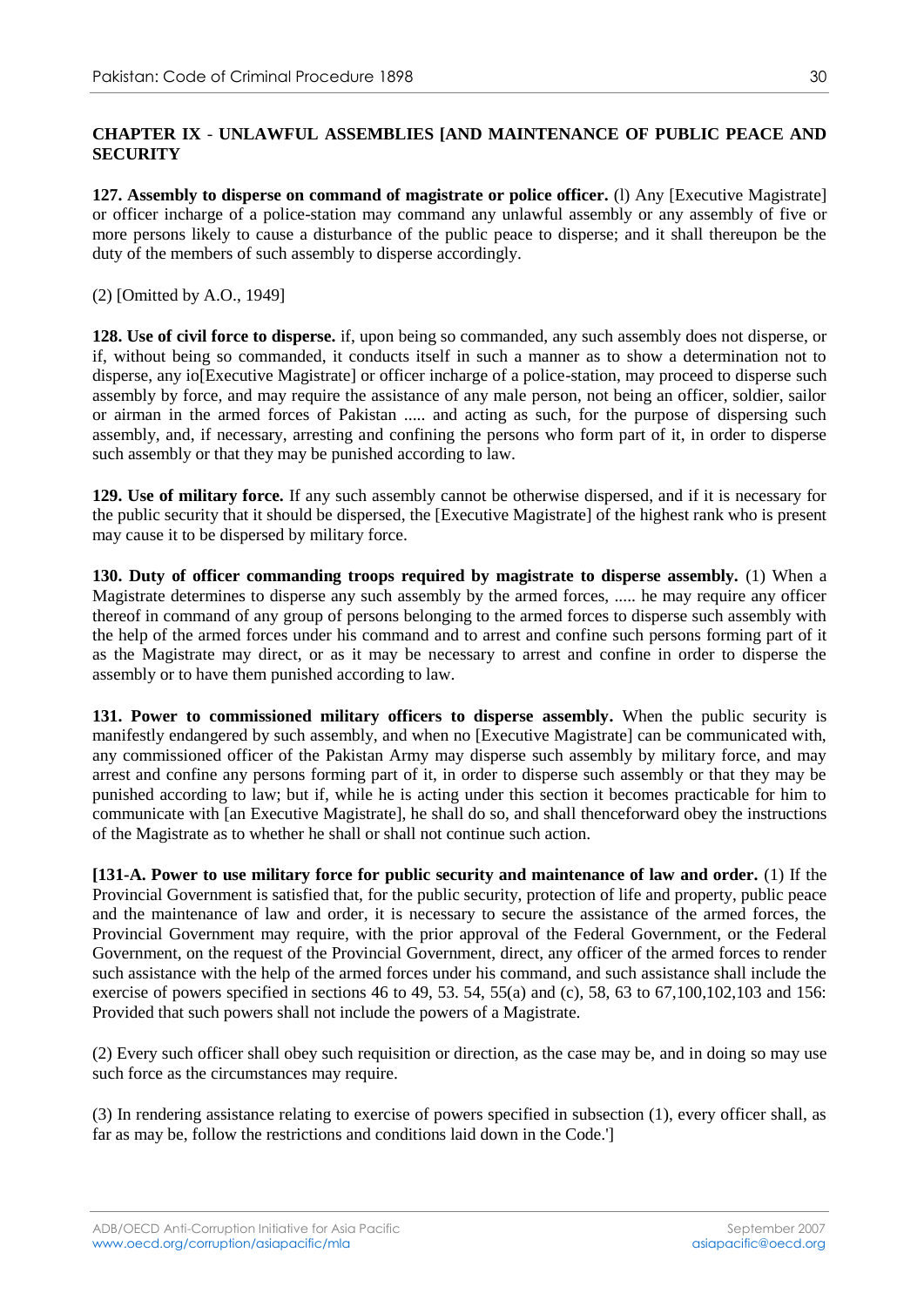**CHAPTER IX - UNLAWFUL ASSEMBLIES [AND MAINTENANCE OF PUBLIC PEACE AND SECURITY**

**127. Assembly to disperse on command of magistrate or police officer.** (l) Any [Executive Magistrate] or officer incharge of a police-station may command any unlawful assembly or any assembly of five or more persons likely to cause a disturbance of the public peace to disperse; and it shall thereupon be the duty of the members of such assembly to disperse accordingly.

(2) [Omitted by A.O., 1949]

**128. Use of civil force to disperse.** if, upon being so commanded, any such assembly does not disperse, or if, without being so commanded, it conducts itself in such a manner as to show a determination not to disperse, any io[Executive Magistrate] or officer incharge of a police-station, may proceed to disperse such assembly by force, and may require the assistance of any male person, not being an officer, soldier, sailor or airman in the armed forces of Pakistan ..... and acting as such, for the purpose of dispersing such assembly, and, if necessary, arresting and confining the persons who form part of it, in order to disperse such assembly or that they may be punished according to law.

**129. Use of military force.** If any such assembly cannot be otherwise dispersed, and if it is necessary for the public security that it should be dispersed, the [Executive Magistrate] of the highest rank who is present may cause it to be dispersed by military force.

**130. Duty of officer commanding troops required by magistrate to disperse assembly.** (1) When a Magistrate determines to disperse any such assembly by the armed forces, ..... he may require any officer thereof in command of any group of persons belonging to the armed forces to disperse such assembly with the help of the armed forces under his command and to arrest and confine such persons forming part of it as the Magistrate may direct, or as it may be necessary to arrest and confine in order to disperse the assembly or to have them punished according to law.

**131. Power to commissioned military officers to disperse assembly.** When the public security is manifestly endangered by such assembly, and when no [Executive Magistrate] can be communicated with, any commissioned officer of the Pakistan Army may disperse such assembly by military force, and may arrest and confine any persons forming part of it, in order to disperse such assembly or that they may be punished according to law; but if, while he is acting under this section it becomes practicable for him to communicate with [an Executive Magistrate], he shall do so, and shall thenceforward obey the instructions of the Magistrate as to whether he shall or shall not continue such action.

**[131-A. Power to use military force for public security and maintenance of law and order.** (1) If the Provincial Government is satisfied that, for the public security, protection of life and property, public peace and the maintenance of law and order, it is necessary to secure the assistance of the armed forces, the Provincial Government may require, with the prior approval of the Federal Government, or the Federal Government, on the request of the Provincial Government, direct, any officer of the armed forces to render such assistance with the help of the armed forces under his command, and such assistance shall include the exercise of powers specified in sections 46 to 49, 53. 54, 55(a) and (c), 58, 63 to 67,100,102,103 and 156: Provided that such powers shall not include the powers of a Magistrate.

(2) Every such officer shall obey such requisition or direction, as the case may be, and in doing so may use such force as the circumstances may require.

(3) In rendering assistance relating to exercise of powers specified in subsection (1), every officer shall, as far as may be, follow the restrictions and conditions laid down in the Code.']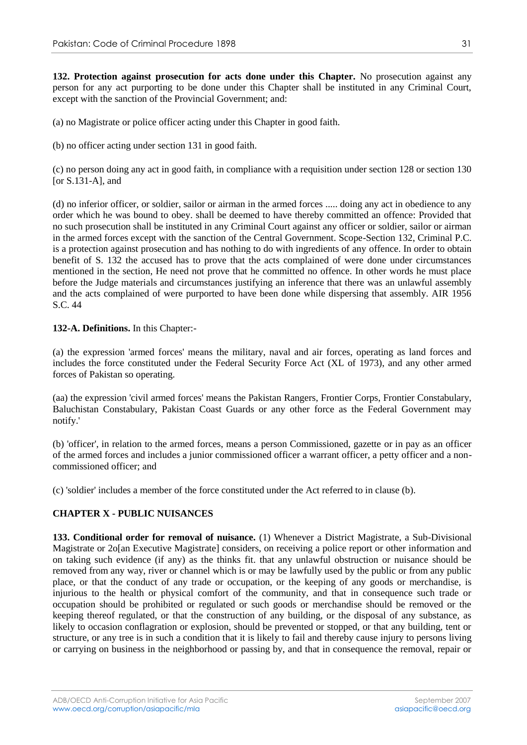**132. Protection against prosecution for acts done under this Chapter.** No prosecution against any person for any act purporting to be done under this Chapter shall be instituted in any Criminal Court, except with the sanction of the Provincial Government; and:

(a) no Magistrate or police officer acting under this Chapter in good faith.

(b) no officer acting under section 131 in good faith.

(c) no person doing any act in good faith, in compliance with a requisition under section 128 or section 130 [or S.131-A], and

(d) no inferior officer, or soldier, sailor or airman in the armed forces ..... doing any act in obedience to any order which he was bound to obey. shall be deemed to have thereby committed an offence: Provided that no such prosecution shall be instituted in any Criminal Court against any officer or soldier, sailor or airman in the armed forces except with the sanction of the Central Government. Scope-Section 132, Criminal P.C. is a protection against prosecution and has nothing to do with ingredients of any offence. In order to obtain benefit of S. 132 the accused has to prove that the acts complained of were done under circumstances mentioned in the section, He need not prove that he committed no offence. In other words he must place before the Judge materials and circumstances justifying an inference that there was an unlawful assembly and the acts complained of were purported to have been done while dispersing that assembly. AIR 1956 S.C. 44

**132-A. Definitions.** In this Chapter:-

(a) the expression 'armed forces' means the military, naval and air forces, operating as land forces and includes the force constituted under the Federal Security Force Act (XL of 1973), and any other armed forces of Pakistan so operating.

(aa) the expression 'civil armed forces' means the Pakistan Rangers, Frontier Corps, Frontier Constabulary, Baluchistan Constabulary, Pakistan Coast Guards or any other force as the Federal Government may notify.'

(b) 'officer', in relation to the armed forces, means a person Commissioned, gazette or in pay as an officer of the armed forces and includes a junior commissioned officer a warrant officer, a petty officer and a non-commissioned officer; and

(c) 'soldier' includes a member of the force constituted under the Act referred to in clause (b).

## CHAPTER X - PUBLIC NUISANCES

**133. Conditional order for removal of nuisance.** (1) Whenever a District Magistrate, a Sub-Divisional Magistrate or 2o[an Executive Magistrate] considers, on receiving a police report or other information and on taking such evidence (if any) as the thinks fit. that any unlawful obstruction or nuisance should be removed from any way, river or channel which is or may be lawfully used by the public or from any public place, or that the conduct of any trade or occupation, or the keeping of any goods or merchandise, is injurious to the health or physical comfort of the community, and that in consequence such trade or occupation should be prohibited or regulated or such goods or merchandise should be removed or the keeping thereof regulated, or that the construction of any building, or the disposal of any substance, as likely to occasion conflagration or explosion, should be prevented or stopped, or that any building, tent or structure, or any tree is in such a condition that it is likely to fail and thereby cause injury to persons living or carrying on business in the neighborhood or passing by, and that in consequence the removal, repair or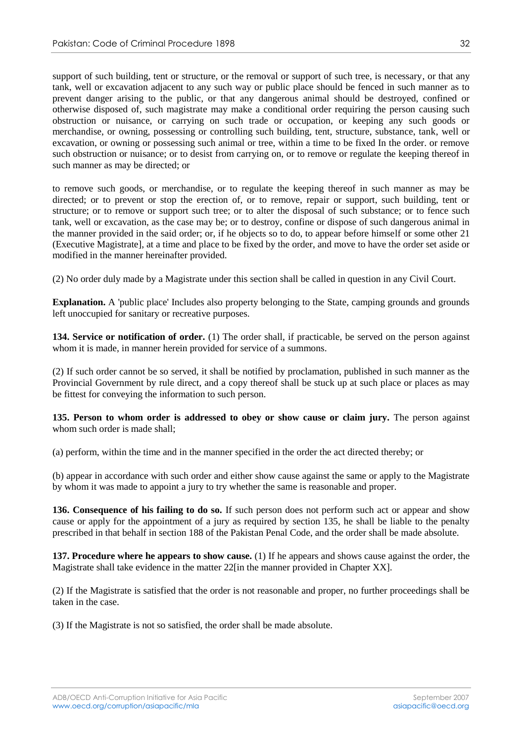support of such building, tent or structure, or the removal or support of such tree, is necessary, or that any tank, well or excavation adjacent to any such way or public place should be fenced in such manner as to prevent danger arising to the public, or that any dangerous animal should be destroyed, confined or otherwise disposed of, such magistrate may make a conditional order requiring the person causing such obstruction or nuisance, or carrying on such trade or occupation, or keeping any such goods or merchandise, or owning, possessing or controlling such building, tent, structure, substance, tank, well or excavation, or owning or possessing such animal or tree, within a time to be fixed In the order. or remove such obstruction or nuisance; or to desist from carrying on, or to remove or regulate the keeping thereof in such manner as may be directed; or

to remove such goods, or merchandise, or to regulate the keeping thereof in such manner as may be directed; or to prevent or stop the erection of, or to remove, repair or support, such building, tent or structure; or to remove or support such tree; or to alter the disposal of such substance; or to fence such tank, well or excavation, as the case may be; or to destroy, confine or dispose of such dangerous animal in the manner provided in the said order; or, if he objects so to do, to appear before himself or some other 21 (Executive Magistrate], at a time and place to be fixed by the order, and move to have the order set aside or modified in the manner hereinafter provided.

(2) No order duly made by a Magistrate under this section shall be called in question in any Civil Court.

**Explanation.** A 'public place' Includes also property belonging to the State, camping grounds and grounds left unoccupied for sanitary or recreative purposes.

**134. Service or notification of order.** (1) The order shall, if practicable, be served on the person against whom it is made, in manner herein provided for service of a summons.

(2) If such order cannot be so served, it shall be notified by proclamation, published in such manner as the Provincial Government by rule direct, and a copy thereof shall be stuck up at such place or places as may be fittest for conveying the information to such person.

**135. Person to whom order is addressed to obey or show cause or claim jury.** The person against whom such order is made shall;

(a) perform, within the time and in the manner specified in the order the act directed thereby; or

(b) appear in accordance with such order and either show cause against the same or apply to the Magistrate by whom it was made to appoint a jury to try whether the same is reasonable and proper.

**136. Consequence of his failing to do so.** If such person does not perform such act or appear and show cause or apply for the appointment of a jury as required by section 135, he shall be liable to the penalty prescribed in that behalf in section 188 of the Pakistan Penal Code, and the order shall be made absolute.

**137. Procedure where he appears to show cause.** (1) If he appears and shows cause against the order, the Magistrate shall take evidence in the matter 22[in the manner provided in Chapter XX].

(2) If the Magistrate is satisfied that the order is not reasonable and proper, no further proceedings shall be taken in the case.

(3) If the Magistrate is not so satisfied, the order shall be made absolute.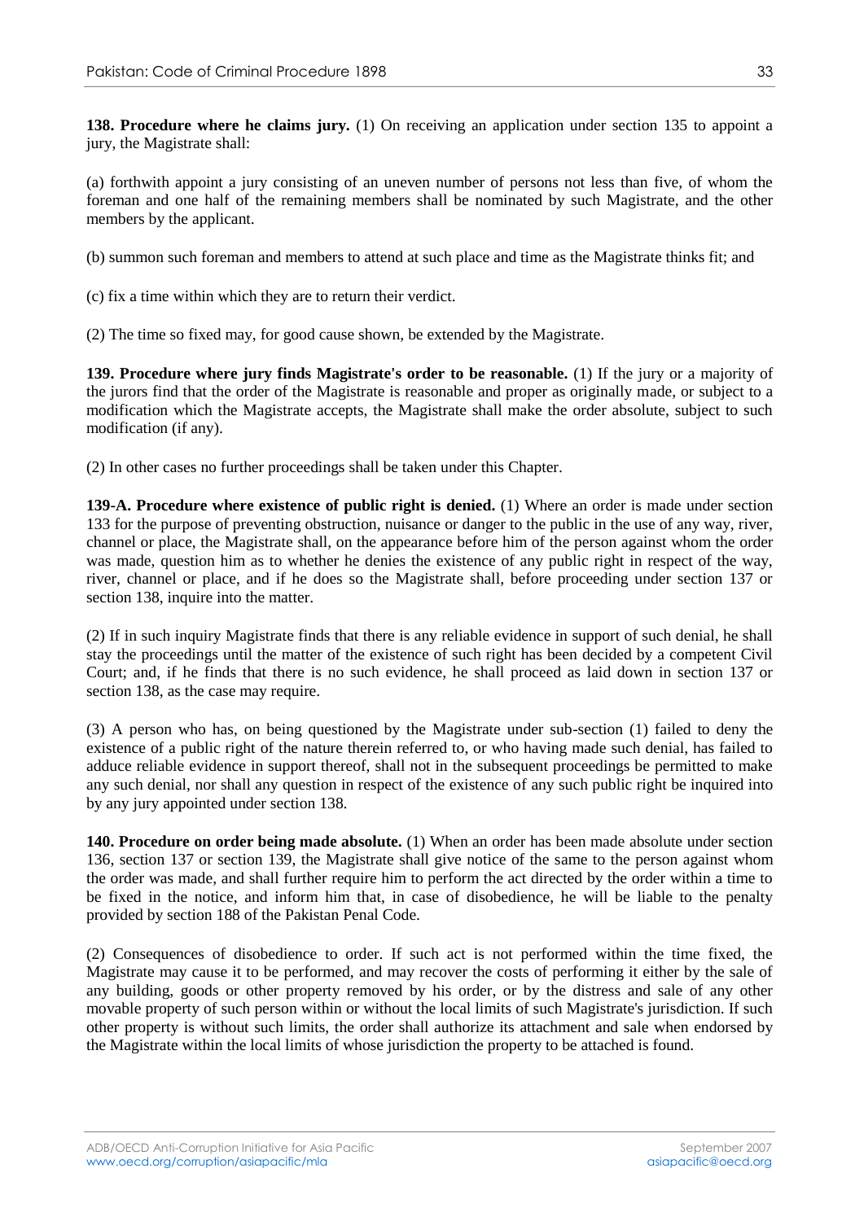**138. Procedure where he claims jury.** (1) On receiving an application under section 135 to appoint a jury, the Magistrate shall:

(a) forthwith appoint a jury consisting of an uneven number of persons not less than five, of whom the foreman and one half of the remaining members shall be nominated by such Magistrate, and the other members by the applicant.

(b) summon such foreman and members to attend at such place and time as the Magistrate thinks fit; and

(c) fix a time within which they are to return their verdict.

(2) The time so fixed may, for good cause shown, be extended by the Magistrate.

**139. Procedure where jury finds Magistrate's order to be reasonable.** (1) If the jury or a majority of the jurors find that the order of the Magistrate is reasonable and proper as originally made, or subject to a modification which the Magistrate accepts, the Magistrate shall make the order absolute, subject to such modification (if any).

(2) In other cases no further proceedings shall be taken under this Chapter.

**139-A. Procedure where existence of public right is denied.** (1) Where an order is made under section 133 for the purpose of preventing obstruction, nuisance or danger to the public in the use of any way, river, channel or place, the Magistrate shall, on the appearance before him of the person against whom the order was made, question him as to whether he denies the existence of any public right in respect of the way, river, channel or place, and if he does so the Magistrate shall, before proceeding under section 137 or section 138, inquire into the matter.

(2) If in such inquiry Magistrate finds that there is any reliable evidence in support of such denial, he shall stay the proceedings until the matter of the existence of such right has been decided by a competent Civil Court; and, if he finds that there is no such evidence, he shall proceed as laid down in section 137 or section 138, as the case may require.

(3) A person who has, on being questioned by the Magistrate under sub-section (1) failed to deny the existence of a public right of the nature therein referred to, or who having made such denial, has failed to adduce reliable evidence in support thereof, shall not in the subsequent proceedings be permitted to make any such denial, nor shall any question in respect of the existence of any such public right be inquired into by any jury appointed under section 138.

**140. Procedure on order being made absolute.** (1) When an order has been made absolute under section 136, section 137 or section 139, the Magistrate shall give notice of the same to the person against whom the order was made, and shall further require him to perform the act directed by the order within a time to be fixed in the notice, and inform him that, in case of disobedience, he will be liable to the penalty provided by section 188 of the Pakistan Penal Code.

(2) Consequences of disobedience to order. If such act is not performed within the time fixed, the Magistrate may cause it to be performed, and may recover the costs of performing it either by the sale of any building, goods or other property removed by his order, or by the distress and sale of any other movable property of such person within or without the local limits of such Magistrate's jurisdiction. If such other property is without such limits, the order shall authorize its attachment and sale when endorsed by the Magistrate within the local limits of whose jurisdiction the property to be attached is found.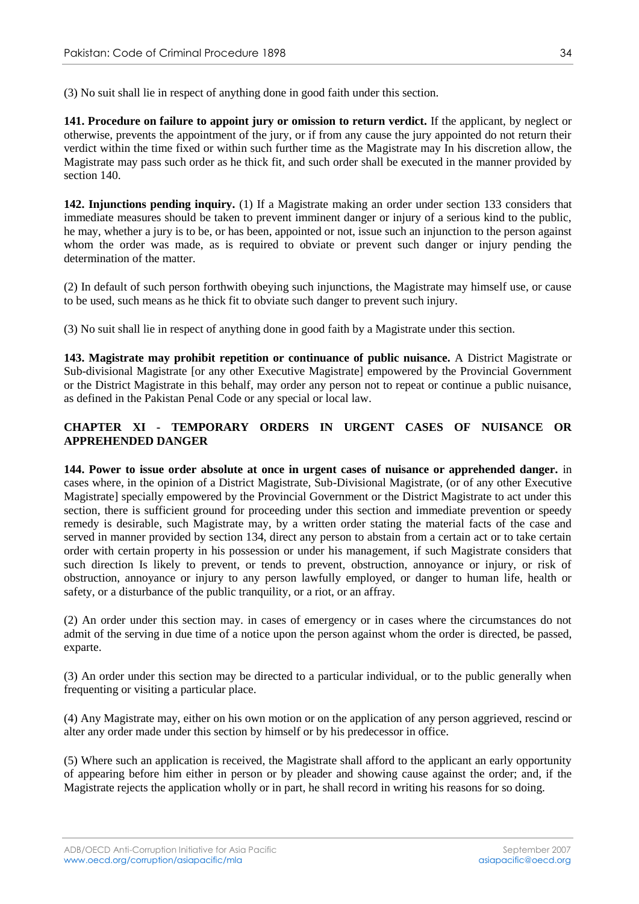(3) No suit shall lie in respect of anything done in good faith under this section.

**141. Procedure on failure to appoint jury or omission to return verdict.** If the applicant, by neglect or otherwise, prevents the appointment of the jury, or if from any cause the jury appointed do not return their verdict within the time fixed or within such further time as the Magistrate may In his discretion allow, the Magistrate may pass such order as he thick fit, and such order shall be executed in the manner provided by section 140.

**142. Injunctions pending inquiry.** (1) If a Magistrate making an order under section 133 considers that immediate measures should be taken to prevent imminent danger or injury of a serious kind to the public, he may, whether a jury is to be, or has been, appointed or not, issue such an injunction to the person against whom the order was made, as is required to obviate or prevent such danger or injury pending the determination of the matter.

(2) In default of such person forthwith obeying such injunctions, the Magistrate may himself use, or cause to be used, such means as he thick fit to obviate such danger to prevent such injury.

(3) No suit shall lie in respect of anything done in good faith by a Magistrate under this section.

**143. Magistrate may prohibit repetition or continuance of public nuisance.** A District Magistrate or Sub-divisional Magistrate [or any other Executive Magistrate] empowered by the Provincial Government or the District Magistrate in this behalf, may order any person not to repeat or continue a public nuisance, as defined in the Pakistan Penal Code or any special or local law.

## CHAPTER XI - TEMPORARY ORDERS IN URGENT CASES OF NUISANCE OR APPREHENDED DANGER

**144. Power to issue order absolute at once in urgent cases of nuisance or apprehended danger.** in cases where, in the opinion of a District Magistrate, Sub-Divisional Magistrate, (or of any other Executive Magistrate] specially empowered by the Provincial Government or the District Magistrate to act under this section, there is sufficient ground for proceeding under this section and immediate prevention or speedy remedy is desirable, such Magistrate may, by a written order stating the material facts of the case and served in manner provided by section 134, direct any person to abstain from a certain act or to take certain order with certain property in his possession or under his management, if such Magistrate considers that such direction Is likely to prevent, or tends to prevent, obstruction, annoyance or injury, or risk of obstruction, annoyance or injury to any person lawfully employed, or danger to human life, health or safety, or a disturbance of the public tranquility, or a riot, or an affray.

(2) An order under this section may. in cases of emergency or in cases where the circumstances do not admit of the serving in due time of a notice upon the person against whom the order is directed, be passed, exparte.

(3) An order under this section may be directed to a particular individual, or to the public generally when frequenting or visiting a particular place.

(4) Any Magistrate may, either on his own motion or on the application of any person aggrieved, rescind or alter any order made under this section by himself or by his predecessor in office.

(5) Where such an application is received, the Magistrate shall afford to the applicant an early opportunity of appearing before him either in person or by pleader and showing cause against the order; and, if the Magistrate rejects the application wholly or in part, he shall record in writing his reasons for so doing.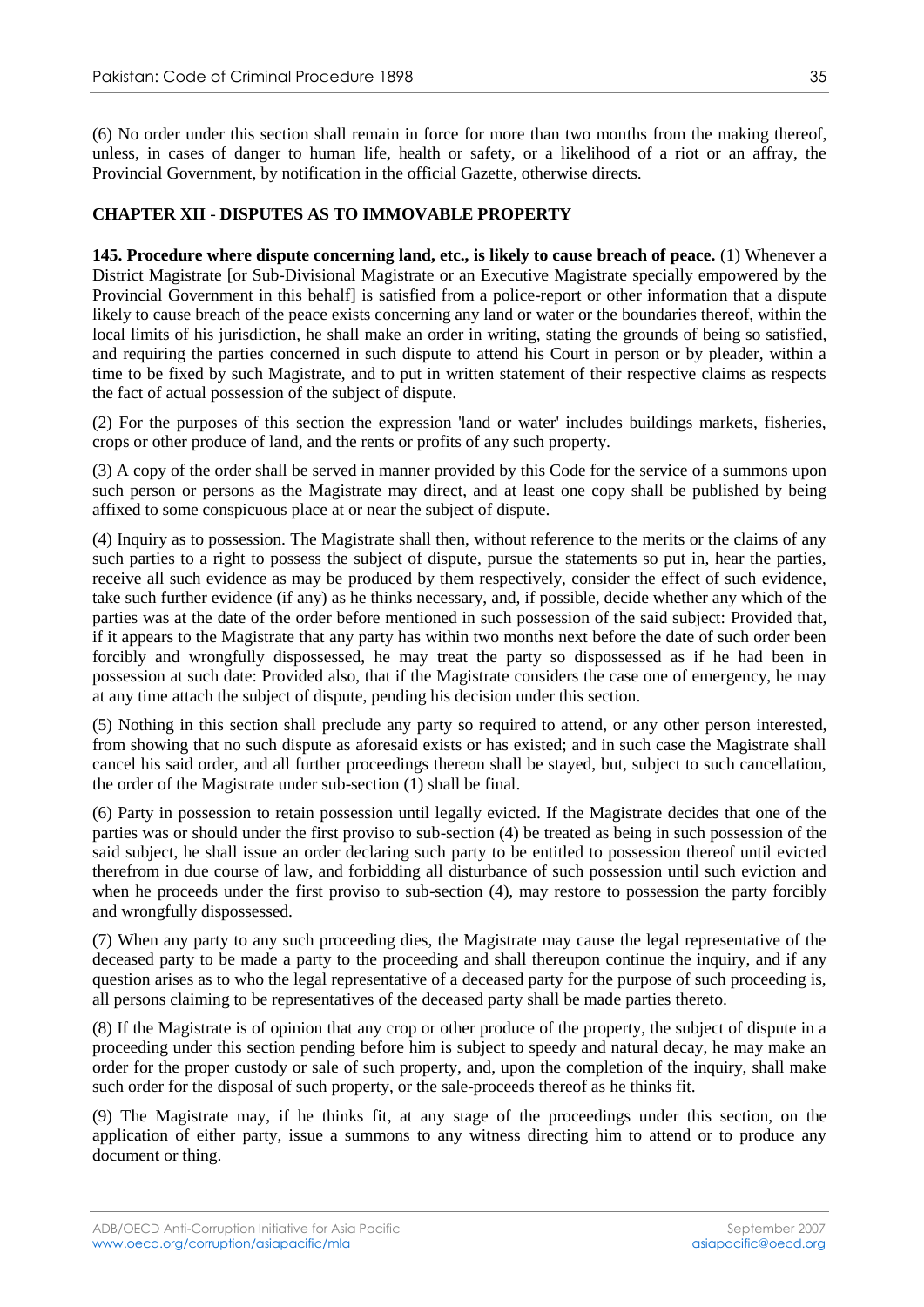(6) No order under this section shall remain in force for more than two months from the making thereof, unless, in cases of danger to human life, health or safety, or a likelihood of a riot or an affray, the Provincial Government, by notification in the official Gazette, otherwise directs.

## CHAPTER XII - DISPUTES AS TO IMMOVABLE PROPERTY

**145. Procedure where dispute concerning land, etc., is likely to cause breach of peace.** (1) Whenever a District Magistrate [or Sub-Divisional Magistrate or an Executive Magistrate specially empowered by the Provincial Government in this behalf] is satisfied from a police-report or other information that a dispute likely to cause breach of the peace exists concerning any land or water or the boundaries thereof, within the local limits of his jurisdiction, he shall make an order in writing, stating the grounds of being so satisfied, and requiring the parties concerned in such dispute to attend his Court in person or by pleader, within a time to be fixed by such Magistrate, and to put in written statement of their respective claims as respects the fact of actual possession of the subject of dispute.

(2) For the purposes of this section the expression 'land or water' includes buildings markets, fisheries, crops or other produce of land, and the rents or profits of any such property.

(3) A copy of the order shall be served in manner provided by this Code for the service of a summons upon such person or persons as the Magistrate may direct, and at least one copy shall be published by being affixed to some conspicuous place at or near the subject of dispute.

(4) Inquiry as to possession. The Magistrate shall then, without reference to the merits or the claims of any such parties to a right to possess the subject of dispute, pursue the statements so put in, hear the parties, receive all such evidence as may be produced by them respectively, consider the effect of such evidence, take such further evidence (if any) as he thinks necessary, and, if possible, decide whether any which of the parties was at the date of the order before mentioned in such possession of the said subject: Provided that, if it appears to the Magistrate that any party has within two months next before the date of such order been forcibly and wrongfully dispossessed, he may treat the party so dispossessed as if he had been in possession at such date: Provided also, that if the Magistrate considers the case one of emergency, he may at any time attach the subject of dispute, pending his decision under this section.

(5) Nothing in this section shall preclude any party so required to attend, or any other person interested, from showing that no such dispute as aforesaid exists or has existed; and in such case the Magistrate shall cancel his said order, and all further proceedings thereon shall be stayed, but, subject to such cancellation, the order of the Magistrate under sub-section (1) shall be final.

(6) Party in possession to retain possession until legally evicted. If the Magistrate decides that one of the parties was or should under the first proviso to sub-section (4) be treated as being in such possession of the said subject, he shall issue an order declaring such party to be entitled to possession thereof until evicted therefrom in due course of law, and forbidding all disturbance of such possession until such eviction and when he proceeds under the first proviso to sub-section (4), may restore to possession the party forcibly and wrongfully dispossessed.

(7) When any party to any such proceeding dies, the Magistrate may cause the legal representative of the deceased party to be made a party to the proceeding and shall thereupon continue the inquiry, and if any question arises as to who the legal representative of a deceased party for the purpose of such proceeding is, all persons claiming to be representatives of the deceased party shall be made parties thereto.

(8) If the Magistrate is of opinion that any crop or other produce of the property, the subject of dispute in a proceeding under this section pending before him is subject to speedy and natural decay, he may make an order for the proper custody or sale of such property, and, upon the completion of the inquiry, shall make such order for the disposal of such property, or the sale-proceeds thereof as he thinks fit.

(9) The Magistrate may, if he thinks fit, at any stage of the proceedings under this section, on the application of either party, issue a summons to any witness directing him to attend or to produce any document or thing.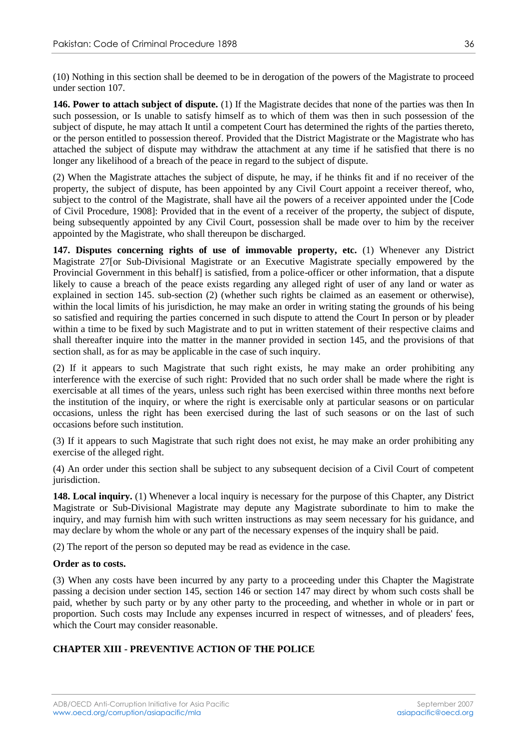(10) Nothing in this section shall be deemed to be in derogation of the powers of the Magistrate to proceed under section 107.

**146. Power to attach subject of dispute.** (1) If the Magistrate decides that none of the parties was then In such possession, or Is unable to satisfy himself as to which of them was then in such possession of the subject of dispute, he may attach It until a competent Court has determined the rights of the parties thereto, or the person entitled to possession thereof. Provided that the District Magistrate or the Magistrate who has attached the subject of dispute may withdraw the attachment at any time if he satisfied that there is no longer any likelihood of a breach of the peace in regard to the subject of dispute.

(2) When the Magistrate attaches the subject of dispute, he may, if he thinks fit and if no receiver of the property, the subject of dispute, has been appointed by any Civil Court appoint a receiver thereof, who, subject to the control of the Magistrate, shall have ail the powers of a receiver appointed under the [Code of Civil Procedure, 1908]: Provided that in the event of a receiver of the property, the subject of dispute, being subsequently appointed by any Civil Court, possession shall be made over to him by the receiver appointed by the Magistrate, who shall thereupon be discharged.

**147. Disputes concerning rights of use of immovable property, etc.** (1) Whenever any District Magistrate 27[or Sub-Divisional Magistrate or an Executive Magistrate specially empowered by the Provincial Government in this behalf] is satisfied, from a police-officer or other information, that a dispute likely to cause a breach of the peace exists regarding any alleged right of user of any land or water as explained in section 145. sub-section (2) (whether such rights be claimed as an easement or otherwise), within the local limits of his jurisdiction, he may make an order in writing stating the grounds of his being so satisfied and requiring the parties concerned in such dispute to attend the Court In person or by pleader within a time to be fixed by such Magistrate and to put in written statement of their respective claims and shall thereafter inquire into the matter in the manner provided in section 145, and the provisions of that section shall, as for as may be applicable in the case of such inquiry.

(2) If it appears to such Magistrate that such right exists, he may make an order prohibiting any interference with the exercise of such right: Provided that no such order shall be made where the right is exercisable at all times of the years, unless such right has been exercised within three months next before the institution of the inquiry, or where the right is exercisable only at particular seasons or on particular occasions, unless the right has been exercised during the last of such seasons or on the last of such occasions before such institution.

(3) If it appears to such Magistrate that such right does not exist, he may make an order prohibiting any exercise of the alleged right.

(4) An order under this section shall be subject to any subsequent decision of a Civil Court of competent jurisdiction.

**148. Local inquiry.** (1) Whenever a local inquiry is necessary for the purpose of this Chapter, any District Magistrate or Sub-Divisional Magistrate may depute any Magistrate subordinate to him to make the inquiry, and may furnish him with such written instructions as may seem necessary for his guidance, and may declare by whom the whole or any part of the necessary expenses of the inquiry shall be paid.

(2) The report of the person so deputed may be read as evidence in the case.

**Order as to costs.**

(3) When any costs have been incurred by any party to a proceeding under this Chapter the Magistrate passing a decision under section 145, section 146 or section 147 may direct by whom such costs shall be paid, whether by such party or by any other party to the proceeding, and whether in whole or in part or proportion. Such costs may Include any expenses incurred in respect of witnesses, and of pleaders' fees, which the Court may consider reasonable.

## CHAPTER XIII - PREVENTIVE ACTION OF THE POLICE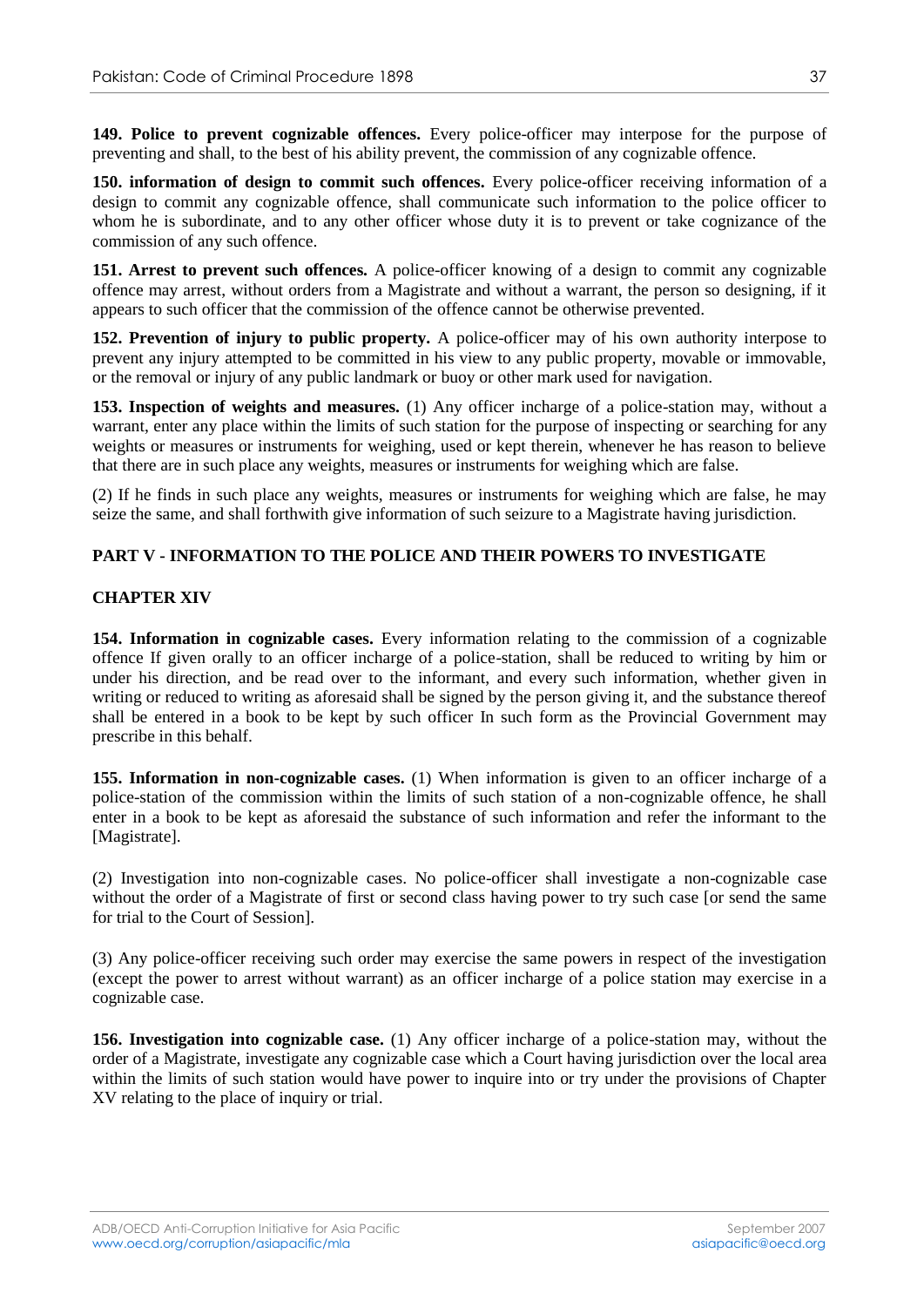**149. Police to prevent cognizable offences.** Every police-officer may interpose for the purpose of preventing and shall, to the best of his ability prevent, the commission of any cognizable offence.

**150. information of design to commit such offences.** Every police-officer receiving information of a design to commit any cognizable offence, shall communicate such information to the police officer to whom he is subordinate, and to any other officer whose duty it is to prevent or take cognizance of the commission of any such offence.

**151. Arrest to prevent such offences.** A police-officer knowing of a design to commit any cognizable offence may arrest, without orders from a Magistrate and without a warrant, the person so designing, if it appears to such officer that the commission of the offence cannot be otherwise prevented.

**152. Prevention of injury to public property.** A police-officer may of his own authority interpose to prevent any injury attempted to be committed in his view to any public property, movable or immovable, or the removal or injury of any public landmark or buoy or other mark used for navigation.

**153. Inspection of weights and measures.** (1) Any officer incharge of a police-station may, without a warrant, enter any place within the limits of such station for the purpose of inspecting or searching for any weights or measures or instruments for weighing, used or kept therein, whenever he has reason to believe that there are in such place any weights, measures or instruments for weighing which are false.

(2) If he finds in such place any weights, measures or instruments for weighing which are false, he may seize the same, and shall forthwith give information of such seizure to a Magistrate having jurisdiction.

## PART V - INFORMATION TO THE POLICE AND THEIR POWERS TO INVESTIGATE

### CHAPTER XIV

**154. Information in cognizable cases.** Every information relating to the commission of a cognizable offence If given orally to an officer incharge of a police-station, shall be reduced to writing by him or under his direction, and be read over to the informant, and every such information, whether given in writing or reduced to writing as aforesaid shall be signed by the person giving it, and the substance thereof shall be entered in a book to be kept by such officer In such form as the Provincial Government may prescribe in this behalf.

**155. Information in non-cognizable cases.** (1) When information is given to an officer incharge of a police-station of the commission within the limits of such station of a non-cognizable offence, he shall enter in a book to be kept as aforesaid the substance of such information and refer the informant to the [Magistrate].

(2) Investigation into non-cognizable cases. No police-officer shall investigate a non-cognizable case without the order of a Magistrate of first or second class having power to try such case [or send the same for trial to the Court of Session].

(3) Any police-officer receiving such order may exercise the same powers in respect of the investigation (except the power to arrest without warrant) as an officer incharge of a police station may exercise in a cognizable case.

**156. Investigation into cognizable case.** (1) Any officer incharge of a police-station may, without the order of a Magistrate, investigate any cognizable case which a Court having jurisdiction over the local area within the limits of such station would have power to inquire into or try under the provisions of Chapter XV relating to the place of inquiry or trial.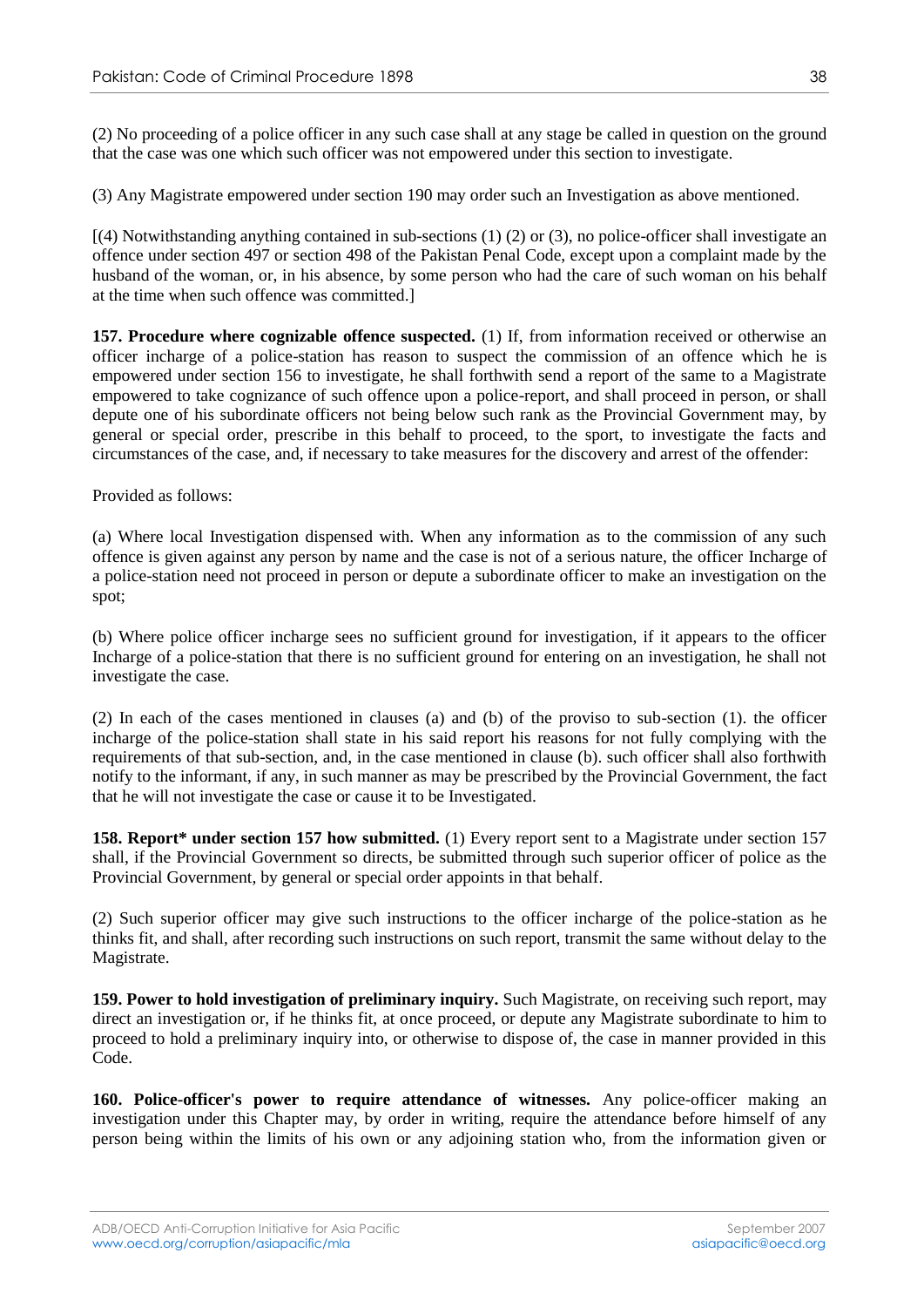(2) No proceeding of a police officer in any such case shall at any stage be called in question on the ground that the case was one which such officer was not empowered under this section to investigate.

(3) Any Magistrate empowered under section 190 may order such an Investigation as above mentioned.

[(4) Notwithstanding anything contained in sub-sections (1) (2) or (3), no police-officer shall investigate an offence under section 497 or section 498 of the Pakistan Penal Code, except upon a complaint made by the husband of the woman, or, in his absence, by some person who had the care of such woman on his behalf at the time when such offence was committed.]

**157. Procedure where cognizable offence suspected.** (1) If, from information received or otherwise an officer incharge of a police-station has reason to suspect the commission of an offence which he is empowered under section 156 to investigate, he shall forthwith send a report of the same to a Magistrate empowered to take cognizance of such offence upon a police-report, and shall proceed in person, or shall depute one of his subordinate officers not being below such rank as the Provincial Government may, by general or special order, prescribe in this behalf to proceed, to the sport, to investigate the facts and circumstances of the case, and, if necessary to take measures for the discovery and arrest of the offender:

Provided as follows:

(a) Where local Investigation dispensed with. When any information as to the commission of any such offence is given against any person by name and the case is not of a serious nature, the officer Incharge of a police-station need not proceed in person or depute a subordinate officer to make an investigation on the spot;

(b) Where police officer incharge sees no sufficient ground for investigation, if it appears to the officer Incharge of a police-station that there is no sufficient ground for entering on an investigation, he shall not investigate the case.

(2) In each of the cases mentioned in clauses (a) and (b) of the proviso to sub-section (1). the officer incharge of the police-station shall state in his said report his reasons for not fully complying with the requirements of that sub-section, and, in the case mentioned in clause (b). such officer shall also forthwith notify to the informant, if any, in such manner as may be prescribed by the Provincial Government, the fact that he will not investigate the case or cause it to be Investigated.

**158. Report* under section 157 how submitted.** (1) Every report sent to a Magistrate under section 157 shall, if the Provincial Government so directs, be submitted through such superior officer of police as the Provincial Government, by general or special order appoints in that behalf.

(2) Such superior officer may give such instructions to the officer incharge of the police-station as he thinks fit, and shall, after recording such instructions on such report, transmit the same without delay to the Magistrate.

**159. Power to hold investigation of preliminary inquiry.** Such Magistrate, on receiving such report, may direct an investigation or, if he thinks fit, at once proceed, or depute any Magistrate subordinate to him to proceed to hold a preliminary inquiry into, or otherwise to dispose of, the case in manner provided in this Code.

**160. Police-officer's power to require attendance of witnesses.** Any police-officer making an investigation under this Chapter may, by order in writing, require the attendance before himself of any person being within the limits of his own or any adjoining station who, from the information given or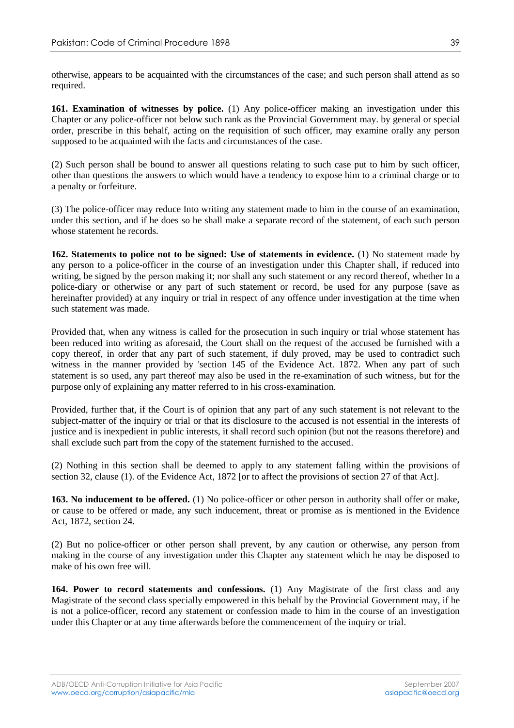otherwise, appears to be acquainted with the circumstances of the case; and such person shall attend as so required.

**161. Examination of witnesses by police.** (1) Any police-officer making an investigation under this Chapter or any police-officer not below such rank as the Provincial Government may. by general or special order, prescribe in this behalf, acting on the requisition of such officer, may examine orally any person supposed to be acquainted with the facts and circumstances of the case.

(2) Such person shall be bound to answer all questions relating to such case put to him by such officer, other than questions the answers to which would have a tendency to expose him to a criminal charge or to a penalty or forfeiture.

(3) The police-officer may reduce Into writing any statement made to him in the course of an examination, under this section, and if he does so he shall make a separate record of the statement, of each such person whose statement he records.

**162. Statements to police not to be signed: Use of statements in evidence.** (1) No statement made by any person to a police-officer in the course of an investigation under this Chapter shall, if reduced into writing, be signed by the person making it; nor shall any such statement or any record thereof, whether In a police-diary or otherwise or any part of such statement or record, be used for any purpose (save as hereinafter provided) at any inquiry or trial in respect of any offence under investigation at the time when such statement was made.

Provided that, when any witness is called for the prosecution in such inquiry or trial whose statement has been reduced into writing as aforesaid, the Court shall on the request of the accused be furnished with a copy thereof, in order that any part of such statement, if duly proved, may be used to contradict such witness in the manner provided by 'section 145 of the Evidence Act. 1872. When any part of such statement is so used, any part thereof may also be used in the re-examination of such witness, but for the purpose only of explaining any matter referred to in his cross-examination.

Provided, further that, if the Court is of opinion that any part of any such statement is not relevant to the subject-matter of the inquiry or trial or that its disclosure to the accused is not essential in the interests of justice and is inexpedient in public interests, it shall record such opinion (but not the reasons therefore) and shall exclude such part from the copy of the statement furnished to the accused.

(2) Nothing in this section shall be deemed to apply to any statement falling within the provisions of section 32, clause (1). of the Evidence Act, 1872 [or to affect the provisions of section 27 of that Act].

**163. No inducement to be offered.** (1) No police-officer or other person in authority shall offer or make, or cause to be offered or made, any such inducement, threat or promise as is mentioned in the Evidence Act, 1872, section 24.

(2) But no police-officer or other person shall prevent, by any caution or otherwise, any person from making in the course of any investigation under this Chapter any statement which he may be disposed to make of his own free will.

**164. Power to record statements and confessions.** (1) Any Magistrate of the first class and any Magistrate of the second class specially empowered in this behalf by the Provincial Government may, if he is not a police-officer, record any statement or confession made to him in the course of an investigation under this Chapter or at any time afterwards before the commencement of the inquiry or trial.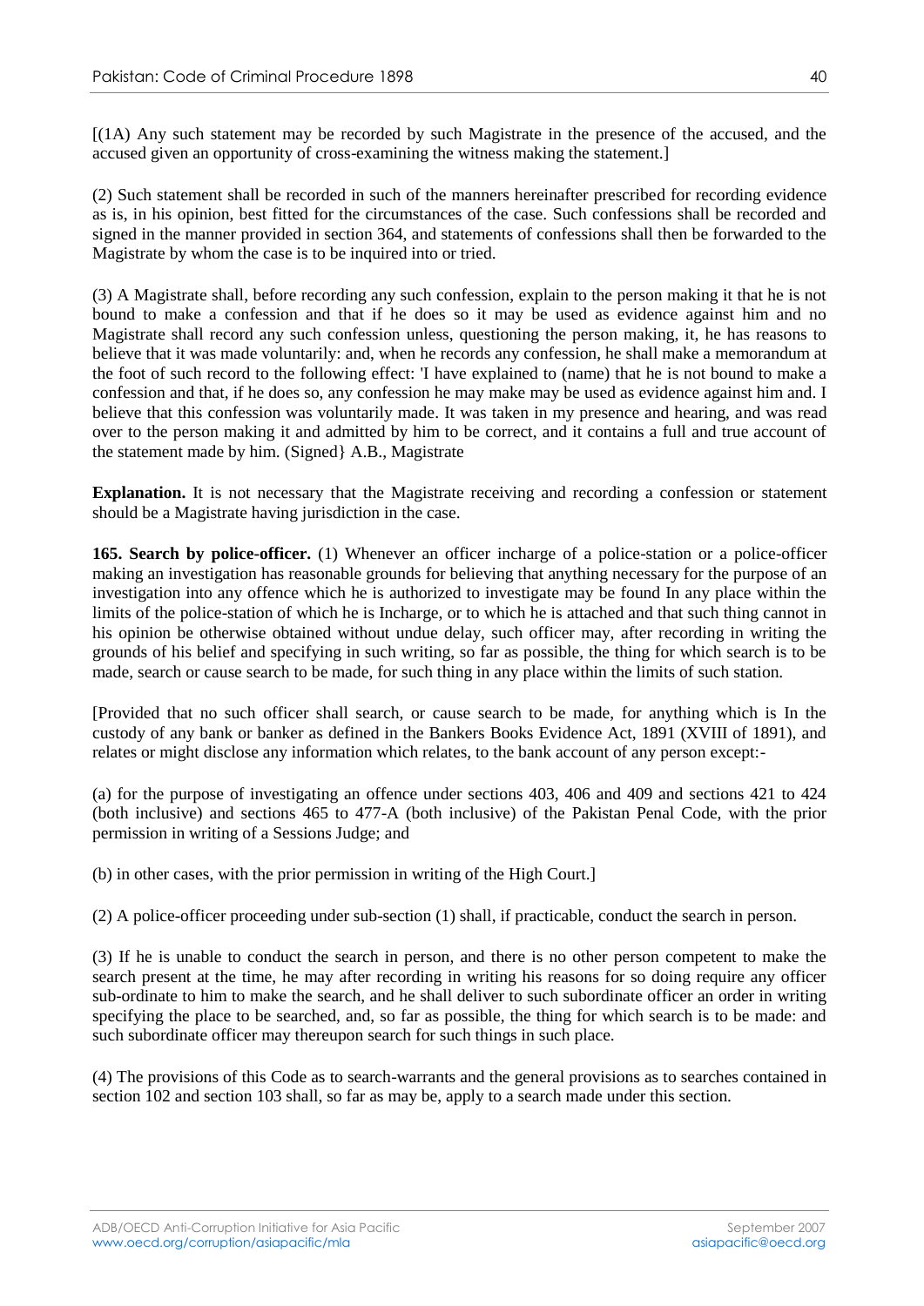[(1A) Any such statement may be recorded by such Magistrate in the presence of the accused, and the accused given an opportunity of cross-examining the witness making the statement.]

(2) Such statement shall be recorded in such of the manners hereinafter prescribed for recording evidence as is, in his opinion, best fitted for the circumstances of the case. Such confessions shall be recorded and signed in the manner provided in section 364, and statements of confessions shall then be forwarded to the Magistrate by whom the case is to be inquired into or tried.

(3) A Magistrate shall, before recording any such confession, explain to the person making it that he is not bound to make a confession and that if he does so it may be used as evidence against him and no Magistrate shall record any such confession unless, questioning the person making, it, he has reasons to believe that it was made voluntarily: and, when he records any confession, he shall make a memorandum at the foot of such record to the following effect: 'I have explained to (name) that he is not bound to make a confession and that, if he does so, any confession he may make may be used as evidence against him and. I believe that this confession was voluntarily made. It was taken in my presence and hearing, and was read over to the person making it and admitted by him to be correct, and it contains a full and true account of the statement made by him. (Signed} A.B., Magistrate

**Explanation.** It is not necessary that the Magistrate receiving and recording a confession or statement should be a Magistrate having jurisdiction in the case.

**165. Search by police-officer.** (1) Whenever an officer incharge of a police-station or a police-officer making an investigation has reasonable grounds for believing that anything necessary for the purpose of an investigation into any offence which he is authorized to investigate may be found In any place within the limits of the police-station of which he is Incharge, or to which he is attached and that such thing cannot in his opinion be otherwise obtained without undue delay, such officer may, after recording in writing the grounds of his belief and specifying in such writing, so far as possible, the thing for which search is to be made, search or cause search to be made, for such thing in any place within the limits of such station.

[Provided that no such officer shall search, or cause search to be made, for anything which is In the custody of any bank or banker as defined in the Bankers Books Evidence Act, 1891 (XVIII of 1891), and relates or might disclose any information which relates, to the bank account of any person except:-

(a) for the purpose of investigating an offence under sections 403, 406 and 409 and sections 421 to 424 (both inclusive) and sections 465 to 477-A (both inclusive) of the Pakistan Penal Code, with the prior permission in writing of a Sessions Judge; and

(b) in other cases, with the prior permission in writing of the High Court.]

(2) A police-officer proceeding under sub-section (1) shall, if practicable, conduct the search in person.

(3) If he is unable to conduct the search in person, and there is no other person competent to make the search present at the time, he may after recording in writing his reasons for so doing require any officer sub-ordinate to him to make the search, and he shall deliver to such subordinate officer an order in writing specifying the place to be searched, and, so far as possible, the thing for which search is to be made: and such subordinate officer may thereupon search for such things in such place.

(4) The provisions of this Code as to search-warrants and the general provisions as to searches contained in section 102 and section 103 shall, so far as may be, apply to a search made under this section.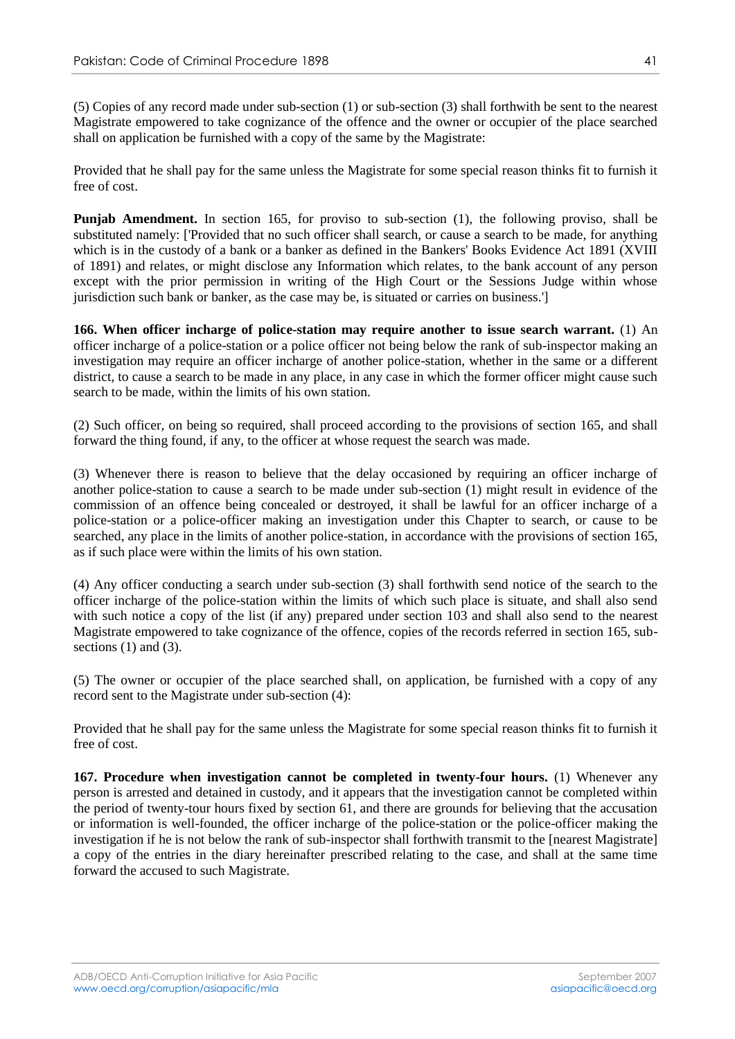(5) Copies of any record made under sub-section (1) or sub-section (3) shall forthwith be sent to the nearest Magistrate empowered to take cognizance of the offence and the owner or occupier of the place searched shall on application be furnished with a copy of the same by the Magistrate:

Provided that he shall pay for the same unless the Magistrate for some special reason thinks fit to furnish it free of cost.

**Punjab Amendment.** In section 165, for proviso to sub-section (1), the following proviso, shall be substituted namely: ['Provided that no such officer shall search, or cause a search to be made, for anything which is in the custody of a bank or a banker as defined in the Bankers' Books Evidence Act 1891 (XVIII of 1891) and relates, or might disclose any Information which relates, to the bank account of any person except with the prior permission in writing of the High Court or the Sessions Judge within whose jurisdiction such bank or banker, as the case may be, is situated or carries on business.']

**166. When officer incharge of police-station may require another to issue search warrant.** (1) An officer incharge of a police-station or a police officer not being below the rank of sub-inspector making an investigation may require an officer incharge of another police-station, whether in the same or a different district, to cause a search to be made in any place, in any case in which the former officer might cause such search to be made, within the limits of his own station.

(2) Such officer, on being so required, shall proceed according to the provisions of section 165, and shall forward the thing found, if any, to the officer at whose request the search was made.

(3) Whenever there is reason to believe that the delay occasioned by requiring an officer incharge of another police-station to cause a search to be made under sub-section (1) might result in evidence of the commission of an offence being concealed or destroyed, it shall be lawful for an officer incharge of a police-station or a police-officer making an investigation under this Chapter to search, or cause to be searched, any place in the limits of another police-station, in accordance with the provisions of section 165, as if such place were within the limits of his own station.

(4) Any officer conducting a search under sub-section (3) shall forthwith send notice of the search to the officer incharge of the police-station within the limits of which such place is situate, and shall also send with such notice a copy of the list (if any) prepared under section 103 and shall also send to the nearest Magistrate empowered to take cognizance of the offence, copies of the records referred in section 165, sub-sections (1) and (3).

(5) The owner or occupier of the place searched shall, on application, be furnished with a copy of any record sent to the Magistrate under sub-section (4):

Provided that he shall pay for the same unless the Magistrate for some special reason thinks fit to furnish it free of cost.

**167. Procedure when investigation cannot be completed in twenty-four hours.** (1) Whenever any person is arrested and detained in custody, and it appears that the investigation cannot be completed within the period of twenty-tour hours fixed by section 61, and there are grounds for believing that the accusation or information is well-founded, the officer incharge of the police-station or the police-officer making the investigation if he is not below the rank of sub-inspector shall forthwith transmit to the [nearest Magistrate] a copy of the entries in the diary hereinafter prescribed relating to the case, and shall at the same time forward the accused to such Magistrate.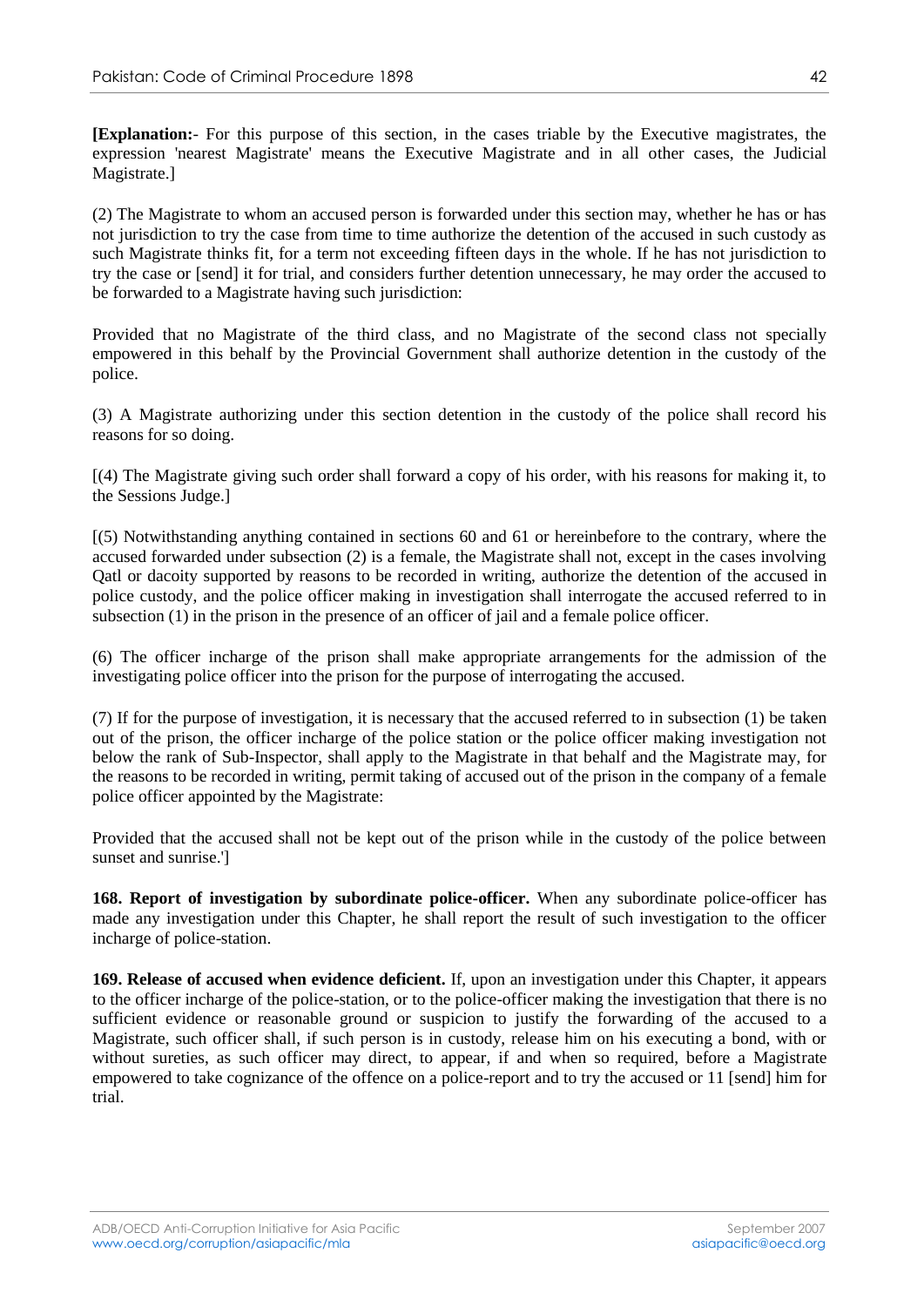**[Explanation:**- For this purpose of this section, in the cases triable by the Executive magistrates, the expression 'nearest Magistrate' means the Executive Magistrate and in all other cases, the Judicial Magistrate.]

(2) The Magistrate to whom an accused person is forwarded under this section may, whether he has or has not jurisdiction to try the case from time to time authorize the detention of the accused in such custody as such Magistrate thinks fit, for a term not exceeding fifteen days in the whole. If he has not jurisdiction to try the case or [send] it for trial, and considers further detention unnecessary, he may order the accused to be forwarded to a Magistrate having such jurisdiction:

Provided that no Magistrate of the third class, and no Magistrate of the second class not specially empowered in this behalf by the Provincial Government shall authorize detention in the custody of the police.

(3) A Magistrate authorizing under this section detention in the custody of the police shall record his reasons for so doing.

[(4) The Magistrate giving such order shall forward a copy of his order, with his reasons for making it, to the Sessions Judge.]

[(5) Notwithstanding anything contained in sections 60 and 61 or hereinbefore to the contrary, where the accused forwarded under subsection (2) is a female, the Magistrate shall not, except in the cases involving Qatl or dacoity supported by reasons to be recorded in writing, authorize the detention of the accused in police custody, and the police officer making in investigation shall interrogate the accused referred to in subsection (1) in the prison in the presence of an officer of jail and a female police officer.

(6) The officer incharge of the prison shall make appropriate arrangements for the admission of the investigating police officer into the prison for the purpose of interrogating the accused.

(7) If for the purpose of investigation, it is necessary that the accused referred to in subsection (1) be taken out of the prison, the officer incharge of the police station or the police officer making investigation not below the rank of Sub-Inspector, shall apply to the Magistrate in that behalf and the Magistrate may, for the reasons to be recorded in writing, permit taking of accused out of the prison in the company of a female police officer appointed by the Magistrate:

Provided that the accused shall not be kept out of the prison while in the custody of the police between sunset and sunrise.']

**168. Report of investigation by subordinate police-officer.** When any subordinate police-officer has made any investigation under this Chapter, he shall report the result of such investigation to the officer incharge of police-station.

**169. Release of accused when evidence deficient.** If, upon an investigation under this Chapter, it appears to the officer incharge of the police-station, or to the police-officer making the investigation that there is no sufficient evidence or reasonable ground or suspicion to justify the forwarding of the accused to a Magistrate, such officer shall, if such person is in custody, release him on his executing a bond, with or without sureties, as such officer may direct, to appear, if and when so required, before a Magistrate empowered to take cognizance of the offence on a police-report and to try the accused or 11 [send] him for trial.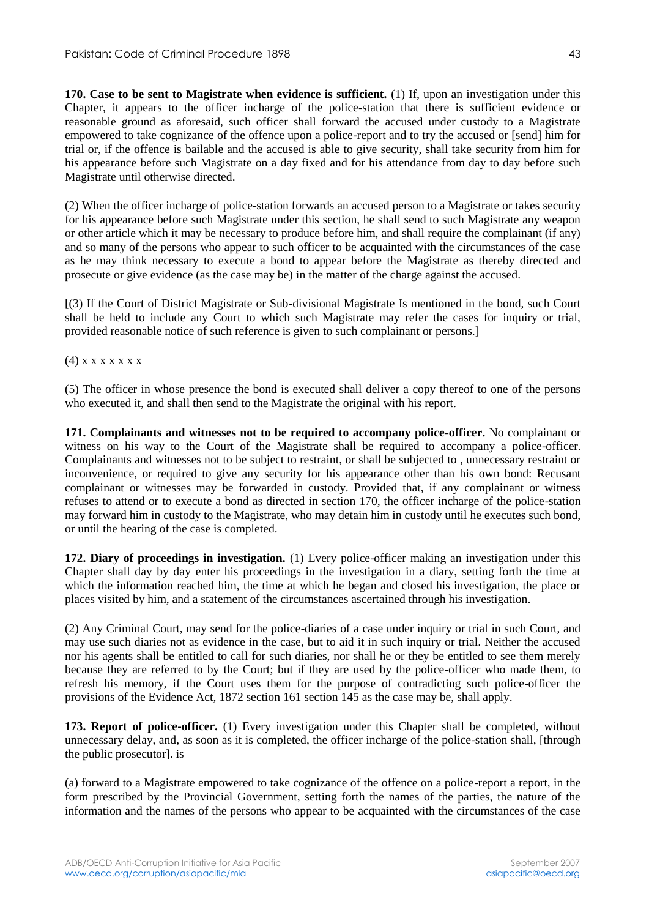**170. Case to be sent to Magistrate when evidence is sufficient.** (1) If, upon an investigation under this Chapter, it appears to the officer incharge of the police-station that there is sufficient evidence or reasonable ground as aforesaid, such officer shall forward the accused under custody to a Magistrate empowered to take cognizance of the offence upon a police-report and to try the accused or [send] him for trial or, if the offence is bailable and the accused is able to give security, shall take security from him for his appearance before such Magistrate on a day fixed and for his attendance from day to day before such Magistrate until otherwise directed.

(2) When the officer incharge of police-station forwards an accused person to a Magistrate or takes security for his appearance before such Magistrate under this section, he shall send to such Magistrate any weapon or other article which it may be necessary to produce before him, and shall require the complainant (if any) and so many of the persons who appear to such officer to be acquainted with the circumstances of the case as he may think necessary to execute a bond to appear before the Magistrate as thereby directed and prosecute or give evidence (as the case may be) in the matter of the charge against the accused.

[(3) If the Court of District Magistrate or Sub-divisional Magistrate Is mentioned in the bond, such Court shall be held to include any Court to which such Magistrate may refer the cases for inquiry or trial, provided reasonable notice of such reference is given to such complainant or persons.]

(4) x x x x x x x

(5) The officer in whose presence the bond is executed shall deliver a copy thereof to one of the persons who executed it, and shall then send to the Magistrate the original with his report.

**171. Complainants and witnesses not to be required to accompany police-officer.** No complainant or witness on his way to the Court of the Magistrate shall be required to accompany a police-officer. Complainants and witnesses not to be subject to restraint, or shall be subjected to , unnecessary restraint or inconvenience, or required to give any security for his appearance other than his own bond: Recusant complainant or witnesses may be forwarded in custody. Provided that, if any complainant or witness refuses to attend or to execute a bond as directed in section 170, the officer incharge of the police-station may forward him in custody to the Magistrate, who may detain him in custody until he executes such bond, or until the hearing of the case is completed.

**172. Diary of proceedings in investigation.** (1) Every police-officer making an investigation under this Chapter shall day by day enter his proceedings in the investigation in a diary, setting forth the time at which the information reached him, the time at which he began and closed his investigation, the place or places visited by him, and a statement of the circumstances ascertained through his investigation.

(2) Any Criminal Court, may send for the police-diaries of a case under inquiry or trial in such Court, and may use such diaries not as evidence in the case, but to aid it in such inquiry or trial. Neither the accused nor his agents shall be entitled to call for such diaries, nor shall he or they be entitled to see them merely because they are referred to by the Court; but if they are used by the police-officer who made them, to refresh his memory, if the Court uses them for the purpose of contradicting such police-officer the provisions of the Evidence Act, 1872 section 161 section 145 as the case may be, shall apply.

**173. Report of police-officer.** (1) Every investigation under this Chapter shall be completed, without unnecessary delay, and, as soon as it is completed, the officer incharge of the police-station shall, [through the public prosecutor]. is

(a) forward to a Magistrate empowered to take cognizance of the offence on a police-report a report, in the form prescribed by the Provincial Government, setting forth the names of the parties, the nature of the information and the names of the persons who appear to be acquainted with the circumstances of the case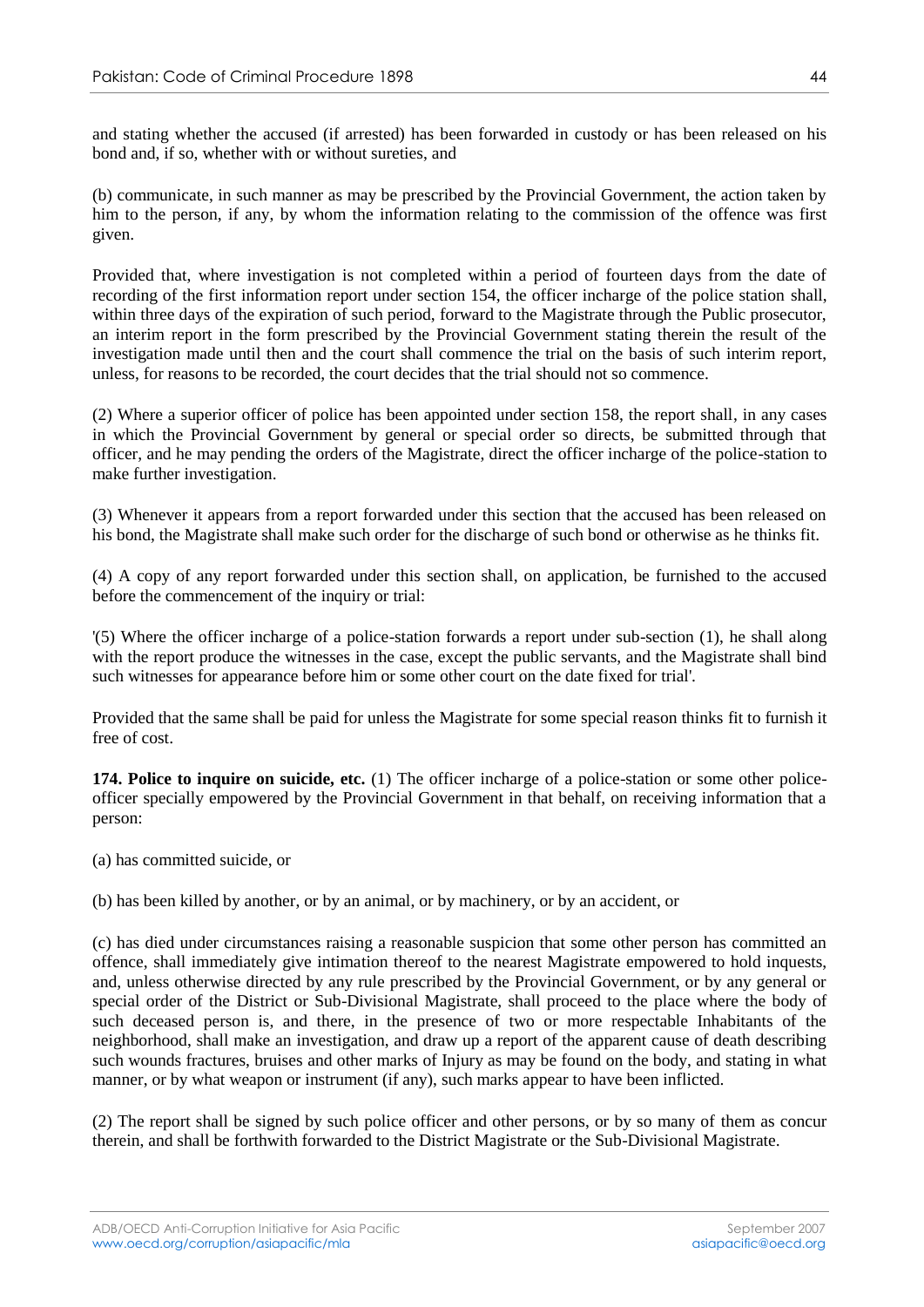and stating whether the accused (if arrested) has been forwarded in custody or has been released on his bond and, if so, whether with or without sureties, and

(b) communicate, in such manner as may be prescribed by the Provincial Government, the action taken by him to the person, if any, by whom the information relating to the commission of the offence was first given.

Provided that, where investigation is not completed within a period of fourteen days from the date of recording of the first information report under section 154, the officer incharge of the police station shall, within three days of the expiration of such period, forward to the Magistrate through the Public prosecutor, an interim report in the form prescribed by the Provincial Government stating therein the result of the investigation made until then and the court shall commence the trial on the basis of such interim report, unless, for reasons to be recorded, the court decides that the trial should not so commence.

(2) Where a superior officer of police has been appointed under section 158, the report shall, in any cases in which the Provincial Government by general or special order so directs, be submitted through that officer, and he may pending the orders of the Magistrate, direct the officer incharge of the police-station to make further investigation.

(3) Whenever it appears from a report forwarded under this section that the accused has been released on his bond, the Magistrate shall make such order for the discharge of such bond or otherwise as he thinks fit.

(4) A copy of any report forwarded under this section shall, on application, be furnished to the accused before the commencement of the inquiry or trial:

'(5) Where the officer incharge of a police-station forwards a report under sub-section (1), he shall along with the report produce the witnesses in the case, except the public servants, and the Magistrate shall bind such witnesses for appearance before him or some other court on the date fixed for trial'.

Provided that the same shall be paid for unless the Magistrate for some special reason thinks fit to furnish it free of cost.

**174. Police to inquire on suicide, etc.** (1) The officer incharge of a police-station or some other police-officer specially empowered by the Provincial Government in that behalf, on receiving information that a person:

(a) has committed suicide, or

(b) has been killed by another, or by an animal, or by machinery, or by an accident, or

(c) has died under circumstances raising a reasonable suspicion that some other person has committed an offence, shall immediately give intimation thereof to the nearest Magistrate empowered to hold inquests, and, unless otherwise directed by any rule prescribed by the Provincial Government, or by any general or special order of the District or Sub-Divisional Magistrate, shall proceed to the place where the body of such deceased person is, and there, in the presence of two or more respectable Inhabitants of the neighborhood, shall make an investigation, and draw up a report of the apparent cause of death describing such wounds fractures, bruises and other marks of Injury as may be found on the body, and stating in what manner, or by what weapon or instrument (if any), such marks appear to have been inflicted.

(2) The report shall be signed by such police officer and other persons, or by so many of them as concur therein, and shall be forthwith forwarded to the District Magistrate or the Sub-Divisional Magistrate.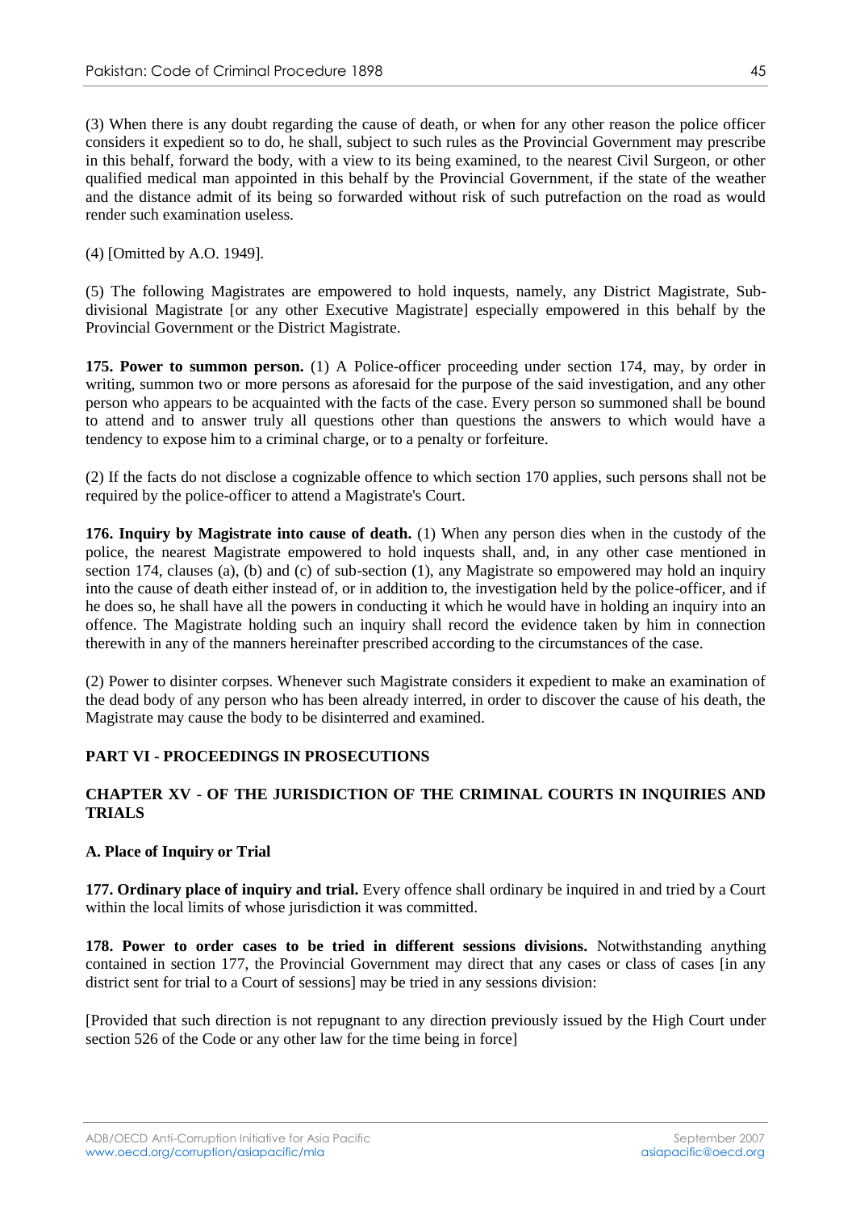(3) When there is any doubt regarding the cause of death, or when for any other reason the police officer considers it expedient so to do, he shall, subject to such rules as the Provincial Government may prescribe in this behalf, forward the body, with a view to its being examined, to the nearest Civil Surgeon, or other qualified medical man appointed in this behalf by the Provincial Government, if the state of the weather and the distance admit of its being so forwarded without risk of such putrefaction on the road as would render such examination useless.

(4) [Omitted by A.O. 1949].

(5) The following Magistrates are empowered to hold inquests, namely, any District Magistrate, Sub-divisional Magistrate [or any other Executive Magistrate] especially empowered in this behalf by the Provincial Government or the District Magistrate.

**175. Power to summon person.** (1) A Police-officer proceeding under section 174, may, by order in writing, summon two or more persons as aforesaid for the purpose of the said investigation, and any other person who appears to be acquainted with the facts of the case. Every person so summoned shall be bound to attend and to answer truly all questions other than questions the answers to which would have a tendency to expose him to a criminal charge, or to a penalty or forfeiture.

(2) If the facts do not disclose a cognizable offence to which section 170 applies, such persons shall not be required by the police-officer to attend a Magistrate's Court.

**176. Inquiry by Magistrate into cause of death.** (1) When any person dies when in the custody of the police, the nearest Magistrate empowered to hold inquests shall, and, in any other case mentioned in section 174, clauses (a), (b) and (c) of sub-section (1), any Magistrate so empowered may hold an inquiry into the cause of death either instead of, or in addition to, the investigation held by the police-officer, and if he does so, he shall have all the powers in conducting it which he would have in holding an inquiry into an offence. The Magistrate holding such an inquiry shall record the evidence taken by him in connection therewith in any of the manners hereinafter prescribed according to the circumstances of the case.

(2) Power to disinter corpses. Whenever such Magistrate considers it expedient to make an examination of the dead body of any person who has been already interred, in order to discover the cause of his death, the Magistrate may cause the body to be disinterred and examined.

## PART VI - PROCEEDINGS IN PROSECUTIONS

### CHAPTER XV - OF THE JURISDICTION OF THE CRIMINAL COURTS IN INQUIRIES AND TRIALS

#### A. Place of Inquiry or Trial

**177. Ordinary place of inquiry and trial.** Every offence shall ordinary be inquired in and tried by a Court within the local limits of whose jurisdiction it was committed.

**178. Power to order cases to be tried in different sessions divisions.** Notwithstanding anything contained in section 177, the Provincial Government may direct that any cases or class of cases [in any district sent for trial to a Court of sessions] may be tried in any sessions division:

[Provided that such direction is not repugnant to any direction previously issued by the High Court under section 526 of the Code or any other law for the time being in force]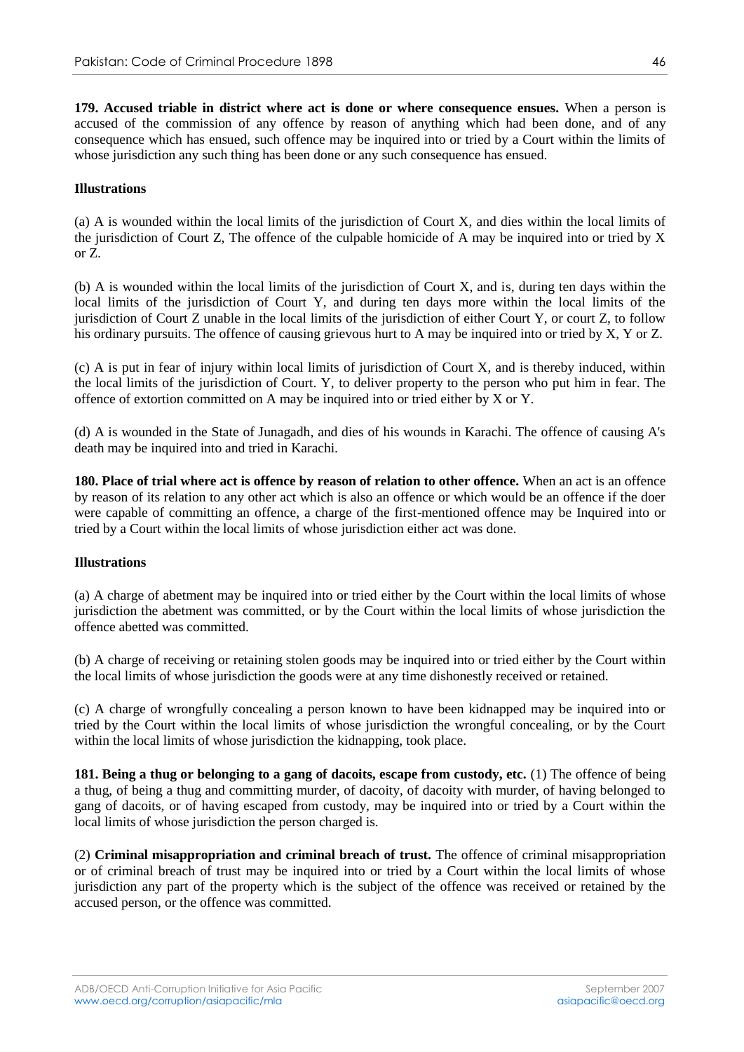**179. Accused triable in district where act is done or where consequence ensues.** When a person is accused of the commission of any offence by reason of anything which had been done, and of any consequence which has ensued, such offence may be inquired into or tried by a Court within the limits of whose jurisdiction any such thing has been done or any such consequence has ensued.

**Illustrations**

(a) A is wounded within the local limits of the jurisdiction of Court X, and dies within the local limits of the jurisdiction of Court Z, The offence of the culpable homicide of A may be inquired into or tried by X or Z.

(b) A is wounded within the local limits of the jurisdiction of Court X, and is, during ten days within the local limits of the jurisdiction of Court Y, and during ten days more within the local limits of the jurisdiction of Court Z unable in the local limits of the jurisdiction of either Court Y, or court Z, to follow his ordinary pursuits. The offence of causing grievous hurt to A may be inquired into or tried by X, Y or Z.

(c) A is put in fear of injury within local limits of jurisdiction of Court X, and is thereby induced, within the local limits of the jurisdiction of Court. Y, to deliver property to the person who put him in fear. The offence of extortion committed on A may be inquired into or tried either by X or Y.

(d) A is wounded in the State of Junagadh, and dies of his wounds in Karachi. The offence of causing A's death may be inquired into and tried in Karachi.

**180. Place of trial where act is offence by reason of relation to other offence.** When an act is an offence by reason of its relation to any other act which is also an offence or which would be an offence if the doer were capable of committing an offence, a charge of the first-mentioned offence may be Inquired into or tried by a Court within the local limits of whose jurisdiction either act was done.

**Illustrations**

(a) A charge of abetment may be inquired into or tried either by the Court within the local limits of whose jurisdiction the abetment was committed, or by the Court within the local limits of whose jurisdiction the offence abetted was committed.

(b) A charge of receiving or retaining stolen goods may be inquired into or tried either by the Court within the local limits of whose jurisdiction the goods were at any time dishonestly received or retained.

(c) A charge of wrongfully concealing a person known to have been kidnapped may be inquired into or tried by the Court within the local limits of whose jurisdiction the wrongful concealing, or by the Court within the local limits of whose jurisdiction the kidnapping, took place.

**181. Being a thug or belonging to a gang of dacoits, escape from custody, etc.** (1) The offence of being a thug, of being a thug and committing murder, of dacoity, of dacoity with murder, of having belonged to gang of dacoits, or of having escaped from custody, may be inquired into or tried by a Court within the local limits of whose jurisdiction the person charged is.

(2) **Criminal misappropriation and criminal breach of trust.** The offence of criminal misappropriation or of criminal breach of trust may be inquired into or tried by a Court within the local limits of whose jurisdiction any part of the property which is the subject of the offence was received or retained by the accused person, or the offence was committed.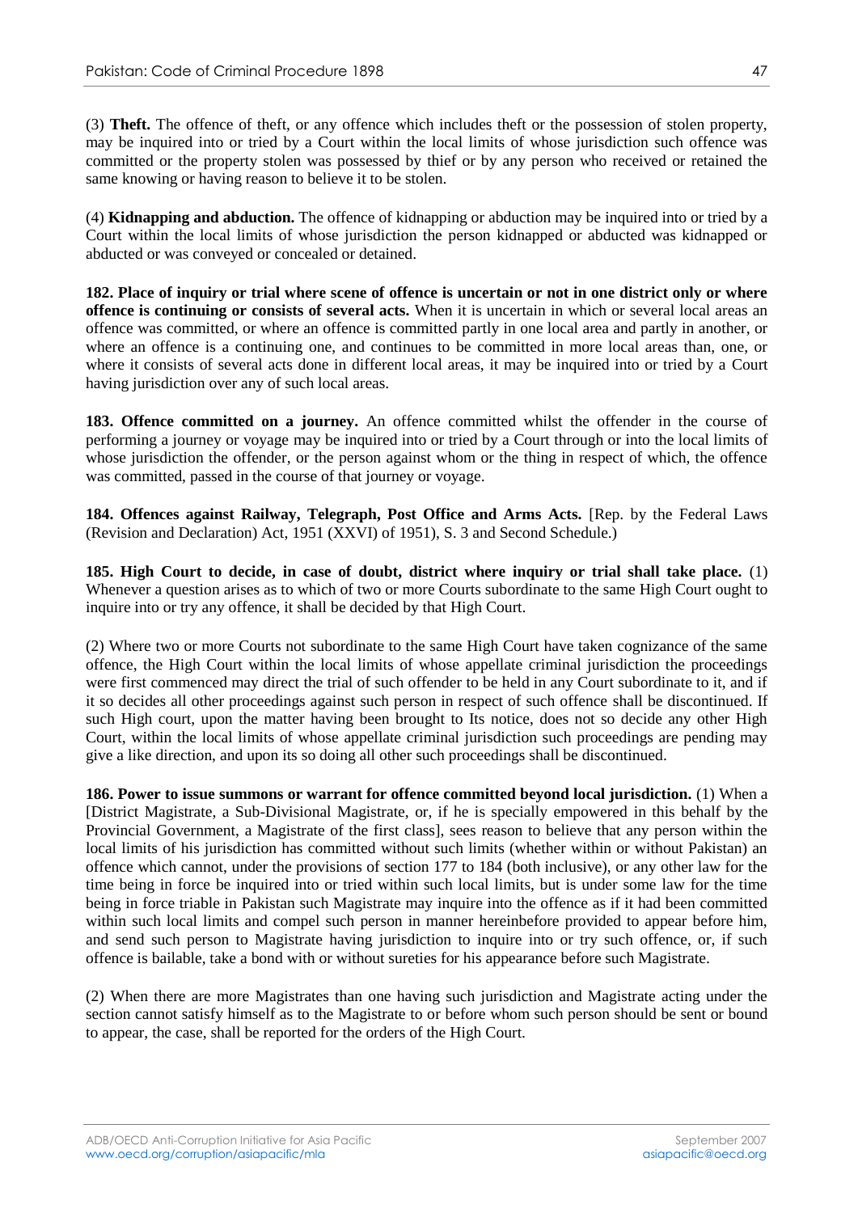(3) **Theft.** The offence of theft, or any offence which includes theft or the possession of stolen property, may be inquired into or tried by a Court within the local limits of whose jurisdiction such offence was committed or the property stolen was possessed by thief or by any person who received or retained the same knowing or having reason to believe it to be stolen.

(4) **Kidnapping and abduction.** The offence of kidnapping or abduction may be inquired into or tried by a Court within the local limits of whose jurisdiction the person kidnapped or abducted was kidnapped or abducted or was conveyed or concealed or detained.

**182. Place of inquiry or trial where scene of offence is uncertain or not in one district only or where offence is continuing or consists of several acts.** When it is uncertain in which or several local areas an offence was committed, or where an offence is committed partly in one local area and partly in another, or where an offence is a continuing one, and continues to be committed in more local areas than, one, or where it consists of several acts done in different local areas, it may be inquired into or tried by a Court having jurisdiction over any of such local areas.

**183. Offence committed on a journey.** An offence committed whilst the offender in the course of performing a journey or voyage may be inquired into or tried by a Court through or into the local limits of whose jurisdiction the offender, or the person against whom or the thing in respect of which, the offence was committed, passed in the course of that journey or voyage.

**184. Offences against Railway, Telegraph, Post Office and Arms Acts.** [Rep. by the Federal Laws (Revision and Declaration) Act, 1951 (XXVI) of 1951), S. 3 and Second Schedule.)

**185. High Court to decide, in case of doubt, district where inquiry or trial shall take place.** (1) Whenever a question arises as to which of two or more Courts subordinate to the same High Court ought to inquire into or try any offence, it shall be decided by that High Court.

(2) Where two or more Courts not subordinate to the same High Court have taken cognizance of the same offence, the High Court within the local limits of whose appellate criminal jurisdiction the proceedings were first commenced may direct the trial of such offender to be held in any Court subordinate to it, and if it so decides all other proceedings against such person in respect of such offence shall be discontinued. If such High court, upon the matter having been brought to Its notice, does not so decide any other High Court, within the local limits of whose appellate criminal jurisdiction such proceedings are pending may give a like direction, and upon its so doing all other such proceedings shall be discontinued.

**186. Power to issue summons or warrant for offence committed beyond local jurisdiction.** (1) When a [District Magistrate, a Sub-Divisional Magistrate, or, if he is specially empowered in this behalf by the Provincial Government, a Magistrate of the first class], sees reason to believe that any person within the local limits of his jurisdiction has committed without such limits (whether within or without Pakistan) an offence which cannot, under the provisions of section 177 to 184 (both inclusive), or any other law for the time being in force be inquired into or tried within such local limits, but is under some law for the time being in force triable in Pakistan such Magistrate may inquire into the offence as if it had been committed within such local limits and compel such person in manner hereinbefore provided to appear before him, and send such person to Magistrate having jurisdiction to inquire into or try such offence, or, if such offence is bailable, take a bond with or without sureties for his appearance before such Magistrate.

(2) When there are more Magistrates than one having such jurisdiction and Magistrate acting under the section cannot satisfy himself as to the Magistrate to or before whom such person should be sent or bound to appear, the case, shall be reported for the orders of the High Court.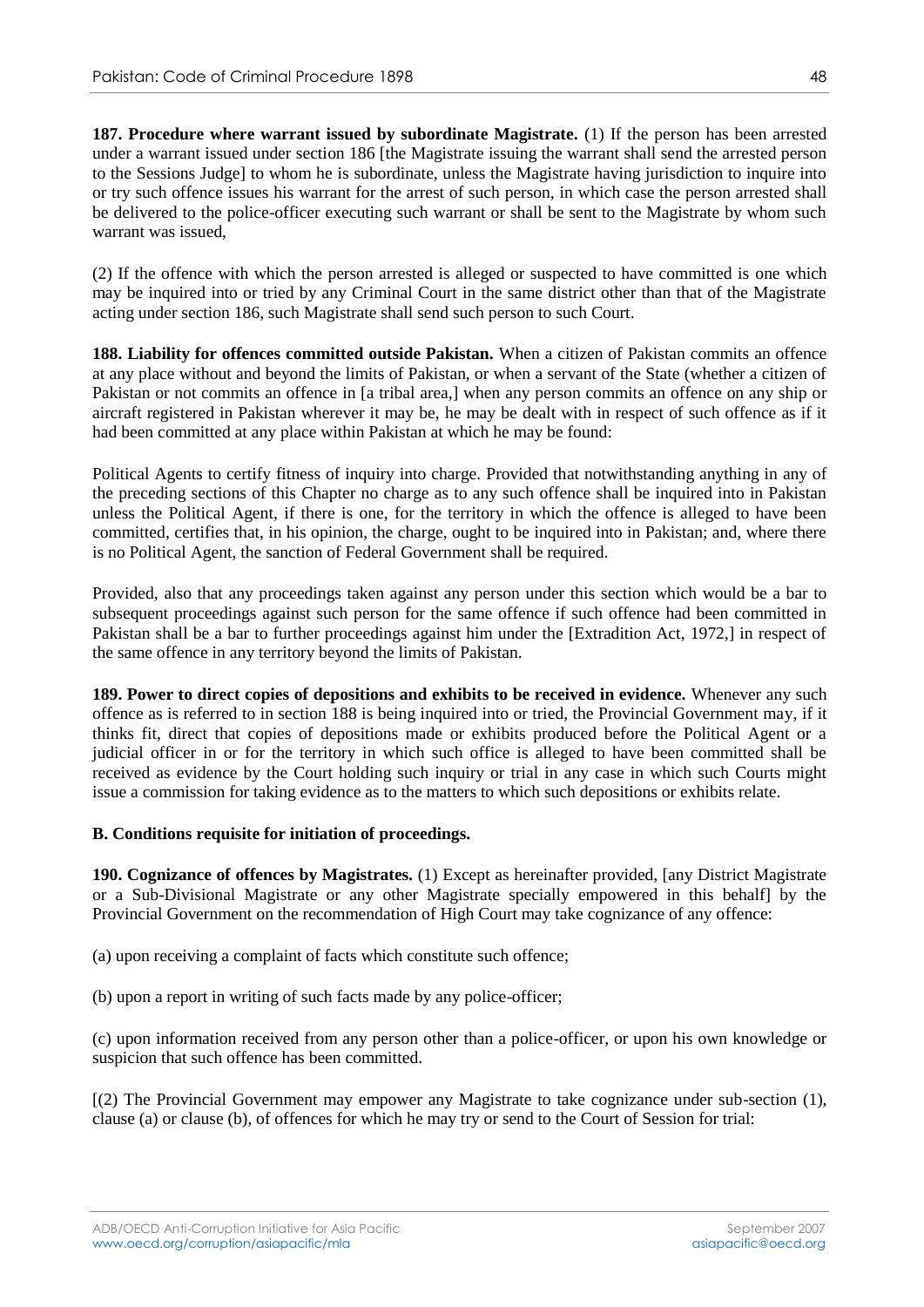**187. Procedure where warrant issued by subordinate Magistrate.** (1) If the person has been arrested under a warrant issued under section 186 [the Magistrate issuing the warrant shall send the arrested person to the Sessions Judge] to whom he is subordinate, unless the Magistrate having jurisdiction to inquire into or try such offence issues his warrant for the arrest of such person, in which case the person arrested shall be delivered to the police-officer executing such warrant or shall be sent to the Magistrate by whom such warrant was issued,

(2) If the offence with which the person arrested is alleged or suspected to have committed is one which may be inquired into or tried by any Criminal Court in the same district other than that of the Magistrate acting under section 186, such Magistrate shall send such person to such Court.

**188. Liability for offences committed outside Pakistan.** When a citizen of Pakistan commits an offence at any place without and beyond the limits of Pakistan, or when a servant of the State (whether a citizen of Pakistan or not commits an offence in [a tribal area,] when any person commits an offence on any ship or aircraft registered in Pakistan wherever it may be, he may be dealt with in respect of such offence as if it had been committed at any place within Pakistan at which he may be found:

Political Agents to certify fitness of inquiry into charge. Provided that notwithstanding anything in any of the preceding sections of this Chapter no charge as to any such offence shall be inquired into in Pakistan unless the Political Agent, if there is one, for the territory in which the offence is alleged to have been committed, certifies that, in his opinion, the charge, ought to be inquired into in Pakistan; and, where there is no Political Agent, the sanction of Federal Government shall be required.

Provided, also that any proceedings taken against any person under this section which would be a bar to subsequent proceedings against such person for the same offence if such offence had been committed in Pakistan shall be a bar to further proceedings against him under the [Extradition Act, 1972,] in respect of the same offence in any territory beyond the limits of Pakistan.

**189. Power to direct copies of depositions and exhibits to be received in evidence.** Whenever any such offence as is referred to in section 188 is being inquired into or tried, the Provincial Government may, if it thinks fit, direct that copies of depositions made or exhibits produced before the Political Agent or a judicial officer in or for the territory in which such office is alleged to have been committed shall be received as evidence by the Court holding such inquiry or trial in any case in which such Courts might issue a commission for taking evidence as to the matters to which such depositions or exhibits relate.

**B. Conditions requisite for initiation of proceedings.**

**190. Cognizance of offences by Magistrates.** (1) Except as hereinafter provided, [any District Magistrate or a Sub-Divisional Magistrate or any other Magistrate specially empowered in this behalf] by the Provincial Government on the recommendation of High Court may take cognizance of any offence:

(a) upon receiving a complaint of facts which constitute such offence;

(b) upon a report in writing of such facts made by any police-officer;

(c) upon information received from any person other than a police-officer, or upon his own knowledge or suspicion that such offence has been committed.

[(2) The Provincial Government may empower any Magistrate to take cognizance under sub-section (1), clause (a) or clause (b), of offences for which he may try or send to the Court of Session for trial: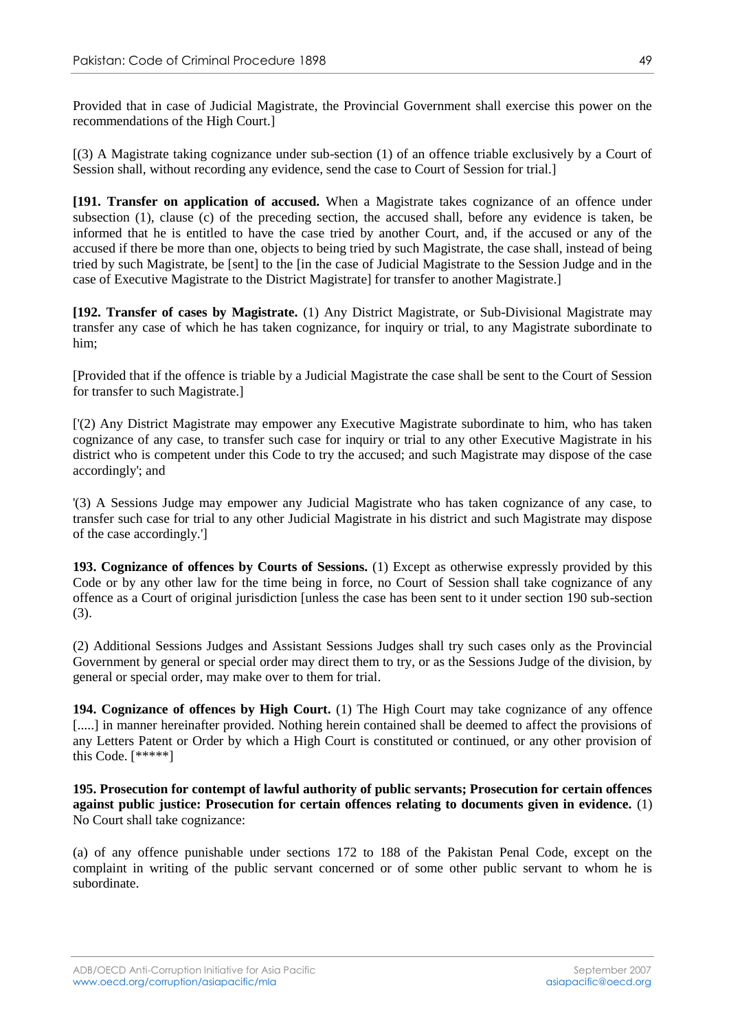Provided that in case of Judicial Magistrate, the Provincial Government shall exercise this power on the recommendations of the High Court.]

[(3) A Magistrate taking cognizance under sub-section (1) of an offence triable exclusively by a Court of Session shall, without recording any evidence, send the case to Court of Session for trial.]

**[191. Transfer on application of accused.** When a Magistrate takes cognizance of an offence under subsection (1), clause (c) of the preceding section, the accused shall, before any evidence is taken, be informed that he is entitled to have the case tried by another Court, and, if the accused or any of the accused if there be more than one, objects to being tried by such Magistrate, the case shall, instead of being tried by such Magistrate, be [sent] to the [in the case of Judicial Magistrate to the Session Judge and in the case of Executive Magistrate to the District Magistrate] for transfer to another Magistrate.]

**[192. Transfer of cases by Magistrate.** (1) Any District Magistrate, or Sub-Divisional Magistrate may transfer any case of which he has taken cognizance, for inquiry or trial, to any Magistrate subordinate to him;

[Provided that if the offence is triable by a Judicial Magistrate the case shall be sent to the Court of Session for transfer to such Magistrate.]

['(2) Any District Magistrate may empower any Executive Magistrate subordinate to him, who has taken cognizance of any case, to transfer such case for inquiry or trial to any other Executive Magistrate in his district who is competent under this Code to try the accused; and such Magistrate may dispose of the case accordingly'; and

'(3) A Sessions Judge may empower any Judicial Magistrate who has taken cognizance of any case, to transfer such case for trial to any other Judicial Magistrate in his district and such Magistrate may dispose of the case accordingly.']

**193. Cognizance of offences by Courts of Sessions.** (1) Except as otherwise expressly provided by this Code or by any other law for the time being in force, no Court of Session shall take cognizance of any offence as a Court of original jurisdiction [unless the case has been sent to it under section 190 sub-section (3).

(2) Additional Sessions Judges and Assistant Sessions Judges shall try such cases only as the Provincial Government by general or special order may direct them to try, or as the Sessions Judge of the division, by general or special order, may make over to them for trial.

**194. Cognizance of offences by High Court.** (1) The High Court may take cognizance of any offence [.....] in manner hereinafter provided. Nothing herein contained shall be deemed to affect the provisions of any Letters Patent or Order by which a High Court is constituted or continued, or any other provision of this Code. [*****]

**195. Prosecution for contempt of lawful authority of public servants; Prosecution for certain offences against public justice: Prosecution for certain offences relating to documents given in evidence.** (1) No Court shall take cognizance:

(a) of any offence punishable under sections 172 to 188 of the Pakistan Penal Code, except on the complaint in writing of the public servant concerned or of some other public servant to whom he is subordinate.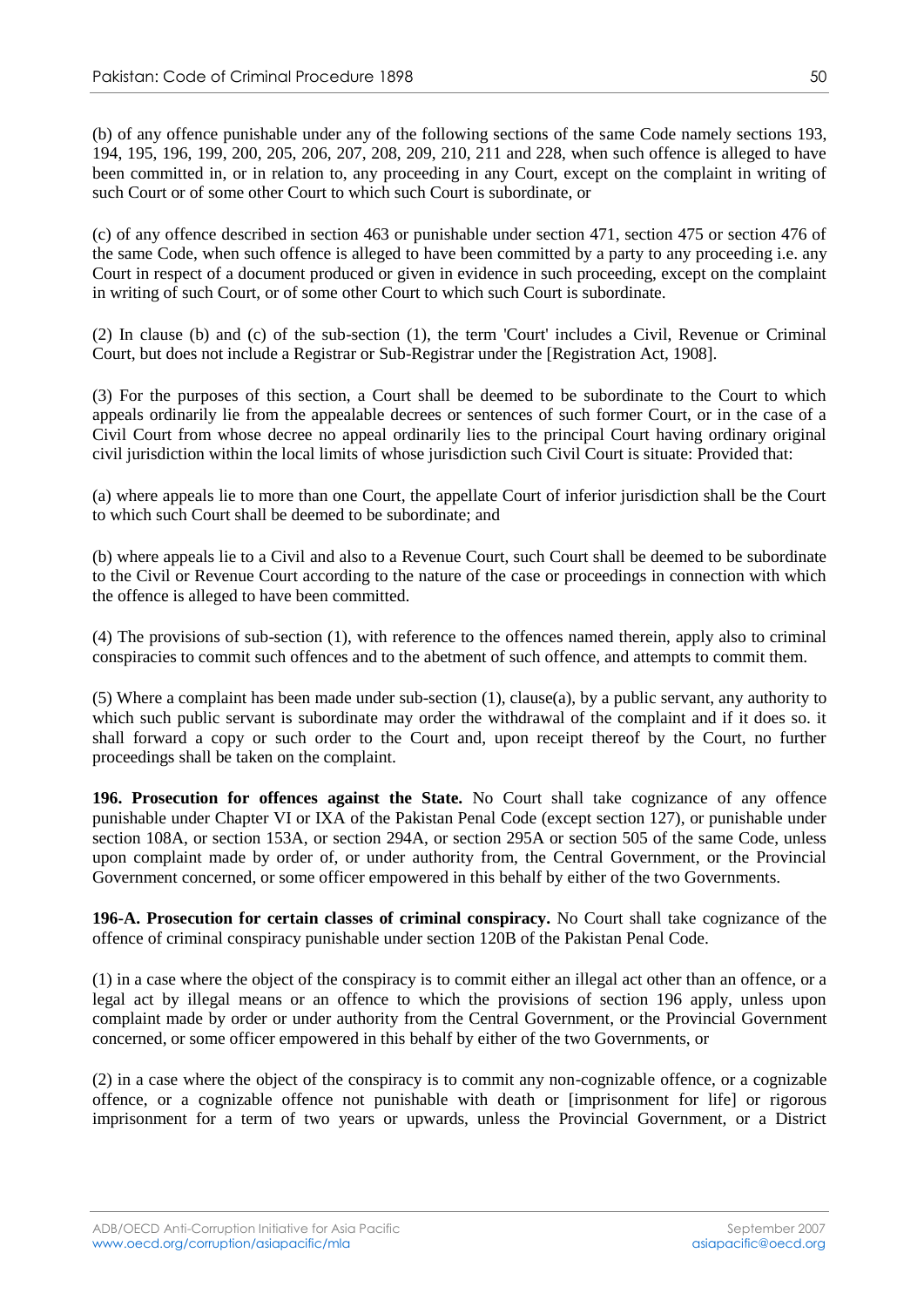(b) of any offence punishable under any of the following sections of the same Code namely sections 193, 194, 195, 196, 199, 200, 205, 206, 207, 208, 209, 210, 211 and 228, when such offence is alleged to have been committed in, or in relation to, any proceeding in any Court, except on the complaint in writing of such Court or of some other Court to which such Court is subordinate, or

(c) of any offence described in section 463 or punishable under section 471, section 475 or section 476 of the same Code, when such offence is alleged to have been committed by a party to any proceeding i.e. any Court in respect of a document produced or given in evidence in such proceeding, except on the complaint in writing of such Court, or of some other Court to which such Court is subordinate.

(2) In clause (b) and (c) of the sub-section (1), the term 'Court' includes a Civil, Revenue or Criminal Court, but does not include a Registrar or Sub-Registrar under the [Registration Act, 1908].

(3) For the purposes of this section, a Court shall be deemed to be subordinate to the Court to which appeals ordinarily lie from the appealable decrees or sentences of such former Court, or in the case of a Civil Court from whose decree no appeal ordinarily lies to the principal Court having ordinary original civil jurisdiction within the local limits of whose jurisdiction such Civil Court is situate: Provided that:

(a) where appeals lie to more than one Court, the appellate Court of inferior jurisdiction shall be the Court to which such Court shall be deemed to be subordinate; and

(b) where appeals lie to a Civil and also to a Revenue Court, such Court shall be deemed to be subordinate to the Civil or Revenue Court according to the nature of the case or proceedings in connection with which the offence is alleged to have been committed.

(4) The provisions of sub-section (1), with reference to the offences named therein, apply also to criminal conspiracies to commit such offences and to the abetment of such offence, and attempts to commit them.

(5) Where a complaint has been made under sub-section (1), clause(a), by a public servant, any authority to which such public servant is subordinate may order the withdrawal of the complaint and if it does so. it shall forward a copy or such order to the Court and, upon receipt thereof by the Court, no further proceedings shall be taken on the complaint.

**196. Prosecution for offences against the State.** No Court shall take cognizance of any offence punishable under Chapter VI or IXA of the Pakistan Penal Code (except section 127), or punishable under section 108A, or section 153A, or section 294A, or section 295A or section 505 of the same Code, unless upon complaint made by order of, or under authority from, the Central Government, or the Provincial Government concerned, or some officer empowered in this behalf by either of the two Governments.

**196-A. Prosecution for certain classes of criminal conspiracy.** No Court shall take cognizance of the offence of criminal conspiracy punishable under section 120B of the Pakistan Penal Code.

(1) in a case where the object of the conspiracy is to commit either an illegal act other than an offence, or a legal act by illegal means or an offence to which the provisions of section 196 apply, unless upon complaint made by order or under authority from the Central Government, or the Provincial Government concerned, or some officer empowered in this behalf by either of the two Governments, or

(2) in a case where the object of the conspiracy is to commit any non-cognizable offence, or a cognizable offence, or a cognizable offence not punishable with death or [imprisonment for life] or rigorous imprisonment for a term of two years or upwards, unless the Provincial Government, or a District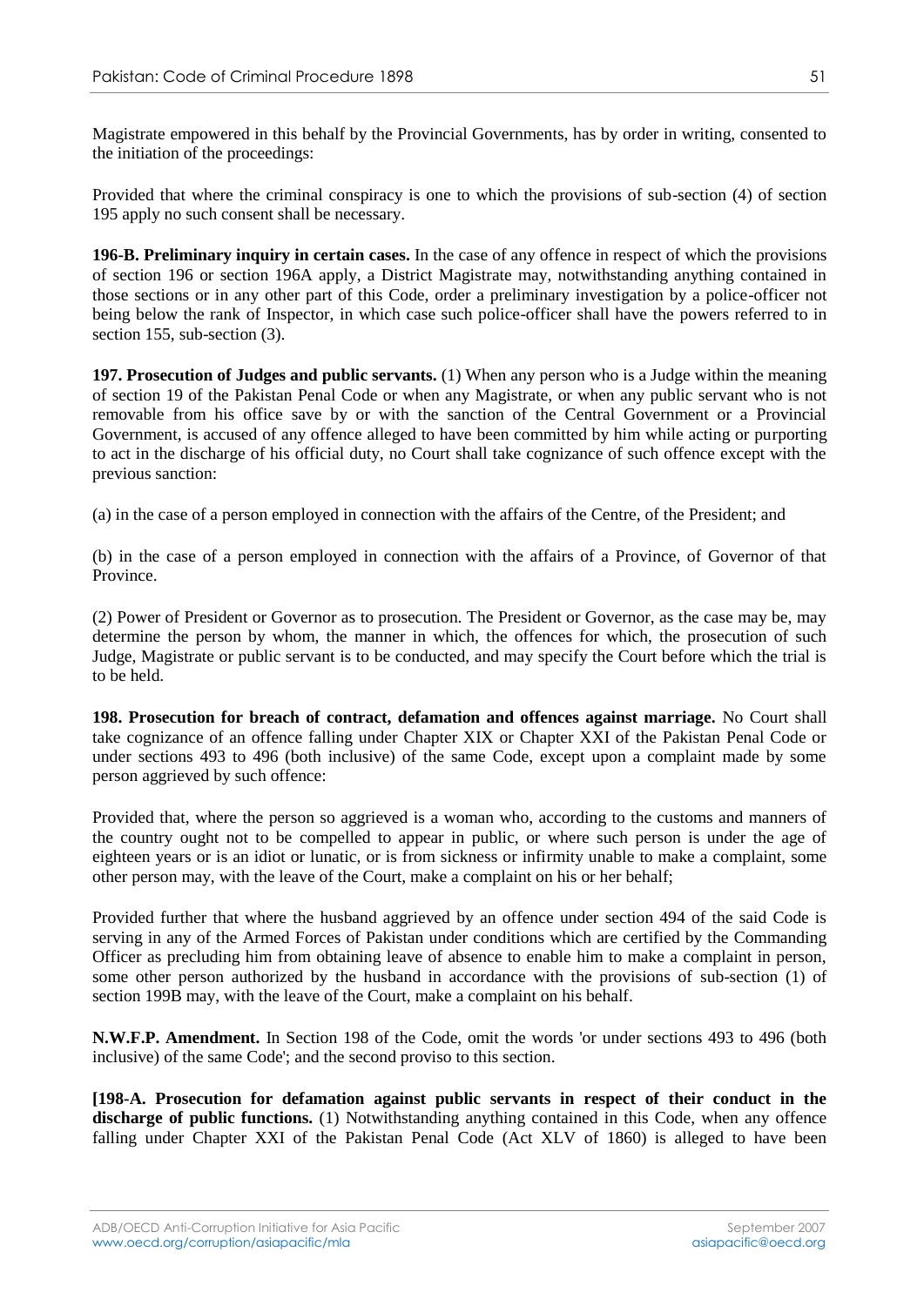Magistrate empowered in this behalf by the Provincial Governments, has by order in writing, consented to the initiation of the proceedings:

Provided that where the criminal conspiracy is one to which the provisions of sub-section (4) of section 195 apply no such consent shall be necessary.

**196-B. Preliminary inquiry in certain cases.** In the case of any offence in respect of which the provisions of section 196 or section 196A apply, a District Magistrate may, notwithstanding anything contained in those sections or in any other part of this Code, order a preliminary investigation by a police-officer not being below the rank of Inspector, in which case such police-officer shall have the powers referred to in section 155, sub-section (3).

**197. Prosecution of Judges and public servants.** (1) When any person who is a Judge within the meaning of section 19 of the Pakistan Penal Code or when any Magistrate, or when any public servant who is not removable from his office save by or with the sanction of the Central Government or a Provincial Government, is accused of any offence alleged to have been committed by him while acting or purporting to act in the discharge of his official duty, no Court shall take cognizance of such offence except with the previous sanction:

(a) in the case of a person employed in connection with the affairs of the Centre, of the President; and

(b) in the case of a person employed in connection with the affairs of a Province, of Governor of that Province.

(2) Power of President or Governor as to prosecution. The President or Governor, as the case may be, may determine the person by whom, the manner in which, the offences for which, the prosecution of such Judge, Magistrate or public servant is to be conducted, and may specify the Court before which the trial is to be held.

**198. Prosecution for breach of contract, defamation and offences against marriage.** No Court shall take cognizance of an offence falling under Chapter XIX or Chapter XXI of the Pakistan Penal Code or under sections 493 to 496 (both inclusive) of the same Code, except upon a complaint made by some person aggrieved by such offence:

Provided that, where the person so aggrieved is a woman who, according to the customs and manners of the country ought not to be compelled to appear in public, or where such person is under the age of eighteen years or is an idiot or lunatic, or is from sickness or infirmity unable to make a complaint, some other person may, with the leave of the Court, make a complaint on his or her behalf;

Provided further that where the husband aggrieved by an offence under section 494 of the said Code is serving in any of the Armed Forces of Pakistan under conditions which are certified by the Commanding Officer as precluding him from obtaining leave of absence to enable him to make a complaint in person, some other person authorized by the husband in accordance with the provisions of sub-section (1) of section 199B may, with the leave of the Court, make a complaint on his behalf.

**N.W.F.P. Amendment.** In Section 198 of the Code, omit the words 'or under sections 493 to 496 (both inclusive) of the same Code'; and the second proviso to this section.

**[198-A. Prosecution for defamation against public servants in respect of their conduct in the discharge of public functions.** (1) Notwithstanding anything contained in this Code, when any offence falling under Chapter XXI of the Pakistan Penal Code (Act XLV of 1860) is alleged to have been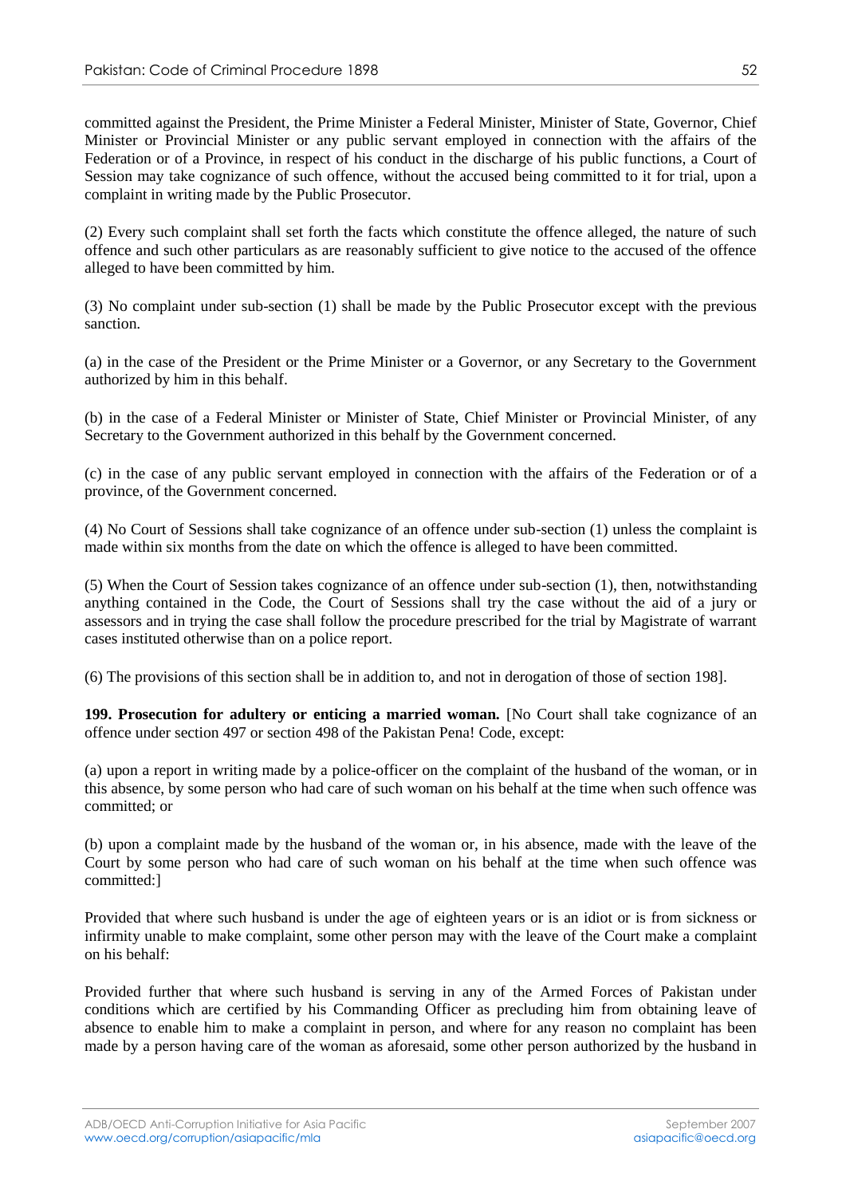committed against the President, the Prime Minister a Federal Minister, Minister of State, Governor, Chief Minister or Provincial Minister or any public servant employed in connection with the affairs of the Federation or of a Province, in respect of his conduct in the discharge of his public functions, a Court of Session may take cognizance of such offence, without the accused being committed to it for trial, upon a complaint in writing made by the Public Prosecutor.

(2) Every such complaint shall set forth the facts which constitute the offence alleged, the nature of such offence and such other particulars as are reasonably sufficient to give notice to the accused of the offence alleged to have been committed by him.

(3) No complaint under sub-section (1) shall be made by the Public Prosecutor except with the previous sanction.

(a) in the case of the President or the Prime Minister or a Governor, or any Secretary to the Government authorized by him in this behalf.

(b) in the case of a Federal Minister or Minister of State, Chief Minister or Provincial Minister, of any Secretary to the Government authorized in this behalf by the Government concerned.

(c) in the case of any public servant employed in connection with the affairs of the Federation or of a province, of the Government concerned.

(4) No Court of Sessions shall take cognizance of an offence under sub-section (1) unless the complaint is made within six months from the date on which the offence is alleged to have been committed.

(5) When the Court of Session takes cognizance of an offence under sub-section (1), then, notwithstanding anything contained in the Code, the Court of Sessions shall try the case without the aid of a jury or assessors and in trying the case shall follow the procedure prescribed for the trial by Magistrate of warrant cases instituted otherwise than on a police report.

(6) The provisions of this section shall be in addition to, and not in derogation of those of section 198].

**199. Prosecution for adultery or enticing a married woman.** [No Court shall take cognizance of an offence under section 497 or section 498 of the Pakistan Pena! Code, except:

(a) upon a report in writing made by a police-officer on the complaint of the husband of the woman, or in this absence, by some person who had care of such woman on his behalf at the time when such offence was committed; or

(b) upon a complaint made by the husband of the woman or, in his absence, made with the leave of the Court by some person who had care of such woman on his behalf at the time when such offence was committed:]

Provided that where such husband is under the age of eighteen years or is an idiot or is from sickness or infirmity unable to make complaint, some other person may with the leave of the Court make a complaint on his behalf:

Provided further that where such husband is serving in any of the Armed Forces of Pakistan under conditions which are certified by his Commanding Officer as precluding him from obtaining leave of absence to enable him to make a complaint in person, and where for any reason no complaint has been made by a person having care of the woman as aforesaid, some other person authorized by the husband in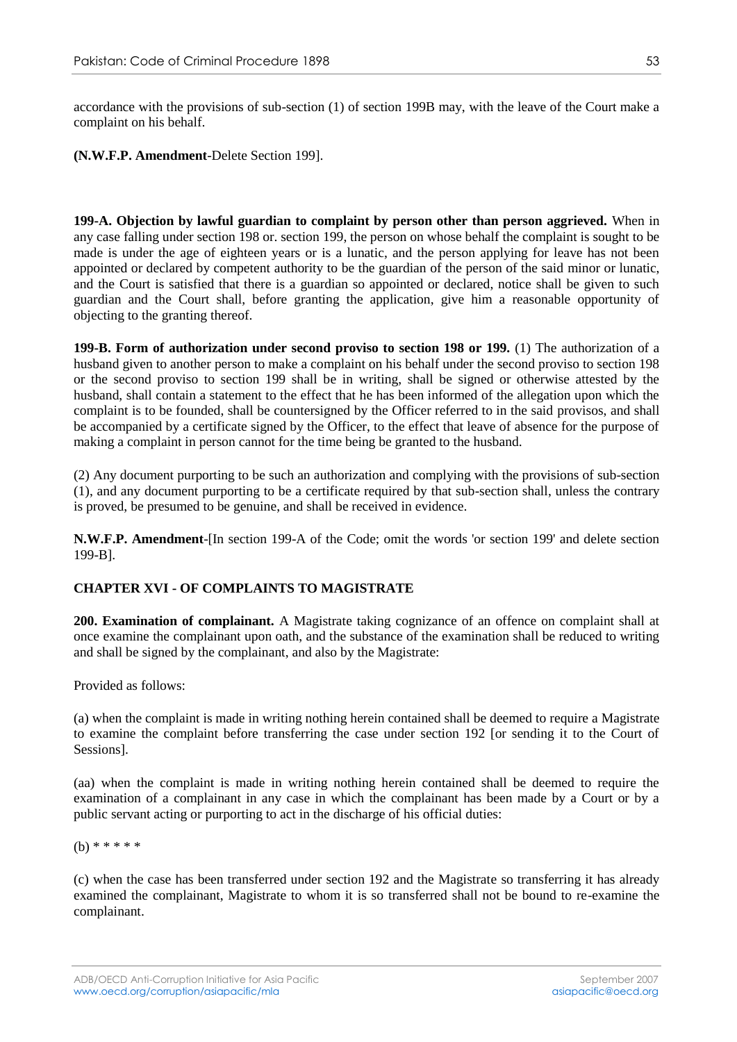accordance with the provisions of sub-section (1) of section 199B may, with the leave of the Court make a complaint on his behalf.

**(N.W.F.P. Amendment**-Delete Section 199].

**199-A. Objection by lawful guardian to complaint by person other than person aggrieved.** When in any case falling under section 198 or. section 199, the person on whose behalf the complaint is sought to be made is under the age of eighteen years or is a lunatic, and the person applying for leave has not been appointed or declared by competent authority to be the guardian of the person of the said minor or lunatic, and the Court is satisfied that there is a guardian so appointed or declared, notice shall be given to such guardian and the Court shall, before granting the application, give him a reasonable opportunity of objecting to the granting thereof.

**199-B. Form of authorization under second proviso to section 198 or 199.** (1) The authorization of a husband given to another person to make a complaint on his behalf under the second proviso to section 198 or the second proviso to section 199 shall be in writing, shall be signed or otherwise attested by the husband, shall contain a statement to the effect that he has been informed of the allegation upon which the complaint is to be founded, shall be countersigned by the Officer referred to in the said provisos, and shall be accompanied by a certificate signed by the Officer, to the effect that leave of absence for the purpose of making a complaint in person cannot for the time being be granted to the husband.

(2) Any document purporting to be such an authorization and complying with the provisions of sub-section (1), and any document purporting to be a certificate required by that sub-section shall, unless the contrary is proved, be presumed to be genuine, and shall be received in evidence.

**N.W.F.P. Amendment**-[In section 199-A of the Code; omit the words 'or section 199' and delete section 199-B].

## CHAPTER XVI - OF COMPLAINTS TO MAGISTRATE

**200. Examination of complainant.** A Magistrate taking cognizance of an offence on complaint shall at once examine the complainant upon oath, and the substance of the examination shall be reduced to writing and shall be signed by the complainant, and also by the Magistrate:

Provided as follows:

(a) when the complaint is made in writing nothing herein contained shall be deemed to require a Magistrate to examine the complaint before transferring the case under section 192 [or sending it to the Court of Sessions].

(aa) when the complaint is made in writing nothing herein contained shall be deemed to require the examination of a complainant in any case in which the complainant has been made by a Court or by a public servant acting or purporting to act in the discharge of his official duties:

(b) * * * * *

(c) when the case has been transferred under section 192 and the Magistrate so transferring it has already examined the complainant, Magistrate to whom it is so transferred shall not be bound to re-examine the complainant.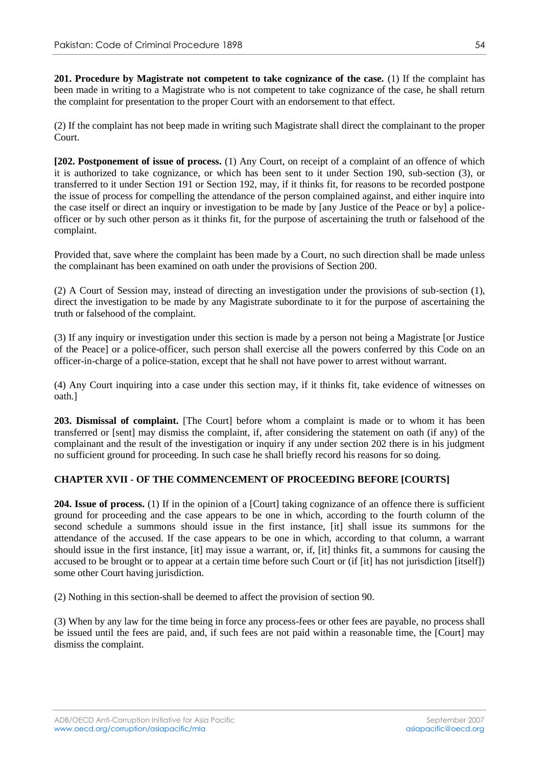**201. Procedure by Magistrate not competent to take cognizance of the case.** (1) If the complaint has been made in writing to a Magistrate who is not competent to take cognizance of the case, he shall return the complaint for presentation to the proper Court with an endorsement to that effect.

(2) If the complaint has not beep made in writing such Magistrate shall direct the complainant to the proper Court.

**[202. Postponement of issue of process.** (1) Any Court, on receipt of a complaint of an offence of which it is authorized to take cognizance, or which has been sent to it under Section 190, sub-section (3), or transferred to it under Section 191 or Section 192, may, if it thinks fit, for reasons to be recorded postpone the issue of process for compelling the attendance of the person complained against, and either inquire into the case itself or direct an inquiry or investigation to be made by [any Justice of the Peace or by] a police-officer or by such other person as it thinks fit, for the purpose of ascertaining the truth or falsehood of the complaint.

Provided that, save where the complaint has been made by a Court, no such direction shall be made unless the complainant has been examined on oath under the provisions of Section 200.

(2) A Court of Session may, instead of directing an investigation under the provisions of sub-section (1), direct the investigation to be made by any Magistrate subordinate to it for the purpose of ascertaining the truth or falsehood of the complaint.

(3) If any inquiry or investigation under this section is made by a person not being a Magistrate [or Justice of the Peace] or a police-officer, such person shall exercise all the powers conferred by this Code on an officer-in-charge of a police-station, except that he shall not have power to arrest without warrant.

(4) Any Court inquiring into a case under this section may, if it thinks fit, take evidence of witnesses on oath.]

**203. Dismissal of complaint.** [The Court] before whom a complaint is made or to whom it has been transferred or [sent] may dismiss the complaint, if, after considering the statement on oath (if any) of the complainant and the result of the investigation or inquiry if any under section 202 there is in his judgment no sufficient ground for proceeding. In such case he shall briefly record his reasons for so doing.

## CHAPTER XVII - OF THE COMMENCEMENT OF PROCEEDING BEFORE [COURTS]

**204. Issue of process.** (1) If in the opinion of a [Court] taking cognizance of an offence there is sufficient ground for proceeding and the case appears to be one in which, according to the fourth column of the second schedule a summons should issue in the first instance, [it] shall issue its summons for the attendance of the accused. If the case appears to be one in which, according to that column, a warrant should issue in the first instance, [it] may issue a warrant, or, if, [it] thinks fit, a summons for causing the accused to be brought or to appear at a certain time before such Court or (if [it] has not jurisdiction [itself]) some other Court having jurisdiction.

(2) Nothing in this section-shall be deemed to affect the provision of section 90.

(3) When by any law for the time being in force any process-fees or other fees are payable, no process shall be issued until the fees are paid, and, if such fees are not paid within a reasonable time, the [Court] may dismiss the complaint.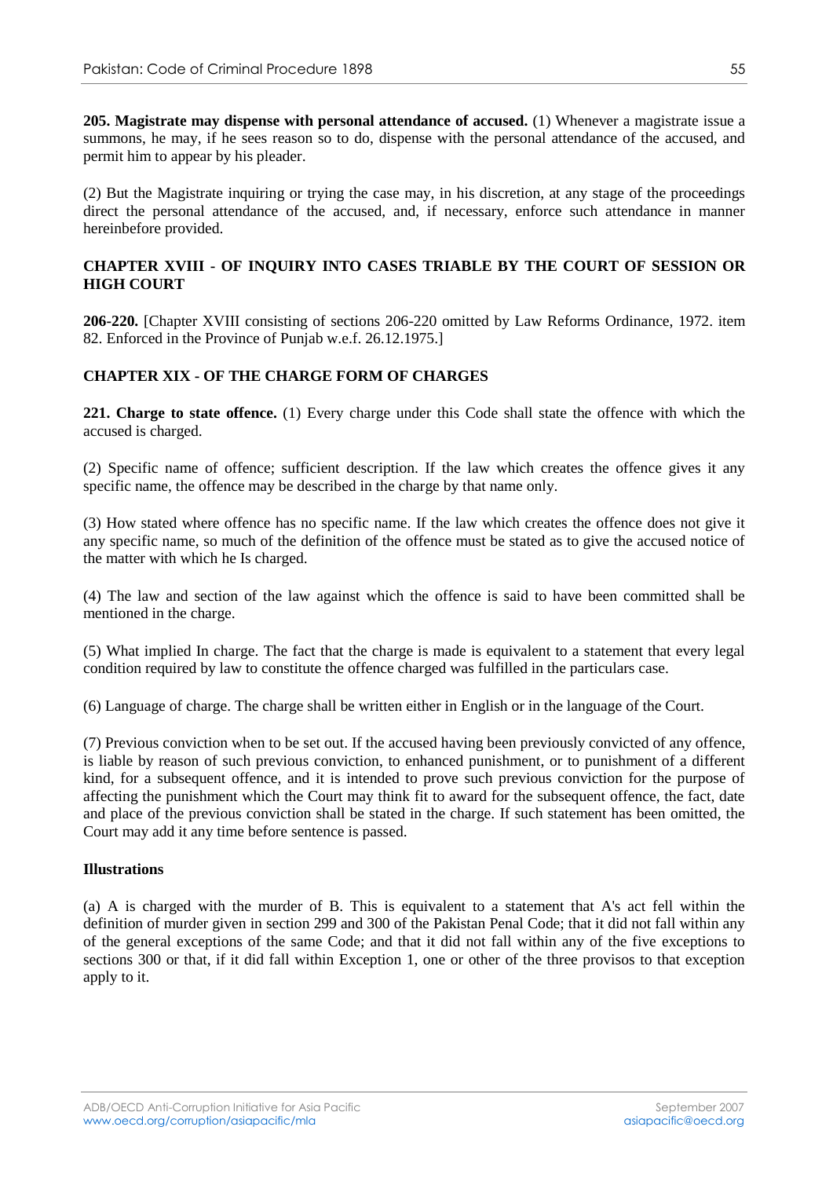**205. Magistrate may dispense with personal attendance of accused.** (1) Whenever a magistrate issue a summons, he may, if he sees reason so to do, dispense with the personal attendance of the accused, and permit him to appear by his pleader.

(2) But the Magistrate inquiring or trying the case may, in his discretion, at any stage of the proceedings direct the personal attendance of the accused, and, if necessary, enforce such attendance in manner hereinbefore provided.

## CHAPTER XVIII - OF INQUIRY INTO CASES TRIABLE BY THE COURT OF SESSION OR HIGH COURT

**206-220.** [Chapter XVIII consisting of sections 206-220 omitted by Law Reforms Ordinance, 1972. item 82. Enforced in the Province of Punjab w.e.f. 26.12.1975.]

## CHAPTER XIX - OF THE CHARGE FORM OF CHARGES

**221. Charge to state offence.** (1) Every charge under this Code shall state the offence with which the accused is charged.

(2) Specific name of offence; sufficient description. If the law which creates the offence gives it any specific name, the offence may be described in the charge by that name only.

(3) How stated where offence has no specific name. If the law which creates the offence does not give it any specific name, so much of the definition of the offence must be stated as to give the accused notice of the matter with which he Is charged.

(4) The law and section of the law against which the offence is said to have been committed shall be mentioned in the charge.

(5) What implied In charge. The fact that the charge is made is equivalent to a statement that every legal condition required by law to constitute the offence charged was fulfilled in the particulars case.

(6) Language of charge. The charge shall be written either in English or in the language of the Court.

(7) Previous conviction when to be set out. If the accused having been previously convicted of any offence, is liable by reason of such previous conviction, to enhanced punishment, or to punishment of a different kind, for a subsequent offence, and it is intended to prove such previous conviction for the purpose of affecting the punishment which the Court may think fit to award for the subsequent offence, the fact, date and place of the previous conviction shall be stated in the charge. If such statement has been omitted, the Court may add it any time before sentence is passed.

**Illustrations**

(a) A is charged with the murder of B. This is equivalent to a statement that A's act fell within the definition of murder given in section 299 and 300 of the Pakistan Penal Code; that it did not fall within any of the general exceptions of the same Code; and that it did not fall within any of the five exceptions to sections 300 or that, if it did fall within Exception 1, one or other of the three provisos to that exception apply to it.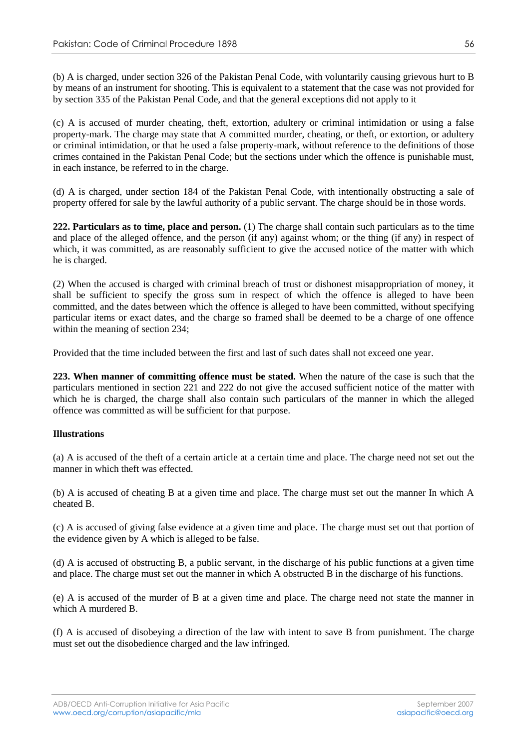(b) A is charged, under section 326 of the Pakistan Penal Code, with voluntarily causing grievous hurt to B by means of an instrument for shooting. This is equivalent to a statement that the case was not provided for by section 335 of the Pakistan Penal Code, and that the general exceptions did not apply to it

(c) A is accused of murder cheating, theft, extortion, adultery or criminal intimidation or using a false property-mark. The charge may state that A committed murder, cheating, or theft, or extortion, or adultery or criminal intimidation, or that he used a false property-mark, without reference to the definitions of those crimes contained in the Pakistan Penal Code; but the sections under which the offence is punishable must, in each instance, be referred to in the charge.

(d) A is charged, under section 184 of the Pakistan Penal Code, with intentionally obstructing a sale of property offered for sale by the lawful authority of a public servant. The charge should be in those words.

**222. Particulars as to time, place and person.** (1) The charge shall contain such particulars as to the time and place of the alleged offence, and the person (if any) against whom; or the thing (if any) in respect of which, it was committed, as are reasonably sufficient to give the accused notice of the matter with which he is charged.

(2) When the accused is charged with criminal breach of trust or dishonest misappropriation of money, it shall be sufficient to specify the gross sum in respect of which the offence is alleged to have been committed, and the dates between which the offence is alleged to have been committed, without specifying particular items or exact dates, and the charge so framed shall be deemed to be a charge of one offence within the meaning of section 234;

Provided that the time included between the first and last of such dates shall not exceed one year.

**223. When manner of committing offence must be stated.** When the nature of the case is such that the particulars mentioned in section 221 and 222 do not give the accused sufficient notice of the matter with which he is charged, the charge shall also contain such particulars of the manner in which the alleged offence was committed as will be sufficient for that purpose.

**Illustrations**

(a) A is accused of the theft of a certain article at a certain time and place. The charge need not set out the manner in which theft was effected.

(b) A is accused of cheating B at a given time and place. The charge must set out the manner In which A cheated B.

(c) A is accused of giving false evidence at a given time and place. The charge must set out that portion of the evidence given by A which is alleged to be false.

(d) A is accused of obstructing B, a public servant, in the discharge of his public functions at a given time and place. The charge must set out the manner in which A obstructed B in the discharge of his functions.

(e) A is accused of the murder of B at a given time and place. The charge need not state the manner in which A murdered B.

(f) A is accused of disobeying a direction of the law with intent to save B from punishment. The charge must set out the disobedience charged and the law infringed.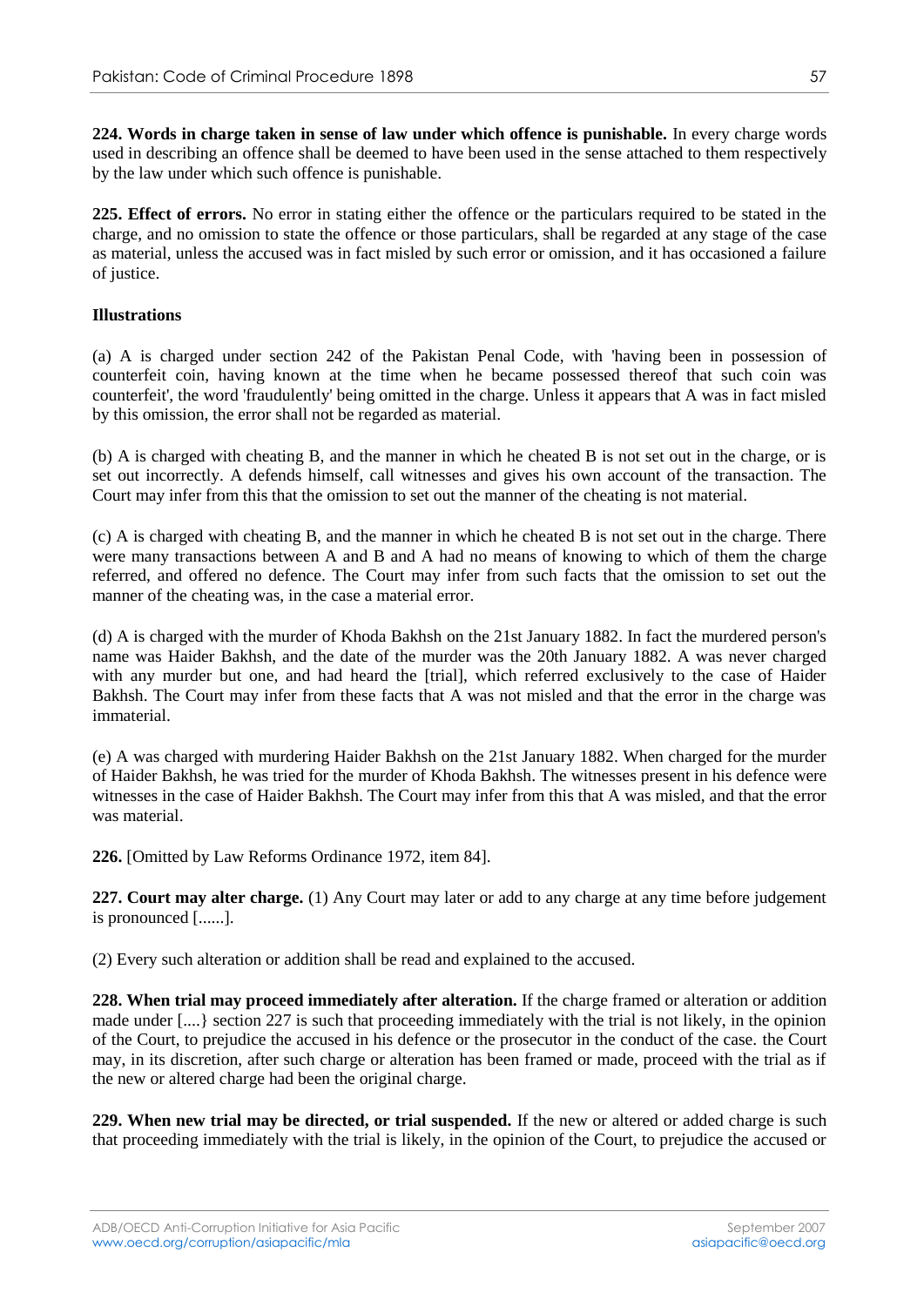**224. Words in charge taken in sense of law under which offence is punishable.** In every charge words used in describing an offence shall be deemed to have been used in the sense attached to them respectively by the law under which such offence is punishable.

**225. Effect of errors.** No error in stating either the offence or the particulars required to be stated in the charge, and no omission to state the offence or those particulars, shall be regarded at any stage of the case as material, unless the accused was in fact misled by such error or omission, and it has occasioned a failure of justice.

**Illustrations**

(a) A is charged under section 242 of the Pakistan Penal Code, with 'having been in possession of counterfeit coin, having known at the time when he became possessed thereof that such coin was counterfeit', the word 'fraudulently' being omitted in the charge. Unless it appears that A was in fact misled by this omission, the error shall not be regarded as material.

(b) A is charged with cheating B, and the manner in which he cheated B is not set out in the charge, or is set out incorrectly. A defends himself, call witnesses and gives his own account of the transaction. The Court may infer from this that the omission to set out the manner of the cheating is not material.

(c) A is charged with cheating B, and the manner in which he cheated B is not set out in the charge. There were many transactions between A and B and A had no means of knowing to which of them the charge referred, and offered no defence. The Court may infer from such facts that the omission to set out the manner of the cheating was, in the case a material error.

(d) A is charged with the murder of Khoda Bakhsh on the 21st January 1882. In fact the murdered person's name was Haider Bakhsh, and the date of the murder was the 20th January 1882. A was never charged with any murder but one, and had heard the [trial], which referred exclusively to the case of Haider Bakhsh. The Court may infer from these facts that A was not misled and that the error in the charge was immaterial.

(e) A was charged with murdering Haider Bakhsh on the 21st January 1882. When charged for the murder of Haider Bakhsh, he was tried for the murder of Khoda Bakhsh. The witnesses present in his defence were witnesses in the case of Haider Bakhsh. The Court may infer from this that A was misled, and that the error was material.

**226.** [Omitted by Law Reforms Ordinance 1972, item 84].

**227. Court may alter charge.** (1) Any Court may later or add to any charge at any time before judgement is pronounced [......].

(2) Every such alteration or addition shall be read and explained to the accused.

**228. When trial may proceed immediately after alteration.** If the charge framed or alteration or addition made under [....} section 227 is such that proceeding immediately with the trial is not likely, in the opinion of the Court, to prejudice the accused in his defence or the prosecutor in the conduct of the case. the Court may, in its discretion, after such charge or alteration has been framed or made, proceed with the trial as if the new or altered charge had been the original charge.

**229. When new trial may be directed, or trial suspended.** If the new or altered or added charge is such that proceeding immediately with the trial is likely, in the opinion of the Court, to prejudice the accused or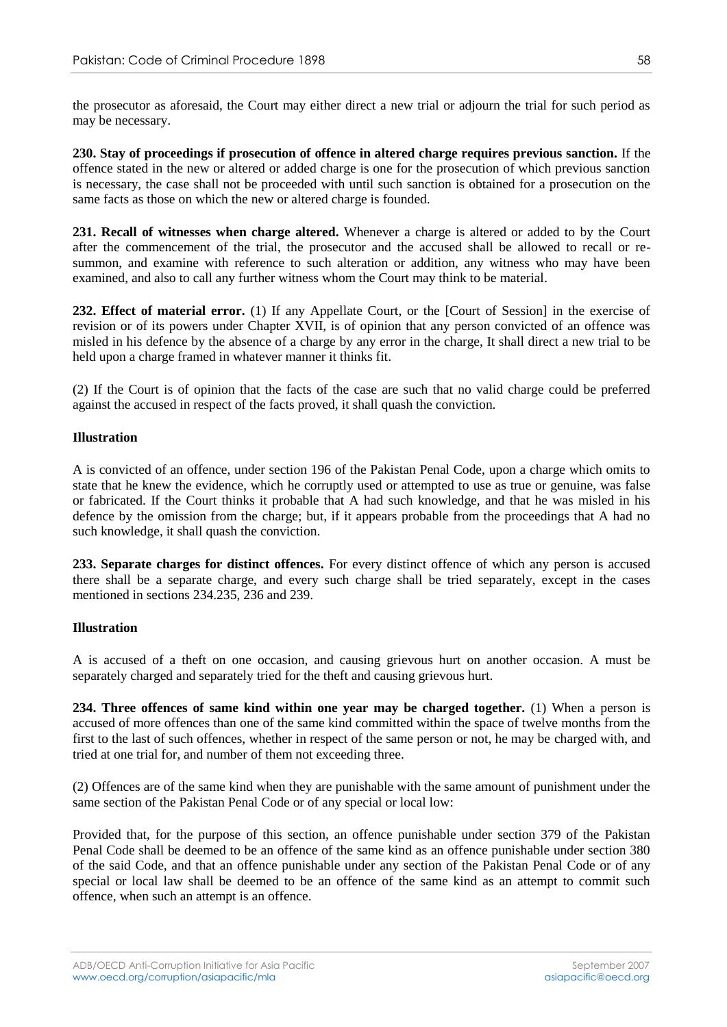the prosecutor as aforesaid, the Court may either direct a new trial or adjourn the trial for such period as may be necessary.

**230. Stay of proceedings if prosecution of offence in altered charge requires previous sanction.** If the offence stated in the new or altered or added charge is one for the prosecution of which previous sanction is necessary, the case shall not be proceeded with until such sanction is obtained for a prosecution on the same facts as those on which the new or altered charge is founded.

**231. Recall of witnesses when charge altered.** Whenever a charge is altered or added to by the Court after the commencement of the trial, the prosecutor and the accused shall be allowed to recall or re-summon, and examine with reference to such alteration or addition, any witness who may have been examined, and also to call any further witness whom the Court may think to be material.

**232. Effect of material error.** (1) If any Appellate Court, or the [Court of Session] in the exercise of revision or of its powers under Chapter XVII, is of opinion that any person convicted of an offence was misled in his defence by the absence of a charge by any error in the charge, It shall direct a new trial to be held upon a charge framed in whatever manner it thinks fit.

(2) If the Court is of opinion that the facts of the case are such that no valid charge could be preferred against the accused in respect of the facts proved, it shall quash the conviction.

**Illustration**

A is convicted of an offence, under section 196 of the Pakistan Penal Code, upon a charge which omits to state that he knew the evidence, which he corruptly used or attempted to use as true or genuine, was false or fabricated. If the Court thinks it probable that A had such knowledge, and that he was misled in his defence by the omission from the charge; but, if it appears probable from the proceedings that A had no such knowledge, it shall quash the conviction.

**233. Separate charges for distinct offences.** For every distinct offence of which any person is accused there shall be a separate charge, and every such charge shall be tried separately, except in the cases mentioned in sections 234.235, 236 and 239.

**Illustration**

A is accused of a theft on one occasion, and causing grievous hurt on another occasion. A must be separately charged and separately tried for the theft and causing grievous hurt.

**234. Three offences of same kind within one year may be charged together.** (1) When a person is accused of more offences than one of the same kind committed within the space of twelve months from the first to the last of such offences, whether in respect of the same person or not, he may be charged with, and tried at one trial for, and number of them not exceeding three.

(2) Offences are of the same kind when they are punishable with the same amount of punishment under the same section of the Pakistan Penal Code or of any special or local low:

Provided that, for the purpose of this section, an offence punishable under section 379 of the Pakistan Penal Code shall be deemed to be an offence of the same kind as an offence punishable under section 380 of the said Code, and that an offence punishable under any section of the Pakistan Penal Code or of any special or local law shall be deemed to be an offence of the same kind as an attempt to commit such offence, when such an attempt is an offence.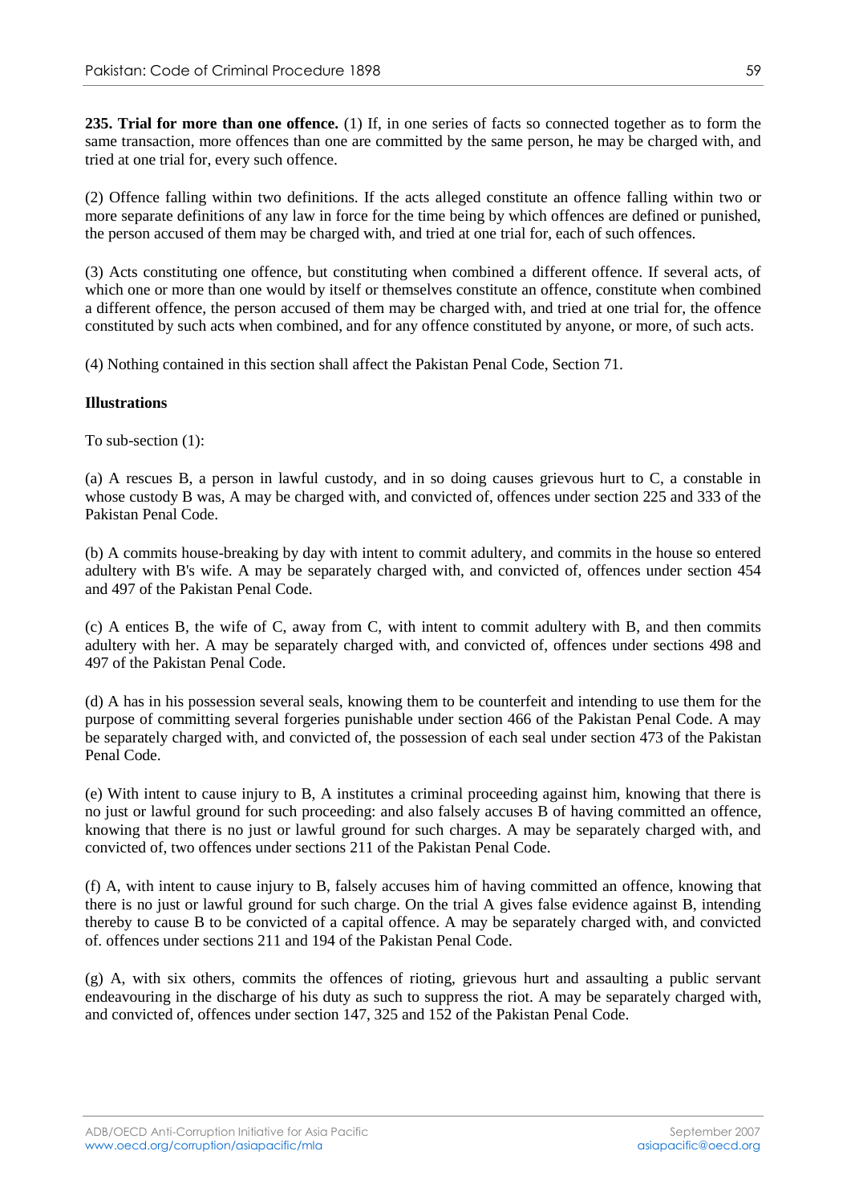**235. Trial for more than one offence.** (1) If, in one series of facts so connected together as to form the same transaction, more offences than one are committed by the same person, he may be charged with, and tried at one trial for, every such offence.

(2) Offence falling within two definitions. If the acts alleged constitute an offence falling within two or more separate definitions of any law in force for the time being by which offences are defined or punished, the person accused of them may be charged with, and tried at one trial for, each of such offences.

(3) Acts constituting one offence, but constituting when combined a different offence. If several acts, of which one or more than one would by itself or themselves constitute an offence, constitute when combined a different offence, the person accused of them may be charged with, and tried at one trial for, the offence constituted by such acts when combined, and for any offence constituted by anyone, or more, of such acts.

(4) Nothing contained in this section shall affect the Pakistan Penal Code, Section 71.

**Illustrations**

To sub-section (1):

(a) A rescues B, a person in lawful custody, and in so doing causes grievous hurt to C, a constable in whose custody B was, A may be charged with, and convicted of, offences under section 225 and 333 of the Pakistan Penal Code.

(b) A commits house-breaking by day with intent to commit adultery, and commits in the house so entered adultery with B's wife. A may be separately charged with, and convicted of, offences under section 454 and 497 of the Pakistan Penal Code.

(c) A entices B, the wife of C, away from C, with intent to commit adultery with B, and then commits adultery with her. A may be separately charged with, and convicted of, offences under sections 498 and 497 of the Pakistan Penal Code.

(d) A has in his possession several seals, knowing them to be counterfeit and intending to use them for the purpose of committing several forgeries punishable under section 466 of the Pakistan Penal Code. A may be separately charged with, and convicted of, the possession of each seal under section 473 of the Pakistan Penal Code.

(e) With intent to cause injury to B, A institutes a criminal proceeding against him, knowing that there is no just or lawful ground for such proceeding: and also falsely accuses B of having committed an offence, knowing that there is no just or lawful ground for such charges. A may be separately charged with, and convicted of, two offences under sections 211 of the Pakistan Penal Code.

(f) A, with intent to cause injury to B, falsely accuses him of having committed an offence, knowing that there is no just or lawful ground for such charge. On the trial A gives false evidence against B, intending thereby to cause B to be convicted of a capital offence. A may be separately charged with, and convicted of. offences under sections 211 and 194 of the Pakistan Penal Code.

(g) A, with six others, commits the offences of rioting, grievous hurt and assaulting a public servant endeavouring in the discharge of his duty as such to suppress the riot. A may be separately charged with, and convicted of, offences under section 147, 325 and 152 of the Pakistan Penal Code.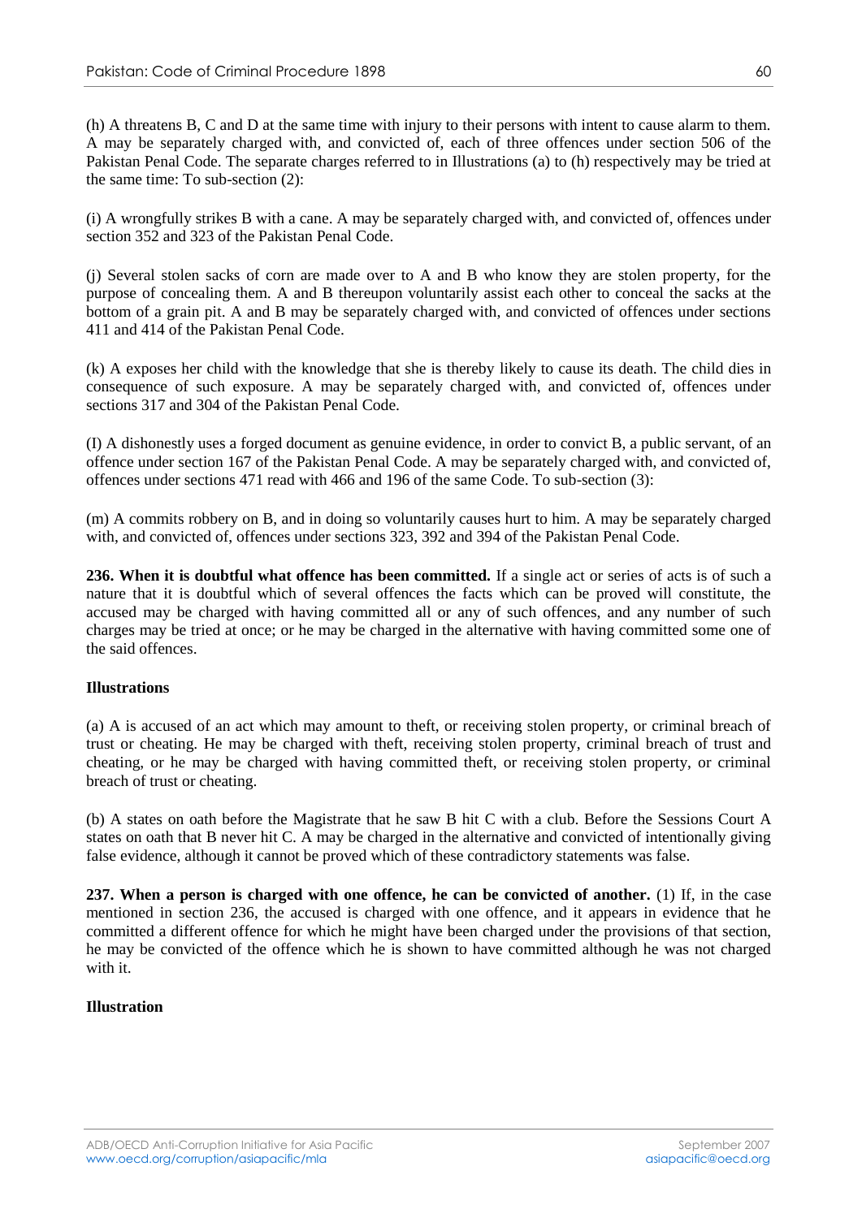(h) A threatens B, C and D at the same time with injury to their persons with intent to cause alarm to them. A may be separately charged with, and convicted of, each of three offences under section 506 of the Pakistan Penal Code. The separate charges referred to in Illustrations (a) to (h) respectively may be tried at the same time: To sub-section (2):

(i) A wrongfully strikes B with a cane. A may be separately charged with, and convicted of, offences under section 352 and 323 of the Pakistan Penal Code.

(j) Several stolen sacks of corn are made over to A and B who know they are stolen property, for the purpose of concealing them. A and B thereupon voluntarily assist each other to conceal the sacks at the bottom of a grain pit. A and B may be separately charged with, and convicted of offences under sections 411 and 414 of the Pakistan Penal Code.

(k) A exposes her child with the knowledge that she is thereby likely to cause its death. The child dies in consequence of such exposure. A may be separately charged with, and convicted of, offences under sections 317 and 304 of the Pakistan Penal Code.

(I) A dishonestly uses a forged document as genuine evidence, in order to convict B, a public servant, of an offence under section 167 of the Pakistan Penal Code. A may be separately charged with, and convicted of, offences under sections 471 read with 466 and 196 of the same Code. To sub-section (3):

(m) A commits robbery on B, and in doing so voluntarily causes hurt to him. A may be separately charged with, and convicted of, offences under sections 323, 392 and 394 of the Pakistan Penal Code.

**236. When it is doubtful what offence has been committed.** If a single act or series of acts is of such a nature that it is doubtful which of several offences the facts which can be proved will constitute, the accused may be charged with having committed all or any of such offences, and any number of such charges may be tried at once; or he may be charged in the alternative with having committed some one of the said offences.

**Illustrations**

(a) A is accused of an act which may amount to theft, or receiving stolen property, or criminal breach of trust or cheating. He may be charged with theft, receiving stolen property, criminal breach of trust and cheating, or he may be charged with having committed theft, or receiving stolen property, or criminal breach of trust or cheating.

(b) A states on oath before the Magistrate that he saw B hit C with a club. Before the Sessions Court A states on oath that B never hit C. A may be charged in the alternative and convicted of intentionally giving false evidence, although it cannot be proved which of these contradictory statements was false.

**237. When a person is charged with one offence, he can be convicted of another.** (1) If, in the case mentioned in section 236, the accused is charged with one offence, and it appears in evidence that he committed a different offence for which he might have been charged under the provisions of that section, he may be convicted of the offence which he is shown to have committed although he was not charged with it.

**Illustration**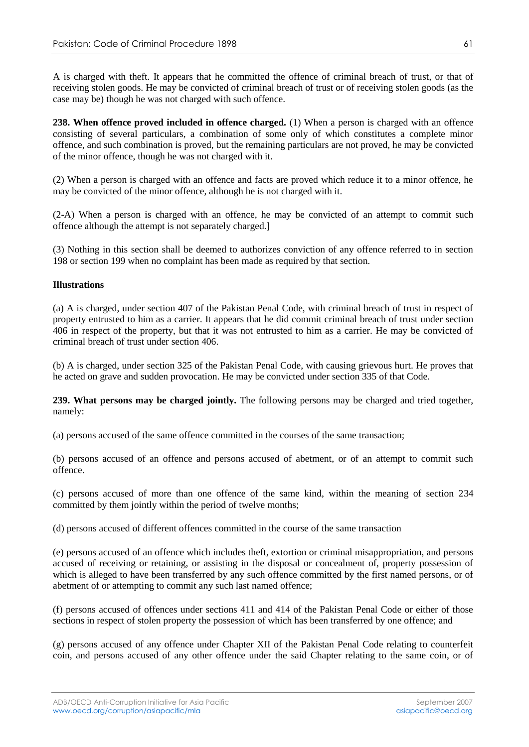A is charged with theft. It appears that he committed the offence of criminal breach of trust, or that of receiving stolen goods. He may be convicted of criminal breach of trust or of receiving stolen goods (as the case may be) though he was not charged with such offence.

**238. When offence proved included in offence charged.** (1) When a person is charged with an offence consisting of several particulars, a combination of some only of which constitutes a complete minor offence, and such combination is proved, but the remaining particulars are not proved, he may be convicted of the minor offence, though he was not charged with it.

(2) When a person is charged with an offence and facts are proved which reduce it to a minor offence, he may be convicted of the minor offence, although he is not charged with it.

(2-A) When a person is charged with an offence, he may be convicted of an attempt to commit such offence although the attempt is not separately charged.]

(3) Nothing in this section shall be deemed to authorizes conviction of any offence referred to in section 198 or section 199 when no complaint has been made as required by that section.

**Illustrations**

(a) A is charged, under section 407 of the Pakistan Penal Code, with criminal breach of trust in respect of property entrusted to him as a carrier. It appears that he did commit criminal breach of trust under section 406 in respect of the property, but that it was not entrusted to him as a carrier. He may be convicted of criminal breach of trust under section 406.

(b) A is charged, under section 325 of the Pakistan Penal Code, with causing grievous hurt. He proves that he acted on grave and sudden provocation. He may be convicted under section 335 of that Code.

**239. What persons may be charged jointly.** The following persons may be charged and tried together, namely:

(a) persons accused of the same offence committed in the courses of the same transaction;

(b) persons accused of an offence and persons accused of abetment, or of an attempt to commit such offence.

(c) persons accused of more than one offence of the same kind, within the meaning of section 234 committed by them jointly within the period of twelve months;

(d) persons accused of different offences committed in the course of the same transaction

(e) persons accused of an offence which includes theft, extortion or criminal misappropriation, and persons accused of receiving or retaining, or assisting in the disposal or concealment of, property possession of which is alleged to have been transferred by any such offence committed by the first named persons, or of abetment of or attempting to commit any such last named offence;

(f) persons accused of offences under sections 411 and 414 of the Pakistan Penal Code or either of those sections in respect of stolen property the possession of which has been transferred by one offence; and

(g) persons accused of any offence under Chapter XII of the Pakistan Penal Code relating to counterfeit coin, and persons accused of any other offence under the said Chapter relating to the same coin, or of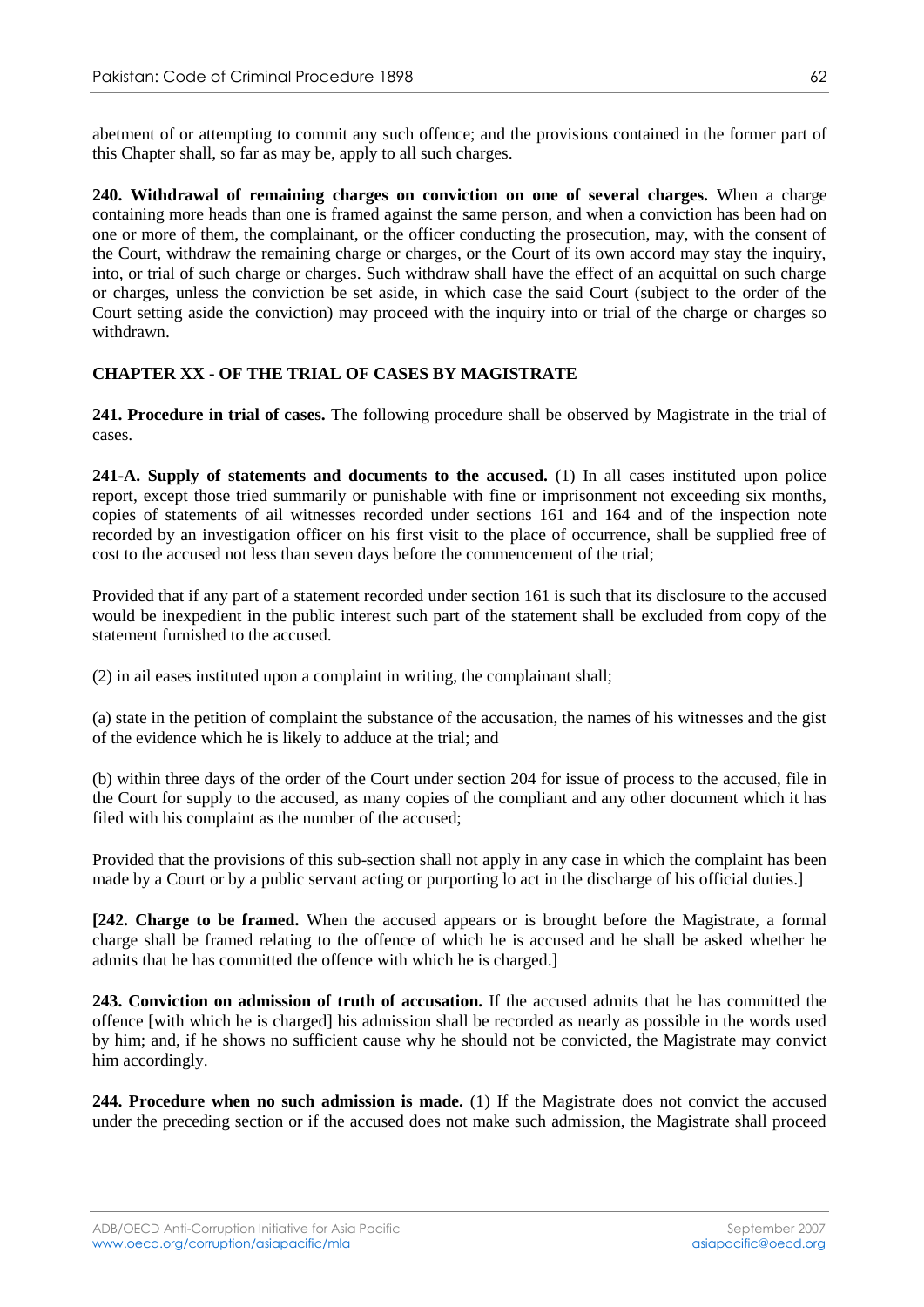abetment of or attempting to commit any such offence; and the provisions contained in the former part of this Chapter shall, so far as may be, apply to all such charges.

**240. Withdrawal of remaining charges on conviction on one of several charges.** When a charge containing more heads than one is framed against the same person, and when a conviction has been had on one or more of them, the complainant, or the officer conducting the prosecution, may, with the consent of the Court, withdraw the remaining charge or charges, or the Court of its own accord may stay the inquiry, into, or trial of such charge or charges. Such withdraw shall have the effect of an acquittal on such charge or charges, unless the conviction be set aside, in which case the said Court (subject to the order of the Court setting aside the conviction) may proceed with the inquiry into or trial of the charge or charges so withdrawn.

## CHAPTER XX - OF THE TRIAL OF CASES BY MAGISTRATE

**241. Procedure in trial of cases.** The following procedure shall be observed by Magistrate in the trial of cases.

**241-A. Supply of statements and documents to the accused.** (1) In all cases instituted upon police report, except those tried summarily or punishable with fine or imprisonment not exceeding six months, copies of statements of ail witnesses recorded under sections 161 and 164 and of the inspection note recorded by an investigation officer on his first visit to the place of occurrence, shall be supplied free of cost to the accused not less than seven days before the commencement of the trial;

Provided that if any part of a statement recorded under section 161 is such that its disclosure to the accused would be inexpedient in the public interest such part of the statement shall be excluded from copy of the statement furnished to the accused.

(2) in ail eases instituted upon a complaint in writing, the complainant shall;

(a) state in the petition of complaint the substance of the accusation, the names of his witnesses and the gist of the evidence which he is likely to adduce at the trial; and

(b) within three days of the order of the Court under section 204 for issue of process to the accused, file in the Court for supply to the accused, as many copies of the compliant and any other document which it has filed with his complaint as the number of the accused;

Provided that the provisions of this sub-section shall not apply in any case in which the complaint has been made by a Court or by a public servant acting or purporting lo act in the discharge of his official duties.]

**[242. Charge to be framed.** When the accused appears or is brought before the Magistrate, a formal charge shall be framed relating to the offence of which he is accused and he shall be asked whether he admits that he has committed the offence with which he is charged.]

**243. Conviction on admission of truth of accusation.** If the accused admits that he has committed the offence [with which he is charged] his admission shall be recorded as nearly as possible in the words used by him; and, if he shows no sufficient cause why he should not be convicted, the Magistrate may convict him accordingly.

**244. Procedure when no such admission is made.** (1) If the Magistrate does not convict the accused under the preceding section or if the accused does not make such admission, the Magistrate shall proceed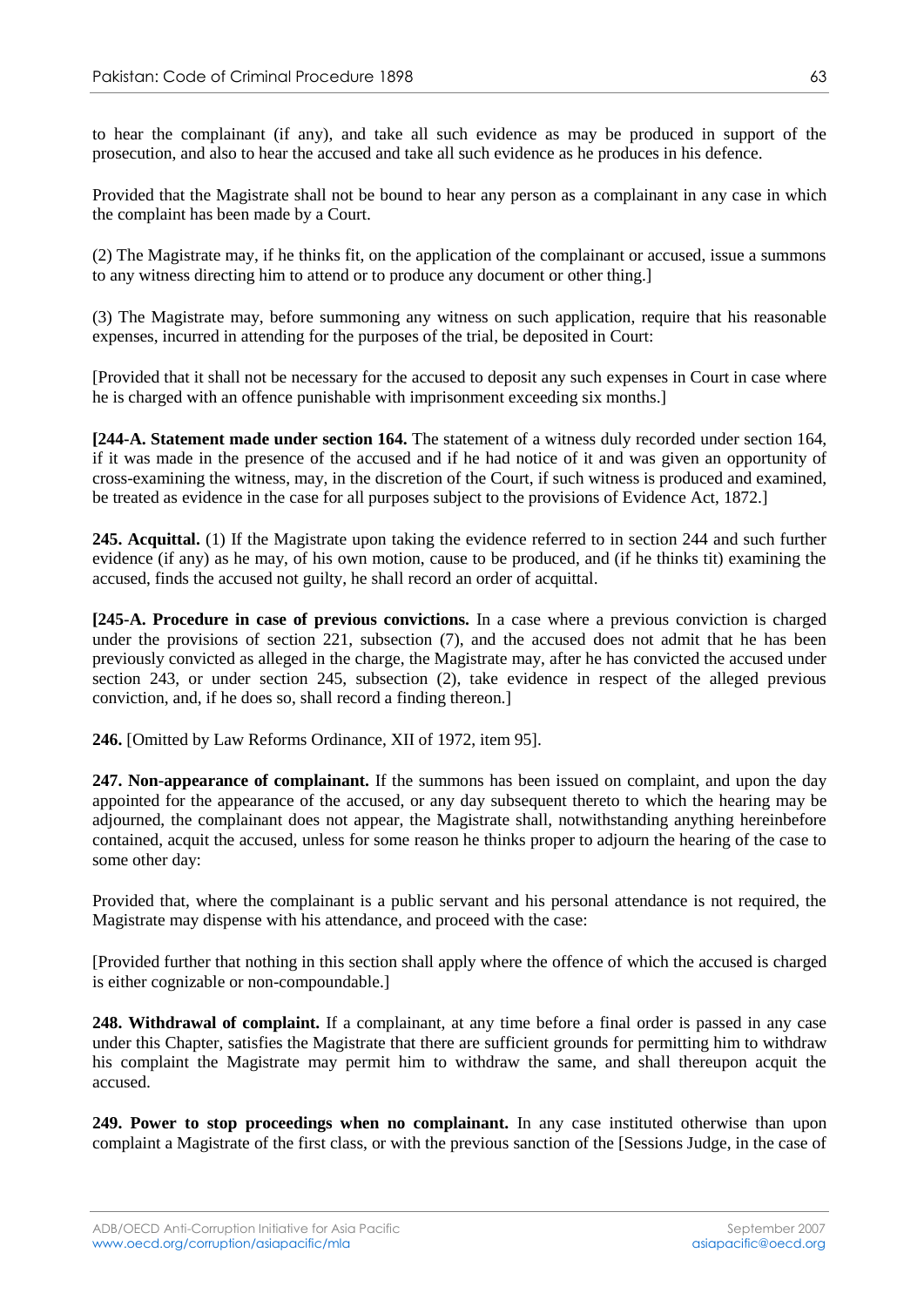to hear the complainant (if any), and take all such evidence as may be produced in support of the prosecution, and also to hear the accused and take all such evidence as he produces in his defence.

Provided that the Magistrate shall not be bound to hear any person as a complainant in any case in which the complaint has been made by a Court.

(2) The Magistrate may, if he thinks fit, on the application of the complainant or accused, issue a summons to any witness directing him to attend or to produce any document or other thing.]

(3) The Magistrate may, before summoning any witness on such application, require that his reasonable expenses, incurred in attending for the purposes of the trial, be deposited in Court:

[Provided that it shall not be necessary for the accused to deposit any such expenses in Court in case where he is charged with an offence punishable with imprisonment exceeding six months.]

**[244-A. Statement made under section 164.** The statement of a witness duly recorded under section 164, if it was made in the presence of the accused and if he had notice of it and was given an opportunity of cross-examining the witness, may, in the discretion of the Court, if such witness is produced and examined, be treated as evidence in the case for all purposes subject to the provisions of Evidence Act, 1872.]

**245. Acquittal.** (1) If the Magistrate upon taking the evidence referred to in section 244 and such further evidence (if any) as he may, of his own motion, cause to be produced, and (if he thinks tit) examining the accused, finds the accused not guilty, he shall record an order of acquittal.

**[245-A. Procedure in case of previous convictions.** In a case where a previous conviction is charged under the provisions of section 221, subsection (7), and the accused does not admit that he has been previously convicted as alleged in the charge, the Magistrate may, after he has convicted the accused under section 243, or under section 245, subsection (2), take evidence in respect of the alleged previous conviction, and, if he does so, shall record a finding thereon.]

**246.** [Omitted by Law Reforms Ordinance, XII of 1972, item 95].

**247. Non-appearance of complainant.** If the summons has been issued on complaint, and upon the day appointed for the appearance of the accused, or any day subsequent thereto to which the hearing may be adjourned, the complainant does not appear, the Magistrate shall, notwithstanding anything hereinbefore contained, acquit the accused, unless for some reason he thinks proper to adjourn the hearing of the case to some other day:

Provided that, where the complainant is a public servant and his personal attendance is not required, the Magistrate may dispense with his attendance, and proceed with the case:

[Provided further that nothing in this section shall apply where the offence of which the accused is charged is either cognizable or non-compoundable.]

**248. Withdrawal of complaint.** If a complainant, at any time before a final order is passed in any case under this Chapter, satisfies the Magistrate that there are sufficient grounds for permitting him to withdraw his complaint the Magistrate may permit him to withdraw the same, and shall thereupon acquit the accused.

**249. Power to stop proceedings when no complainant.** In any case instituted otherwise than upon complaint a Magistrate of the first class, or with the previous sanction of the [Sessions Judge, in the case of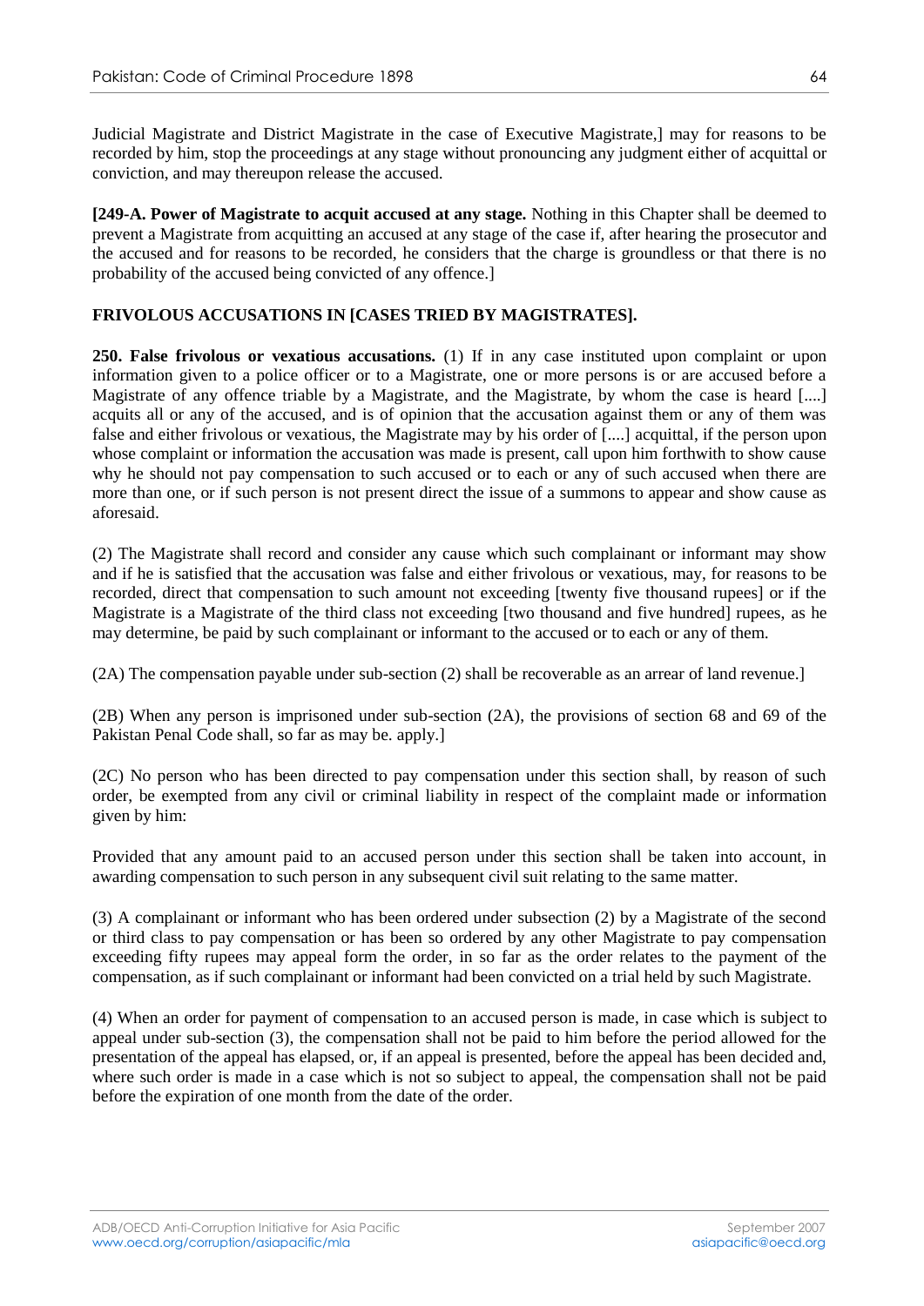Judicial Magistrate and District Magistrate in the case of Executive Magistrate,] may for reasons to be recorded by him, stop the proceedings at any stage without pronouncing any judgment either of acquittal or conviction, and may thereupon release the accused.

**[249-A. Power of Magistrate to acquit accused at any stage.** Nothing in this Chapter shall be deemed to prevent a Magistrate from acquitting an accused at any stage of the case if, after hearing the prosecutor and the accused and for reasons to be recorded, he considers that the charge is groundless or that there is no probability of the accused being convicted of any offence.]

**FRIVOLOUS ACCUSATIONS IN [CASES TRIED BY MAGISTRATES].**

**250. False frivolous or vexatious accusations.** (1) If in any case instituted upon complaint or upon information given to a police officer or to a Magistrate, one or more persons is or are accused before a Magistrate of any offence triable by a Magistrate, and the Magistrate, by whom the case is heard [....] acquits all or any of the accused, and is of opinion that the accusation against them or any of them was false and either frivolous or vexatious, the Magistrate may by his order of [....] acquittal, if the person upon whose complaint or information the accusation was made is present, call upon him forthwith to show cause why he should not pay compensation to such accused or to each or any of such accused when there are more than one, or if such person is not present direct the issue of a summons to appear and show cause as aforesaid.

(2) The Magistrate shall record and consider any cause which such complainant or informant may show and if he is satisfied that the accusation was false and either frivolous or vexatious, may, for reasons to be recorded, direct that compensation to such amount not exceeding [twenty five thousand rupees] or if the Magistrate is a Magistrate of the third class not exceeding [two thousand and five hundred] rupees, as he may determine, be paid by such complainant or informant to the accused or to each or any of them.

(2A) The compensation payable under sub-section (2) shall be recoverable as an arrear of land revenue.]

(2B) When any person is imprisoned under sub-section (2A), the provisions of section 68 and 69 of the Pakistan Penal Code shall, so far as may be. apply.]

(2C) No person who has been directed to pay compensation under this section shall, by reason of such order, be exempted from any civil or criminal liability in respect of the complaint made or information given by him:

Provided that any amount paid to an accused person under this section shall be taken into account, in awarding compensation to such person in any subsequent civil suit relating to the same matter.

(3) A complainant or informant who has been ordered under subsection (2) by a Magistrate of the second or third class to pay compensation or has been so ordered by any other Magistrate to pay compensation exceeding fifty rupees may appeal form the order, in so far as the order relates to the payment of the compensation, as if such complainant or informant had been convicted on a trial held by such Magistrate.

(4) When an order for payment of compensation to an accused person is made, in case which is subject to appeal under sub-section (3), the compensation shall not be paid to him before the period allowed for the presentation of the appeal has elapsed, or, if an appeal is presented, before the appeal has been decided and, where such order is made in a case which is not so subject to appeal, the compensation shall not be paid before the expiration of one month from the date of the order.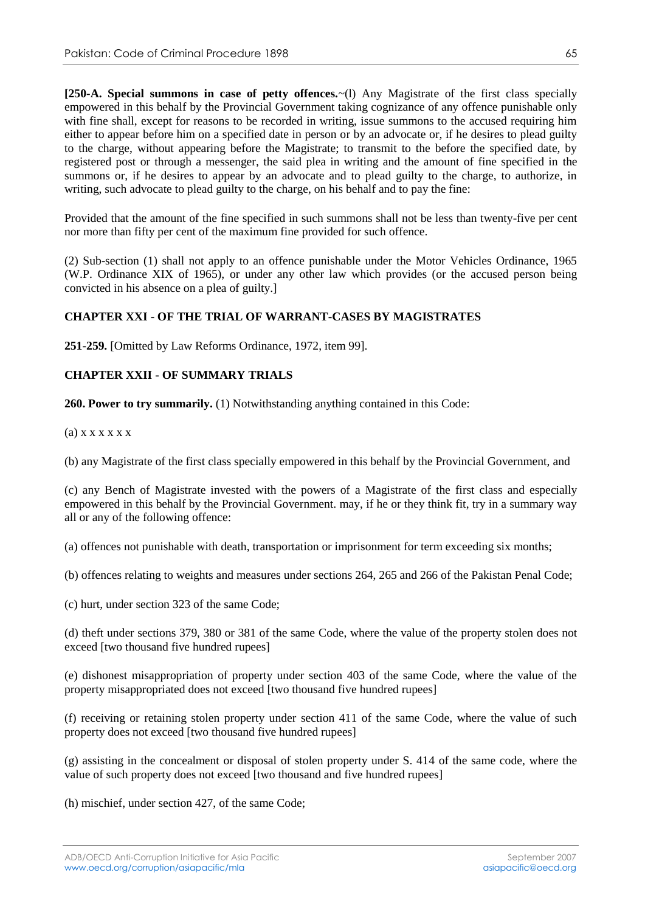**[250-A. Special summons in case of petty offences.**~(l) Any Magistrate of the first class specially empowered in this behalf by the Provincial Government taking cognizance of any offence punishable only with fine shall, except for reasons to be recorded in writing, issue summons to the accused requiring him either to appear before him on a specified date in person or by an advocate or, if he desires to plead guilty to the charge, without appearing before the Magistrate; to transmit to the before the specified date, by registered post or through a messenger, the said plea in writing and the amount of fine specified in the summons or, if he desires to appear by an advocate and to plead guilty to the charge, to authorize, in writing, such advocate to plead guilty to the charge, on his behalf and to pay the fine:

Provided that the amount of the fine specified in such summons shall not be less than twenty-five per cent nor more than fifty per cent of the maximum fine provided for such offence.

(2) Sub-section (1) shall not apply to an offence punishable under the Motor Vehicles Ordinance, 1965 (W.P. Ordinance XIX of 1965), or under any other law which provides (or the accused person being convicted in his absence on a plea of guilty.]

## CHAPTER XXI - OF THE TRIAL OF WARRANT-CASES BY MAGISTRATES

**251-259.** [Omitted by Law Reforms Ordinance, 1972, item 99].

## CHAPTER XXII - OF SUMMARY TRIALS

**260. Power to try summarily.** (1) Notwithstanding anything contained in this Code:

(a) x x x x x x

(b) any Magistrate of the first class specially empowered in this behalf by the Provincial Government, and

(c) any Bench of Magistrate invested with the powers of a Magistrate of the first class and especially empowered in this behalf by the Provincial Government. may, if he or they think fit, try in a summary way all or any of the following offence:

(a) offences not punishable with death, transportation or imprisonment for term exceeding six months;

(b) offences relating to weights and measures under sections 264, 265 and 266 of the Pakistan Penal Code;

(c) hurt, under section 323 of the same Code;

(d) theft under sections 379, 380 or 381 of the same Code, where the value of the property stolen does not exceed [two thousand five hundred rupees]

(e) dishonest misappropriation of property under section 403 of the same Code, where the value of the property misappropriated does not exceed [two thousand five hundred rupees]

(f) receiving or retaining stolen property under section 411 of the same Code, where the value of such property does not exceed [two thousand five hundred rupees]

(g) assisting in the concealment or disposal of stolen property under S. 414 of the same code, where the value of such property does not exceed [two thousand and five hundred rupees]

(h) mischief, under section 427, of the same Code;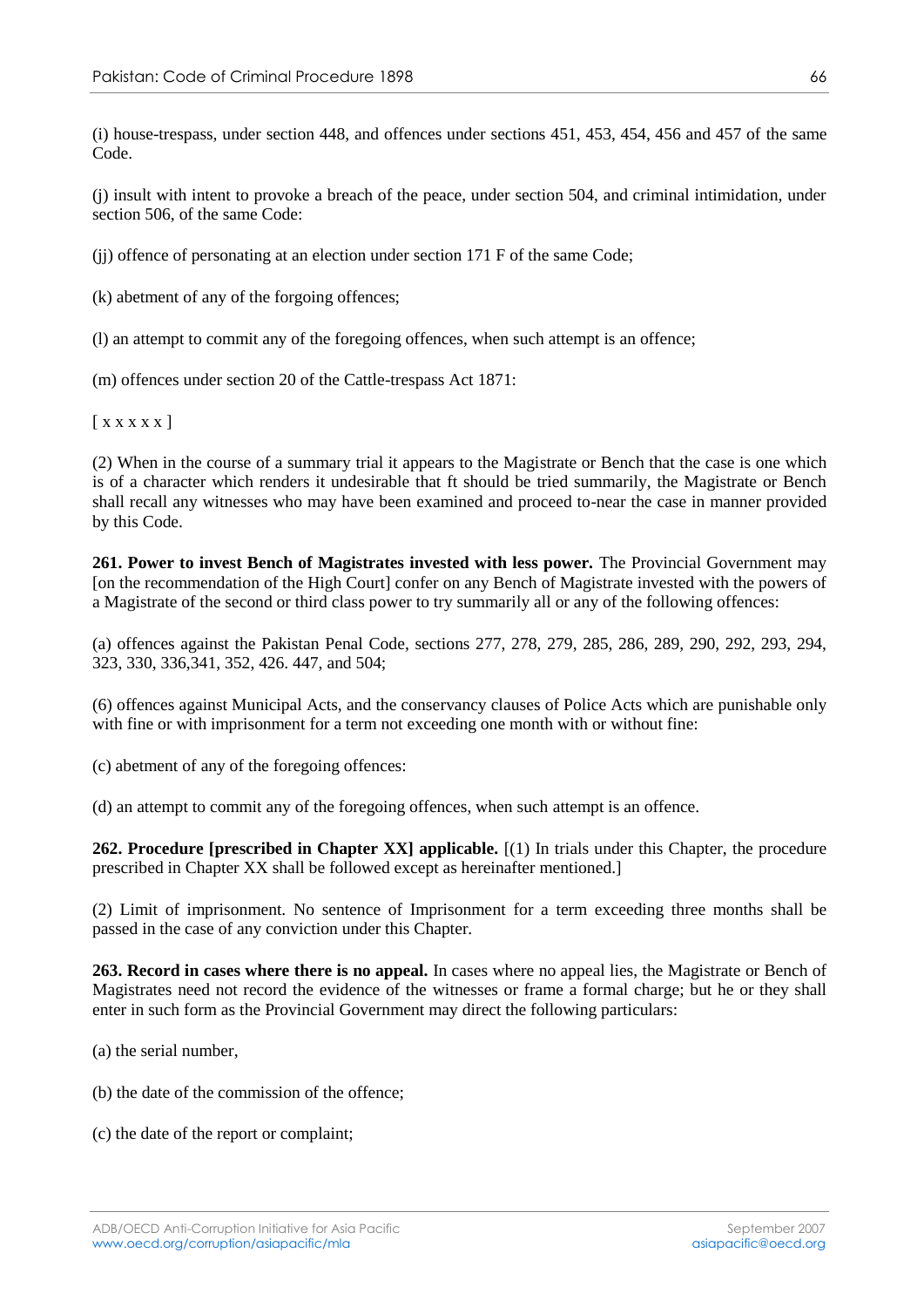(i) house-trespass, under section 448, and offences under sections 451, 453, 454, 456 and 457 of the same Code.

(j) insult with intent to provoke a breach of the peace, under section 504, and criminal intimidation, under section 506, of the same Code:

(jj) offence of personating at an election under section 171 F of the same Code;

(k) abetment of any of the forgoing offences;

(l) an attempt to commit any of the foregoing offences, when such attempt is an offence;

(m) offences under section 20 of the Cattle-trespass Act 1871:

[ x x x x x ]

(2) When in the course of a summary trial it appears to the Magistrate or Bench that the case is one which is of a character which renders it undesirable that ft should be tried summarily, the Magistrate or Bench shall recall any witnesses who may have been examined and proceed to-near the case in manner provided by this Code.

**261. Power to invest Bench of Magistrates invested with less power.** The Provincial Government may [on the recommendation of the High Court] confer on any Bench of Magistrate invested with the powers of a Magistrate of the second or third class power to try summarily all or any of the following offences:

(a) offences against the Pakistan Penal Code, sections 277, 278, 279, 285, 286, 289, 290, 292, 293, 294, 323, 330, 336,341, 352, 426. 447, and 504;

(6) offences against Municipal Acts, and the conservancy clauses of Police Acts which are punishable only with fine or with imprisonment for a term not exceeding one month with or without fine:

(c) abetment of any of the foregoing offences:

(d) an attempt to commit any of the foregoing offences, when such attempt is an offence.

**262. Procedure [prescribed in Chapter XX] applicable.** [(1) In trials under this Chapter, the procedure prescribed in Chapter XX shall be followed except as hereinafter mentioned.]

(2) Limit of imprisonment. No sentence of Imprisonment for a term exceeding three months shall be passed in the case of any conviction under this Chapter.

**263. Record in cases where there is no appeal.** In cases where no appeal lies, the Magistrate or Bench of Magistrates need not record the evidence of the witnesses or frame a formal charge; but he or they shall enter in such form as the Provincial Government may direct the following particulars:

(a) the serial number,

(b) the date of the commission of the offence;

(c) the date of the report or complaint;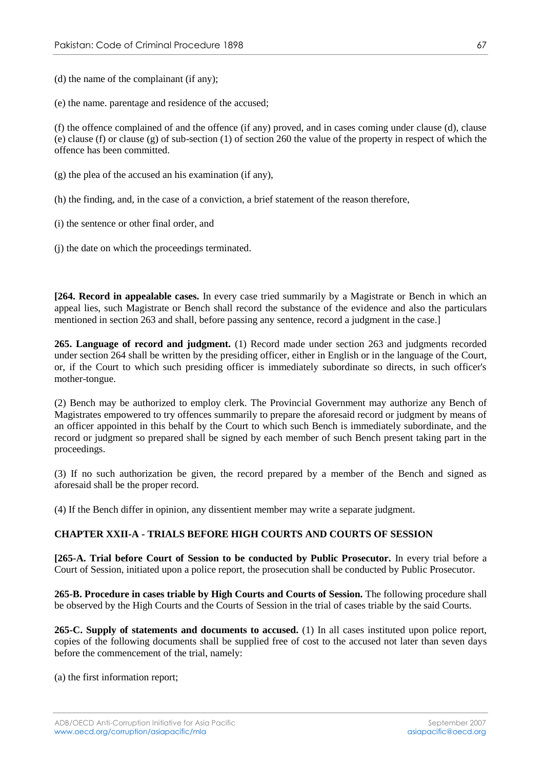(d) the name of the complainant (if any);

(e) the name. parentage and residence of the accused;

(f) the offence complained of and the offence (if any) proved, and in cases coming under clause (d), clause (e) clause (f) or clause (g) of sub-section (1) of section 260 the value of the property in respect of which the offence has been committed.

(g) the plea of the accused an his examination (if any),

(h) the finding, and, in the case of a conviction, a brief statement of the reason therefore,

(i) the sentence or other final order, and

(j) the date on which the proceedings terminated.

**[264. Record in appealable cases.** In every case tried summarily by a Magistrate or Bench in which an appeal lies, such Magistrate or Bench shall record the substance of the evidence and also the particulars mentioned in section 263 and shall, before passing any sentence, record a judgment in the case.]

**265. Language of record and judgment.** (1) Record made under section 263 and judgments recorded under section 264 shall be written by the presiding officer, either in English or in the language of the Court, or, if the Court to which such presiding officer is immediately subordinate so directs, in such officer's mother-tongue.

(2) Bench may be authorized to employ clerk. The Provincial Government may authorize any Bench of Magistrates empowered to try offences summarily to prepare the aforesaid record or judgment by means of an officer appointed in this behalf by the Court to which such Bench is immediately subordinate, and the record or judgment so prepared shall be signed by each member of such Bench present taking part in the proceedings.

(3) If no such authorization be given, the record prepared by a member of the Bench and signed as aforesaid shall be the proper record.

(4) If the Bench differ in opinion, any dissentient member may write a separate judgment.

## CHAPTER XXII-A - TRIALS BEFORE HIGH COURTS AND COURTS OF SESSION

**[265-A. Trial before Court of Session to be conducted by Public Prosecutor.** In every trial before a Court of Session, initiated upon a police report, the prosecution shall be conducted by Public Prosecutor.

**265-B. Procedure in cases triable by High Courts and Courts of Session.** The following procedure shall be observed by the High Courts and the Courts of Session in the trial of cases triable by the said Courts.

**265-C. Supply of statements and documents to accused.** (1) In all cases instituted upon police report, copies of the following documents shall be supplied free of cost to the accused not later than seven days before the commencement of the trial, namely:

(a) the first information report;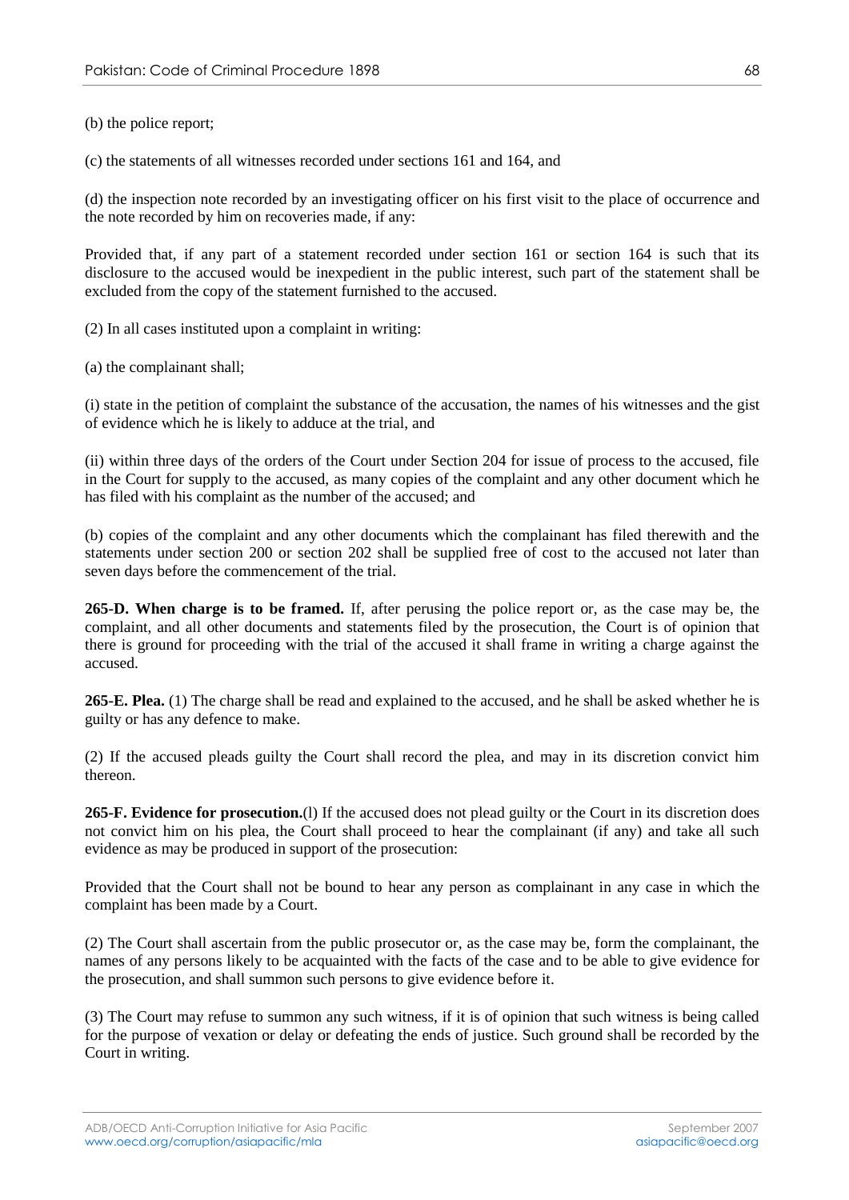(b) the police report;

(c) the statements of all witnesses recorded under sections 161 and 164, and

(d) the inspection note recorded by an investigating officer on his first visit to the place of occurrence and the note recorded by him on recoveries made, if any:

Provided that, if any part of a statement recorded under section 161 or section 164 is such that its disclosure to the accused would be inexpedient in the public interest, such part of the statement shall be excluded from the copy of the statement furnished to the accused.

(2) In all cases instituted upon a complaint in writing:

(a) the complainant shall;

(i) state in the petition of complaint the substance of the accusation, the names of his witnesses and the gist of evidence which he is likely to adduce at the trial, and

(ii) within three days of the orders of the Court under Section 204 for issue of process to the accused, file in the Court for supply to the accused, as many copies of the complaint and any other document which he has filed with his complaint as the number of the accused; and

(b) copies of the complaint and any other documents which the complainant has filed therewith and the statements under section 200 or section 202 shall be supplied free of cost to the accused not later than seven days before the commencement of the trial.

**265-D. When charge is to be framed.** If, after perusing the police report or, as the case may be, the complaint, and all other documents and statements filed by the prosecution, the Court is of opinion that there is ground for proceeding with the trial of the accused it shall frame in writing a charge against the accused.

**265-E. Plea.** (1) The charge shall be read and explained to the accused, and he shall be asked whether he is guilty or has any defence to make.

(2) If the accused pleads guilty the Court shall record the plea, and may in its discretion convict him thereon.

**265-F. Evidence for prosecution.**(l) If the accused does not plead guilty or the Court in its discretion does not convict him on his plea, the Court shall proceed to hear the complainant (if any) and take all such evidence as may be produced in support of the prosecution:

Provided that the Court shall not be bound to hear any person as complainant in any case in which the complaint has been made by a Court.

(2) The Court shall ascertain from the public prosecutor or, as the case may be, form the complainant, the names of any persons likely to be acquainted with the facts of the case and to be able to give evidence for the prosecution, and shall summon such persons to give evidence before it.

(3) The Court may refuse to summon any such witness, if it is of opinion that such witness is being called for the purpose of vexation or delay or defeating the ends of justice. Such ground shall be recorded by the Court in writing.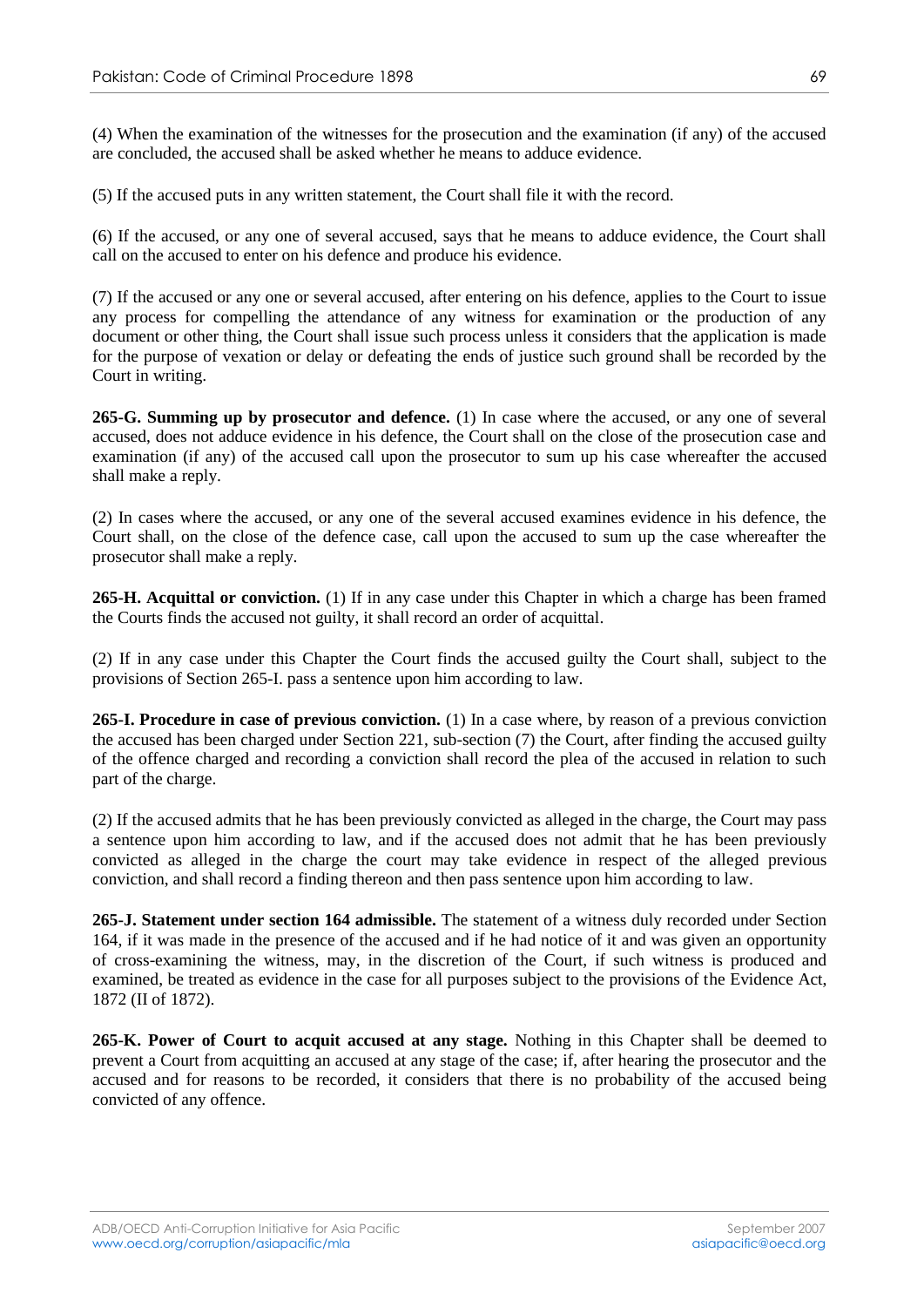(4) When the examination of the witnesses for the prosecution and the examination (if any) of the accused are concluded, the accused shall be asked whether he means to adduce evidence.

(5) If the accused puts in any written statement, the Court shall file it with the record.

(6) If the accused, or any one of several accused, says that he means to adduce evidence, the Court shall call on the accused to enter on his defence and produce his evidence.

(7) If the accused or any one or several accused, after entering on his defence, applies to the Court to issue any process for compelling the attendance of any witness for examination or the production of any document or other thing, the Court shall issue such process unless it considers that the application is made for the purpose of vexation or delay or defeating the ends of justice such ground shall be recorded by the Court in writing.

**265-G. Summing up by prosecutor and defence.** (1) In case where the accused, or any one of several accused, does not adduce evidence in his defence, the Court shall on the close of the prosecution case and examination (if any) of the accused call upon the prosecutor to sum up his case whereafter the accused shall make a reply.

(2) In cases where the accused, or any one of the several accused examines evidence in his defence, the Court shall, on the close of the defence case, call upon the accused to sum up the case whereafter the prosecutor shall make a reply.

**265-H. Acquittal or conviction.** (1) If in any case under this Chapter in which a charge has been framed the Courts finds the accused not guilty, it shall record an order of acquittal.

(2) If in any case under this Chapter the Court finds the accused guilty the Court shall, subject to the provisions of Section 265-I. pass a sentence upon him according to law.

**265-I. Procedure in case of previous conviction.** (1) In a case where, by reason of a previous conviction the accused has been charged under Section 221, sub-section (7) the Court, after finding the accused guilty of the offence charged and recording a conviction shall record the plea of the accused in relation to such part of the charge.

(2) If the accused admits that he has been previously convicted as alleged in the charge, the Court may pass a sentence upon him according to law, and if the accused does not admit that he has been previously convicted as alleged in the charge the court may take evidence in respect of the alleged previous conviction, and shall record a finding thereon and then pass sentence upon him according to law.

**265-J. Statement under section 164 admissible.** The statement of a witness duly recorded under Section 164, if it was made in the presence of the accused and if he had notice of it and was given an opportunity of cross-examining the witness, may, in the discretion of the Court, if such witness is produced and examined, be treated as evidence in the case for all purposes subject to the provisions of the Evidence Act, 1872 (II of 1872).

**265-K. Power of Court to acquit accused at any stage.** Nothing in this Chapter shall be deemed to prevent a Court from acquitting an accused at any stage of the case; if, after hearing the prosecutor and the accused and for reasons to be recorded, it considers that there is no probability of the accused being convicted of any offence.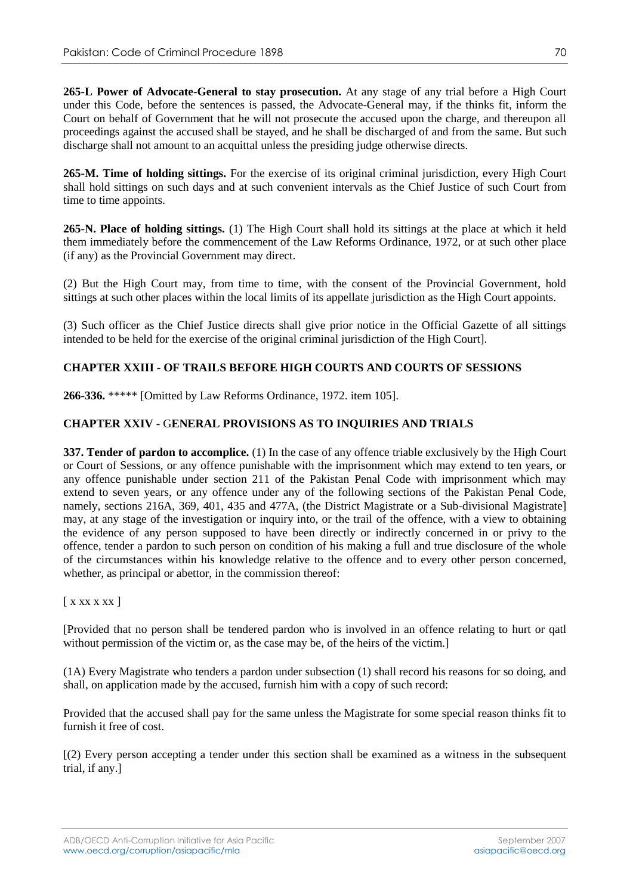**265-L Power of Advocate-General to stay prosecution.** At any stage of any trial before a High Court under this Code, before the sentences is passed, the Advocate-General may, if the thinks fit, inform the Court on behalf of Government that he will not prosecute the accused upon the charge, and thereupon all proceedings against the accused shall be stayed, and he shall be discharged of and from the same. But such discharge shall not amount to an acquittal unless the presiding judge otherwise directs.

**265-M. Time of holding sittings.** For the exercise of its original criminal jurisdiction, every High Court shall hold sittings on such days and at such convenient intervals as the Chief Justice of such Court from time to time appoints.

**265-N. Place of holding sittings.** (1) The High Court shall hold its sittings at the place at which it held them immediately before the commencement of the Law Reforms Ordinance, 1972, or at such other place (if any) as the Provincial Government may direct.

(2) But the High Court may, from time to time, with the consent of the Provincial Government, hold sittings at such other places within the local limits of its appellate jurisdiction as the High Court appoints.

(3) Such officer as the Chief Justice directs shall give prior notice in the Official Gazette of all sittings intended to be held for the exercise of the original criminal jurisdiction of the High Court].

## CHAPTER XXIII - OF TRAILS BEFORE HIGH COURTS AND COURTS OF SESSIONS

**266-336.** ***** [Omitted by Law Reforms Ordinance, 1972. item 105].

## CHAPTER XXIV - GENERAL PROVISIONS AS TO INQUIRIES AND TRIALS

**337. Tender of pardon to accomplice.** (1) In the case of any offence triable exclusively by the High Court or Court of Sessions, or any offence punishable with the imprisonment which may extend to ten years, or any offence punishable under section 211 of the Pakistan Penal Code with imprisonment which may extend to seven years, or any offence under any of the following sections of the Pakistan Penal Code, namely, sections 216A, 369, 401, 435 and 477A, (the District Magistrate or a Sub-divisional Magistrate] may, at any stage of the investigation or inquiry into, or the trail of the offence, with a view to obtaining the evidence of any person supposed to have been directly or indirectly concerned in or privy to the offence, tender a pardon to such person on condition of his making a full and true disclosure of the whole of the circumstances within his knowledge relative to the offence and to every other person concerned, whether, as principal or abettor, in the commission thereof:

[ x xx x xx ]

[Provided that no person shall be tendered pardon who is involved in an offence relating to hurt or qatl without permission of the victim or, as the case may be, of the heirs of the victim.]

(1A) Every Magistrate who tenders a pardon under subsection (1) shall record his reasons for so doing, and shall, on application made by the accused, furnish him with a copy of such record:

Provided that the accused shall pay for the same unless the Magistrate for some special reason thinks fit to furnish it free of cost.

[(2) Every person accepting a tender under this section shall be examined as a witness in the subsequent trial, if any.]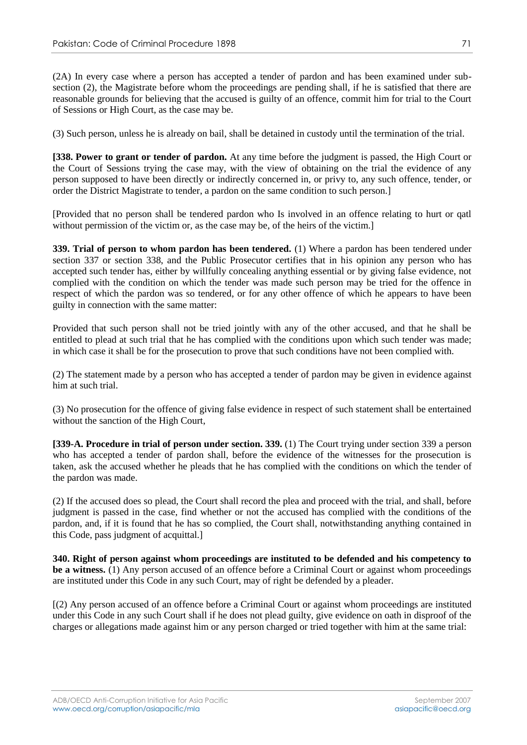(2A) In every case where a person has accepted a tender of pardon and has been examined under sub-section (2), the Magistrate before whom the proceedings are pending shall, if he is satisfied that there are reasonable grounds for believing that the accused is guilty of an offence, commit him for trial to the Court of Sessions or High Court, as the case may be.

(3) Such person, unless he is already on bail, shall be detained in custody until the termination of the trial.

[**338. Power to grant or tender of pardon.** At any time before the judgment is passed, the High Court or the Court of Sessions trying the case may, with the view of obtaining on the trial the evidence of any person supposed to have been directly or indirectly concerned in, or privy to, any such offence, tender, or order the District Magistrate to tender, a pardon on the same condition to such person.]

[Provided that no person shall be tendered pardon who Is involved in an offence relating to hurt or qatl without permission of the victim or, as the case may be, of the heirs of the victim.]

**339. Trial of person to whom pardon has been tendered.** (1) Where a pardon has been tendered under section 337 or section 338, and the Public Prosecutor certifies that in his opinion any person who has accepted such tender has, either by willfully concealing anything essential or by giving false evidence, not complied with the condition on which the tender was made such person may be tried for the offence in respect of which the pardon was so tendered, or for any other offence of which he appears to have been guilty in connection with the same matter:

Provided that such person shall not be tried jointly with any of the other accused, and that he shall be entitled to plead at such trial that he has complied with the conditions upon which such tender was made; in which case it shall be for the prosecution to prove that such conditions have not been complied with.

(2) The statement made by a person who has accepted a tender of pardon may be given in evidence against him at such trial.

(3) No prosecution for the offence of giving false evidence in respect of such statement shall be entertained without the sanction of the High Court,

[**339-A. Procedure in trial of person under section. 339.** (1) The Court trying under section 339 a person who has accepted a tender of pardon shall, before the evidence of the witnesses for the prosecution is taken, ask the accused whether he pleads that he has complied with the conditions on which the tender of the pardon was made.

(2) If the accused does so plead, the Court shall record the plea and proceed with the trial, and shall, before judgment is passed in the case, find whether or not the accused has complied with the conditions of the pardon, and, if it is found that he has so complied, the Court shall, notwithstanding anything contained in this Code, pass judgment of acquittal.]

**340. Right of person against whom proceedings are instituted to be defended and his competency to be a witness.** (1) Any person accused of an offence before a Criminal Court or against whom proceedings are instituted under this Code in any such Court, may of right be defended by a pleader.

[(2) Any person accused of an offence before a Criminal Court or against whom proceedings are instituted under this Code in any such Court shall if he does not plead guilty, give evidence on oath in disproof of the charges or allegations made against him or any person charged or tried together with him at the same trial: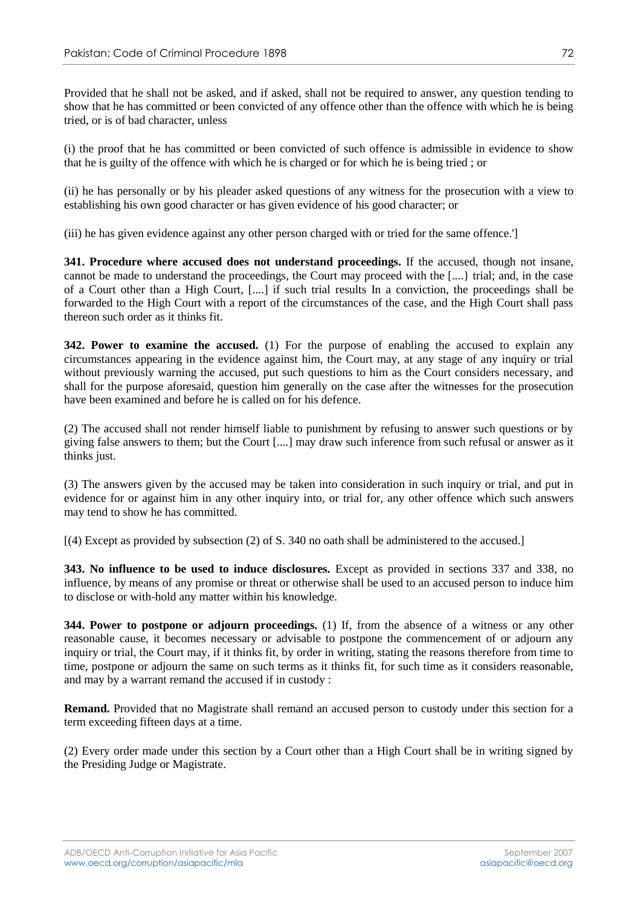Provided that he shall not be asked, and if asked, shall not be required to answer, any question tending to show that he has committed or been convicted of any offence other than the offence with which he is being tried, or is of bad character, unless

(i) the proof that he has committed or been convicted of such offence is admissible in evidence to show that he is guilty of the offence with which he is charged or for which he is being tried ; or

(ii) he has personally or by his pleader asked questions of any witness for the prosecution with a view to establishing his own good character or has given evidence of his good character; or

(iii) he has given evidence against any other person charged with or tried for the same offence.']

**341. Procedure where accused does not understand proceedings.** If the accused, though not insane, cannot be made to understand the proceedings, the Court may proceed with the [....} trial; and, in the case of a Court other than a High Court, [....] if such trial results In a conviction, the proceedings shall be forwarded to the High Court with a report of the circumstances of the case, and the High Court shall pass thereon such order as it thinks fit.

**342. Power to examine the accused.** (1) For the purpose of enabling the accused to explain any circumstances appearing in the evidence against him, the Court may, at any stage of any inquiry or trial without previously warning the accused, put such questions to him as the Court considers necessary, and shall for the purpose aforesaid, question him generally on the case after the witnesses for the prosecution have been examined and before he is called on for his defence.

(2) The accused shall not render himself liable to punishment by refusing to answer such questions or by giving false answers to them; but the Court [....] may draw such inference from such refusal or answer as it thinks just.

(3) The answers given by the accused may be taken into consideration in such inquiry or trial, and put in evidence for or against him in any other inquiry into, or trial for, any other offence which such answers may tend to show he has committed.

[(4) Except as provided by subsection (2) of S. 340 no oath shall be administered to the accused.]

**343. No influence to be used to induce disclosures.** Except as provided in sections 337 and 338, no influence, by means of any promise or threat or otherwise shall be used to an accused person to induce him to disclose or with-hold any matter within his knowledge.

**344. Power to postpone or adjourn proceedings.** (1) If, from the absence of a witness or any other reasonable cause, it becomes necessary or advisable to postpone the commencement of or adjourn any inquiry or trial, the Court may, if it thinks fit, by order in writing, stating the reasons therefore from time to time, postpone or adjourn the same on such terms as it thinks fit, for such time as it considers reasonable, and may by a warrant remand the accused if in custody :

**Remand.** Provided that no Magistrate shall remand an accused person to custody under this section for a term exceeding fifteen days at a time.

(2) Every order made under this section by a Court other than a High Court shall be in writing signed by the Presiding Judge or Magistrate.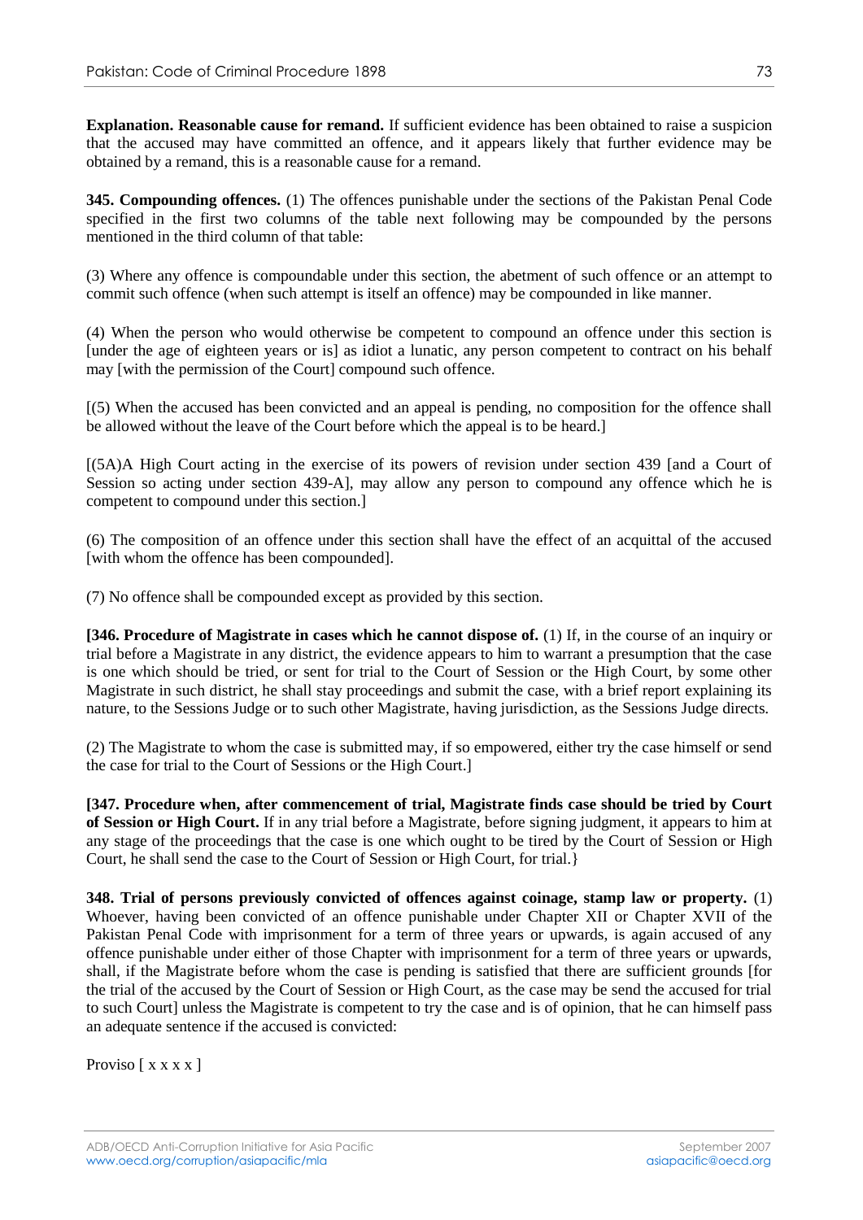**Explanation. Reasonable cause for remand.** If sufficient evidence has been obtained to raise a suspicion that the accused may have committed an offence, and it appears likely that further evidence may be obtained by a remand, this is a reasonable cause for a remand.

**345. Compounding offences.** (1) The offences punishable under the sections of the Pakistan Penal Code specified in the first two columns of the table next following may be compounded by the persons mentioned in the third column of that table:

(3) Where any offence is compoundable under this section, the abetment of such offence or an attempt to commit such offence (when such attempt is itself an offence) may be compounded in like manner.

(4) When the person who would otherwise be competent to compound an offence under this section is [under the age of eighteen years or is] as idiot a lunatic, any person competent to contract on his behalf may [with the permission of the Court] compound such offence.

[(5) When the accused has been convicted and an appeal is pending, no composition for the offence shall be allowed without the leave of the Court before which the appeal is to be heard.]

[(5A)A High Court acting in the exercise of its powers of revision under section 439 [and a Court of Session so acting under section 439-A], may allow any person to compound any offence which he is competent to compound under this section.]

(6) The composition of an offence under this section shall have the effect of an acquittal of the accused [with whom the offence has been compounded].

(7) No offence shall be compounded except as provided by this section.

**[346. Procedure of Magistrate in cases which he cannot dispose of.** (1) If, in the course of an inquiry or trial before a Magistrate in any district, the evidence appears to him to warrant a presumption that the case is one which should be tried, or sent for trial to the Court of Session or the High Court, by some other Magistrate in such district, he shall stay proceedings and submit the case, with a brief report explaining its nature, to the Sessions Judge or to such other Magistrate, having jurisdiction, as the Sessions Judge directs.

(2) The Magistrate to whom the case is submitted may, if so empowered, either try the case himself or send the case for trial to the Court of Sessions or the High Court.]

**[347. Procedure when, after commencement of trial, Magistrate finds case should be tried by Court of Session or High Court.** If in any trial before a Magistrate, before signing judgment, it appears to him at any stage of the proceedings that the case is one which ought to be tired by the Court of Session or High Court, he shall send the case to the Court of Session or High Court, for trial.}

**348. Trial of persons previously convicted of offences against coinage, stamp law or property.** (1) Whoever, having been convicted of an offence punishable under Chapter XII or Chapter XVII of the Pakistan Penal Code with imprisonment for a term of three years or upwards, is again accused of any offence punishable under either of those Chapter with imprisonment for a term of three years or upwards, shall, if the Magistrate before whom the case is pending is satisfied that there are sufficient grounds [for the trial of the accused by the Court of Session or High Court, as the case may be send the accused for trial to such Court] unless the Magistrate is competent to try the case and is of opinion, that he can himself pass an adequate sentence if the accused is convicted:

Proviso [ x x x x ]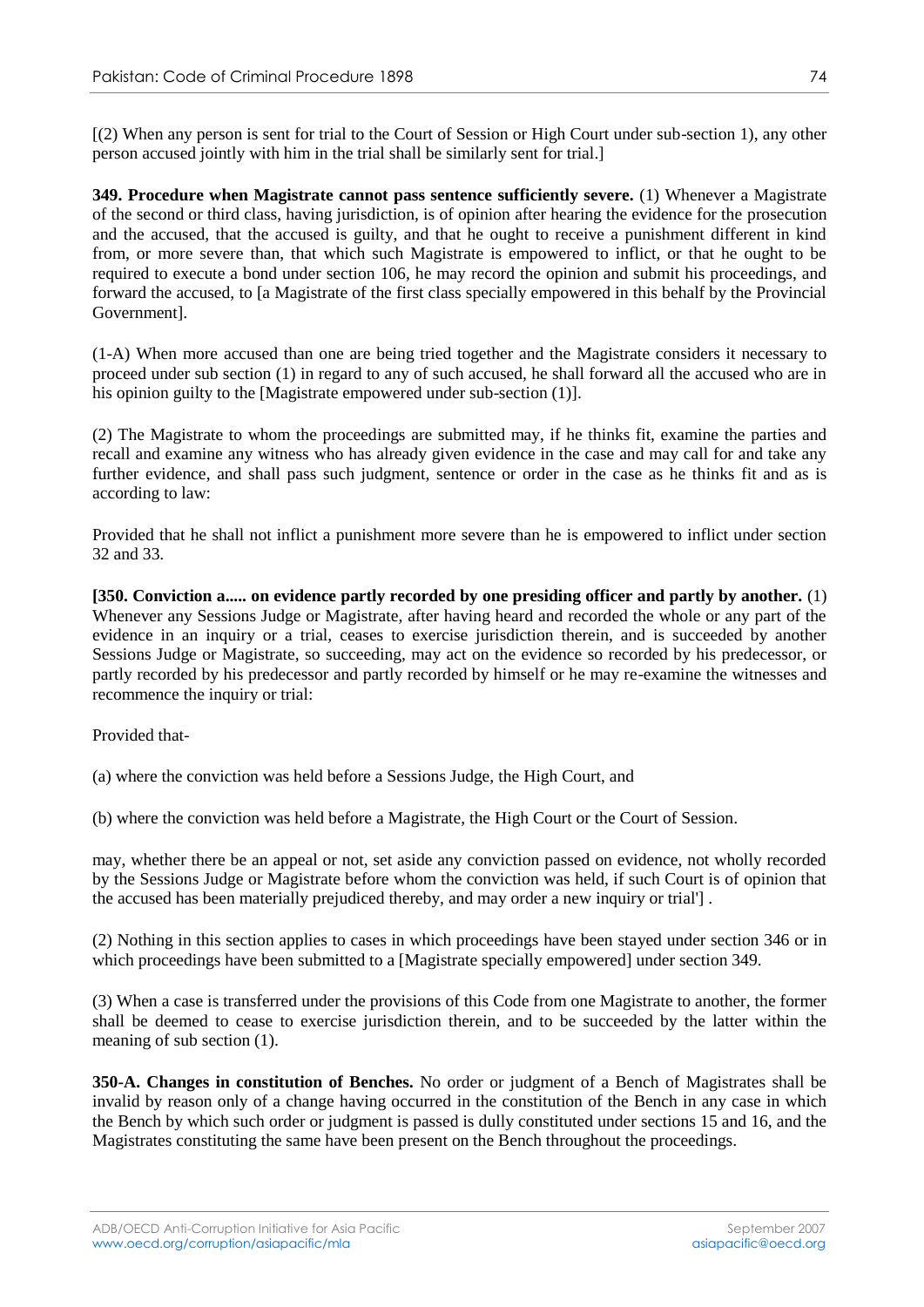[(2) When any person is sent for trial to the Court of Session or High Court under sub-section 1), any other person accused jointly with him in the trial shall be similarly sent for trial.]

**349. Procedure when Magistrate cannot pass sentence sufficiently severe.** (1) Whenever a Magistrate of the second or third class, having jurisdiction, is of opinion after hearing the evidence for the prosecution and the accused, that the accused is guilty, and that he ought to receive a punishment different in kind from, or more severe than, that which such Magistrate is empowered to inflict, or that he ought to be required to execute a bond under section 106, he may record the opinion and submit his proceedings, and forward the accused, to [a Magistrate of the first class specially empowered in this behalf by the Provincial Government].

(1-A) When more accused than one are being tried together and the Magistrate considers it necessary to proceed under sub section (1) in regard to any of such accused, he shall forward all the accused who are in his opinion guilty to the [Magistrate empowered under sub-section (1)].

(2) The Magistrate to whom the proceedings are submitted may, if he thinks fit, examine the parties and recall and examine any witness who has already given evidence in the case and may call for and take any further evidence, and shall pass such judgment, sentence or order in the case as he thinks fit and as is according to law:

Provided that he shall not inflict a punishment more severe than he is empowered to inflict under section 32 and 33.

**[350. Conviction a..... on evidence partly recorded by one presiding officer and partly by another.** (1) Whenever any Sessions Judge or Magistrate, after having heard and recorded the whole or any part of the evidence in an inquiry or a trial, ceases to exercise jurisdiction therein, and is succeeded by another Sessions Judge or Magistrate, so succeeding, may act on the evidence so recorded by his predecessor, or partly recorded by his predecessor and partly recorded by himself or he may re-examine the witnesses and recommence the inquiry or trial:

Provided that-

(a) where the conviction was held before a Sessions Judge, the High Court, and

(b) where the conviction was held before a Magistrate, the High Court or the Court of Session.

may, whether there be an appeal or not, set aside any conviction passed on evidence, not wholly recorded by the Sessions Judge or Magistrate before whom the conviction was held, if such Court is of opinion that the accused has been materially prejudiced thereby, and may order a new inquiry or trial'] .

(2) Nothing in this section applies to cases in which proceedings have been stayed under section 346 or in which proceedings have been submitted to a [Magistrate specially empowered] under section 349.

(3) When a case is transferred under the provisions of this Code from one Magistrate to another, the former shall be deemed to cease to exercise jurisdiction therein, and to be succeeded by the latter within the meaning of sub section (1).

**350-A. Changes in constitution of Benches.** No order or judgment of a Bench of Magistrates shall be invalid by reason only of a change having occurred in the constitution of the Bench in any case in which the Bench by which such order or judgment is passed is dully constituted under sections 15 and 16, and the Magistrates constituting the same have been present on the Bench throughout the proceedings.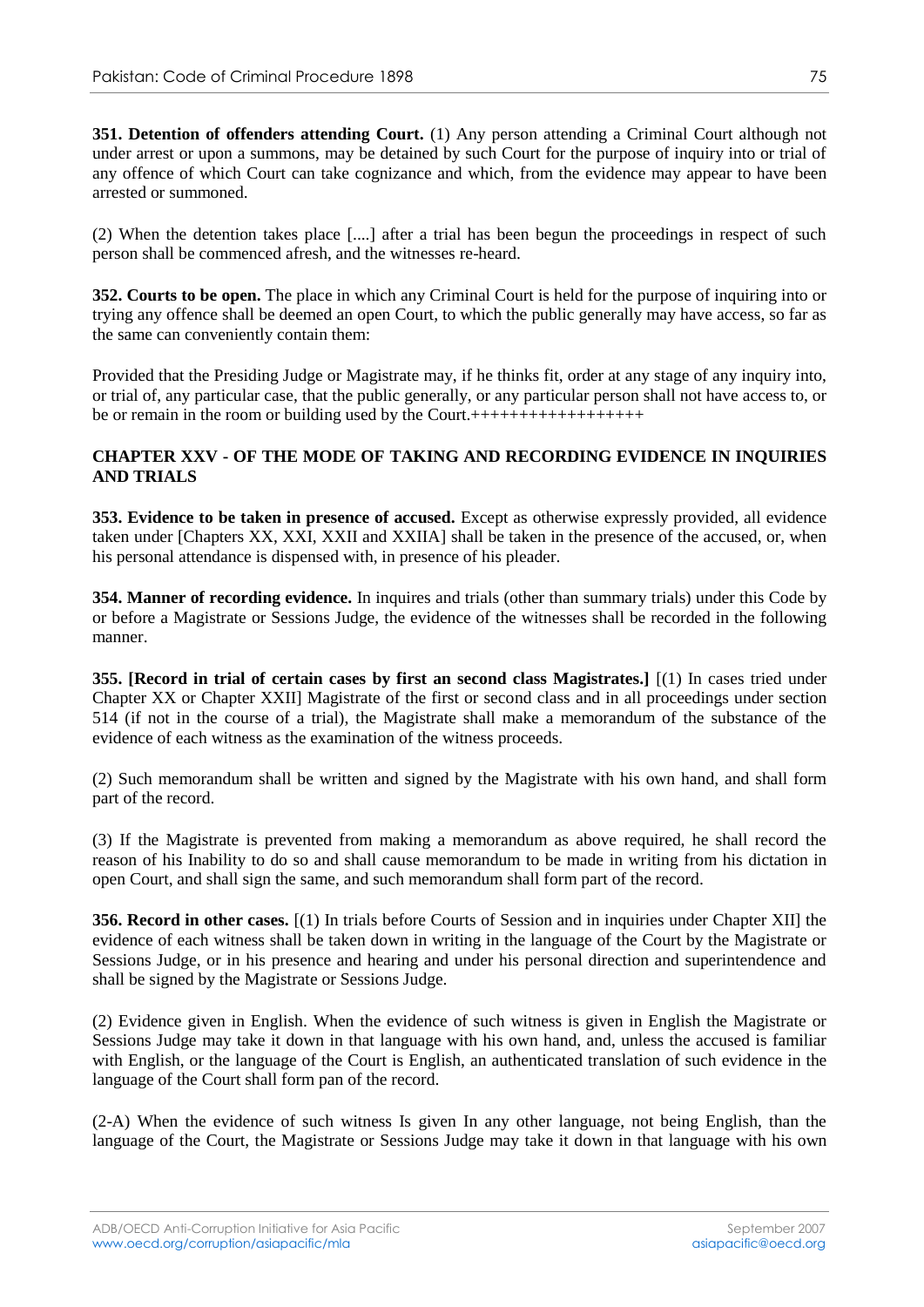**351. Detention of offenders attending Court.** (1) Any person attending a Criminal Court although not under arrest or upon a summons, may be detained by such Court for the purpose of inquiry into or trial of any offence of which Court can take cognizance and which, from the evidence may appear to have been arrested or summoned.

(2) When the detention takes place [....] after a trial has been begun the proceedings in respect of such person shall be commenced afresh, and the witnesses re-heard.

**352. Courts to be open.** The place in which any Criminal Court is held for the purpose of inquiring into or trying any offence shall be deemed an open Court, to which the public generally may have access, so far as the same can conveniently contain them:

Provided that the Presiding Judge or Magistrate may, if he thinks fit, order at any stage of any inquiry into, or trial of, any particular case, that the public generally, or any particular person shall not have access to, or be or remain in the room or building used by the Court.++++++++++++++++++

## CHAPTER XXV - OF THE MODE OF TAKING AND RECORDING EVIDENCE IN INQUIRIES AND TRIALS

**353. Evidence to be taken in presence of accused.** Except as otherwise expressly provided, all evidence taken under [Chapters XX, XXI, XXII and XXIIA] shall be taken in the presence of the accused, or, when his personal attendance is dispensed with, in presence of his pleader.

**354. Manner of recording evidence.** In inquires and trials (other than summary trials) under this Code by or before a Magistrate or Sessions Judge, the evidence of the witnesses shall be recorded in the following manner.

**355. [Record in trial of certain cases by first an second class Magistrates.]** [(1) In cases tried under Chapter XX or Chapter XXII] Magistrate of the first or second class and in all proceedings under section 514 (if not in the course of a trial), the Magistrate shall make a memorandum of the substance of the evidence of each witness as the examination of the witness proceeds.

(2) Such memorandum shall be written and signed by the Magistrate with his own hand, and shall form part of the record.

(3) If the Magistrate is prevented from making a memorandum as above required, he shall record the reason of his Inability to do so and shall cause memorandum to be made in writing from his dictation in open Court, and shall sign the same, and such memorandum shall form part of the record.

**356. Record in other cases.** [(1) In trials before Courts of Session and in inquiries under Chapter XII] the evidence of each witness shall be taken down in writing in the language of the Court by the Magistrate or Sessions Judge, or in his presence and hearing and under his personal direction and superintendence and shall be signed by the Magistrate or Sessions Judge.

(2) Evidence given in English. When the evidence of such witness is given in English the Magistrate or Sessions Judge may take it down in that language with his own hand, and, unless the accused is familiar with English, or the language of the Court is English, an authenticated translation of such evidence in the language of the Court shall form pan of the record.

(2-A) When the evidence of such witness Is given In any other language, not being English, than the language of the Court, the Magistrate or Sessions Judge may take it down in that language with his own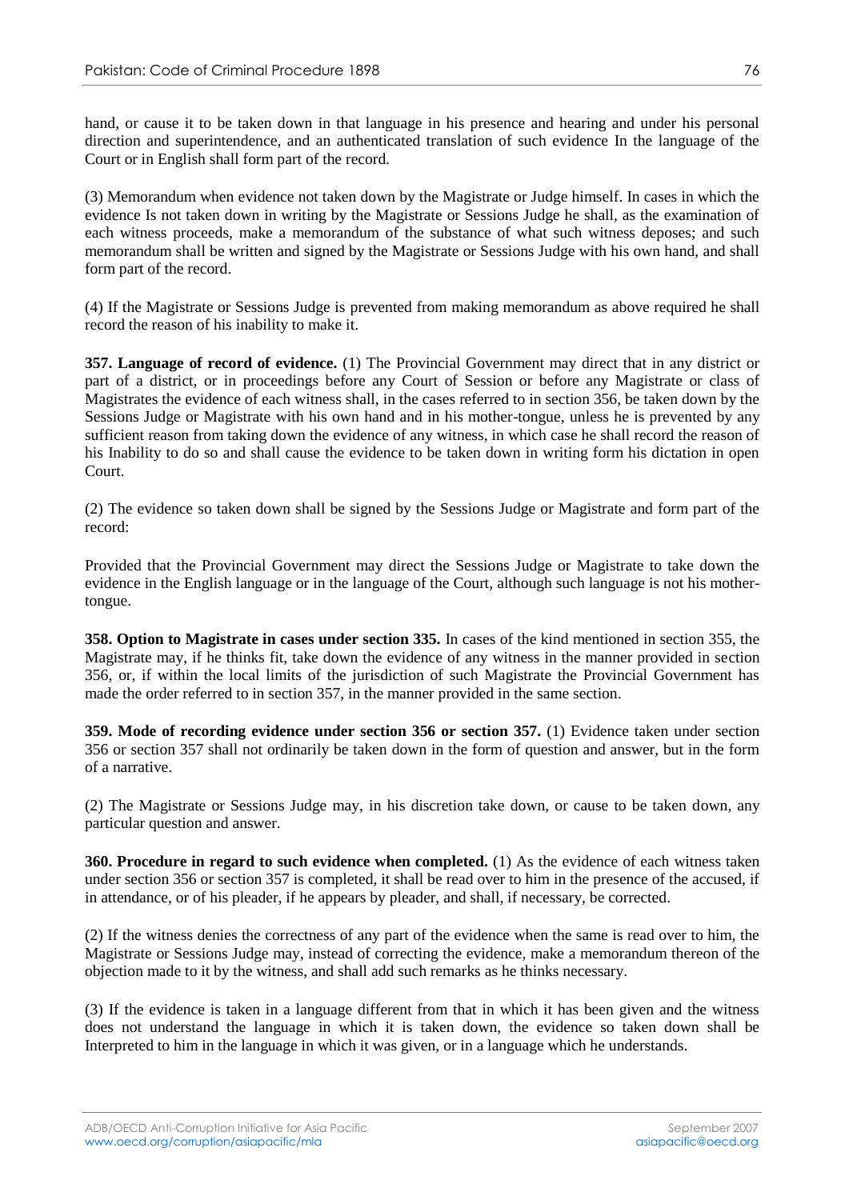hand, or cause it to be taken down in that language in his presence and hearing and under his personal direction and superintendence, and an authenticated translation of such evidence In the language of the Court or in English shall form part of the record.

(3) Memorandum when evidence not taken down by the Magistrate or Judge himself. In cases in which the evidence Is not taken down in writing by the Magistrate or Sessions Judge he shall, as the examination of each witness proceeds, make a memorandum of the substance of what such witness deposes; and such memorandum shall be written and signed by the Magistrate or Sessions Judge with his own hand, and shall form part of the record.

(4) If the Magistrate or Sessions Judge is prevented from making memorandum as above required he shall record the reason of his inability to make it.

**357. Language of record of evidence.** (1) The Provincial Government may direct that in any district or part of a district, or in proceedings before any Court of Session or before any Magistrate or class of Magistrates the evidence of each witness shall, in the cases referred to in section 356, be taken down by the Sessions Judge or Magistrate with his own hand and in his mother-tongue, unless he is prevented by any sufficient reason from taking down the evidence of any witness, in which case he shall record the reason of his Inability to do so and shall cause the evidence to be taken down in writing form his dictation in open Court.

(2) The evidence so taken down shall be signed by the Sessions Judge or Magistrate and form part of the record:

Provided that the Provincial Government may direct the Sessions Judge or Magistrate to take down the evidence in the English language or in the language of the Court, although such language is not his mother-tongue.

**358. Option to Magistrate in cases under section 335.** In cases of the kind mentioned in section 355, the Magistrate may, if he thinks fit, take down the evidence of any witness in the manner provided in section 356, or, if within the local limits of the jurisdiction of such Magistrate the Provincial Government has made the order referred to in section 357, in the manner provided in the same section.

**359. Mode of recording evidence under section 356 or section 357.** (1) Evidence taken under section 356 or section 357 shall not ordinarily be taken down in the form of question and answer, but in the form of a narrative.

(2) The Magistrate or Sessions Judge may, in his discretion take down, or cause to be taken down, any particular question and answer.

**360. Procedure in regard to such evidence when completed.** (1) As the evidence of each witness taken under section 356 or section 357 is completed, it shall be read over to him in the presence of the accused, if in attendance, or of his pleader, if he appears by pleader, and shall, if necessary, be corrected.

(2) If the witness denies the correctness of any part of the evidence when the same is read over to him, the Magistrate or Sessions Judge may, instead of correcting the evidence, make a memorandum thereon of the objection made to it by the witness, and shall add such remarks as he thinks necessary.

(3) If the evidence is taken in a language different from that in which it has been given and the witness does not understand the language in which it is taken down, the evidence so taken down shall be Interpreted to him in the language in which it was given, or in a language which he understands.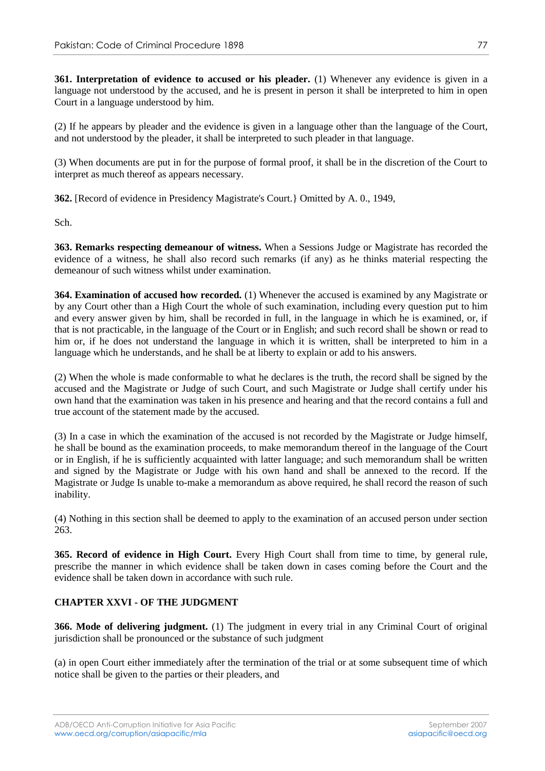**361. Interpretation of evidence to accused or his pleader.** (1) Whenever any evidence is given in a language not understood by the accused, and he is present in person it shall be interpreted to him in open Court in a language understood by him.

(2) If he appears by pleader and the evidence is given in a language other than the language of the Court, and not understood by the pleader, it shall be interpreted to such pleader in that language.

(3) When documents are put in for the purpose of formal proof, it shall be in the discretion of the Court to interpret as much thereof as appears necessary.

**362.** [Record of evidence in Presidency Magistrate's Court.} Omitted by A. 0., 1949,

Sch.

**363. Remarks respecting demeanour of witness.** When a Sessions Judge or Magistrate has recorded the evidence of a witness, he shall also record such remarks (if any) as he thinks material respecting the demeanour of such witness whilst under examination.

**364. Examination of accused how recorded.** (1) Whenever the accused is examined by any Magistrate or by any Court other than a High Court the whole of such examination, including every question put to him and every answer given by him, shall be recorded in full, in the language in which he is examined, or, if that is not practicable, in the language of the Court or in English; and such record shall be shown or read to him or, if he does not understand the language in which it is written, shall be interpreted to him in a language which he understands, and he shall be at liberty to explain or add to his answers.

(2) When the whole is made conformable to what he declares is the truth, the record shall be signed by the accused and the Magistrate or Judge of such Court, and such Magistrate or Judge shall certify under his own hand that the examination was taken in his presence and hearing and that the record contains a full and true account of the statement made by the accused.

(3) In a case in which the examination of the accused is not recorded by the Magistrate or Judge himself, he shall be bound as the examination proceeds, to make memorandum thereof in the language of the Court or in English, if he is sufficiently acquainted with latter language; and such memorandum shall be written and signed by the Magistrate or Judge with his own hand and shall be annexed to the record. If the Magistrate or Judge Is unable to-make a memorandum as above required, he shall record the reason of such inability.

(4) Nothing in this section shall be deemed to apply to the examination of an accused person under section 263.

**365. Record of evidence in High Court.** Every High Court shall from time to time, by general rule, prescribe the manner in which evidence shall be taken down in cases coming before the Court and the evidence shall be taken down in accordance with such rule.

## CHAPTER XXVI - OF THE JUDGMENT

**366. Mode of delivering judgment.** (1) The judgment in every trial in any Criminal Court of original jurisdiction shall be pronounced or the substance of such judgment

(a) in open Court either immediately after the termination of the trial or at some subsequent time of which notice shall be given to the parties or their pleaders, and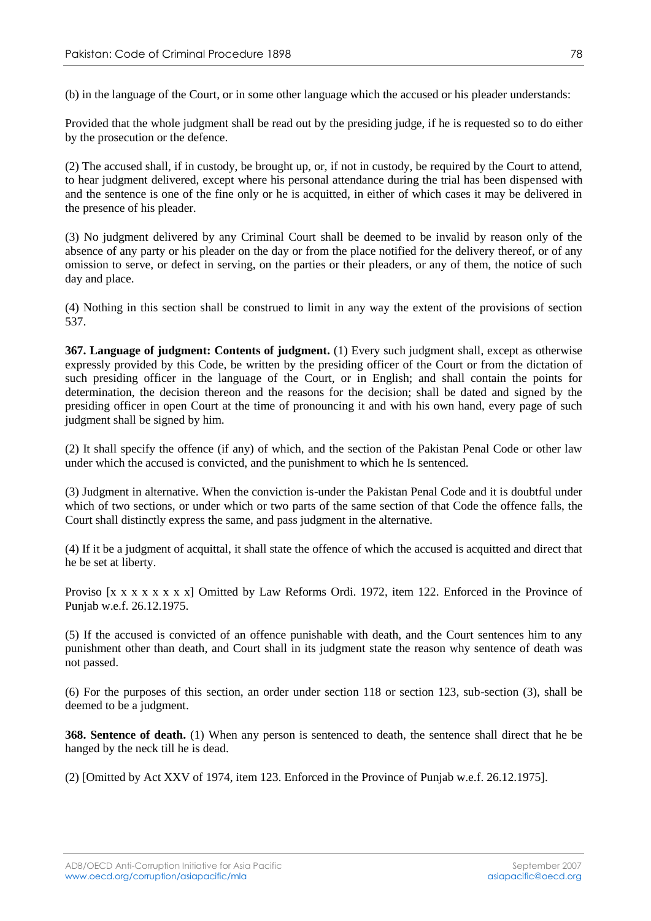(b) in the language of the Court, or in some other language which the accused or his pleader understands:

Provided that the whole judgment shall be read out by the presiding judge, if he is requested so to do either by the prosecution or the defence.

(2) The accused shall, if in custody, be brought up, or, if not in custody, be required by the Court to attend, to hear judgment delivered, except where his personal attendance during the trial has been dispensed with and the sentence is one of the fine only or he is acquitted, in either of which cases it may be delivered in the presence of his pleader.

(3) No judgment delivered by any Criminal Court shall be deemed to be invalid by reason only of the absence of any party or his pleader on the day or from the place notified for the delivery thereof, or of any omission to serve, or defect in serving, on the parties or their pleaders, or any of them, the notice of such day and place.

(4) Nothing in this section shall be construed to limit in any way the extent of the provisions of section 537.

**367. Language of judgment: Contents of judgment.** (1) Every such judgment shall, except as otherwise expressly provided by this Code, be written by the presiding officer of the Court or from the dictation of such presiding officer in the language of the Court, or in English; and shall contain the points for determination, the decision thereon and the reasons for the decision; shall be dated and signed by the presiding officer in open Court at the time of pronouncing it and with his own hand, every page of such judgment shall be signed by him.

(2) It shall specify the offence (if any) of which, and the section of the Pakistan Penal Code or other law under which the accused is convicted, and the punishment to which he Is sentenced.

(3) Judgment in alternative. When the conviction is-under the Pakistan Penal Code and it is doubtful under which of two sections, or under which or two parts of the same section of that Code the offence falls, the Court shall distinctly express the same, and pass judgment in the alternative.

(4) If it be a judgment of acquittal, it shall state the offence of which the accused is acquitted and direct that he be set at liberty.

Proviso [x x x x x x x x] Omitted by Law Reforms Ordi. 1972, item 122. Enforced in the Province of Punjab w.e.f. 26.12.1975.

(5) If the accused is convicted of an offence punishable with death, and the Court sentences him to any punishment other than death, and Court shall in its judgment state the reason why sentence of death was not passed.

(6) For the purposes of this section, an order under section 118 or section 123, sub-section (3), shall be deemed to be a judgment.

**368. Sentence of death.** (1) When any person is sentenced to death, the sentence shall direct that he be hanged by the neck till he is dead.

(2) [Omitted by Act XXV of 1974, item 123. Enforced in the Province of Punjab w.e.f. 26.12.1975].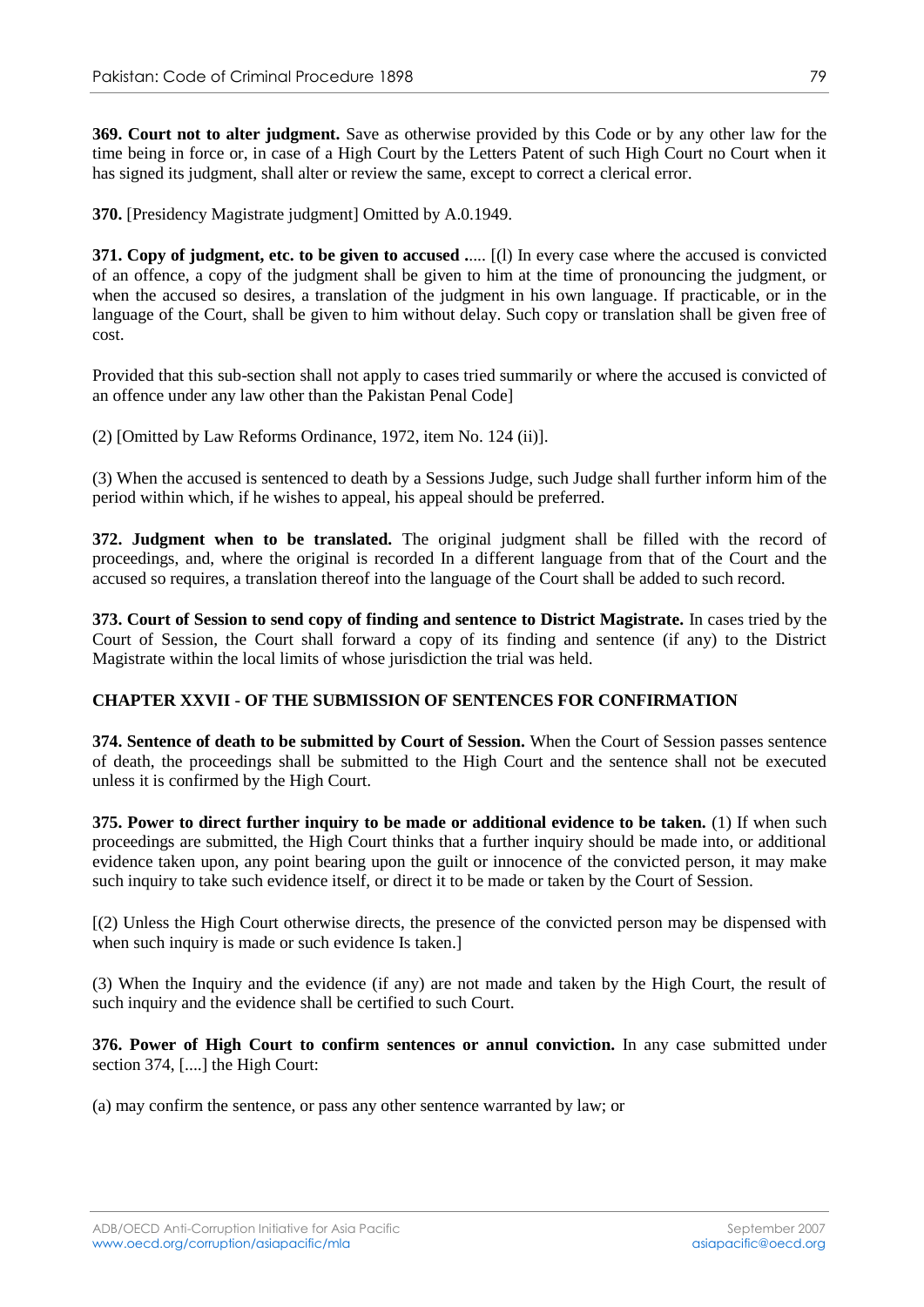**369. Court not to alter judgment.** Save as otherwise provided by this Code or by any other law for the time being in force or, in case of a High Court by the Letters Patent of such High Court no Court when it has signed its judgment, shall alter or review the same, except to correct a clerical error.

**370.** [Presidency Magistrate judgment] Omitted by A.0.1949.

**371. Copy of judgment, etc. to be given to accused .**.... [(l) In every case where the accused is convicted of an offence, a copy of the judgment shall be given to him at the time of pronouncing the judgment, or when the accused so desires, a translation of the judgment in his own language. If practicable, or in the language of the Court, shall be given to him without delay. Such copy or translation shall be given free of cost.

Provided that this sub-section shall not apply to cases tried summarily or where the accused is convicted of an offence under any law other than the Pakistan Penal Code]

(2) [Omitted by Law Reforms Ordinance, 1972, item No. 124 (ii)].

(3) When the accused is sentenced to death by a Sessions Judge, such Judge shall further inform him of the period within which, if he wishes to appeal, his appeal should be preferred.

**372. Judgment when to be translated.** The original judgment shall be filled with the record of proceedings, and, where the original is recorded In a different language from that of the Court and the accused so requires, a translation thereof into the language of the Court shall be added to such record.

**373. Court of Session to send copy of finding and sentence to District Magistrate.** In cases tried by the Court of Session, the Court shall forward a copy of its finding and sentence (if any) to the District Magistrate within the local limits of whose jurisdiction the trial was held.

## CHAPTER XXVII - OF THE SUBMISSION OF SENTENCES FOR CONFIRMATION

**374. Sentence of death to be submitted by Court of Session.** When the Court of Session passes sentence of death, the proceedings shall be submitted to the High Court and the sentence shall not be executed unless it is confirmed by the High Court.

**375. Power to direct further inquiry to be made or additional evidence to be taken.** (1) If when such proceedings are submitted, the High Court thinks that a further inquiry should be made into, or additional evidence taken upon, any point bearing upon the guilt or innocence of the convicted person, it may make such inquiry to take such evidence itself, or direct it to be made or taken by the Court of Session.

[(2) Unless the High Court otherwise directs, the presence of the convicted person may be dispensed with when such inquiry is made or such evidence Is taken.]

(3) When the Inquiry and the evidence (if any) are not made and taken by the High Court, the result of such inquiry and the evidence shall be certified to such Court.

**376. Power of High Court to confirm sentences or annul conviction.** In any case submitted under section 374, [....] the High Court:

(a) may confirm the sentence, or pass any other sentence warranted by law; or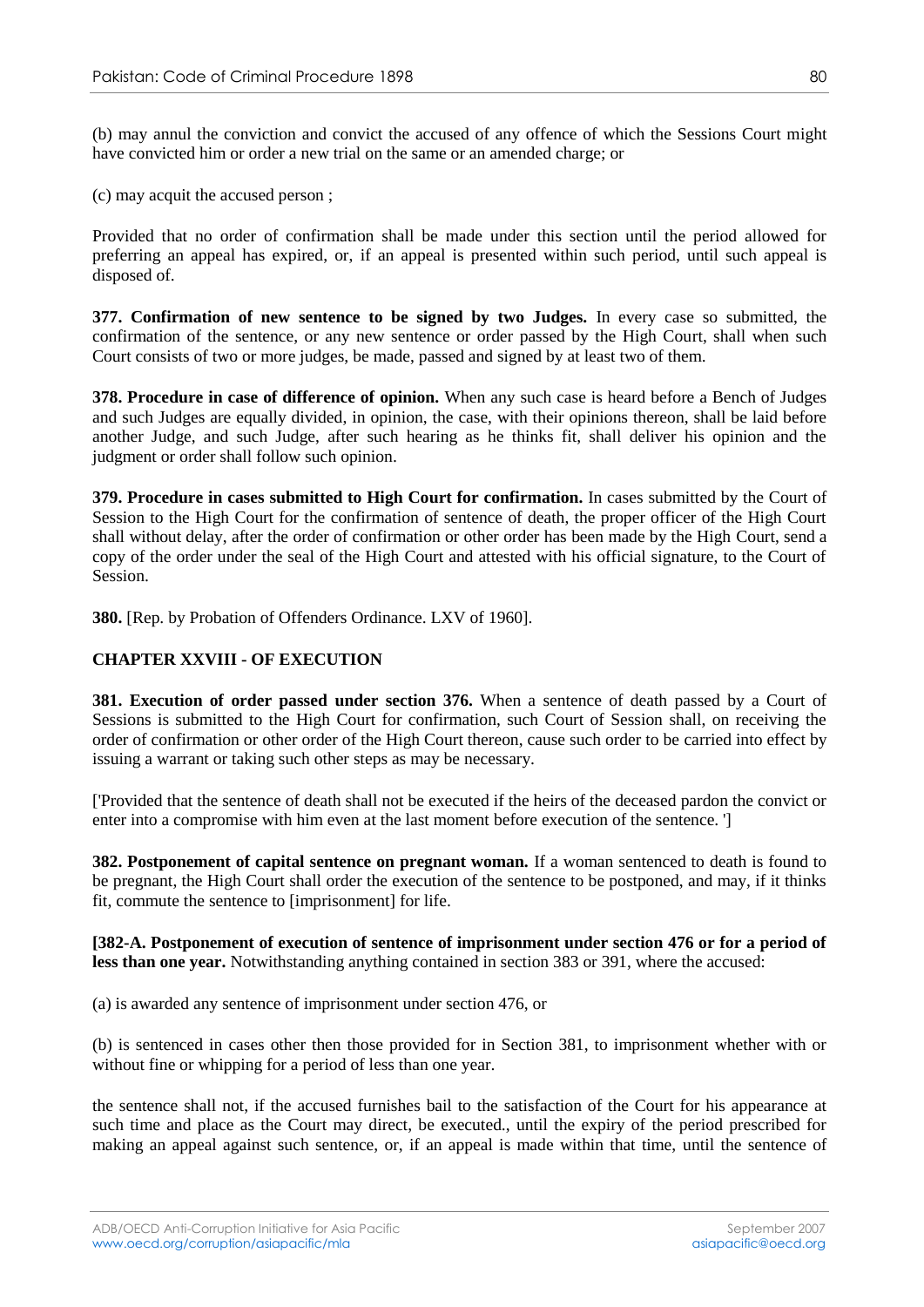(b) may annul the conviction and convict the accused of any offence of which the Sessions Court might have convicted him or order a new trial on the same or an amended charge; or

(c) may acquit the accused person ;

Provided that no order of confirmation shall be made under this section until the period allowed for preferring an appeal has expired, or, if an appeal is presented within such period, until such appeal is disposed of.

**377. Confirmation of new sentence to be signed by two Judges.** In every case so submitted, the confirmation of the sentence, or any new sentence or order passed by the High Court, shall when such Court consists of two or more judges, be made, passed and signed by at least two of them.

**378. Procedure in case of difference of opinion.** When any such case is heard before a Bench of Judges and such Judges are equally divided, in opinion, the case, with their opinions thereon, shall be laid before another Judge, and such Judge, after such hearing as he thinks fit, shall deliver his opinion and the judgment or order shall follow such opinion.

**379. Procedure in cases submitted to High Court for confirmation.** In cases submitted by the Court of Session to the High Court for the confirmation of sentence of death, the proper officer of the High Court shall without delay, after the order of confirmation or other order has been made by the High Court, send a copy of the order under the seal of the High Court and attested with his official signature, to the Court of Session.

**380.** [Rep. by Probation of Offenders Ordinance. LXV of 1960].

## CHAPTER XXVIII - OF EXECUTION

**381. Execution of order passed under section 376.** When a sentence of death passed by a Court of Sessions is submitted to the High Court for confirmation, such Court of Session shall, on receiving the order of confirmation or other order of the High Court thereon, cause such order to be carried into effect by issuing a warrant or taking such other steps as may be necessary.

['Provided that the sentence of death shall not be executed if the heirs of the deceased pardon the convict or enter into a compromise with him even at the last moment before execution of the sentence. ']

**382. Postponement of capital sentence on pregnant woman.** If a woman sentenced to death is found to be pregnant, the High Court shall order the execution of the sentence to be postponed, and may, if it thinks fit, commute the sentence to [imprisonment] for life.

**[382-A. Postponement of execution of sentence of imprisonment under section 476 or for a period of less than one year.** Notwithstanding anything contained in section 383 or 391, where the accused:

(a) is awarded any sentence of imprisonment under section 476, or

(b) is sentenced in cases other then those provided for in Section 381, to imprisonment whether with or without fine or whipping for a period of less than one year.

the sentence shall not, if the accused furnishes bail to the satisfaction of the Court for his appearance at such time and place as the Court may direct, be executed., until the expiry of the period prescribed for making an appeal against such sentence, or, if an appeal is made within that time, until the sentence of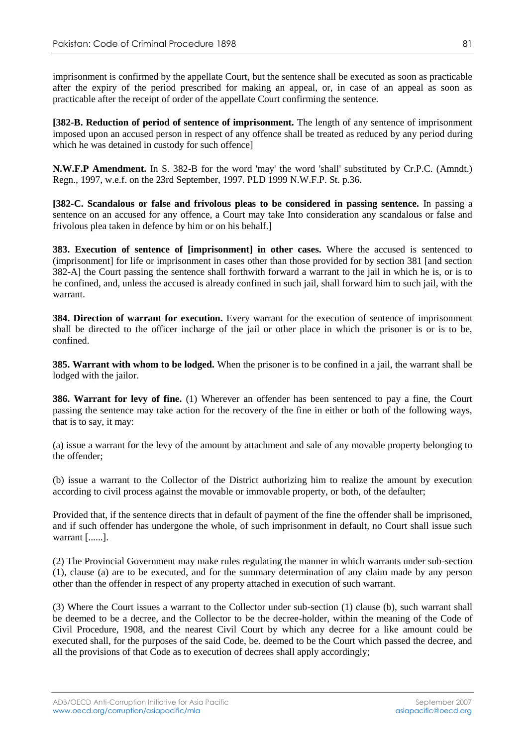imprisonment is confirmed by the appellate Court, but the sentence shall be executed as soon as practicable after the expiry of the period prescribed for making an appeal, or, in case of an appeal as soon as practicable after the receipt of order of the appellate Court confirming the sentence.

**[382-B. Reduction of period of sentence of imprisonment.** The length of any sentence of imprisonment imposed upon an accused person in respect of any offence shall be treated as reduced by any period during which he was detained in custody for such offence]

**N.W.F.P Amendment.** In S. 382-B for the word 'may' the word 'shall' substituted by Cr.P.C. (Amndt.) Regn., 1997, w.e.f. on the 23rd September, 1997. PLD 1999 N.W.F.P. St. p.36.

**[382-C. Scandalous or false and frivolous pleas to be considered in passing sentence.** In passing a sentence on an accused for any offence, a Court may take Into consideration any scandalous or false and frivolous plea taken in defence by him or on his behalf.]

**383. Execution of sentence of [imprisonment] in other cases.** Where the accused is sentenced to (imprisonment] for life or imprisonment in cases other than those provided for by section 381 [and section 382-A] the Court passing the sentence shall forthwith forward a warrant to the jail in which he is, or is to he confined, and, unless the accused is already confined in such jail, shall forward him to such jail, with the warrant.

**384. Direction of warrant for execution.** Every warrant for the execution of sentence of imprisonment shall be directed to the officer incharge of the jail or other place in which the prisoner is or is to be, confined.

**385. Warrant with whom to be lodged.** When the prisoner is to be confined in a jail, the warrant shall be lodged with the jailor.

**386. Warrant for levy of fine.** (1) Wherever an offender has been sentenced to pay a fine, the Court passing the sentence may take action for the recovery of the fine in either or both of the following ways, that is to say, it may:

(a) issue a warrant for the levy of the amount by attachment and sale of any movable property belonging to the offender;

(b) issue a warrant to the Collector of the District authorizing him to realize the amount by execution according to civil process against the movable or immovable property, or both, of the defaulter;

Provided that, if the sentence directs that in default of payment of the fine the offender shall be imprisoned, and if such offender has undergone the whole, of such imprisonment in default, no Court shall issue such warrant [......].

(2) The Provincial Government may make rules regulating the manner in which warrants under sub-section (1), clause (a) are to be executed, and for the summary determination of any claim made by any person other than the offender in respect of any property attached in execution of such warrant.

(3) Where the Court issues a warrant to the Collector under sub-section (1) clause (b), such warrant shall be deemed to be a decree, and the Collector to be the decree-holder, within the meaning of the Code of Civil Procedure, 1908, and the nearest Civil Court by which any decree for a like amount could be executed shall, for the purposes of the said Code, be. deemed to be the Court which passed the decree, and all the provisions of that Code as to execution of decrees shall apply accordingly;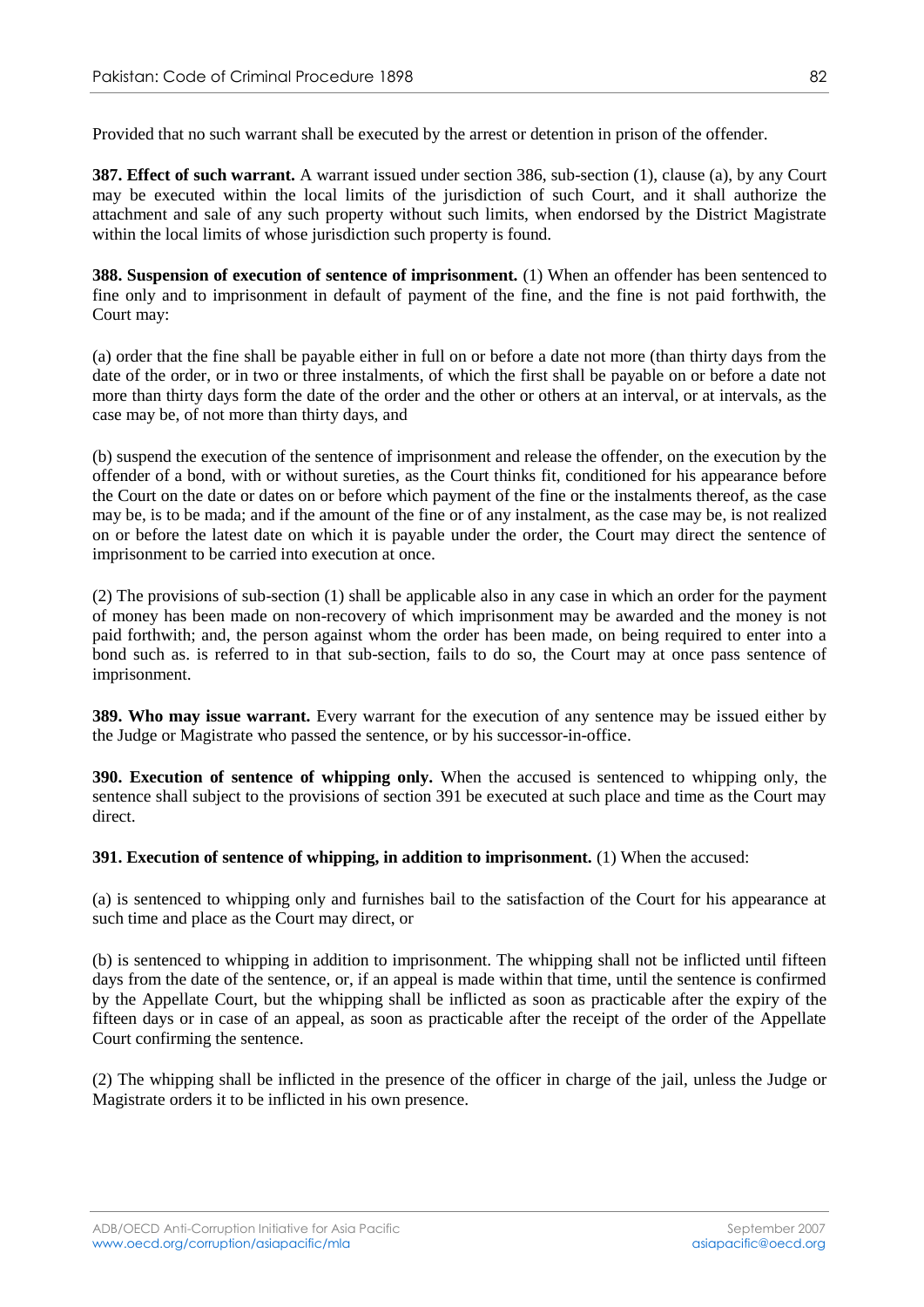Provided that no such warrant shall be executed by the arrest or detention in prison of the offender.

**387. Effect of such warrant.** A warrant issued under section 386, sub-section (1), clause (a), by any Court may be executed within the local limits of the jurisdiction of such Court, and it shall authorize the attachment and sale of any such property without such limits, when endorsed by the District Magistrate within the local limits of whose jurisdiction such property is found.

**388. Suspension of execution of sentence of imprisonment.** (1) When an offender has been sentenced to fine only and to imprisonment in default of payment of the fine, and the fine is not paid forthwith, the Court may:

(a) order that the fine shall be payable either in full on or before a date not more (than thirty days from the date of the order, or in two or three instalments, of which the first shall be payable on or before a date not more than thirty days form the date of the order and the other or others at an interval, or at intervals, as the case may be, of not more than thirty days, and

(b) suspend the execution of the sentence of imprisonment and release the offender, on the execution by the offender of a bond, with or without sureties, as the Court thinks fit, conditioned for his appearance before the Court on the date or dates on or before which payment of the fine or the instalments thereof, as the case may be, is to be mada; and if the amount of the fine or of any instalment, as the case may be, is not realized on or before the latest date on which it is payable under the order, the Court may direct the sentence of imprisonment to be carried into execution at once.

(2) The provisions of sub-section (1) shall be applicable also in any case in which an order for the payment of money has been made on non-recovery of which imprisonment may be awarded and the money is not paid forthwith; and, the person against whom the order has been made, on being required to enter into a bond such as. is referred to in that sub-section, fails to do so, the Court may at once pass sentence of imprisonment.

**389. Who may issue warrant.** Every warrant for the execution of any sentence may be issued either by the Judge or Magistrate who passed the sentence, or by his successor-in-office.

**390. Execution of sentence of whipping only.** When the accused is sentenced to whipping only, the sentence shall subject to the provisions of section 391 be executed at such place and time as the Court may direct.

**391. Execution of sentence of whipping, in addition to imprisonment.** (1) When the accused:

(a) is sentenced to whipping only and furnishes bail to the satisfaction of the Court for his appearance at such time and place as the Court may direct, or

(b) is sentenced to whipping in addition to imprisonment. The whipping shall not be inflicted until fifteen days from the date of the sentence, or, if an appeal is made within that time, until the sentence is confirmed by the Appellate Court, but the whipping shall be inflicted as soon as practicable after the expiry of the fifteen days or in case of an appeal, as soon as practicable after the receipt of the order of the Appellate Court confirming the sentence.

(2) The whipping shall be inflicted in the presence of the officer in charge of the jail, unless the Judge or Magistrate orders it to be inflicted in his own presence.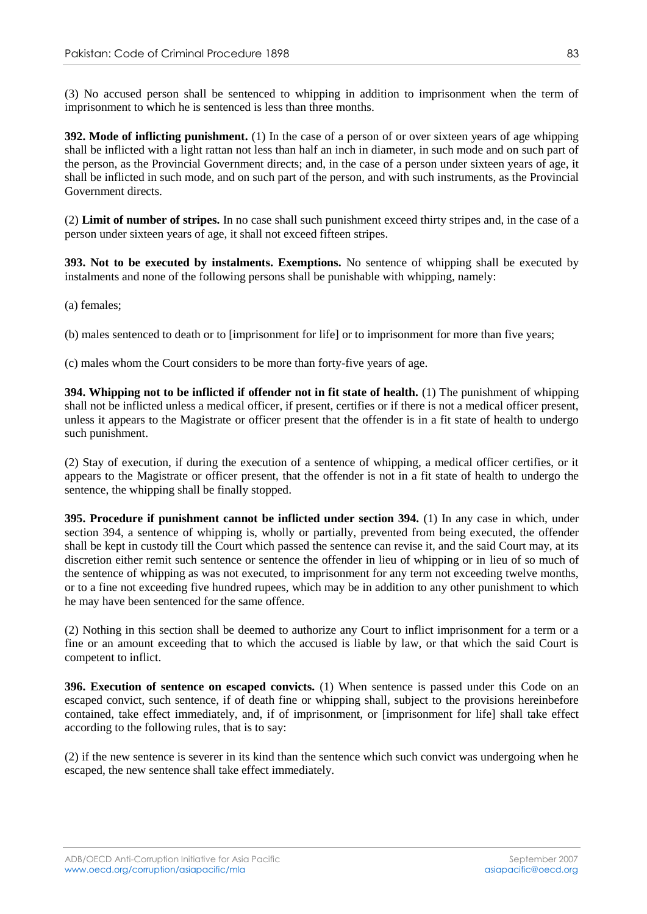(3) No accused person shall be sentenced to whipping in addition to imprisonment when the term of imprisonment to which he is sentenced is less than three months.

**392. Mode of inflicting punishment.** (1) In the case of a person of or over sixteen years of age whipping shall be inflicted with a light rattan not less than half an inch in diameter, in such mode and on such part of the person, as the Provincial Government directs; and, in the case of a person under sixteen years of age, it shall be inflicted in such mode, and on such part of the person, and with such instruments, as the Provincial Government directs.

(2) **Limit of number of stripes.** In no case shall such punishment exceed thirty stripes and, in the case of a person under sixteen years of age, it shall not exceed fifteen stripes.

**393. Not to be executed by instalments. Exemptions.** No sentence of whipping shall be executed by instalments and none of the following persons shall be punishable with whipping, namely:

(a) females;

(b) males sentenced to death or to [imprisonment for life] or to imprisonment for more than five years;

(c) males whom the Court considers to be more than forty-five years of age.

**394. Whipping not to be inflicted if offender not in fit state of health.** (1) The punishment of whipping shall not be inflicted unless a medical officer, if present, certifies or if there is not a medical officer present, unless it appears to the Magistrate or officer present that the offender is in a fit state of health to undergo such punishment.

(2) Stay of execution, if during the execution of a sentence of whipping, a medical officer certifies, or it appears to the Magistrate or officer present, that the offender is not in a fit state of health to undergo the sentence, the whipping shall be finally stopped.

**395. Procedure if punishment cannot be inflicted under section 394.** (1) In any case in which, under section 394, a sentence of whipping is, wholly or partially, prevented from being executed, the offender shall be kept in custody till the Court which passed the sentence can revise it, and the said Court may, at its discretion either remit such sentence or sentence the offender in lieu of whipping or in lieu of so much of the sentence of whipping as was not executed, to imprisonment for any term not exceeding twelve months, or to a fine not exceeding five hundred rupees, which may be in addition to any other punishment to which he may have been sentenced for the same offence.

(2) Nothing in this section shall be deemed to authorize any Court to inflict imprisonment for a term or a fine or an amount exceeding that to which the accused is liable by law, or that which the said Court is competent to inflict.

**396. Execution of sentence on escaped convicts.** (1) When sentence is passed under this Code on an escaped convict, such sentence, if of death fine or whipping shall, subject to the provisions hereinbefore contained, take effect immediately, and, if of imprisonment, or [imprisonment for life] shall take effect according to the following rules, that is to say:

(2) if the new sentence is severer in its kind than the sentence which such convict was undergoing when he escaped, the new sentence shall take effect immediately.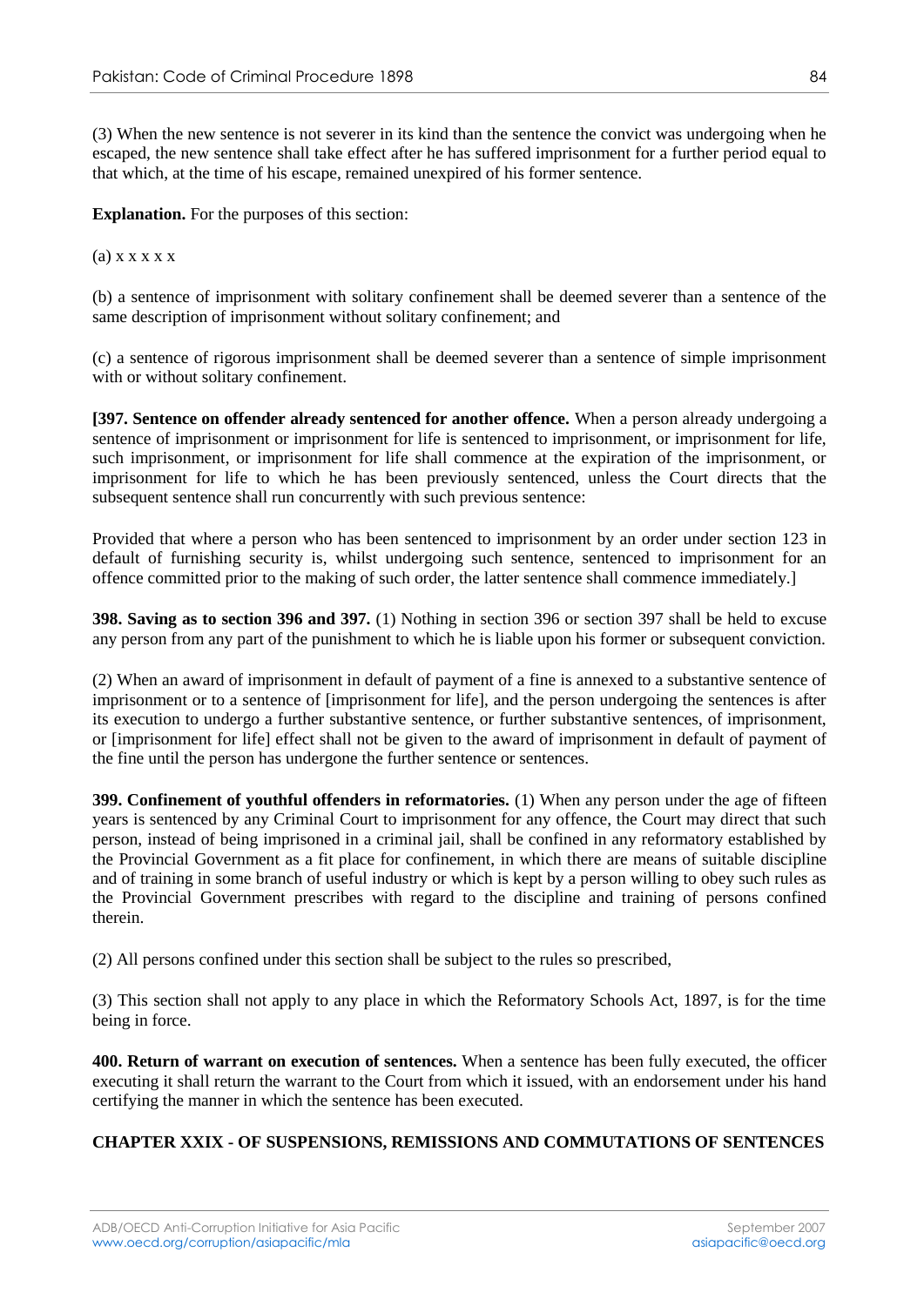(3) When the new sentence is not severer in its kind than the sentence the convict was undergoing when he escaped, the new sentence shall take effect after he has suffered imprisonment for a further period equal to that which, at the time of his escape, remained unexpired of his former sentence.

**Explanation.** For the purposes of this section:

(a) x x x x x

(b) a sentence of imprisonment with solitary confinement shall be deemed severer than a sentence of the same description of imprisonment without solitary confinement; and

(c) a sentence of rigorous imprisonment shall be deemed severer than a sentence of simple imprisonment with or without solitary confinement.

**[397. Sentence on offender already sentenced for another offence.** When a person already undergoing a sentence of imprisonment or imprisonment for life is sentenced to imprisonment, or imprisonment for life, such imprisonment, or imprisonment for life shall commence at the expiration of the imprisonment, or imprisonment for life to which he has been previously sentenced, unless the Court directs that the subsequent sentence shall run concurrently with such previous sentence:

Provided that where a person who has been sentenced to imprisonment by an order under section 123 in default of furnishing security is, whilst undergoing such sentence, sentenced to imprisonment for an offence committed prior to the making of such order, the latter sentence shall commence immediately.]

**398. Saving as to section 396 and 397.** (1) Nothing in section 396 or section 397 shall be held to excuse any person from any part of the punishment to which he is liable upon his former or subsequent conviction.

(2) When an award of imprisonment in default of payment of a fine is annexed to a substantive sentence of imprisonment or to a sentence of [imprisonment for life], and the person undergoing the sentences is after its execution to undergo a further substantive sentence, or further substantive sentences, of imprisonment, or [imprisonment for life] effect shall not be given to the award of imprisonment in default of payment of the fine until the person has undergone the further sentence or sentences.

**399. Confinement of youthful offenders in reformatories.** (1) When any person under the age of fifteen years is sentenced by any Criminal Court to imprisonment for any offence, the Court may direct that such person, instead of being imprisoned in a criminal jail, shall be confined in any reformatory established by the Provincial Government as a fit place for confinement, in which there are means of suitable discipline and of training in some branch of useful industry or which is kept by a person willing to obey such rules as the Provincial Government prescribes with regard to the discipline and training of persons confined therein.

(2) All persons confined under this section shall be subject to the rules so prescribed,

(3) This section shall not apply to any place in which the Reformatory Schools Act, 1897, is for the time being in force.

**400. Return of warrant on execution of sentences.** When a sentence has been fully executed, the officer executing it shall return the warrant to the Court from which it issued, with an endorsement under his hand certifying the manner in which the sentence has been executed.

## CHAPTER XXIX - OF SUSPENSIONS, REMISSIONS AND COMMUTATIONS OF SENTENCES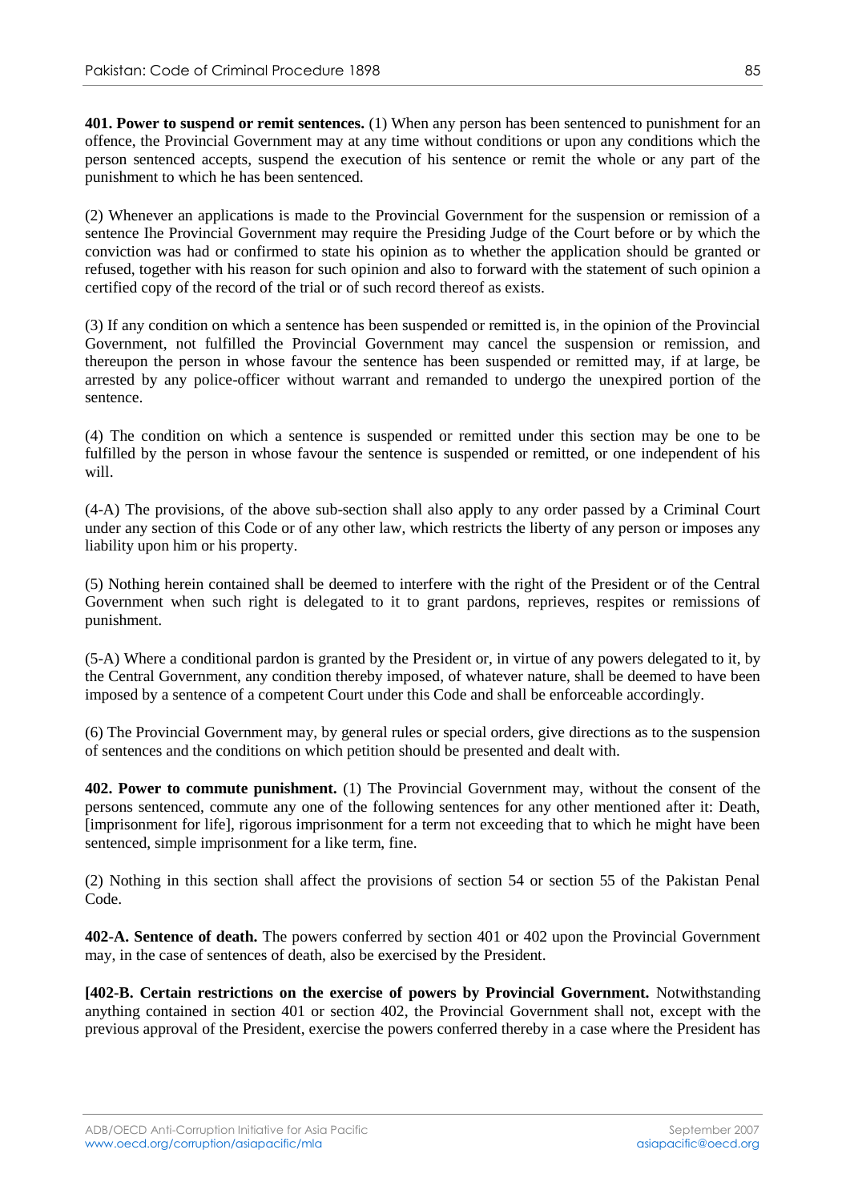**401. Power to suspend or remit sentences.** (1) When any person has been sentenced to punishment for an offence, the Provincial Government may at any time without conditions or upon any conditions which the person sentenced accepts, suspend the execution of his sentence or remit the whole or any part of the punishment to which he has been sentenced.

(2) Whenever an applications is made to the Provincial Government for the suspension or remission of a sentence Ihe Provincial Government may require the Presiding Judge of the Court before or by which the conviction was had or confirmed to state his opinion as to whether the application should be granted or refused, together with his reason for such opinion and also to forward with the statement of such opinion a certified copy of the record of the trial or of such record thereof as exists.

(3) If any condition on which a sentence has been suspended or remitted is, in the opinion of the Provincial Government, not fulfilled the Provincial Government may cancel the suspension or remission, and thereupon the person in whose favour the sentence has been suspended or remitted may, if at large, be arrested by any police-officer without warrant and remanded to undergo the unexpired portion of the sentence.

(4) The condition on which a sentence is suspended or remitted under this section may be one to be fulfilled by the person in whose favour the sentence is suspended or remitted, or one independent of his will.

(4-A) The provisions, of the above sub-section shall also apply to any order passed by a Criminal Court under any section of this Code or of any other law, which restricts the liberty of any person or imposes any liability upon him or his property.

(5) Nothing herein contained shall be deemed to interfere with the right of the President or of the Central Government when such right is delegated to it to grant pardons, reprieves, respites or remissions of punishment.

(5-A) Where a conditional pardon is granted by the President or, in virtue of any powers delegated to it, by the Central Government, any condition thereby imposed, of whatever nature, shall be deemed to have been imposed by a sentence of a competent Court under this Code and shall be enforceable accordingly.

(6) The Provincial Government may, by general rules or special orders, give directions as to the suspension of sentences and the conditions on which petition should be presented and dealt with.

**402. Power to commute punishment.** (1) The Provincial Government may, without the consent of the persons sentenced, commute any one of the following sentences for any other mentioned after it: Death, [imprisonment for life], rigorous imprisonment for a term not exceeding that to which he might have been sentenced, simple imprisonment for a like term, fine.

(2) Nothing in this section shall affect the provisions of section 54 or section 55 of the Pakistan Penal Code.

**402-A. Sentence of death.** The powers conferred by section 401 or 402 upon the Provincial Government may, in the case of sentences of death, also be exercised by the President.

**[402-B. Certain restrictions on the exercise of powers by Provincial Government.** Notwithstanding anything contained in section 401 or section 402, the Provincial Government shall not, except with the previous approval of the President, exercise the powers conferred thereby in a case where the President has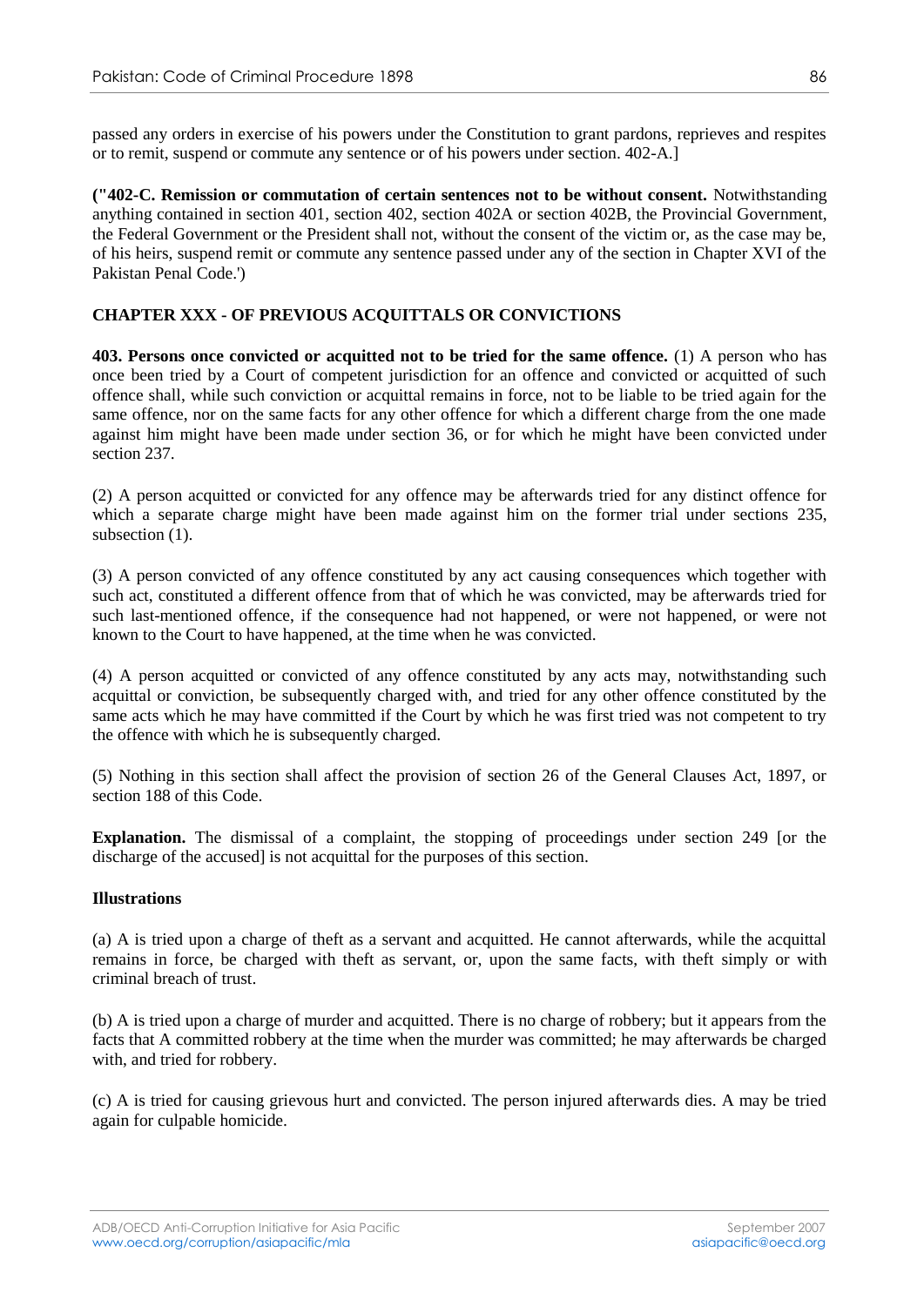passed any orders in exercise of his powers under the Constitution to grant pardons, reprieves and respites or to remit, suspend or commute any sentence or of his powers under section. 402-A.]

**("402-C. Remission or commutation of certain sentences not to be without consent.** Notwithstanding anything contained in section 401, section 402, section 402A or section 402B, the Provincial Government, the Federal Government or the President shall not, without the consent of the victim or, as the case may be, of his heirs, suspend remit or commute any sentence passed under any of the section in Chapter XVI of the Pakistan Penal Code.')

## CHAPTER XXX - OF PREVIOUS ACQUITTALS OR CONVICTIONS

**403. Persons once convicted or acquitted not to be tried for the same offence.** (1) A person who has once been tried by a Court of competent jurisdiction for an offence and convicted or acquitted of such offence shall, while such conviction or acquittal remains in force, not to be liable to be tried again for the same offence, nor on the same facts for any other offence for which a different charge from the one made against him might have been made under section 36, or for which he might have been convicted under section 237.

(2) A person acquitted or convicted for any offence may be afterwards tried for any distinct offence for which a separate charge might have been made against him on the former trial under sections 235, subsection (1).

(3) A person convicted of any offence constituted by any act causing consequences which together with such act, constituted a different offence from that of which he was convicted, may be afterwards tried for such last-mentioned offence, if the consequence had not happened, or were not happened, or were not known to the Court to have happened, at the time when he was convicted.

(4) A person acquitted or convicted of any offence constituted by any acts may, notwithstanding such acquittal or conviction, be subsequently charged with, and tried for any other offence constituted by the same acts which he may have committed if the Court by which he was first tried was not competent to try the offence with which he is subsequently charged.

(5) Nothing in this section shall affect the provision of section 26 of the General Clauses Act, 1897, or section 188 of this Code.

**Explanation.** The dismissal of a complaint, the stopping of proceedings under section 249 [or the discharge of the accused] is not acquittal for the purposes of this section.

**Illustrations**

(a) A is tried upon a charge of theft as a servant and acquitted. He cannot afterwards, while the acquittal remains in force, be charged with theft as servant, or, upon the same facts, with theft simply or with criminal breach of trust.

(b) A is tried upon a charge of murder and acquitted. There is no charge of robbery; but it appears from the facts that A committed robbery at the time when the murder was committed; he may afterwards be charged with, and tried for robbery.

(c) A is tried for causing grievous hurt and convicted. The person injured afterwards dies. A may be tried again for culpable homicide.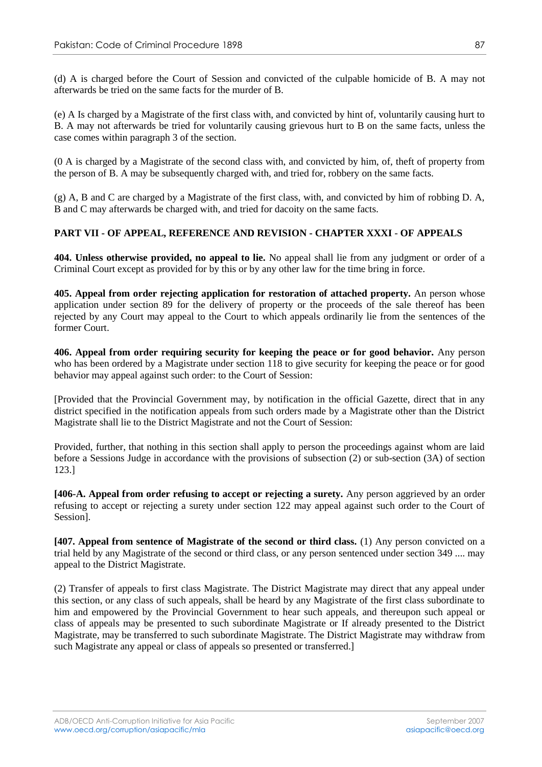(d) A is charged before the Court of Session and convicted of the culpable homicide of B. A may not afterwards be tried on the same facts for the murder of B.

(e) A Is charged by a Magistrate of the first class with, and convicted by hint of, voluntarily causing hurt to B. A may not afterwards be tried for voluntarily causing grievous hurt to B on the same facts, unless the case comes within paragraph 3 of the section.

(0 A is charged by a Magistrate of the second class with, and convicted by him, of, theft of property from the person of B. A may be subsequently charged with, and tried for, robbery on the same facts.

(g) A, B and C are charged by a Magistrate of the first class, with, and convicted by him of robbing D. A, B and C may afterwards be charged with, and tried for dacoity on the same facts.

## PART VII - OF APPEAL, REFERENCE AND REVISION - CHAPTER XXXI - OF APPEALS

**404. Unless otherwise provided, no appeal to lie.** No appeal shall lie from any judgment or order of a Criminal Court except as provided for by this or by any other law for the time bring in force.

**405. Appeal from order rejecting application for restoration of attached property.** An person whose application under section 89 for the delivery of property or the proceeds of the sale thereof has been rejected by any Court may appeal to the Court to which appeals ordinarily lie from the sentences of the former Court.

**406. Appeal from order requiring security for keeping the peace or for good behavior.** Any person who has been ordered by a Magistrate under section 118 to give security for keeping the peace or for good behavior may appeal against such order: to the Court of Session:

[Provided that the Provincial Government may, by notification in the official Gazette, direct that in any district specified in the notification appeals from such orders made by a Magistrate other than the District Magistrate shall lie to the District Magistrate and not the Court of Session:

Provided, further, that nothing in this section shall apply to person the proceedings against whom are laid before a Sessions Judge in accordance with the provisions of subsection (2) or sub-section (3A) of section 123.]

**[406-A. Appeal from order refusing to accept or rejecting a surety.** Any person aggrieved by an order refusing to accept or rejecting a surety under section 122 may appeal against such order to the Court of Session].

**[407. Appeal from sentence of Magistrate of the second or third class.** (1) Any person convicted on a trial held by any Magistrate of the second or third class, or any person sentenced under section 349 .... may appeal to the District Magistrate.

(2) Transfer of appeals to first class Magistrate. The District Magistrate may direct that any appeal under this section, or any class of such appeals, shall be heard by any Magistrate of the first class subordinate to him and empowered by the Provincial Government to hear such appeals, and thereupon such appeal or class of appeals may be presented to such subordinate Magistrate or If already presented to the District Magistrate, may be transferred to such subordinate Magistrate. The District Magistrate may withdraw from such Magistrate any appeal or class of appeals so presented or transferred.]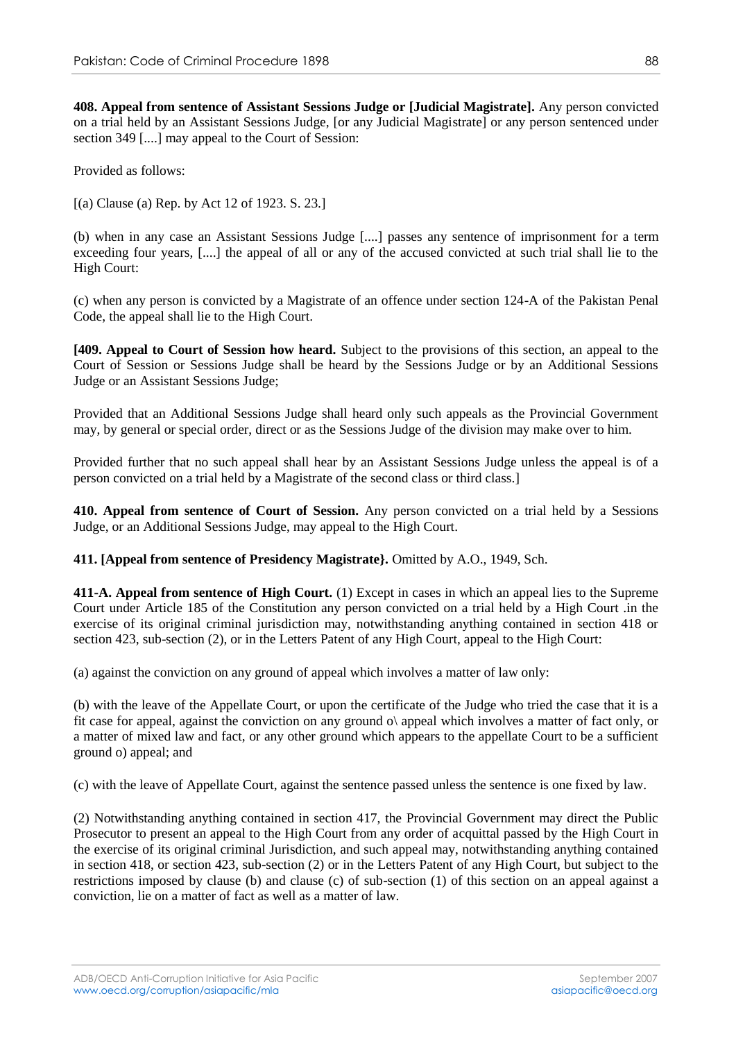**408. Appeal from sentence of Assistant Sessions Judge or [Judicial Magistrate].** Any person convicted on a trial held by an Assistant Sessions Judge, [or any Judicial Magistrate] or any person sentenced under section 349 [....] may appeal to the Court of Session:

Provided as follows:

[(a) Clause (a) Rep. by Act 12 of 1923. S. 23.]

(b) when in any case an Assistant Sessions Judge [....] passes any sentence of imprisonment for a term exceeding four years, [....] the appeal of all or any of the accused convicted at such trial shall lie to the High Court:

(c) when any person is convicted by a Magistrate of an offence under section 124-A of the Pakistan Penal Code, the appeal shall lie to the High Court.

**[409. Appeal to Court of Session how heard.** Subject to the provisions of this section, an appeal to the Court of Session or Sessions Judge shall be heard by the Sessions Judge or by an Additional Sessions Judge or an Assistant Sessions Judge;

Provided that an Additional Sessions Judge shall heard only such appeals as the Provincial Government may, by general or special order, direct or as the Sessions Judge of the division may make over to him.

Provided further that no such appeal shall hear by an Assistant Sessions Judge unless the appeal is of a person convicted on a trial held by a Magistrate of the second class or third class.]

**410. Appeal from sentence of Court of Session.** Any person convicted on a trial held by a Sessions Judge, or an Additional Sessions Judge, may appeal to the High Court.

**411. [Appeal from sentence of Presidency Magistrate}.** Omitted by A.O., 1949, Sch.

**411-A. Appeal from sentence of High Court.** (1) Except in cases in which an appeal lies to the Supreme Court under Article 185 of the Constitution any person convicted on a trial held by a High Court .in the exercise of its original criminal jurisdiction may, notwithstanding anything contained in section 418 or section 423, sub-section (2), or in the Letters Patent of any High Court, appeal to the High Court:

(a) against the conviction on any ground of appeal which involves a matter of law only:

(b) with the leave of the Appellate Court, or upon the certificate of the Judge who tried the case that it is a fit case for appeal, against the conviction on any ground o\ appeal which involves a matter of fact only, or a matter of mixed law and fact, or any other ground which appears to the appellate Court to be a sufficient ground o) appeal; and

(c) with the leave of Appellate Court, against the sentence passed unless the sentence is one fixed by law.

(2) Notwithstanding anything contained in section 417, the Provincial Government may direct the Public Prosecutor to present an appeal to the High Court from any order of acquittal passed by the High Court in the exercise of its original criminal Jurisdiction, and such appeal may, notwithstanding anything contained in section 418, or section 423, sub-section (2) or in the Letters Patent of any High Court, but subject to the restrictions imposed by clause (b) and clause (c) of sub-section (1) of this section on an appeal against a conviction, lie on a matter of fact as well as a matter of law.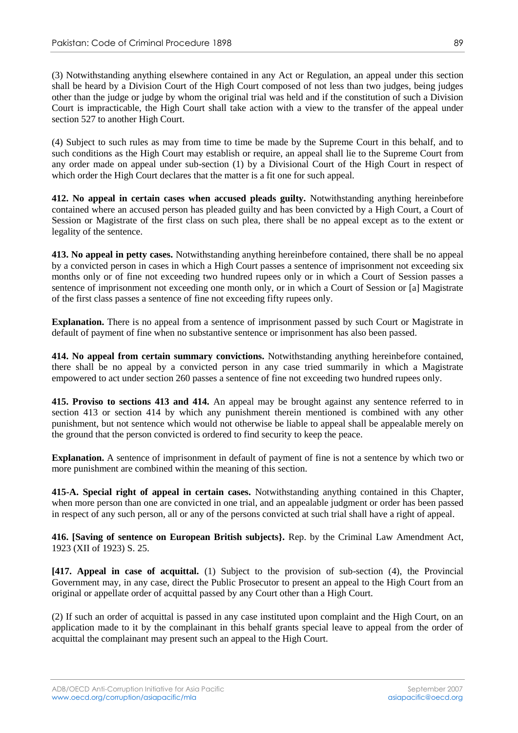(3) Notwithstanding anything elsewhere contained in any Act or Regulation, an appeal under this section shall be heard by a Division Court of the High Court composed of not less than two judges, being judges other than the judge or judge by whom the original trial was held and if the constitution of such a Division Court is impracticable, the High Court shall take action with a view to the transfer of the appeal under section 527 to another High Court.

(4) Subject to such rules as may from time to time be made by the Supreme Court in this behalf, and to such conditions as the High Court may establish or require, an appeal shall lie to the Supreme Court from any order made on appeal under sub-section (1) by a Divisional Court of the High Court in respect of which order the High Court declares that the matter is a fit one for such appeal.

**412. No appeal in certain cases when accused pleads guilty.** Notwithstanding anything hereinbefore contained where an accused person has pleaded guilty and has been convicted by a High Court, a Court of Session or Magistrate of the first class on such plea, there shall be no appeal except as to the extent or legality of the sentence.

**413. No appeal in petty cases.** Notwithstanding anything hereinbefore contained, there shall be no appeal by a convicted person in cases in which a High Court passes a sentence of imprisonment not exceeding six months only or of fine not exceeding two hundred rupees only or in which a Court of Session passes a sentence of imprisonment not exceeding one month only, or in which a Court of Session or [a] Magistrate of the first class passes a sentence of fine not exceeding fifty rupees only.

**Explanation.** There is no appeal from a sentence of imprisonment passed by such Court or Magistrate in default of payment of fine when no substantive sentence or imprisonment has also been passed.

**414. No appeal from certain summary convictions.** Notwithstanding anything hereinbefore contained, there shall be no appeal by a convicted person in any case tried summarily in which a Magistrate empowered to act under section 260 passes a sentence of fine not exceeding two hundred rupees only.

**415. Proviso to sections 413 and 414.** An appeal may be brought against any sentence referred to in section 413 or section 414 by which any punishment therein mentioned is combined with any other punishment, but not sentence which would not otherwise be liable to appeal shall be appealable merely on the ground that the person convicted is ordered to find security to keep the peace.

**Explanation.** A sentence of imprisonment in default of payment of fine is not a sentence by which two or more punishment are combined within the meaning of this section.

**415-A. Special right of appeal in certain cases.** Notwithstanding anything contained in this Chapter, when more person than one are convicted in one trial, and an appealable judgment or order has been passed in respect of any such person, all or any of the persons convicted at such trial shall have a right of appeal.

**416. [Saving of sentence on European British subjects}.** Rep. by the Criminal Law Amendment Act, 1923 (XII of 1923) S. 25.

**[417. Appeal in case of acquittal.** (1) Subject to the provision of sub-section (4), the Provincial Government may, in any case, direct the Public Prosecutor to present an appeal to the High Court from an original or appellate order of acquittal passed by any Court other than a High Court.

(2) If such an order of acquittal is passed in any case instituted upon complaint and the High Court, on an application made to it by the complainant in this behalf grants special leave to appeal from the order of acquittal the complainant may present such an appeal to the High Court.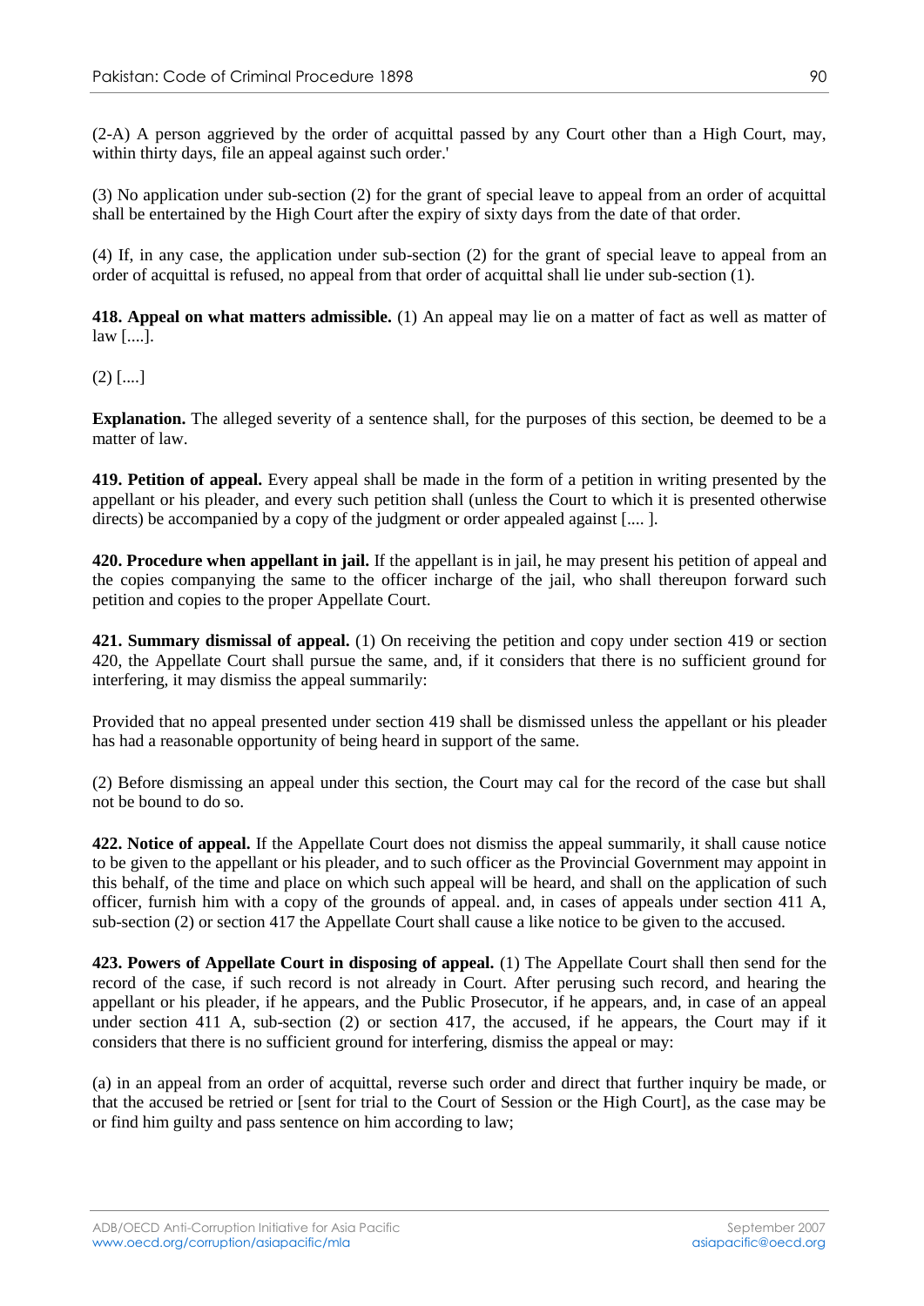(2-A) A person aggrieved by the order of acquittal passed by any Court other than a High Court, may, within thirty days, file an appeal against such order.'

(3) No application under sub-section (2) for the grant of special leave to appeal from an order of acquittal shall be entertained by the High Court after the expiry of sixty days from the date of that order.

(4) If, in any case, the application under sub-section (2) for the grant of special leave to appeal from an order of acquittal is refused, no appeal from that order of acquittal shall lie under sub-section (1).

**418. Appeal on what matters admissible.** (1) An appeal may lie on a matter of fact as well as matter of law [....].

(2) [....]

**Explanation.** The alleged severity of a sentence shall, for the purposes of this section, be deemed to be a matter of law.

**419. Petition of appeal.** Every appeal shall be made in the form of a petition in writing presented by the appellant or his pleader, and every such petition shall (unless the Court to which it is presented otherwise directs) be accompanied by a copy of the judgment or order appealed against [.... ].

**420. Procedure when appellant in jail.** If the appellant is in jail, he may present his petition of appeal and the copies companying the same to the officer incharge of the jail, who shall thereupon forward such petition and copies to the proper Appellate Court.

**421. Summary dismissal of appeal.** (1) On receiving the petition and copy under section 419 or section 420, the Appellate Court shall pursue the same, and, if it considers that there is no sufficient ground for interfering, it may dismiss the appeal summarily:

Provided that no appeal presented under section 419 shall be dismissed unless the appellant or his pleader has had a reasonable opportunity of being heard in support of the same.

(2) Before dismissing an appeal under this section, the Court may cal for the record of the case but shall not be bound to do so.

**422. Notice of appeal.** If the Appellate Court does not dismiss the appeal summarily, it shall cause notice to be given to the appellant or his pleader, and to such officer as the Provincial Government may appoint in this behalf, of the time and place on which such appeal will be heard, and shall on the application of such officer, furnish him with a copy of the grounds of appeal. and, in cases of appeals under section 411 A, sub-section (2) or section 417 the Appellate Court shall cause a like notice to be given to the accused.

**423. Powers of Appellate Court in disposing of appeal.** (1) The Appellate Court shall then send for the record of the case, if such record is not already in Court. After perusing such record, and hearing the appellant or his pleader, if he appears, and the Public Prosecutor, if he appears, and, in case of an appeal under section 411 A, sub-section (2) or section 417, the accused, if he appears, the Court may if it considers that there is no sufficient ground for interfering, dismiss the appeal or may:

(a) in an appeal from an order of acquittal, reverse such order and direct that further inquiry be made, or that the accused be retried or [sent for trial to the Court of Session or the High Court], as the case may be or find him guilty and pass sentence on him according to law;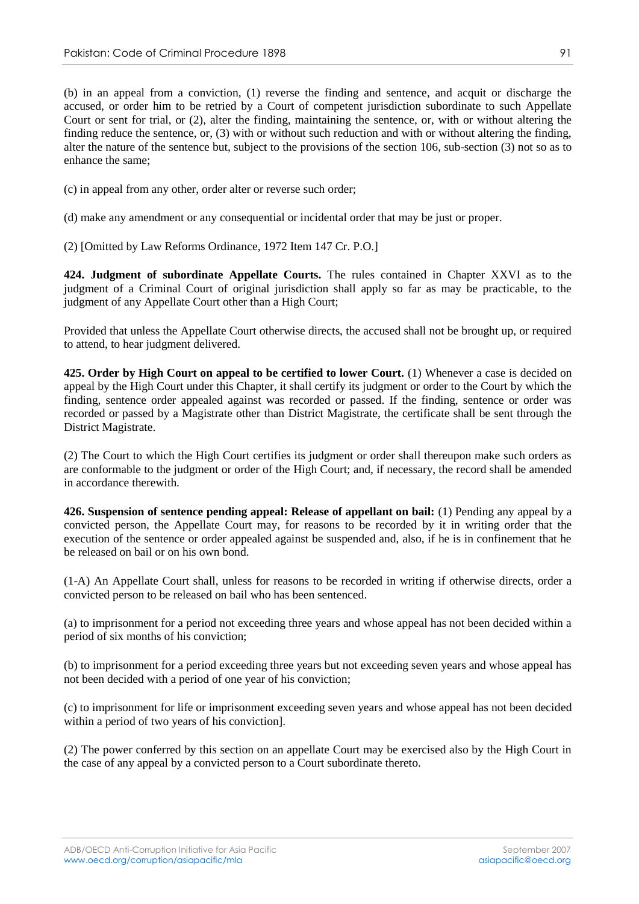(b) in an appeal from a conviction, (1) reverse the finding and sentence, and acquit or discharge the accused, or order him to be retried by a Court of competent jurisdiction subordinate to such Appellate Court or sent for trial, or (2), alter the finding, maintaining the sentence, or, with or without altering the finding reduce the sentence, or, (3) with or without such reduction and with or without altering the finding, alter the nature of the sentence but, subject to the provisions of the section 106, sub-section (3) not so as to enhance the same;

(c) in appeal from any other, order alter or reverse such order;

(d) make any amendment or any consequential or incidental order that may be just or proper.

(2) [Omitted by Law Reforms Ordinance, 1972 Item 147 Cr. P.O.]

**424. Judgment of subordinate Appellate Courts.** The rules contained in Chapter XXVI as to the judgment of a Criminal Court of original jurisdiction shall apply so far as may be practicable, to the judgment of any Appellate Court other than a High Court;

Provided that unless the Appellate Court otherwise directs, the accused shall not be brought up, or required to attend, to hear judgment delivered.

**425. Order by High Court on appeal to be certified to lower Court.** (1) Whenever a case is decided on appeal by the High Court under this Chapter, it shall certify its judgment or order to the Court by which the finding, sentence order appealed against was recorded or passed. If the finding, sentence or order was recorded or passed by a Magistrate other than District Magistrate, the certificate shall be sent through the District Magistrate.

(2) The Court to which the High Court certifies its judgment or order shall thereupon make such orders as are conformable to the judgment or order of the High Court; and, if necessary, the record shall be amended in accordance therewith.

**426. Suspension of sentence pending appeal: Release of appellant on bail:** (1) Pending any appeal by a convicted person, the Appellate Court may, for reasons to be recorded by it in writing order that the execution of the sentence or order appealed against be suspended and, also, if he is in confinement that he be released on bail or on his own bond.

(1-A) An Appellate Court shall, unless for reasons to be recorded in writing if otherwise directs, order a convicted person to be released on bail who has been sentenced.

(a) to imprisonment for a period not exceeding three years and whose appeal has not been decided within a period of six months of his conviction;

(b) to imprisonment for a period exceeding three years but not exceeding seven years and whose appeal has not been decided with a period of one year of his conviction;

(c) to imprisonment for life or imprisonment exceeding seven years and whose appeal has not been decided within a period of two years of his conviction].

(2) The power conferred by this section on an appellate Court may be exercised also by the High Court in the case of any appeal by a convicted person to a Court subordinate thereto.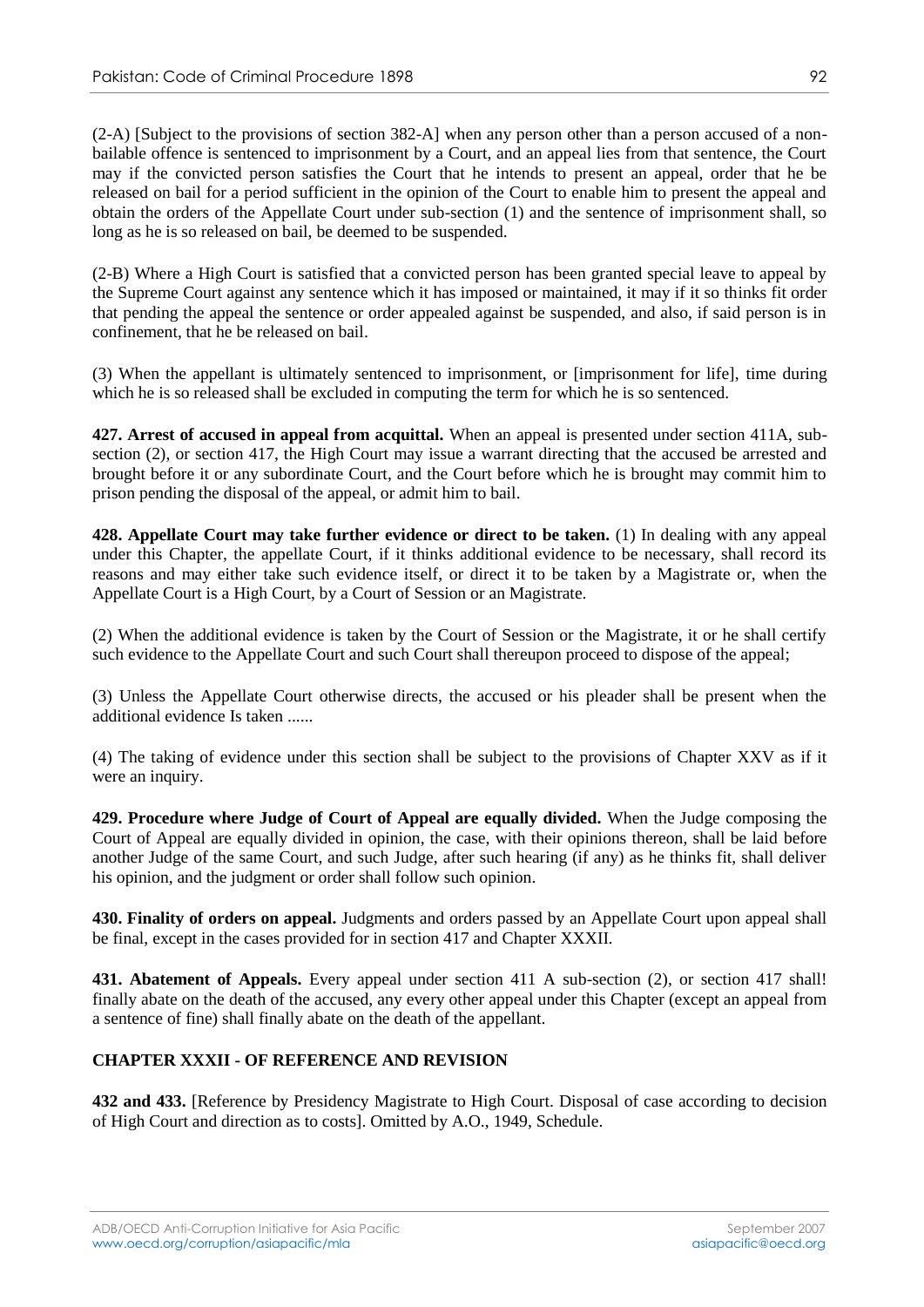(2-A) [Subject to the provisions of section 382-A] when any person other than a person accused of a non-bailable offence is sentenced to imprisonment by a Court, and an appeal lies from that sentence, the Court may if the convicted person satisfies the Court that he intends to present an appeal, order that he be released on bail for a period sufficient in the opinion of the Court to enable him to present the appeal and obtain the orders of the Appellate Court under sub-section (1) and the sentence of imprisonment shall, so long as he is so released on bail, be deemed to be suspended.

(2-B) Where a High Court is satisfied that a convicted person has been granted special leave to appeal by the Supreme Court against any sentence which it has imposed or maintained, it may if it so thinks fit order that pending the appeal the sentence or order appealed against be suspended, and also, if said person is in confinement, that he be released on bail.

(3) When the appellant is ultimately sentenced to imprisonment, or [imprisonment for life], time during which he is so released shall be excluded in computing the term for which he is so sentenced.

**427. Arrest of accused in appeal from acquittal.** When an appeal is presented under section 411A, sub-section (2), or section 417, the High Court may issue a warrant directing that the accused be arrested and brought before it or any subordinate Court, and the Court before which he is brought may commit him to prison pending the disposal of the appeal, or admit him to bail.

**428. Appellate Court may take further evidence or direct to be taken.** (1) In dealing with any appeal under this Chapter, the appellate Court, if it thinks additional evidence to be necessary, shall record its reasons and may either take such evidence itself, or direct it to be taken by a Magistrate or, when the Appellate Court is a High Court, by a Court of Session or an Magistrate.

(2) When the additional evidence is taken by the Court of Session or the Magistrate, it or he shall certify such evidence to the Appellate Court and such Court shall thereupon proceed to dispose of the appeal;

(3) Unless the Appellate Court otherwise directs, the accused or his pleader shall be present when the additional evidence Is taken ......

(4) The taking of evidence under this section shall be subject to the provisions of Chapter XXV as if it were an inquiry.

**429. Procedure where Judge of Court of Appeal are equally divided.** When the Judge composing the Court of Appeal are equally divided in opinion, the case, with their opinions thereon, shall be laid before another Judge of the same Court, and such Judge, after such hearing (if any) as he thinks fit, shall deliver his opinion, and the judgment or order shall follow such opinion.

**430. Finality of orders on appeal.** Judgments and orders passed by an Appellate Court upon appeal shall be final, except in the cases provided for in section 417 and Chapter XXXII.

**431. Abatement of Appeals.** Every appeal under section 411 A sub-section (2), or section 417 shall! finally abate on the death of the accused, any every other appeal under this Chapter (except an appeal from a sentence of fine) shall finally abate on the death of the appellant.

## CHAPTER XXXII - OF REFERENCE AND REVISION

**432 and 433.** [Reference by Presidency Magistrate to High Court. Disposal of case according to decision of High Court and direction as to costs]. Omitted by A.O., 1949, Schedule.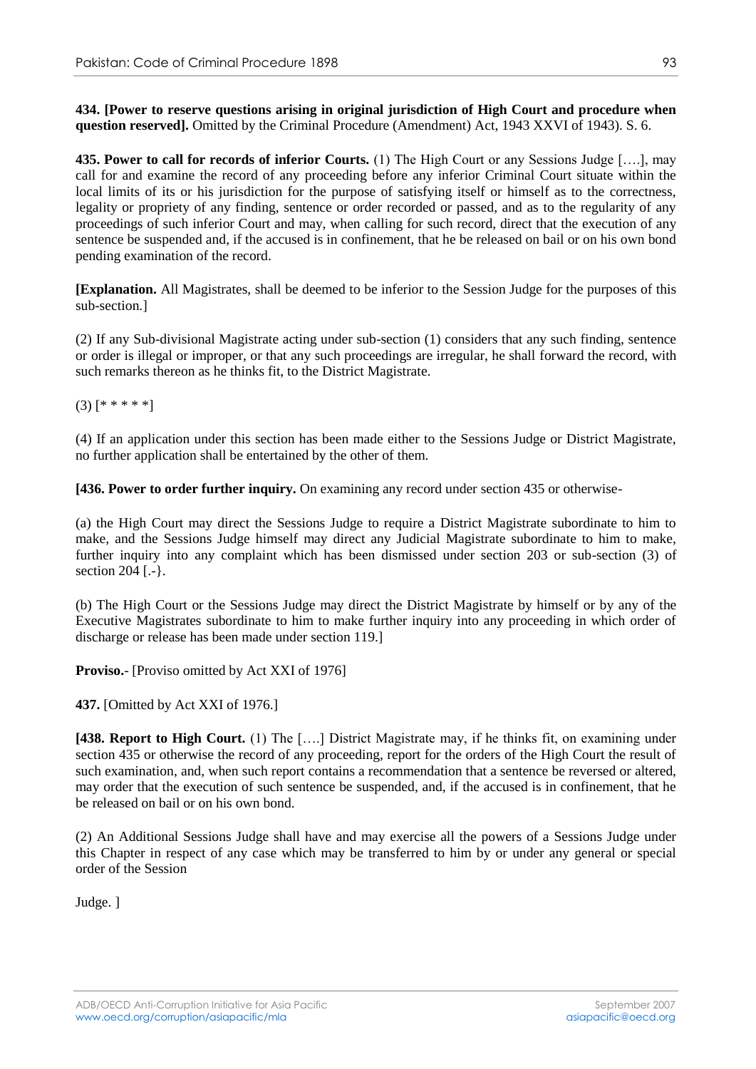**434. [Power to reserve questions arising in original jurisdiction of High Court and procedure when question reserved].** Omitted by the Criminal Procedure (Amendment) Act, 1943 XXVI of 1943). S. 6.

**435. Power to call for records of inferior Courts.** (1) The High Court or any Sessions Judge [….], may call for and examine the record of any proceeding before any inferior Criminal Court situate within the local limits of its or his jurisdiction for the purpose of satisfying itself or himself as to the correctness, legality or propriety of any finding, sentence or order recorded or passed, and as to the regularity of any proceedings of such inferior Court and may, when calling for such record, direct that the execution of any sentence be suspended and, if the accused is in confinement, that he be released on bail or on his own bond pending examination of the record.

**[Explanation.** All Magistrates, shall be deemed to be inferior to the Session Judge for the purposes of this sub-section.]

(2) If any Sub-divisional Magistrate acting under sub-section (1) considers that any such finding, sentence or order is illegal or improper, or that any such proceedings are irregular, he shall forward the record, with such remarks thereon as he thinks fit, to the District Magistrate.

(3) [* * * * *]

(4) If an application under this section has been made either to the Sessions Judge or District Magistrate, no further application shall be entertained by the other of them.

**[436. Power to order further inquiry.** On examining any record under section 435 or otherwise-

(a) the High Court may direct the Sessions Judge to require a District Magistrate subordinate to him to make, and the Sessions Judge himself may direct any Judicial Magistrate subordinate to him to make, further inquiry into any complaint which has been dismissed under section 203 or sub-section (3) of section 204 [.-}.

(b) The High Court or the Sessions Judge may direct the District Magistrate by himself or by any of the Executive Magistrates subordinate to him to make further inquiry into any proceeding in which order of discharge or release has been made under section 119.]

**Proviso.**- [Proviso omitted by Act XXI of 1976]

**437.** [Omitted by Act XXI of 1976.]

**[438. Report to High Court.** (1) The [….] District Magistrate may, if he thinks fit, on examining under section 435 or otherwise the record of any proceeding, report for the orders of the High Court the result of such examination, and, when such report contains a recommendation that a sentence be reversed or altered, may order that the execution of such sentence be suspended, and, if the accused is in confinement, that he be released on bail or on his own bond.

(2) An Additional Sessions Judge shall have and may exercise all the powers of a Sessions Judge under this Chapter in respect of any case which may be transferred to him by or under any general or special order of the Session

Judge. ]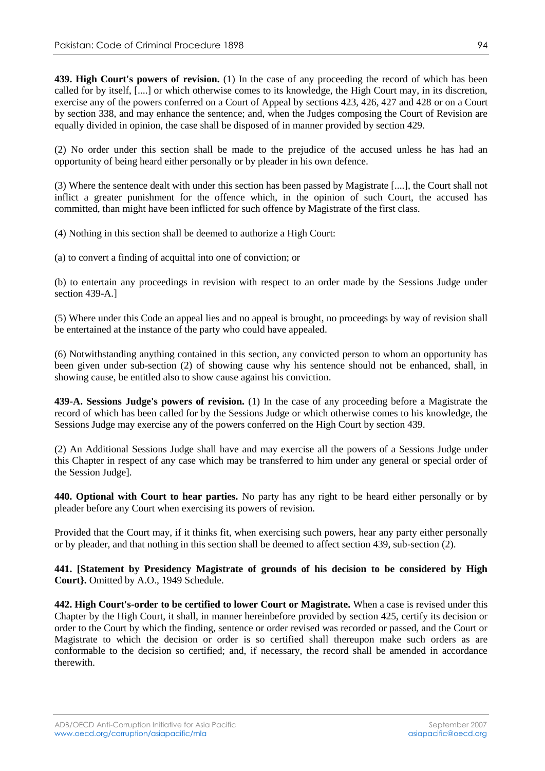**439. High Court's powers of revision.** (1) In the case of any proceeding the record of which has been called for by itself, [....] or which otherwise comes to its knowledge, the High Court may, in its discretion, exercise any of the powers conferred on a Court of Appeal by sections 423, 426, 427 and 428 or on a Court by section 338, and may enhance the sentence; and, when the Judges composing the Court of Revision are equally divided in opinion, the case shall be disposed of in manner provided by section 429.

(2) No order under this section shall be made to the prejudice of the accused unless he has had an opportunity of being heard either personally or by pleader in his own defence.

(3) Where the sentence dealt with under this section has been passed by Magistrate [....], the Court shall not inflict a greater punishment for the offence which, in the opinion of such Court, the accused has committed, than might have been inflicted for such offence by Magistrate of the first class.

(4) Nothing in this section shall be deemed to authorize a High Court:

(a) to convert a finding of acquittal into one of conviction; or

(b) to entertain any proceedings in revision with respect to an order made by the Sessions Judge under section 439-A.]

(5) Where under this Code an appeal lies and no appeal is brought, no proceedings by way of revision shall be entertained at the instance of the party who could have appealed.

(6) Notwithstanding anything contained in this section, any convicted person to whom an opportunity has been given under sub-section (2) of showing cause why his sentence should not be enhanced, shall, in showing cause, be entitled also to show cause against his conviction.

**439-A. Sessions Judge's powers of revision.** (1) In the case of any proceeding before a Magistrate the record of which has been called for by the Sessions Judge or which otherwise comes to his knowledge, the Sessions Judge may exercise any of the powers conferred on the High Court by section 439.

(2) An Additional Sessions Judge shall have and may exercise all the powers of a Sessions Judge under this Chapter in respect of any case which may be transferred to him under any general or special order of the Session Judge].

**440. Optional with Court to hear parties.** No party has any right to be heard either personally or by pleader before any Court when exercising its powers of revision.

Provided that the Court may, if it thinks fit, when exercising such powers, hear any party either personally or by pleader, and that nothing in this section shall be deemed to affect section 439, sub-section (2).

**441. [Statement by Presidency Magistrate of grounds of his decision to be considered by High Court}.** Omitted by A.O., 1949 Schedule.

**442. High Court's-order to be certified to lower Court or Magistrate.** When a case is revised under this Chapter by the High Court, it shall, in manner hereinbefore provided by section 425, certify its decision or order to the Court by which the finding, sentence or order revised was recorded or passed, and the Court or Magistrate to which the decision or order is so certified shall thereupon make such orders as are conformable to the decision so certified; and, if necessary, the record shall be amended in accordance therewith.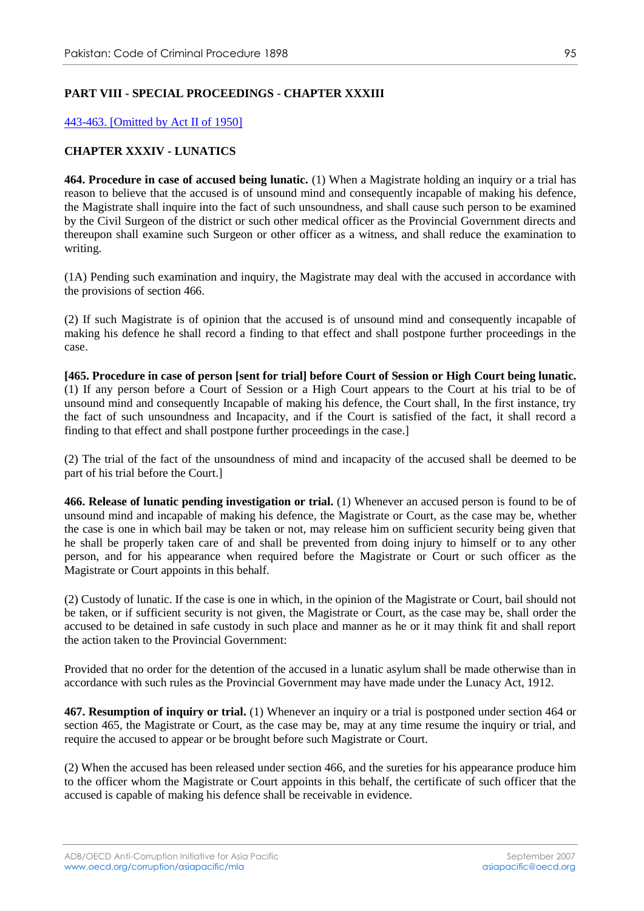**PART VIII - SPECIAL PROCEEDINGS - CHAPTER XXXIII**

443-463. [Omitted by Act II of 1950]

**CHAPTER XXXIV - LUNATICS**

**464. Procedure in case of accused being lunatic.** (1) When a Magistrate holding an inquiry or a trial has reason to believe that the accused is of unsound mind and consequently incapable of making his defence, the Magistrate shall inquire into the fact of such unsoundness, and shall cause such person to be examined by the Civil Surgeon of the district or such other medical officer as the Provincial Government directs and thereupon shall examine such Surgeon or other officer as a witness, and shall reduce the examination to writing.

(1A) Pending such examination and inquiry, the Magistrate may deal with the accused in accordance with the provisions of section 466.

(2) If such Magistrate is of opinion that the accused is of unsound mind and consequently incapable of making his defence he shall record a finding to that effect and shall postpone further proceedings in the case.

**[465. Procedure in case of person [sent for trial] before Court of Session or High Court being lunatic.** (1) If any person before a Court of Session or a High Court appears to the Court at his trial to be of unsound mind and consequently Incapable of making his defence, the Court shall, In the first instance, try the fact of such unsoundness and Incapacity, and if the Court is satisfied of the fact, it shall record a finding to that effect and shall postpone further proceedings in the case.]

(2) The trial of the fact of the unsoundness of mind and incapacity of the accused shall be deemed to be part of his trial before the Court.]

**466. Release of lunatic pending investigation or trial.** (1) Whenever an accused person is found to be of unsound mind and incapable of making his defence, the Magistrate or Court, as the case may be, whether the case is one in which bail may be taken or not, may release him on sufficient security being given that he shall be properly taken care of and shall be prevented from doing injury to himself or to any other person, and for his appearance when required before the Magistrate or Court or such officer as the Magistrate or Court appoints in this behalf.

(2) Custody of lunatic. If the case is one in which, in the opinion of the Magistrate or Court, bail should not be taken, or if sufficient security is not given, the Magistrate or Court, as the case may be, shall order the accused to be detained in safe custody in such place and manner as he or it may think fit and shall report the action taken to the Provincial Government:

Provided that no order for the detention of the accused in a lunatic asylum shall be made otherwise than in accordance with such rules as the Provincial Government may have made under the Lunacy Act, 1912.

**467. Resumption of inquiry or trial.** (1) Whenever an inquiry or a trial is postponed under section 464 or section 465, the Magistrate or Court, as the case may be, may at any time resume the inquiry or trial, and require the accused to appear or be brought before such Magistrate or Court.

(2) When the accused has been released under section 466, and the sureties for his appearance produce him to the officer whom the Magistrate or Court appoints in this behalf, the certificate of such officer that the accused is capable of making his defence shall be receivable in evidence.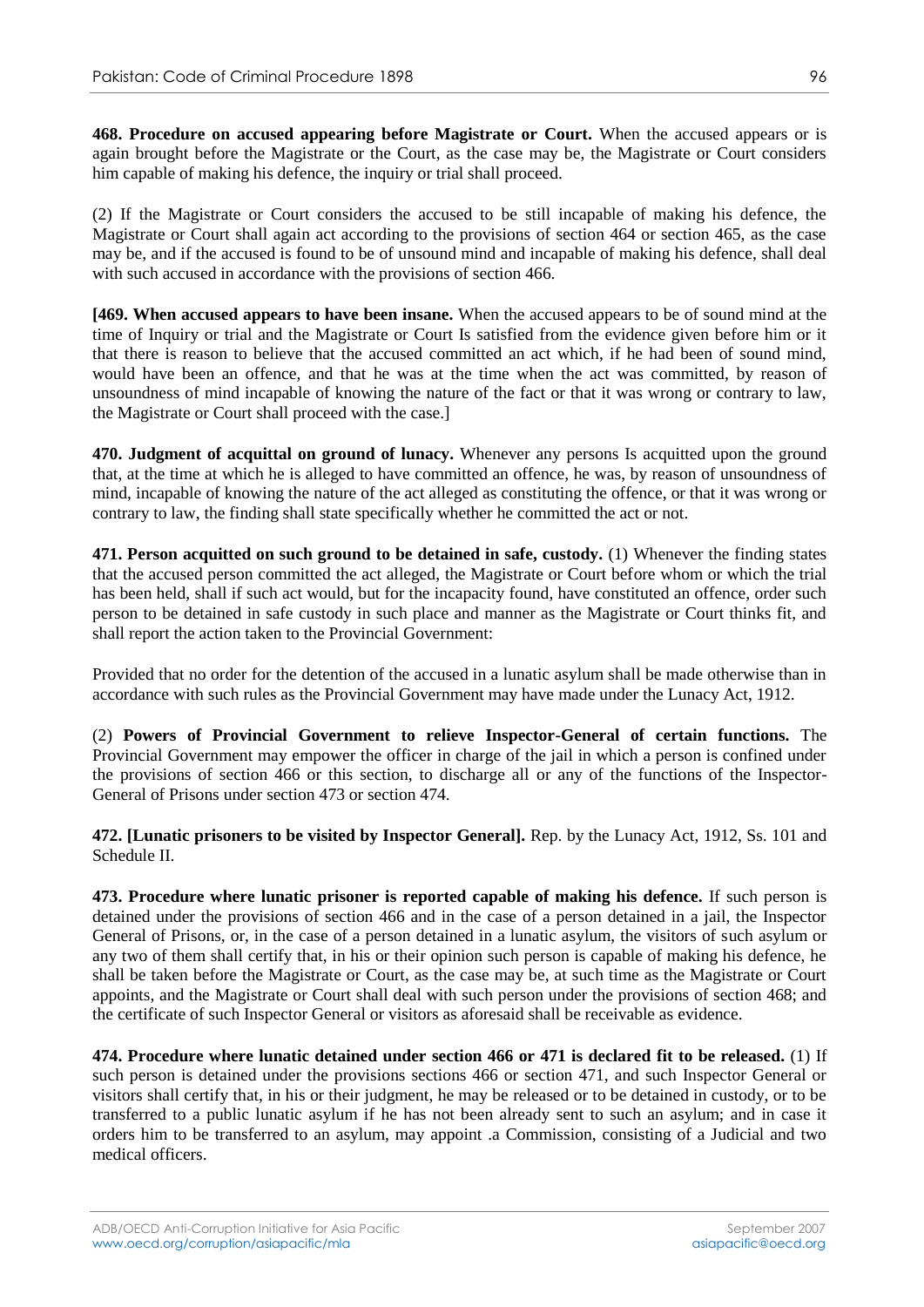**468. Procedure on accused appearing before Magistrate or Court.** When the accused appears or is again brought before the Magistrate or the Court, as the case may be, the Magistrate or Court considers him capable of making his defence, the inquiry or trial shall proceed.

(2) If the Magistrate or Court considers the accused to be still incapable of making his defence, the Magistrate or Court shall again act according to the provisions of section 464 or section 465, as the case may be, and if the accused is found to be of unsound mind and incapable of making his defence, shall deal with such accused in accordance with the provisions of section 466.

**[469. When accused appears to have been insane.** When the accused appears to be of sound mind at the time of Inquiry or trial and the Magistrate or Court Is satisfied from the evidence given before him or it that there is reason to believe that the accused committed an act which, if he had been of sound mind, would have been an offence, and that he was at the time when the act was committed, by reason of unsoundness of mind incapable of knowing the nature of the fact or that it was wrong or contrary to law, the Magistrate or Court shall proceed with the case.]

**470. Judgment of acquittal on ground of lunacy.** Whenever any persons Is acquitted upon the ground that, at the time at which he is alleged to have committed an offence, he was, by reason of unsoundness of mind, incapable of knowing the nature of the act alleged as constituting the offence, or that it was wrong or contrary to law, the finding shall state specifically whether he committed the act or not.

**471. Person acquitted on such ground to be detained in safe, custody.** (1) Whenever the finding states that the accused person committed the act alleged, the Magistrate or Court before whom or which the trial has been held, shall if such act would, but for the incapacity found, have constituted an offence, order such person to be detained in safe custody in such place and manner as the Magistrate or Court thinks fit, and shall report the action taken to the Provincial Government:

Provided that no order for the detention of the accused in a lunatic asylum shall be made otherwise than in accordance with such rules as the Provincial Government may have made under the Lunacy Act, 1912.

(2) **Powers of Provincial Government to relieve Inspector-General of certain functions.** The Provincial Government may empower the officer in charge of the jail in which a person is confined under the provisions of section 466 or this section, to discharge all or any of the functions of the Inspector-General of Prisons under section 473 or section 474.

**472. [Lunatic prisoners to be visited by Inspector General].** Rep. by the Lunacy Act, 1912, Ss. 101 and Schedule II.

**473. Procedure where lunatic prisoner is reported capable of making his defence.** If such person is detained under the provisions of section 466 and in the case of a person detained in a jail, the Inspector General of Prisons, or, in the case of a person detained in a lunatic asylum, the visitors of such asylum or any two of them shall certify that, in his or their opinion such person is capable of making his defence, he shall be taken before the Magistrate or Court, as the case may be, at such time as the Magistrate or Court appoints, and the Magistrate or Court shall deal with such person under the provisions of section 468; and the certificate of such Inspector General or visitors as aforesaid shall be receivable as evidence.

**474. Procedure where lunatic detained under section 466 or 471 is declared fit to be released.** (1) If such person is detained under the provisions sections 466 or section 471, and such Inspector General or visitors shall certify that, in his or their judgment, he may be released or to be detained in custody, or to be transferred to a public lunatic asylum if he has not been already sent to such an asylum; and in case it orders him to be transferred to an asylum, may appoint .a Commission, consisting of a Judicial and two medical officers.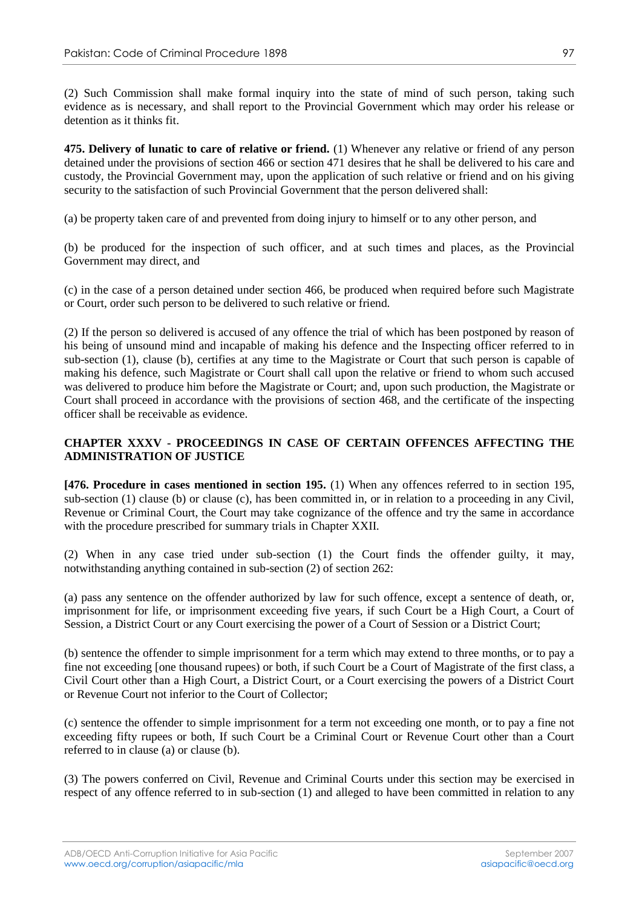(2) Such Commission shall make formal inquiry into the state of mind of such person, taking such evidence as is necessary, and shall report to the Provincial Government which may order his release or detention as it thinks fit.

**475. Delivery of lunatic to care of relative or friend.** (1) Whenever any relative or friend of any person detained under the provisions of section 466 or section 471 desires that he shall be delivered to his care and custody, the Provincial Government may, upon the application of such relative or friend and on his giving security to the satisfaction of such Provincial Government that the person delivered shall:

(a) be property taken care of and prevented from doing injury to himself or to any other person, and

(b) be produced for the inspection of such officer, and at such times and places, as the Provincial Government may direct, and

(c) in the case of a person detained under section 466, be produced when required before such Magistrate or Court, order such person to be delivered to such relative or friend.

(2) If the person so delivered is accused of any offence the trial of which has been postponed by reason of his being of unsound mind and incapable of making his defence and the Inspecting officer referred to in sub-section (1), clause (b), certifies at any time to the Magistrate or Court that such person is capable of making his defence, such Magistrate or Court shall call upon the relative or friend to whom such accused was delivered to produce him before the Magistrate or Court; and, upon such production, the Magistrate or Court shall proceed in accordance with the provisions of section 468, and the certificate of the inspecting officer shall be receivable as evidence.

## CHAPTER XXXV - PROCEEDINGS IN CASE OF CERTAIN OFFENCES AFFECTING THE ADMINISTRATION OF JUSTICE

**[476. Procedure in cases mentioned in section 195.** (1) When any offences referred to in section 195, sub-section (1) clause (b) or clause (c), has been committed in, or in relation to a proceeding in any Civil, Revenue or Criminal Court, the Court may take cognizance of the offence and try the same in accordance with the procedure prescribed for summary trials in Chapter XXII.

(2) When in any case tried under sub-section (1) the Court finds the offender guilty, it may, notwithstanding anything contained in sub-section (2) of section 262:

(a) pass any sentence on the offender authorized by law for such offence, except a sentence of death, or, imprisonment for life, or imprisonment exceeding five years, if such Court be a High Court, a Court of Session, a District Court or any Court exercising the power of a Court of Session or a District Court;

(b) sentence the offender to simple imprisonment for a term which may extend to three months, or to pay a fine not exceeding [one thousand rupees) or both, if such Court be a Court of Magistrate of the first class, a Civil Court other than a High Court, a District Court, or a Court exercising the powers of a District Court or Revenue Court not inferior to the Court of Collector;

(c) sentence the offender to simple imprisonment for a term not exceeding one month, or to pay a fine not exceeding fifty rupees or both, If such Court be a Criminal Court or Revenue Court other than a Court referred to in clause (a) or clause (b).

(3) The powers conferred on Civil, Revenue and Criminal Courts under this section may be exercised in respect of any offence referred to in sub-section (1) and alleged to have been committed in relation to any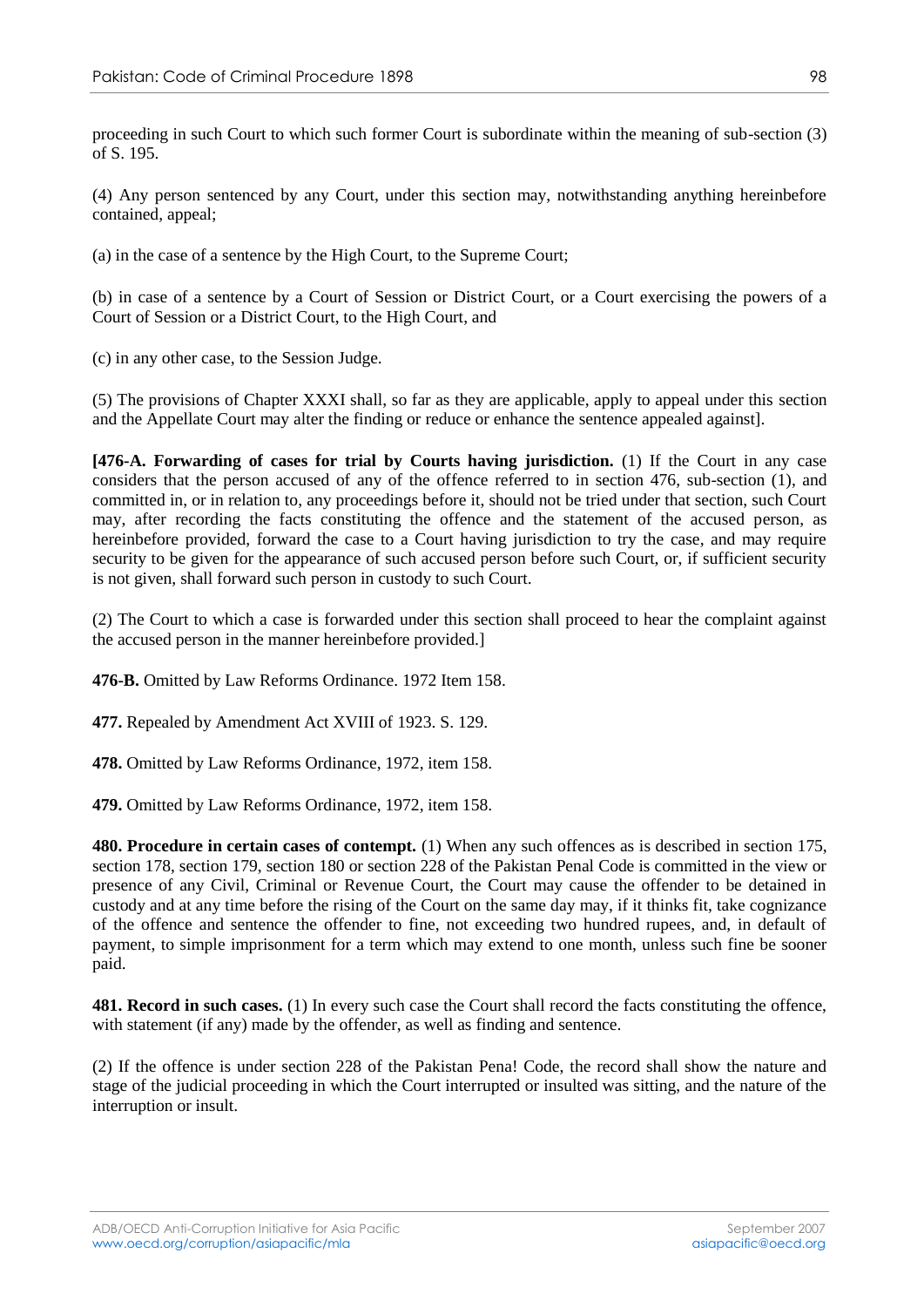proceeding in such Court to which such former Court is subordinate within the meaning of sub-section (3) of S. 195.

(4) Any person sentenced by any Court, under this section may, notwithstanding anything hereinbefore contained, appeal;

(a) in the case of a sentence by the High Court, to the Supreme Court;

(b) in case of a sentence by a Court of Session or District Court, or a Court exercising the powers of a Court of Session or a District Court, to the High Court, and

(c) in any other case, to the Session Judge.

(5) The provisions of Chapter XXXI shall, so far as they are applicable, apply to appeal under this section and the Appellate Court may alter the finding or reduce or enhance the sentence appealed against].

**[476-A. Forwarding of cases for trial by Courts having jurisdiction.** (1) If the Court in any case considers that the person accused of any of the offence referred to in section 476, sub-section (1), and committed in, or in relation to, any proceedings before it, should not be tried under that section, such Court may, after recording the facts constituting the offence and the statement of the accused person, as hereinbefore provided, forward the case to a Court having jurisdiction to try the case, and may require security to be given for the appearance of such accused person before such Court, or, if sufficient security is not given, shall forward such person in custody to such Court.

(2) The Court to which a case is forwarded under this section shall proceed to hear the complaint against the accused person in the manner hereinbefore provided.]

**476-B.** Omitted by Law Reforms Ordinance. 1972 Item 158.

**477.** Repealed by Amendment Act XVIII of 1923. S. 129.

**478.** Omitted by Law Reforms Ordinance, 1972, item 158.

**479.** Omitted by Law Reforms Ordinance, 1972, item 158.

**480. Procedure in certain cases of contempt.** (1) When any such offences as is described in section 175, section 178, section 179, section 180 or section 228 of the Pakistan Penal Code is committed in the view or presence of any Civil, Criminal or Revenue Court, the Court may cause the offender to be detained in custody and at any time before the rising of the Court on the same day may, if it thinks fit, take cognizance of the offence and sentence the offender to fine, not exceeding two hundred rupees, and, in default of payment, to simple imprisonment for a term which may extend to one month, unless such fine be sooner paid.

**481. Record in such cases.** (1) In every such case the Court shall record the facts constituting the offence, with statement (if any) made by the offender, as well as finding and sentence.

(2) If the offence is under section 228 of the Pakistan Pena! Code, the record shall show the nature and stage of the judicial proceeding in which the Court interrupted or insulted was sitting, and the nature of the interruption or insult.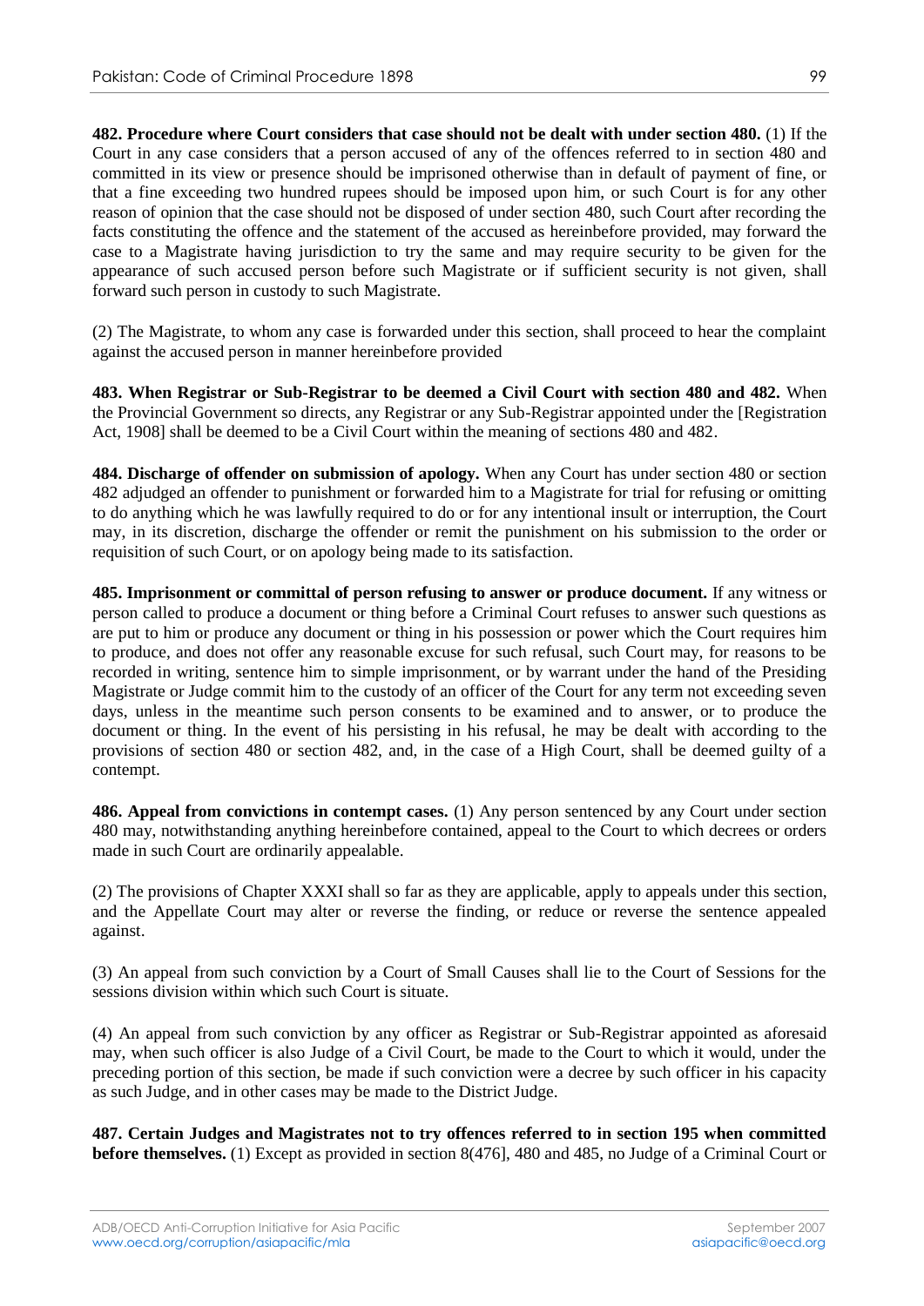**482. Procedure where Court considers that case should not be dealt with under section 480.** (1) If the Court in any case considers that a person accused of any of the offences referred to in section 480 and committed in its view or presence should be imprisoned otherwise than in default of payment of fine, or that a fine exceeding two hundred rupees should be imposed upon him, or such Court is for any other reason of opinion that the case should not be disposed of under section 480, such Court after recording the facts constituting the offence and the statement of the accused as hereinbefore provided, may forward the case to a Magistrate having jurisdiction to try the same and may require security to be given for the appearance of such accused person before such Magistrate or if sufficient security is not given, shall forward such person in custody to such Magistrate.

(2) The Magistrate, to whom any case is forwarded under this section, shall proceed to hear the complaint against the accused person in manner hereinbefore provided

**483. When Registrar or Sub-Registrar to be deemed a Civil Court with section 480 and 482.** When the Provincial Government so directs, any Registrar or any Sub-Registrar appointed under the [Registration Act, 1908] shall be deemed to be a Civil Court within the meaning of sections 480 and 482.

**484. Discharge of offender on submission of apology.** When any Court has under section 480 or section 482 adjudged an offender to punishment or forwarded him to a Magistrate for trial for refusing or omitting to do anything which he was lawfully required to do or for any intentional insult or interruption, the Court may, in its discretion, discharge the offender or remit the punishment on his submission to the order or requisition of such Court, or on apology being made to its satisfaction.

**485. Imprisonment or committal of person refusing to answer or produce document.** If any witness or person called to produce a document or thing before a Criminal Court refuses to answer such questions as are put to him or produce any document or thing in his possession or power which the Court requires him to produce, and does not offer any reasonable excuse for such refusal, such Court may, for reasons to be recorded in writing, sentence him to simple imprisonment, or by warrant under the hand of the Presiding Magistrate or Judge commit him to the custody of an officer of the Court for any term not exceeding seven days, unless in the meantime such person consents to be examined and to answer, or to produce the document or thing. In the event of his persisting in his refusal, he may be dealt with according to the provisions of section 480 or section 482, and, in the case of a High Court, shall be deemed guilty of a contempt.

**486. Appeal from convictions in contempt cases.** (1) Any person sentenced by any Court under section 480 may, notwithstanding anything hereinbefore contained, appeal to the Court to which decrees or orders made in such Court are ordinarily appealable.

(2) The provisions of Chapter XXXI shall so far as they are applicable, apply to appeals under this section, and the Appellate Court may alter or reverse the finding, or reduce or reverse the sentence appealed against.

(3) An appeal from such conviction by a Court of Small Causes shall lie to the Court of Sessions for the sessions division within which such Court is situate.

(4) An appeal from such conviction by any officer as Registrar or Sub-Registrar appointed as aforesaid may, when such officer is also Judge of a Civil Court, be made to the Court to which it would, under the preceding portion of this section, be made if such conviction were a decree by such officer in his capacity as such Judge, and in other cases may be made to the District Judge.

**487. Certain Judges and Magistrates not to try offences referred to in section 195 when committed before themselves.** (1) Except as provided in section 8(476], 480 and 485, no Judge of a Criminal Court or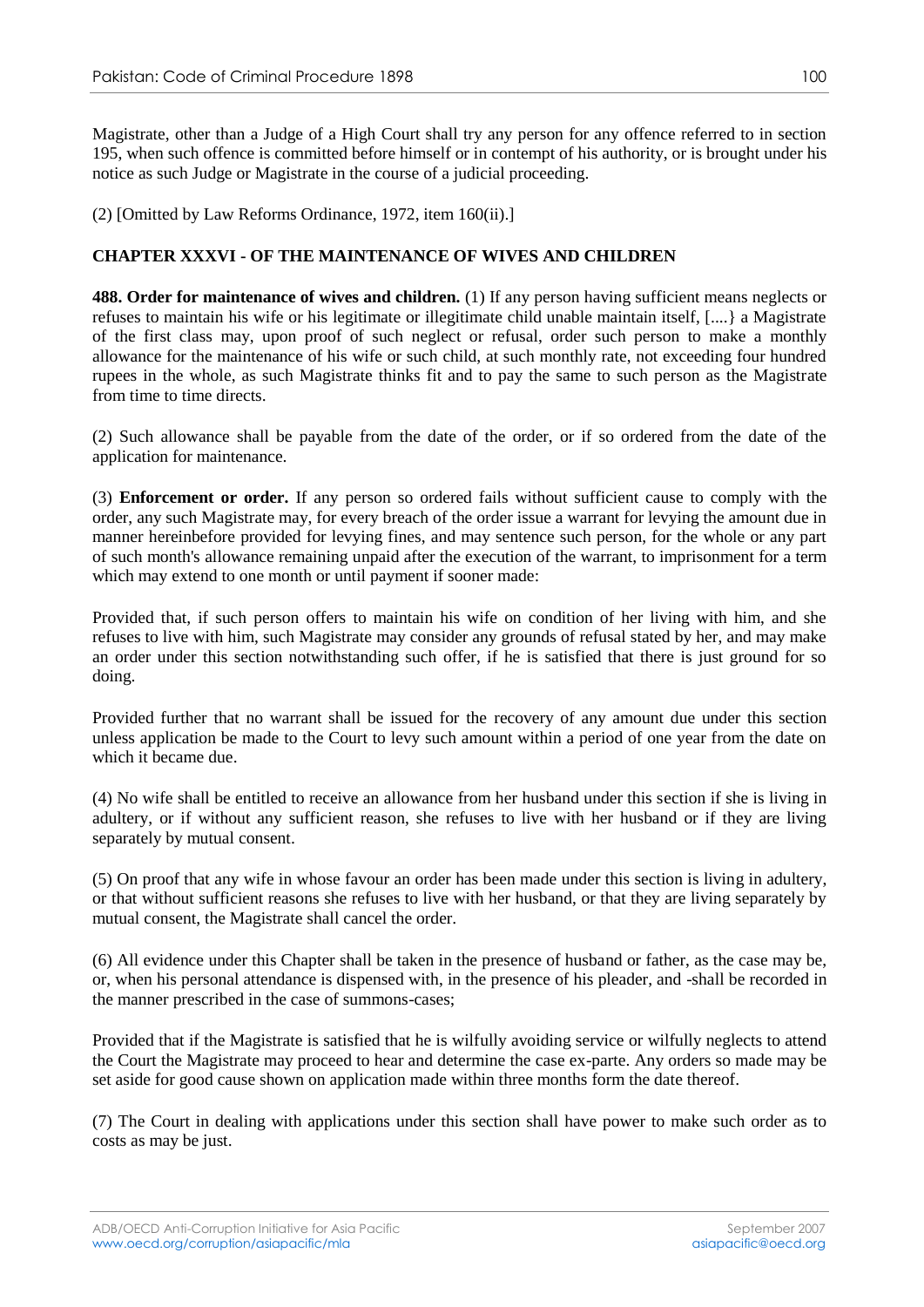Magistrate, other than a Judge of a High Court shall try any person for any offence referred to in section 195, when such offence is committed before himself or in contempt of his authority, or is brought under his notice as such Judge or Magistrate in the course of a judicial proceeding.

(2) [Omitted by Law Reforms Ordinance, 1972, item 160(ii).]

## CHAPTER XXXVI - OF THE MAINTENANCE OF WIVES AND CHILDREN

**488. Order for maintenance of wives and children.** (1) If any person having sufficient means neglects or refuses to maintain his wife or his legitimate or illegitimate child unable maintain itself, [....} a Magistrate of the first class may, upon proof of such neglect or refusal, order such person to make a monthly allowance for the maintenance of his wife or such child, at such monthly rate, not exceeding four hundred rupees in the whole, as such Magistrate thinks fit and to pay the same to such person as the Magistrate from time to time directs.

(2) Such allowance shall be payable from the date of the order, or if so ordered from the date of the application for maintenance.

(3) **Enforcement or order.** If any person so ordered fails without sufficient cause to comply with the order, any such Magistrate may, for every breach of the order issue a warrant for levying the amount due in manner hereinbefore provided for levying fines, and may sentence such person, for the whole or any part of such month's allowance remaining unpaid after the execution of the warrant, to imprisonment for a term which may extend to one month or until payment if sooner made:

Provided that, if such person offers to maintain his wife on condition of her living with him, and she refuses to live with him, such Magistrate may consider any grounds of refusal stated by her, and may make an order under this section notwithstanding such offer, if he is satisfied that there is just ground for so doing.

Provided further that no warrant shall be issued for the recovery of any amount due under this section unless application be made to the Court to levy such amount within a period of one year from the date on which it became due.

(4) No wife shall be entitled to receive an allowance from her husband under this section if she is living in adultery, or if without any sufficient reason, she refuses to live with her husband or if they are living separately by mutual consent.

(5) On proof that any wife in whose favour an order has been made under this section is living in adultery, or that without sufficient reasons she refuses to live with her husband, or that they are living separately by mutual consent, the Magistrate shall cancel the order.

(6) All evidence under this Chapter shall be taken in the presence of husband or father, as the case may be, or, when his personal attendance is dispensed with, in the presence of his pleader, and -shall be recorded in the manner prescribed in the case of summons-cases;

Provided that if the Magistrate is satisfied that he is wilfully avoiding service or wilfully neglects to attend the Court the Magistrate may proceed to hear and determine the case ex-parte. Any orders so made may be set aside for good cause shown on application made within three months form the date thereof.

(7) The Court in dealing with applications under this section shall have power to make such order as to costs as may be just.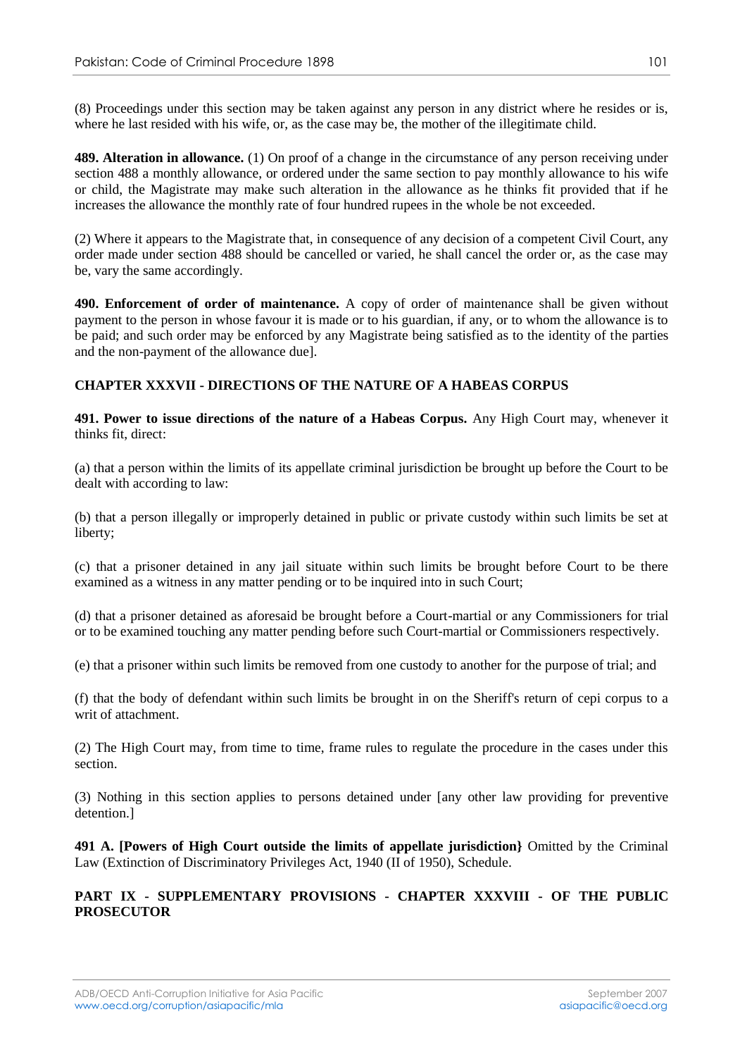(8) Proceedings under this section may be taken against any person in any district where he resides or is, where he last resided with his wife, or, as the case may be, the mother of the illegitimate child.

**489. Alteration in allowance.** (1) On proof of a change in the circumstance of any person receiving under section 488 a monthly allowance, or ordered under the same section to pay monthly allowance to his wife or child, the Magistrate may make such alteration in the allowance as he thinks fit provided that if he increases the allowance the monthly rate of four hundred rupees in the whole be not exceeded.

(2) Where it appears to the Magistrate that, in consequence of any decision of a competent Civil Court, any order made under section 488 should be cancelled or varied, he shall cancel the order or, as the case may be, vary the same accordingly.

**490. Enforcement of order of maintenance.** A copy of order of maintenance shall be given without payment to the person in whose favour it is made or to his guardian, if any, or to whom the allowance is to be paid; and such order may be enforced by any Magistrate being satisfied as to the identity of the parties and the non-payment of the allowance due].

## CHAPTER XXXVII - DIRECTIONS OF THE NATURE OF A HABEAS CORPUS

**491. Power to issue directions of the nature of a Habeas Corpus.** Any High Court may, whenever it thinks fit, direct:

(a) that a person within the limits of its appellate criminal jurisdiction be brought up before the Court to be dealt with according to law:

(b) that a person illegally or improperly detained in public or private custody within such limits be set at liberty;

(c) that a prisoner detained in any jail situate within such limits be brought before Court to be there examined as a witness in any matter pending or to be inquired into in such Court;

(d) that a prisoner detained as aforesaid be brought before a Court-martial or any Commissioners for trial or to be examined touching any matter pending before such Court-martial or Commissioners respectively.

(e) that a prisoner within such limits be removed from one custody to another for the purpose of trial; and

(f) that the body of defendant within such limits be brought in on the Sheriff's return of cepi corpus to a writ of attachment.

(2) The High Court may, from time to time, frame rules to regulate the procedure in the cases under this section.

(3) Nothing in this section applies to persons detained under [any other law providing for preventive detention.]

**491 A. [Powers of High Court outside the limits of appellate jurisdiction}** Omitted by the Criminal Law (Extinction of Discriminatory Privileges Act, 1940 (II of 1950), Schedule.

## PART IX - SUPPLEMENTARY PROVISIONS - CHAPTER XXXVIII - OF THE PUBLIC PROSECUTOR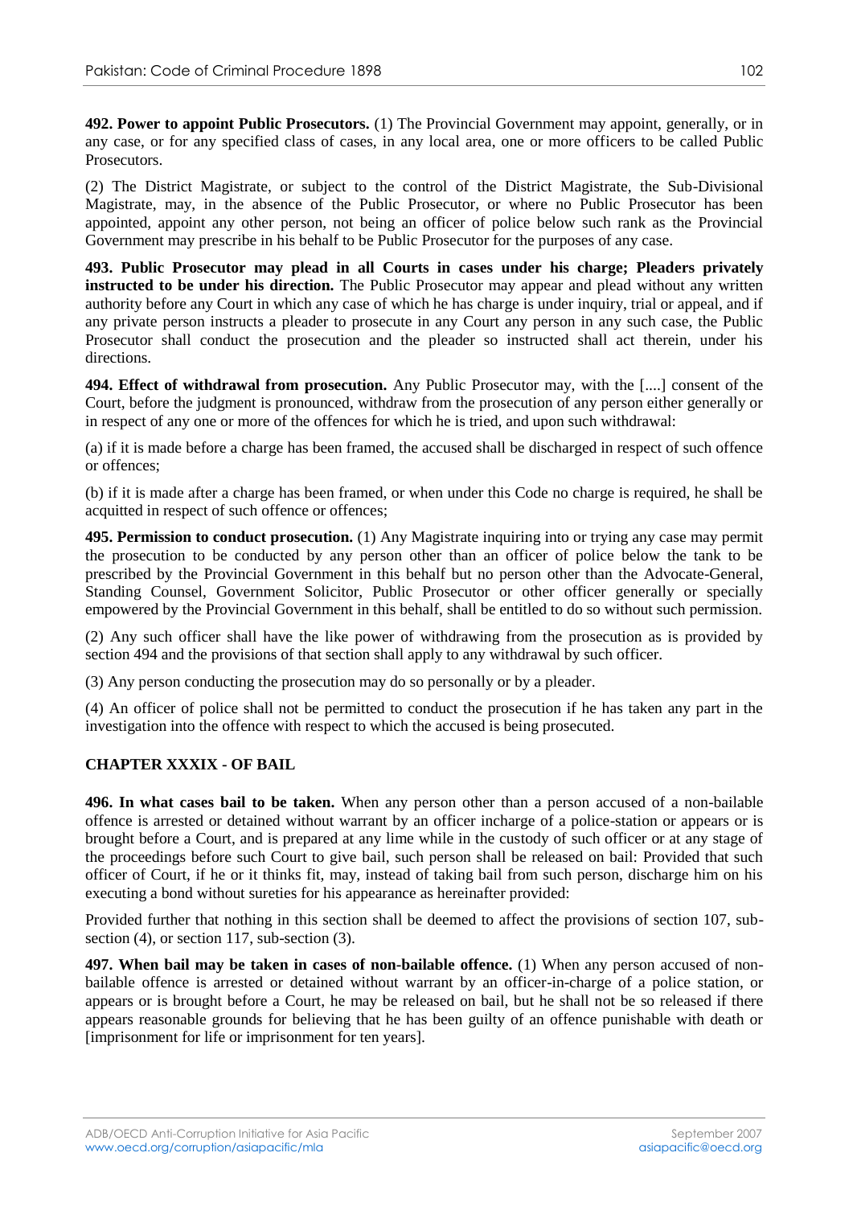**492. Power to appoint Public Prosecutors.** (1) The Provincial Government may appoint, generally, or in any case, or for any specified class of cases, in any local area, one or more officers to be called Public Prosecutors.

(2) The District Magistrate, or subject to the control of the District Magistrate, the Sub-Divisional Magistrate, may, in the absence of the Public Prosecutor, or where no Public Prosecutor has been appointed, appoint any other person, not being an officer of police below such rank as the Provincial Government may prescribe in his behalf to be Public Prosecutor for the purposes of any case.

**493. Public Prosecutor may plead in all Courts in cases under his charge; Pleaders privately instructed to be under his direction.** The Public Prosecutor may appear and plead without any written authority before any Court in which any case of which he has charge is under inquiry, trial or appeal, and if any private person instructs a pleader to prosecute in any Court any person in any such case, the Public Prosecutor shall conduct the prosecution and the pleader so instructed shall act therein, under his directions.

**494. Effect of withdrawal from prosecution.** Any Public Prosecutor may, with the [....] consent of the Court, before the judgment is pronounced, withdraw from the prosecution of any person either generally or in respect of any one or more of the offences for which he is tried, and upon such withdrawal:

(a) if it is made before a charge has been framed, the accused shall be discharged in respect of such offence or offences;

(b) if it is made after a charge has been framed, or when under this Code no charge is required, he shall be acquitted in respect of such offence or offences;

**495. Permission to conduct prosecution.** (1) Any Magistrate inquiring into or trying any case may permit the prosecution to be conducted by any person other than an officer of police below the tank to be prescribed by the Provincial Government in this behalf but no person other than the Advocate-General, Standing Counsel, Government Solicitor, Public Prosecutor or other officer generally or specially empowered by the Provincial Government in this behalf, shall be entitled to do so without such permission.

(2) Any such officer shall have the like power of withdrawing from the prosecution as is provided by section 494 and the provisions of that section shall apply to any withdrawal by such officer.

(3) Any person conducting the prosecution may do so personally or by a pleader.

(4) An officer of police shall not be permitted to conduct the prosecution if he has taken any part in the investigation into the offence with respect to which the accused is being prosecuted.

## CHAPTER XXXIX - OF BAIL

**496. In what cases bail to be taken.** When any person other than a person accused of a non-bailable offence is arrested or detained without warrant by an officer incharge of a police-station or appears or is brought before a Court, and is prepared at any lime while in the custody of such officer or at any stage of the proceedings before such Court to give bail, such person shall be released on bail: Provided that such officer of Court, if he or it thinks fit, may, instead of taking bail from such person, discharge him on his executing a bond without sureties for his appearance as hereinafter provided:

Provided further that nothing in this section shall be deemed to affect the provisions of section 107, sub-section (4), or section 117, sub-section (3).

**497. When bail may be taken in cases of non-bailable offence.** (1) When any person accused of non-bailable offence is arrested or detained without warrant by an officer-in-charge of a police station, or appears or is brought before a Court, he may be released on bail, but he shall not be so released if there appears reasonable grounds for believing that he has been guilty of an offence punishable with death or [imprisonment for life or imprisonment for ten years].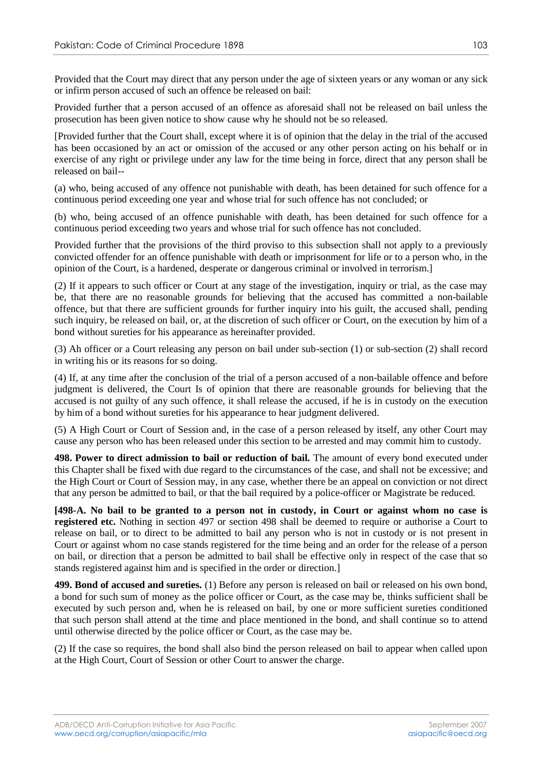Provided that the Court may direct that any person under the age of sixteen years or any woman or any sick or infirm person accused of such an offence be released on bail:

Provided further that a person accused of an offence as aforesaid shall not be released on bail unless the prosecution has been given notice to show cause why he should not be so released.

[Provided further that the Court shall, except where it is of opinion that the delay in the trial of the accused has been occasioned by an act or omission of the accused or any other person acting on his behalf or in exercise of any right or privilege under any law for the time being in force, direct that any person shall be released on bail--

(a) who, being accused of any offence not punishable with death, has been detained for such offence for a continuous period exceeding one year and whose trial for such offence has not concluded; or

(b) who, being accused of an offence punishable with death, has been detained for such offence for a continuous period exceeding two years and whose trial for such offence has not concluded.

Provided further that the provisions of the third proviso to this subsection shall not apply to a previously convicted offender for an offence punishable with death or imprisonment for life or to a person who, in the opinion of the Court, is a hardened, desperate or dangerous criminal or involved in terrorism.]

(2) If it appears to such officer or Court at any stage of the investigation, inquiry or trial, as the case may be, that there are no reasonable grounds for believing that the accused has committed a non-bailable offence, but that there are sufficient grounds for further inquiry into his guilt, the accused shall, pending such inquiry, be released on bail, or, at the discretion of such officer or Court, on the execution by him of a bond without sureties for his appearance as hereinafter provided.

(3) Ah officer or a Court releasing any person on bail under sub-section (1) or sub-section (2) shall record in writing his or its reasons for so doing.

(4) If, at any time after the conclusion of the trial of a person accused of a non-bailable offence and before judgment is delivered, the Court Is of opinion that there are reasonable grounds for believing that the accused is not guilty of any such offence, it shall release the accused, if he is in custody on the execution by him of a bond without sureties for his appearance to hear judgment delivered.

(5) A High Court or Court of Session and, in the case of a person released by itself, any other Court may cause any person who has been released under this section to be arrested and may commit him to custody.

**498. Power to direct admission to bail or reduction of bail.** The amount of every bond executed under this Chapter shall be fixed with due regard to the circumstances of the case, and shall not be excessive; and the High Court or Court of Session may, in any case, whether there be an appeal on conviction or not direct that any person be admitted to bail, or that the bail required by a police-officer or Magistrate be reduced.

**[498-A. No bail to be granted to a person not in custody, in Court or against whom no case is registered etc.** Nothing in section 497 or section 498 shall be deemed to require or authorise a Court to release on bail, or to direct to be admitted to bail any person who is not in custody or is not present in Court or against whom no case stands registered for the time being and an order for the release of a person on bail, or direction that a person be admitted to bail shall be effective only in respect of the case that so stands registered against him and is specified in the order or direction.]

**499. Bond of accused and sureties.** (1) Before any person is released on bail or released on his own bond, a bond for such sum of money as the police officer or Court, as the case may be, thinks sufficient shall be executed by such person and, when he is released on bail, by one or more sufficient sureties conditioned that such person shall attend at the time and place mentioned in the bond, and shall continue so to attend until otherwise directed by the police officer or Court, as the case may be.

(2) If the case so requires, the bond shall also bind the person released on bail to appear when called upon at the High Court, Court of Session or other Court to answer the charge.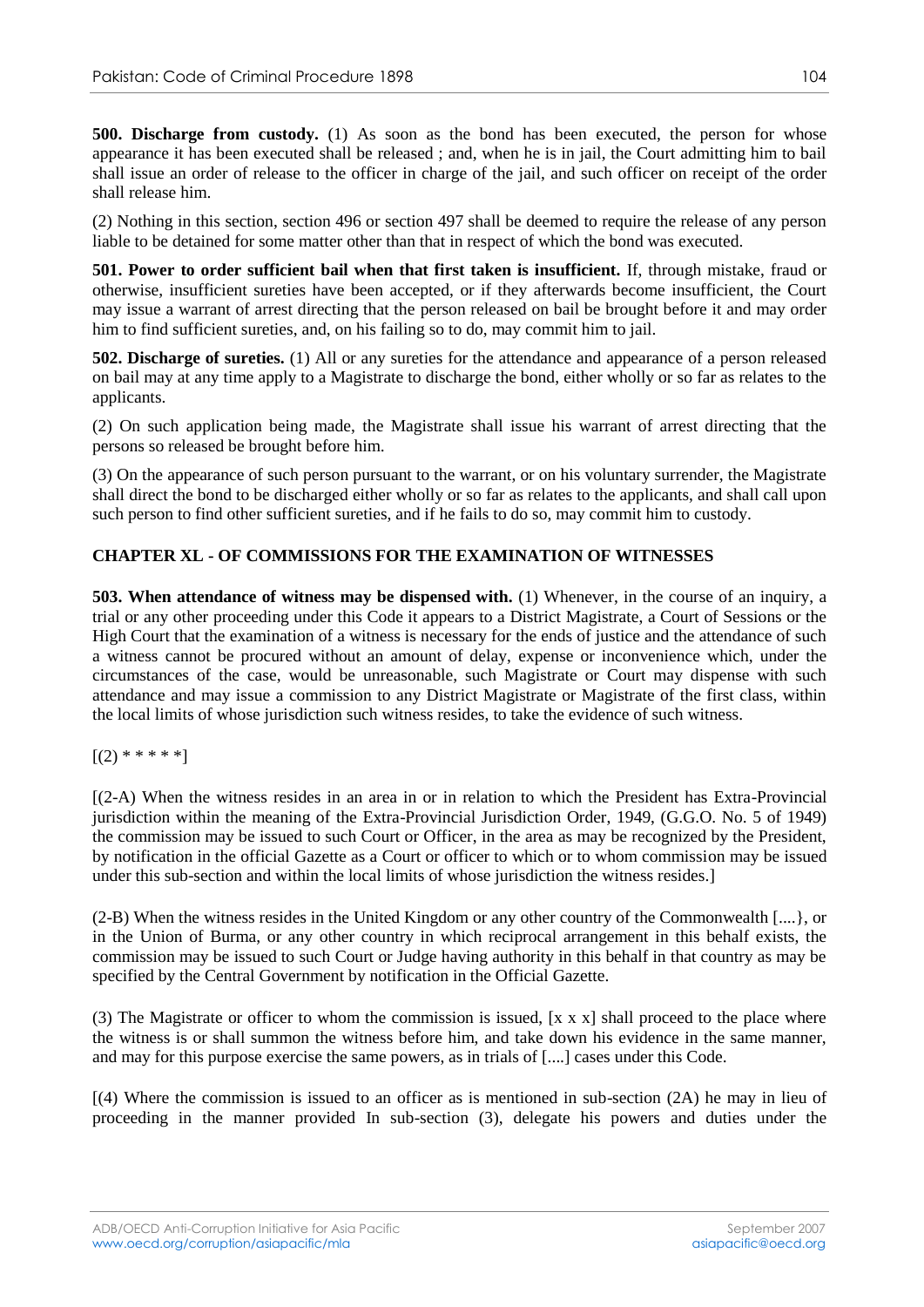**500. Discharge from custody.** (1) As soon as the bond has been executed, the person for whose appearance it has been executed shall be released ; and, when he is in jail, the Court admitting him to bail shall issue an order of release to the officer in charge of the jail, and such officer on receipt of the order shall release him.

(2) Nothing in this section, section 496 or section 497 shall be deemed to require the release of any person liable to be detained for some matter other than that in respect of which the bond was executed.

**501. Power to order sufficient bail when that first taken is insufficient.** If, through mistake, fraud or otherwise, insufficient sureties have been accepted, or if they afterwards become insufficient, the Court may issue a warrant of arrest directing that the person released on bail be brought before it and may order him to find sufficient sureties, and, on his failing so to do, may commit him to jail.

**502. Discharge of sureties.** (1) All or any sureties for the attendance and appearance of a person released on bail may at any time apply to a Magistrate to discharge the bond, either wholly or so far as relates to the applicants.

(2) On such application being made, the Magistrate shall issue his warrant of arrest directing that the persons so released be brought before him.

(3) On the appearance of such person pursuant to the warrant, or on his voluntary surrender, the Magistrate shall direct the bond to be discharged either wholly or so far as relates to the applicants, and shall call upon such person to find other sufficient sureties, and if he fails to do so, may commit him to custody.

## CHAPTER XL - OF COMMISSIONS FOR THE EXAMINATION OF WITNESSES

**503. When attendance of witness may be dispensed with.** (1) Whenever, in the course of an inquiry, a trial or any other proceeding under this Code it appears to a District Magistrate, a Court of Sessions or the High Court that the examination of a witness is necessary for the ends of justice and the attendance of such a witness cannot be procured without an amount of delay, expense or inconvenience which, under the circumstances of the case, would be unreasonable, such Magistrate or Court may dispense with such attendance and may issue a commission to any District Magistrate or Magistrate of the first class, within the local limits of whose jurisdiction such witness resides, to take the evidence of such witness.

[(2) * * * * *]

[(2-A) When the witness resides in an area in or in relation to which the President has Extra-Provincial jurisdiction within the meaning of the Extra-Provincial Jurisdiction Order, 1949, (G.G.O. No. 5 of 1949) the commission may be issued to such Court or Officer, in the area as may be recognized by the President, by notification in the official Gazette as a Court or officer to which or to whom commission may be issued under this sub-section and within the local limits of whose jurisdiction the witness resides.]

(2-B) When the witness resides in the United Kingdom or any other country of the Commonwealth [....}, or in the Union of Burma, or any other country in which reciprocal arrangement in this behalf exists, the commission may be issued to such Court or Judge having authority in this behalf in that country as may be specified by the Central Government by notification in the Official Gazette.

(3) The Magistrate or officer to whom the commission is issued, [x x x] shall proceed to the place where the witness is or shall summon the witness before him, and take down his evidence in the same manner, and may for this purpose exercise the same powers, as in trials of [....] cases under this Code.

[(4) Where the commission is issued to an officer as is mentioned in sub-section (2A) he may in lieu of proceeding in the manner provided In sub-section (3), delegate his powers and duties under the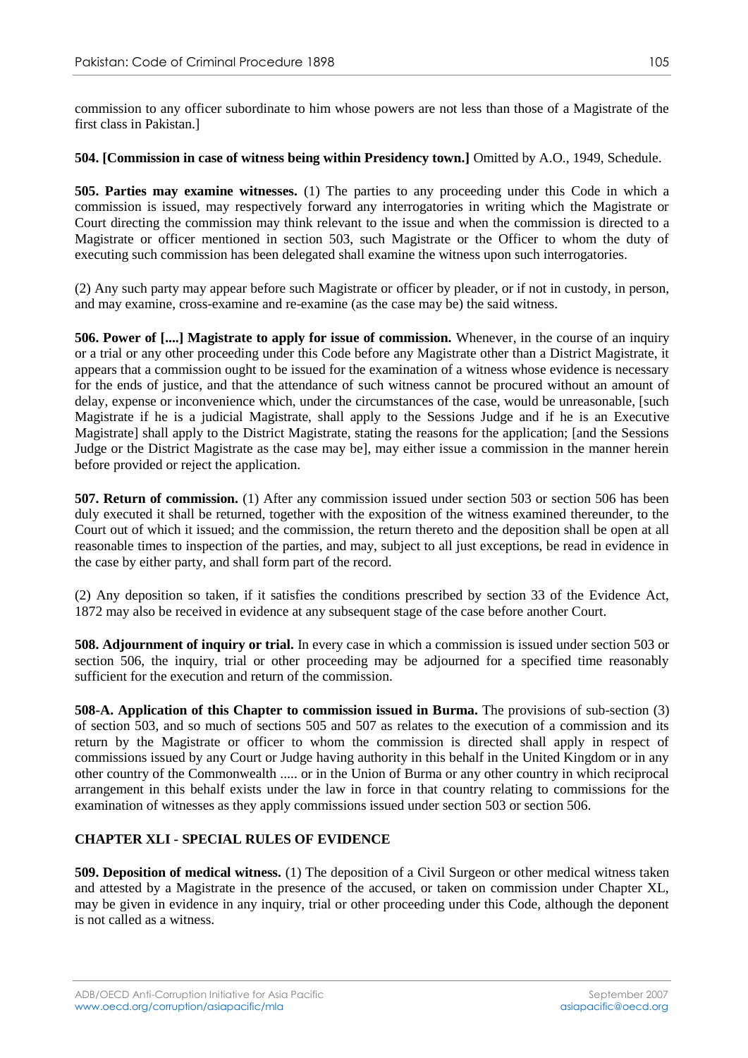commission to any officer subordinate to him whose powers are not less than those of a Magistrate of the first class in Pakistan.]

**504. [Commission in case of witness being within Presidency town.]** Omitted by A.O., 1949, Schedule.

**505. Parties may examine witnesses.** (1) The parties to any proceeding under this Code in which a commission is issued, may respectively forward any interrogatories in writing which the Magistrate or Court directing the commission may think relevant to the issue and when the commission is directed to a Magistrate or officer mentioned in section 503, such Magistrate or the Officer to whom the duty of executing such commission has been delegated shall examine the witness upon such interrogatories.

(2) Any such party may appear before such Magistrate or officer by pleader, or if not in custody, in person, and may examine, cross-examine and re-examine (as the case may be) the said witness.

**506. Power of [....] Magistrate to apply for issue of commission.** Whenever, in the course of an inquiry or a trial or any other proceeding under this Code before any Magistrate other than a District Magistrate, it appears that a commission ought to be issued for the examination of a witness whose evidence is necessary for the ends of justice, and that the attendance of such witness cannot be procured without an amount of delay, expense or inconvenience which, under the circumstances of the case, would be unreasonable, [such Magistrate if he is a judicial Magistrate, shall apply to the Sessions Judge and if he is an Executive Magistrate] shall apply to the District Magistrate, stating the reasons for the application; [and the Sessions Judge or the District Magistrate as the case may be], may either issue a commission in the manner herein before provided or reject the application.

**507. Return of commission.** (1) After any commission issued under section 503 or section 506 has been duly executed it shall be returned, together with the exposition of the witness examined thereunder, to the Court out of which it issued; and the commission, the return thereto and the deposition shall be open at all reasonable times to inspection of the parties, and may, subject to all just exceptions, be read in evidence in the case by either party, and shall form part of the record.

(2) Any deposition so taken, if it satisfies the conditions prescribed by section 33 of the Evidence Act, 1872 may also be received in evidence at any subsequent stage of the case before another Court.

**508. Adjournment of inquiry or trial.** In every case in which a commission is issued under section 503 or section 506, the inquiry, trial or other proceeding may be adjourned for a specified time reasonably sufficient for the execution and return of the commission.

**508-A. Application of this Chapter to commission issued in Burma.** The provisions of sub-section (3) of section 503, and so much of sections 505 and 507 as relates to the execution of a commission and its return by the Magistrate or officer to whom the commission is directed shall apply in respect of commissions issued by any Court or Judge having authority in this behalf in the United Kingdom or in any other country of the Commonwealth ..... or in the Union of Burma or any other country in which reciprocal arrangement in this behalf exists under the law in force in that country relating to commissions for the examination of witnesses as they apply commissions issued under section 503 or section 506.

## CHAPTER XLI - SPECIAL RULES OF EVIDENCE

**509. Deposition of medical witness.** (1) The deposition of a Civil Surgeon or other medical witness taken and attested by a Magistrate in the presence of the accused, or taken on commission under Chapter XL, may be given in evidence in any inquiry, trial or other proceeding under this Code, although the deponent is not called as a witness.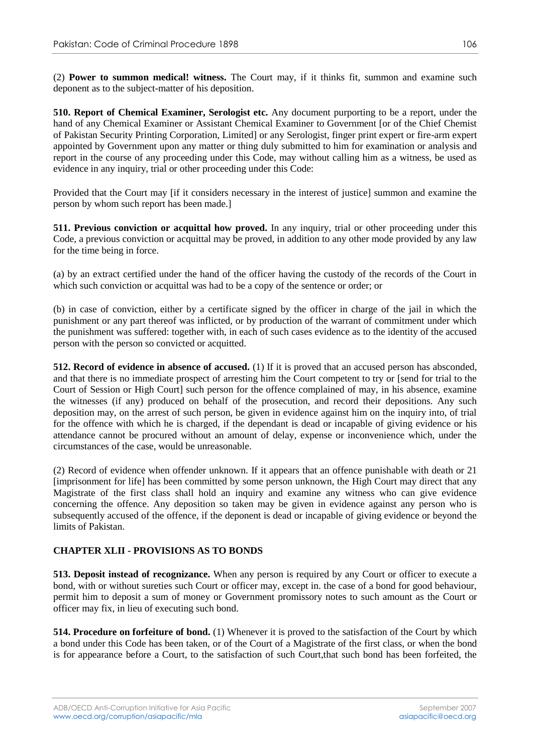(2) **Power to summon medical! witness.** The Court may, if it thinks fit, summon and examine such deponent as to the subject-matter of his deposition.

**510. Report of Chemical Examiner, Serologist etc.** Any document purporting to be a report, under the hand of any Chemical Examiner or Assistant Chemical Examiner to Government [or of the Chief Chemist of Pakistan Security Printing Corporation, Limited] or any Serologist, finger print expert or fire-arm expert appointed by Government upon any matter or thing duly submitted to him for examination or analysis and report in the course of any proceeding under this Code, may without calling him as a witness, be used as evidence in any inquiry, trial or other proceeding under this Code:

Provided that the Court may [if it considers necessary in the interest of justice] summon and examine the person by whom such report has been made.]

**511. Previous conviction or acquittal how proved.** In any inquiry, trial or other proceeding under this Code, a previous conviction or acquittal may be proved, in addition to any other mode provided by any law for the time being in force.

(a) by an extract certified under the hand of the officer having the custody of the records of the Court in which such conviction or acquittal was had to be a copy of the sentence or order; or

(b) in case of conviction, either by a certificate signed by the officer in charge of the jail in which the punishment or any part thereof was inflicted, or by production of the warrant of commitment under which the punishment was suffered: together with, in each of such cases evidence as to the identity of the accused person with the person so convicted or acquitted.

**512. Record of evidence in absence of accused.** (1) If it is proved that an accused person has absconded, and that there is no immediate prospect of arresting him the Court competent to try or [send for trial to the Court of Session or High Court] such person for the offence complained of may, in his absence, examine the witnesses (if any) produced on behalf of the prosecution, and record their depositions. Any such deposition may, on the arrest of such person, be given in evidence against him on the inquiry into, of trial for the offence with which he is charged, if the dependant is dead or incapable of giving evidence or his attendance cannot be procured without an amount of delay, expense or inconvenience which, under the circumstances of the case, would be unreasonable.

(2) Record of evidence when offender unknown. If it appears that an offence punishable with death or 21 [imprisonment for life] has been committed by some person unknown, the High Court may direct that any Magistrate of the first class shall hold an inquiry and examine any witness who can give evidence concerning the offence. Any deposition so taken may be given in evidence against any person who is subsequently accused of the offence, if the deponent is dead or incapable of giving evidence or beyond the limits of Pakistan.

## CHAPTER XLII - PROVISIONS AS TO BONDS

**513. Deposit instead of recognizance.** When any person is required by any Court or officer to execute a bond, with or without sureties such Court or officer may, except in. the case of a bond for good behaviour, permit him to deposit a sum of money or Government promissory notes to such amount as the Court or officer may fix, in lieu of executing such bond.

**514. Procedure on forfeiture of bond.** (1) Whenever it is proved to the satisfaction of the Court by which a bond under this Code has been taken, or of the Court of a Magistrate of the first class, or when the bond is for appearance before a Court, to the satisfaction of such Court,that such bond has been forfeited, the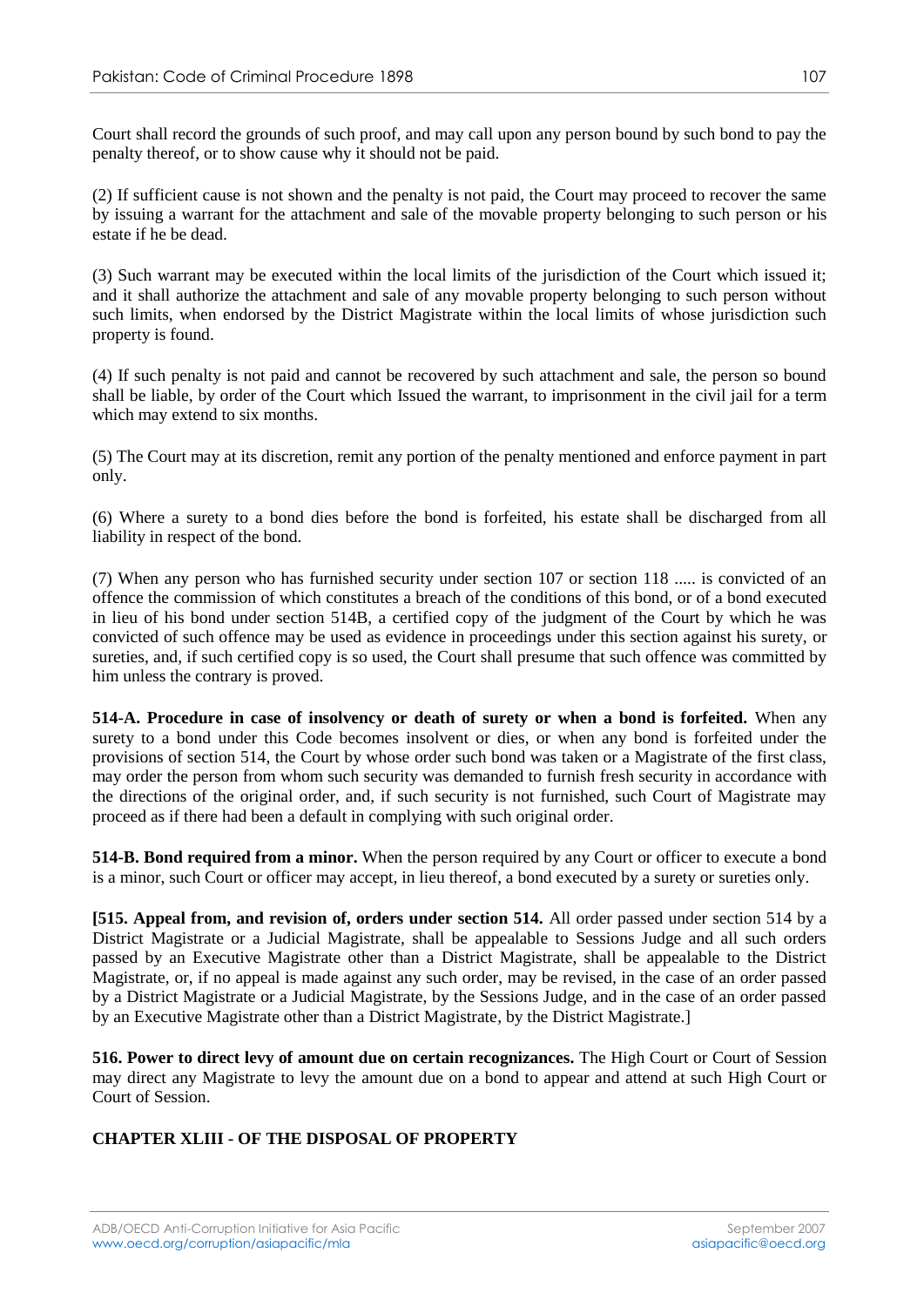Court shall record the grounds of such proof, and may call upon any person bound by such bond to pay the penalty thereof, or to show cause why it should not be paid.

(2) If sufficient cause is not shown and the penalty is not paid, the Court may proceed to recover the same by issuing a warrant for the attachment and sale of the movable property belonging to such person or his estate if he be dead.

(3) Such warrant may be executed within the local limits of the jurisdiction of the Court which issued it; and it shall authorize the attachment and sale of any movable property belonging to such person without such limits, when endorsed by the District Magistrate within the local limits of whose jurisdiction such property is found.

(4) If such penalty is not paid and cannot be recovered by such attachment and sale, the person so bound shall be liable, by order of the Court which Issued the warrant, to imprisonment in the civil jail for a term which may extend to six months.

(5) The Court may at its discretion, remit any portion of the penalty mentioned and enforce payment in part only.

(6) Where a surety to a bond dies before the bond is forfeited, his estate shall be discharged from all liability in respect of the bond.

(7) When any person who has furnished security under section 107 or section 118 ..... is convicted of an offence the commission of which constitutes a breach of the conditions of this bond, or of a bond executed in lieu of his bond under section 514B, a certified copy of the judgment of the Court by which he was convicted of such offence may be used as evidence in proceedings under this section against his surety, or sureties, and, if such certified copy is so used, the Court shall presume that such offence was committed by him unless the contrary is proved.

**514-A. Procedure in case of insolvency or death of surety or when a bond is forfeited.** When any surety to a bond under this Code becomes insolvent or dies, or when any bond is forfeited under the provisions of section 514, the Court by whose order such bond was taken or a Magistrate of the first class, may order the person from whom such security was demanded to furnish fresh security in accordance with the directions of the original order, and, if such security is not furnished, such Court of Magistrate may proceed as if there had been a default in complying with such original order.

**514-B. Bond required from a minor.** When the person required by any Court or officer to execute a bond is a minor, such Court or officer may accept, in lieu thereof, a bond executed by a surety or sureties only.

**[515. Appeal from, and revision of, orders under section 514.** All order passed under section 514 by a District Magistrate or a Judicial Magistrate, shall be appealable to Sessions Judge and all such orders passed by an Executive Magistrate other than a District Magistrate, shall be appealable to the District Magistrate, or, if no appeal is made against any such order, may be revised, in the case of an order passed by a District Magistrate or a Judicial Magistrate, by the Sessions Judge, and in the case of an order passed by an Executive Magistrate other than a District Magistrate, by the District Magistrate.]

**516. Power to direct levy of amount due on certain recognizances.** The High Court or Court of Session may direct any Magistrate to levy the amount due on a bond to appear and attend at such High Court or Court of Session.

## CHAPTER XLIII - OF THE DISPOSAL OF PROPERTY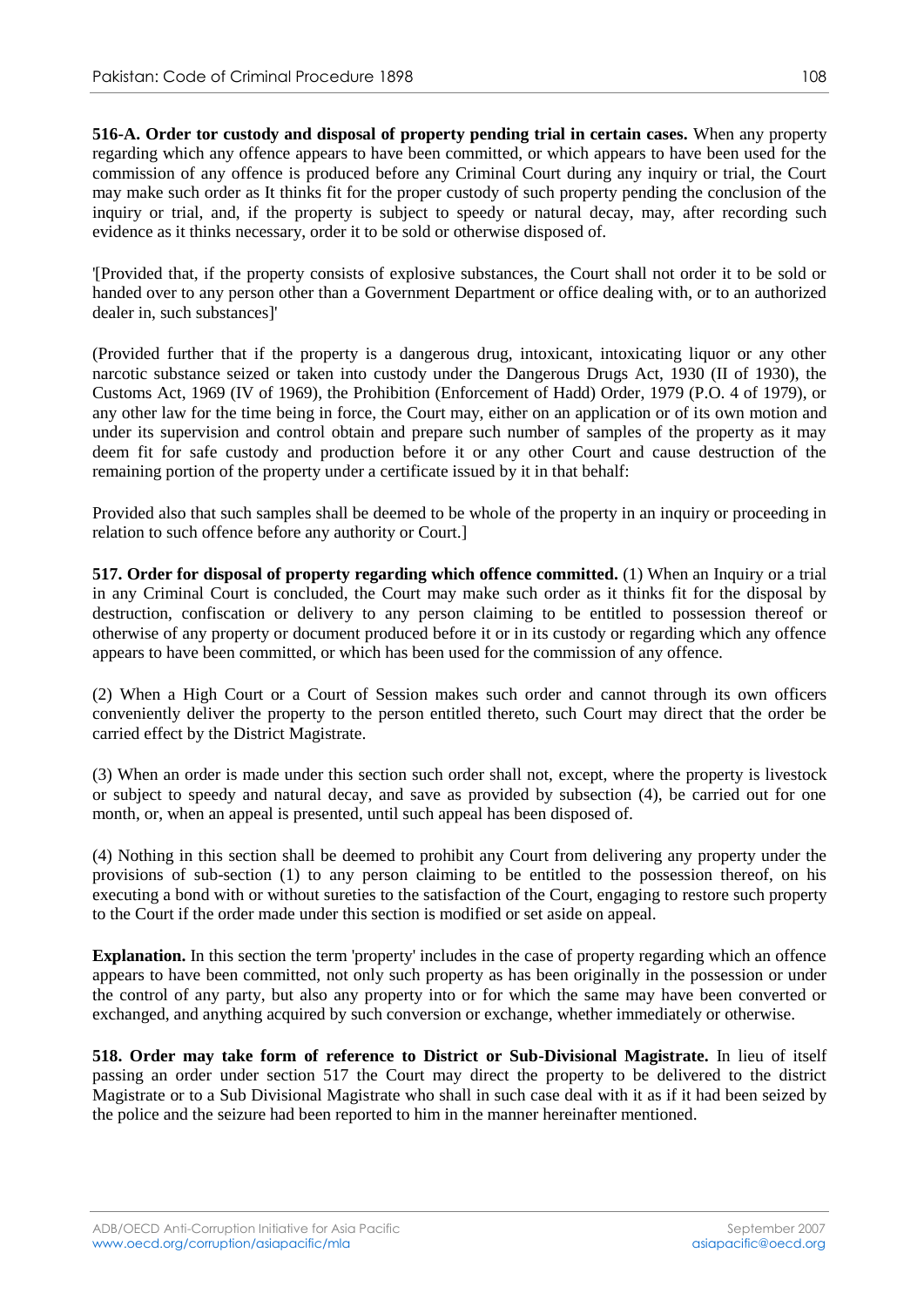**516-A. Order tor custody and disposal of property pending trial in certain cases.** When any property regarding which any offence appears to have been committed, or which appears to have been used for the commission of any offence is produced before any Criminal Court during any inquiry or trial, the Court may make such order as It thinks fit for the proper custody of such property pending the conclusion of the inquiry or trial, and, if the property is subject to speedy or natural decay, may, after recording such evidence as it thinks necessary, order it to be sold or otherwise disposed of.

'[Provided that, if the property consists of explosive substances, the Court shall not order it to be sold or handed over to any person other than a Government Department or office dealing with, or to an authorized dealer in, such substances]'

(Provided further that if the property is a dangerous drug, intoxicant, intoxicating liquor or any other narcotic substance seized or taken into custody under the Dangerous Drugs Act, 1930 (II of 1930), the Customs Act, 1969 (IV of 1969), the Prohibition (Enforcement of Hadd) Order, 1979 (P.O. 4 of 1979), or any other law for the time being in force, the Court may, either on an application or of its own motion and under its supervision and control obtain and prepare such number of samples of the property as it may deem fit for safe custody and production before it or any other Court and cause destruction of the remaining portion of the property under a certificate issued by it in that behalf:

Provided also that such samples shall be deemed to be whole of the property in an inquiry or proceeding in relation to such offence before any authority or Court.]

**517. Order for disposal of property regarding which offence committed.** (1) When an Inquiry or a trial in any Criminal Court is concluded, the Court may make such order as it thinks fit for the disposal by destruction, confiscation or delivery to any person claiming to be entitled to possession thereof or otherwise of any property or document produced before it or in its custody or regarding which any offence appears to have been committed, or which has been used for the commission of any offence.

(2) When a High Court or a Court of Session makes such order and cannot through its own officers conveniently deliver the property to the person entitled thereto, such Court may direct that the order be carried effect by the District Magistrate.

(3) When an order is made under this section such order shall not, except, where the property is livestock or subject to speedy and natural decay, and save as provided by subsection (4), be carried out for one month, or, when an appeal is presented, until such appeal has been disposed of.

(4) Nothing in this section shall be deemed to prohibit any Court from delivering any property under the provisions of sub-section (1) to any person claiming to be entitled to the possession thereof, on his executing a bond with or without sureties to the satisfaction of the Court, engaging to restore such property to the Court if the order made under this section is modified or set aside on appeal.

**Explanation.** In this section the term 'property' includes in the case of property regarding which an offence appears to have been committed, not only such property as has been originally in the possession or under the control of any party, but also any property into or for which the same may have been converted or exchanged, and anything acquired by such conversion or exchange, whether immediately or otherwise.

**518. Order may take form of reference to District or Sub-Divisional Magistrate.** In lieu of itself passing an order under section 517 the Court may direct the property to be delivered to the district Magistrate or to a Sub Divisional Magistrate who shall in such case deal with it as if it had been seized by the police and the seizure had been reported to him in the manner hereinafter mentioned.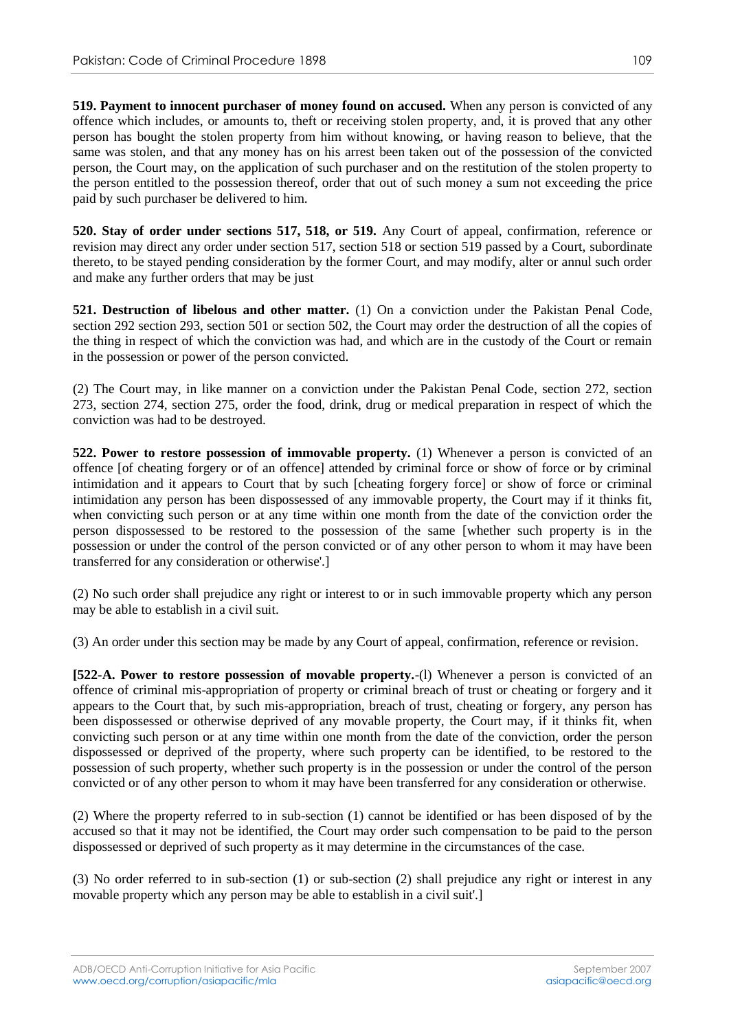**519. Payment to innocent purchaser of money found on accused.** When any person is convicted of any offence which includes, or amounts to, theft or receiving stolen property, and, it is proved that any other person has bought the stolen property from him without knowing, or having reason to believe, that the same was stolen, and that any money has on his arrest been taken out of the possession of the convicted person, the Court may, on the application of such purchaser and on the restitution of the stolen property to the person entitled to the possession thereof, order that out of such money a sum not exceeding the price paid by such purchaser be delivered to him.

**520. Stay of order under sections 517, 518, or 519.** Any Court of appeal, confirmation, reference or revision may direct any order under section 517, section 518 or section 519 passed by a Court, subordinate thereto, to be stayed pending consideration by the former Court, and may modify, alter or annul such order and make any further orders that may be just

**521. Destruction of libelous and other matter.** (1) On a conviction under the Pakistan Penal Code, section 292 section 293, section 501 or section 502, the Court may order the destruction of all the copies of the thing in respect of which the conviction was had, and which are in the custody of the Court or remain in the possession or power of the person convicted.

(2) The Court may, in like manner on a conviction under the Pakistan Penal Code, section 272, section 273, section 274, section 275, order the food, drink, drug or medical preparation in respect of which the conviction was had to be destroyed.

**522. Power to restore possession of immovable property.** (1) Whenever a person is convicted of an offence [of cheating forgery or of an offence] attended by criminal force or show of force or by criminal intimidation and it appears to Court that by such [cheating forgery force] or show of force or criminal intimidation any person has been dispossessed of any immovable property, the Court may if it thinks fit, when convicting such person or at any time within one month from the date of the conviction order the person dispossessed to be restored to the possession of the same [whether such property is in the possession or under the control of the person convicted or of any other person to whom it may have been transferred for any consideration or otherwise'.]

(2) No such order shall prejudice any right or interest to or in such immovable property which any person may be able to establish in a civil suit.

(3) An order under this section may be made by any Court of appeal, confirmation, reference or revision.

**[522-A. Power to restore possession of movable property.**-(l) Whenever a person is convicted of an offence of criminal mis-appropriation of property or criminal breach of trust or cheating or forgery and it appears to the Court that, by such mis-appropriation, breach of trust, cheating or forgery, any person has been dispossessed or otherwise deprived of any movable property, the Court may, if it thinks fit, when convicting such person or at any time within one month from the date of the conviction, order the person dispossessed or deprived of the property, where such property can be identified, to be restored to the possession of such property, whether such property is in the possession or under the control of the person convicted or of any other person to whom it may have been transferred for any consideration or otherwise.

(2) Where the property referred to in sub-section (1) cannot be identified or has been disposed of by the accused so that it may not be identified, the Court may order such compensation to be paid to the person dispossessed or deprived of such property as it may determine in the circumstances of the case.

(3) No order referred to in sub-section (1) or sub-section (2) shall prejudice any right or interest in any movable property which any person may be able to establish in a civil suit'.]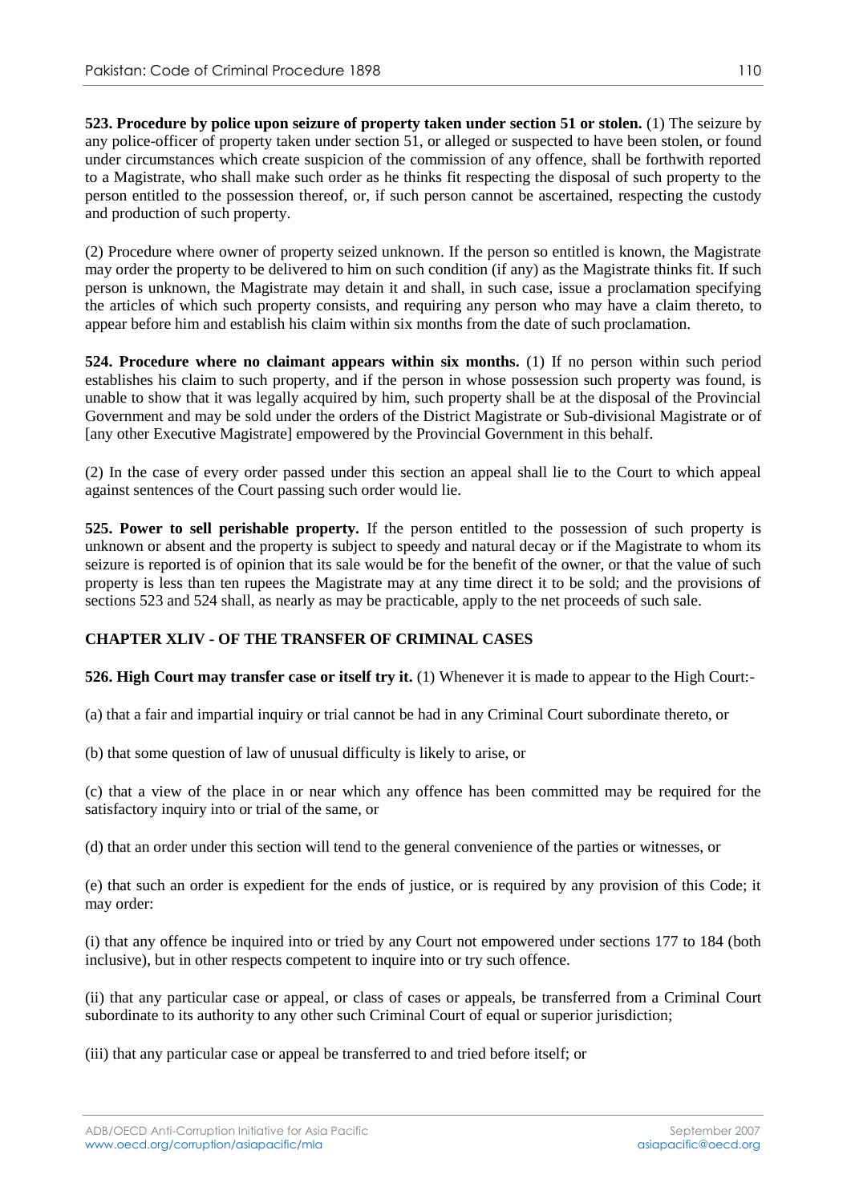**523. Procedure by police upon seizure of property taken under section 51 or stolen.** (1) The seizure by any police-officer of property taken under section 51, or alleged or suspected to have been stolen, or found under circumstances which create suspicion of the commission of any offence, shall be forthwith reported to a Magistrate, who shall make such order as he thinks fit respecting the disposal of such property to the person entitled to the possession thereof, or, if such person cannot be ascertained, respecting the custody and production of such property.

(2) Procedure where owner of property seized unknown. If the person so entitled is known, the Magistrate may order the property to be delivered to him on such condition (if any) as the Magistrate thinks fit. If such person is unknown, the Magistrate may detain it and shall, in such case, issue a proclamation specifying the articles of which such property consists, and requiring any person who may have a claim thereto, to appear before him and establish his claim within six months from the date of such proclamation.

**524. Procedure where no claimant appears within six months.** (1) If no person within such period establishes his claim to such property, and if the person in whose possession such property was found, is unable to show that it was legally acquired by him, such property shall be at the disposal of the Provincial Government and may be sold under the orders of the District Magistrate or Sub-divisional Magistrate or of [any other Executive Magistrate] empowered by the Provincial Government in this behalf.

(2) In the case of every order passed under this section an appeal shall lie to the Court to which appeal against sentences of the Court passing such order would lie.

**525. Power to sell perishable property.** If the person entitled to the possession of such property is unknown or absent and the property is subject to speedy and natural decay or if the Magistrate to whom its seizure is reported is of opinion that its sale would be for the benefit of the owner, or that the value of such property is less than ten rupees the Magistrate may at any time direct it to be sold; and the provisions of sections 523 and 524 shall, as nearly as may be practicable, apply to the net proceeds of such sale.

## CHAPTER XLIV - OF THE TRANSFER OF CRIMINAL CASES

**526. High Court may transfer case or itself try it.** (1) Whenever it is made to appear to the High Court:-

(a) that a fair and impartial inquiry or trial cannot be had in any Criminal Court subordinate thereto, or

(b) that some question of law of unusual difficulty is likely to arise, or

(c) that a view of the place in or near which any offence has been committed may be required for the satisfactory inquiry into or trial of the same, or

(d) that an order under this section will tend to the general convenience of the parties or witnesses, or

(e) that such an order is expedient for the ends of justice, or is required by any provision of this Code; it may order:

(i) that any offence be inquired into or tried by any Court not empowered under sections 177 to 184 (both inclusive), but in other respects competent to inquire into or try such offence.

(ii) that any particular case or appeal, or class of cases or appeals, be transferred from a Criminal Court subordinate to its authority to any other such Criminal Court of equal or superior jurisdiction;

(iii) that any particular case or appeal be transferred to and tried before itself; or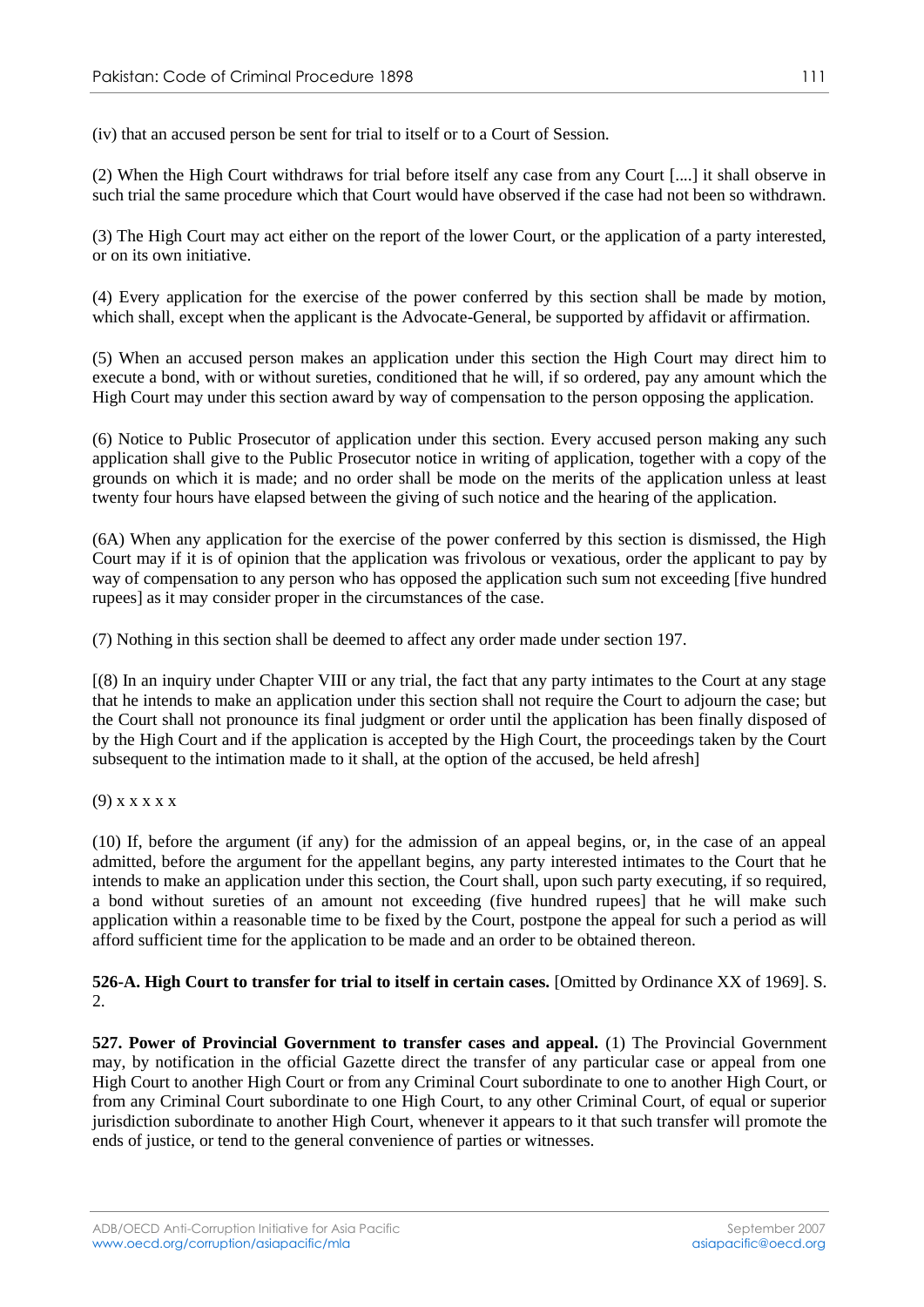(iv) that an accused person be sent for trial to itself or to a Court of Session.

(2) When the High Court withdraws for trial before itself any case from any Court [....] it shall observe in such trial the same procedure which that Court would have observed if the case had not been so withdrawn.

(3) The High Court may act either on the report of the lower Court, or the application of a party interested, or on its own initiative.

(4) Every application for the exercise of the power conferred by this section shall be made by motion, which shall, except when the applicant is the Advocate-General, be supported by affidavit or affirmation.

(5) When an accused person makes an application under this section the High Court may direct him to execute a bond, with or without sureties, conditioned that he will, if so ordered, pay any amount which the High Court may under this section award by way of compensation to the person opposing the application.

(6) Notice to Public Prosecutor of application under this section. Every accused person making any such application shall give to the Public Prosecutor notice in writing of application, together with a copy of the grounds on which it is made; and no order shall be mode on the merits of the application unless at least twenty four hours have elapsed between the giving of such notice and the hearing of the application.

(6A) When any application for the exercise of the power conferred by this section is dismissed, the High Court may if it is of opinion that the application was frivolous or vexatious, order the applicant to pay by way of compensation to any person who has opposed the application such sum not exceeding [five hundred rupees] as it may consider proper in the circumstances of the case.

(7) Nothing in this section shall be deemed to affect any order made under section 197.

[(8) In an inquiry under Chapter VIII or any trial, the fact that any party intimates to the Court at any stage that he intends to make an application under this section shall not require the Court to adjourn the case; but the Court shall not pronounce its final judgment or order until the application has been finally disposed of by the High Court and if the application is accepted by the High Court, the proceedings taken by the Court subsequent to the intimation made to it shall, at the option of the accused, be held afresh]

(9) x x x x x

(10) If, before the argument (if any) for the admission of an appeal begins, or, in the case of an appeal admitted, before the argument for the appellant begins, any party interested intimates to the Court that he intends to make an application under this section, the Court shall, upon such party executing, if so required, a bond without sureties of an amount not exceeding (five hundred rupees) that he will make such application within a reasonable time to be fixed by the Court, postpone the appeal for such a period as will afford sufficient time for the application to be made and an order to be obtained thereon.

**526-A. High Court to transfer for trial to itself in certain cases.** [Omitted by Ordinance XX of 1969]. S. 2.

**527. Power of Provincial Government to transfer cases and appeal.** (1) The Provincial Government may, by notification in the official Gazette direct the transfer of any particular case or appeal from one High Court to another High Court or from any Criminal Court subordinate to one to another High Court, or from any Criminal Court subordinate to one High Court, to any other Criminal Court, of equal or superior jurisdiction subordinate to another High Court, whenever it appears to it that such transfer will promote the ends of justice, or tend to the general convenience of parties or witnesses.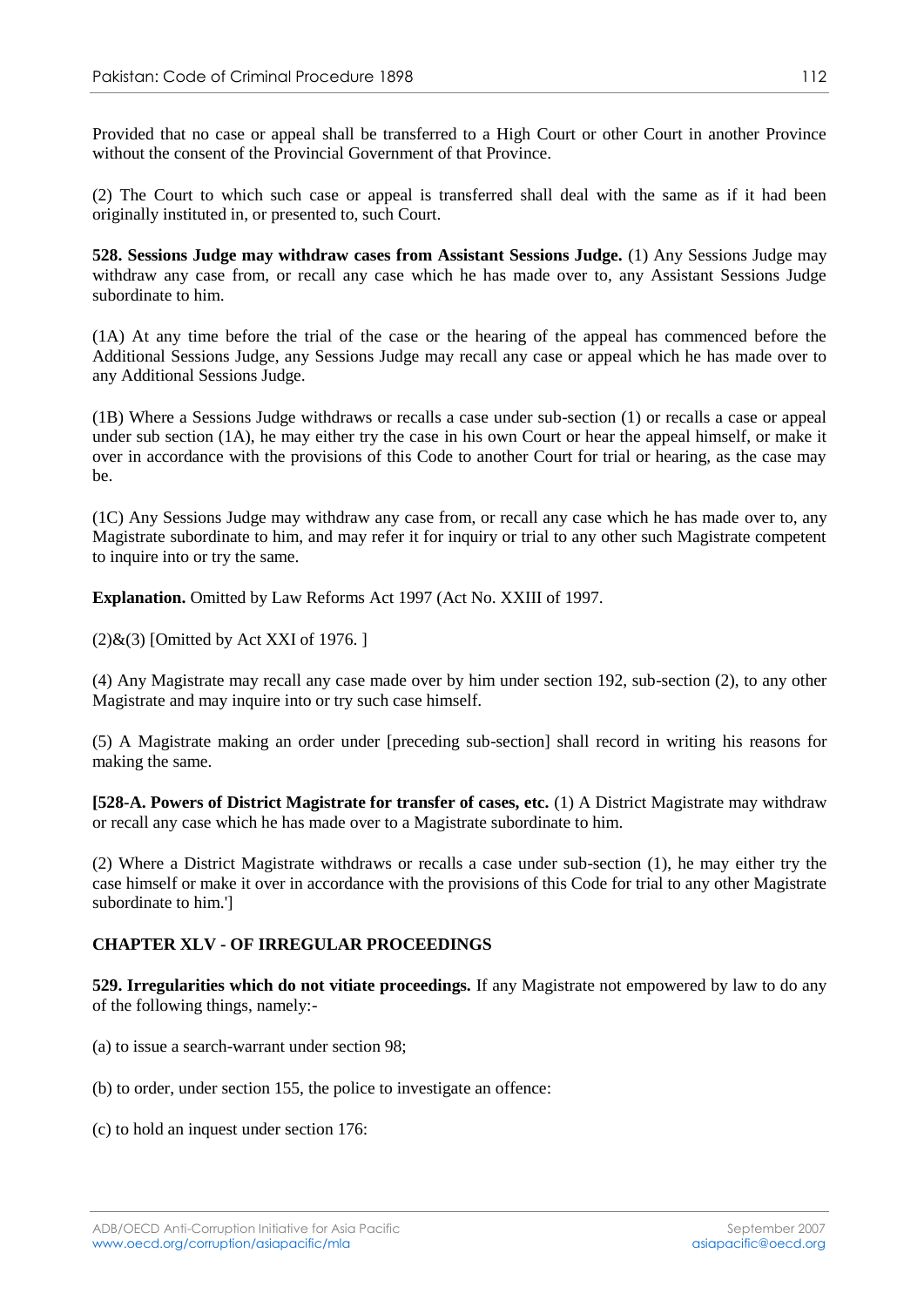Provided that no case or appeal shall be transferred to a High Court or other Court in another Province without the consent of the Provincial Government of that Province.

(2) The Court to which such case or appeal is transferred shall deal with the same as if it had been originally instituted in, or presented to, such Court.

**528. Sessions Judge may withdraw cases from Assistant Sessions Judge.** (1) Any Sessions Judge may withdraw any case from, or recall any case which he has made over to, any Assistant Sessions Judge subordinate to him.

(1A) At any time before the trial of the case or the hearing of the appeal has commenced before the Additional Sessions Judge, any Sessions Judge may recall any case or appeal which he has made over to any Additional Sessions Judge.

(1B) Where a Sessions Judge withdraws or recalls a case under sub-section (1) or recalls a case or appeal under sub section (1A), he may either try the case in his own Court or hear the appeal himself, or make it over in accordance with the provisions of this Code to another Court for trial or hearing, as the case may be.

(1C) Any Sessions Judge may withdraw any case from, or recall any case which he has made over to, any Magistrate subordinate to him, and may refer it for inquiry or trial to any other such Magistrate competent to inquire into or try the same.

**Explanation.** Omitted by Law Reforms Act 1997 (Act No. XXIII of 1997.

(2)&(3) [Omitted by Act XXI of 1976. ]

(4) Any Magistrate may recall any case made over by him under section 192, sub-section (2), to any other Magistrate and may inquire into or try such case himself.

(5) A Magistrate making an order under [preceding sub-section] shall record in writing his reasons for making the same.

**[528-A. Powers of District Magistrate for transfer of cases, etc.** (1) A District Magistrate may withdraw or recall any case which he has made over to a Magistrate subordinate to him.

(2) Where a District Magistrate withdraws or recalls a case under sub-section (1), he may either try the case himself or make it over in accordance with the provisions of this Code for trial to any other Magistrate subordinate to him.']

## CHAPTER XLV - OF IRREGULAR PROCEEDINGS

**529. Irregularities which do not vitiate proceedings.** If any Magistrate not empowered by law to do any of the following things, namely:-

(a) to issue a search-warrant under section 98;

(b) to order, under section 155, the police to investigate an offence:

(c) to hold an inquest under section 176: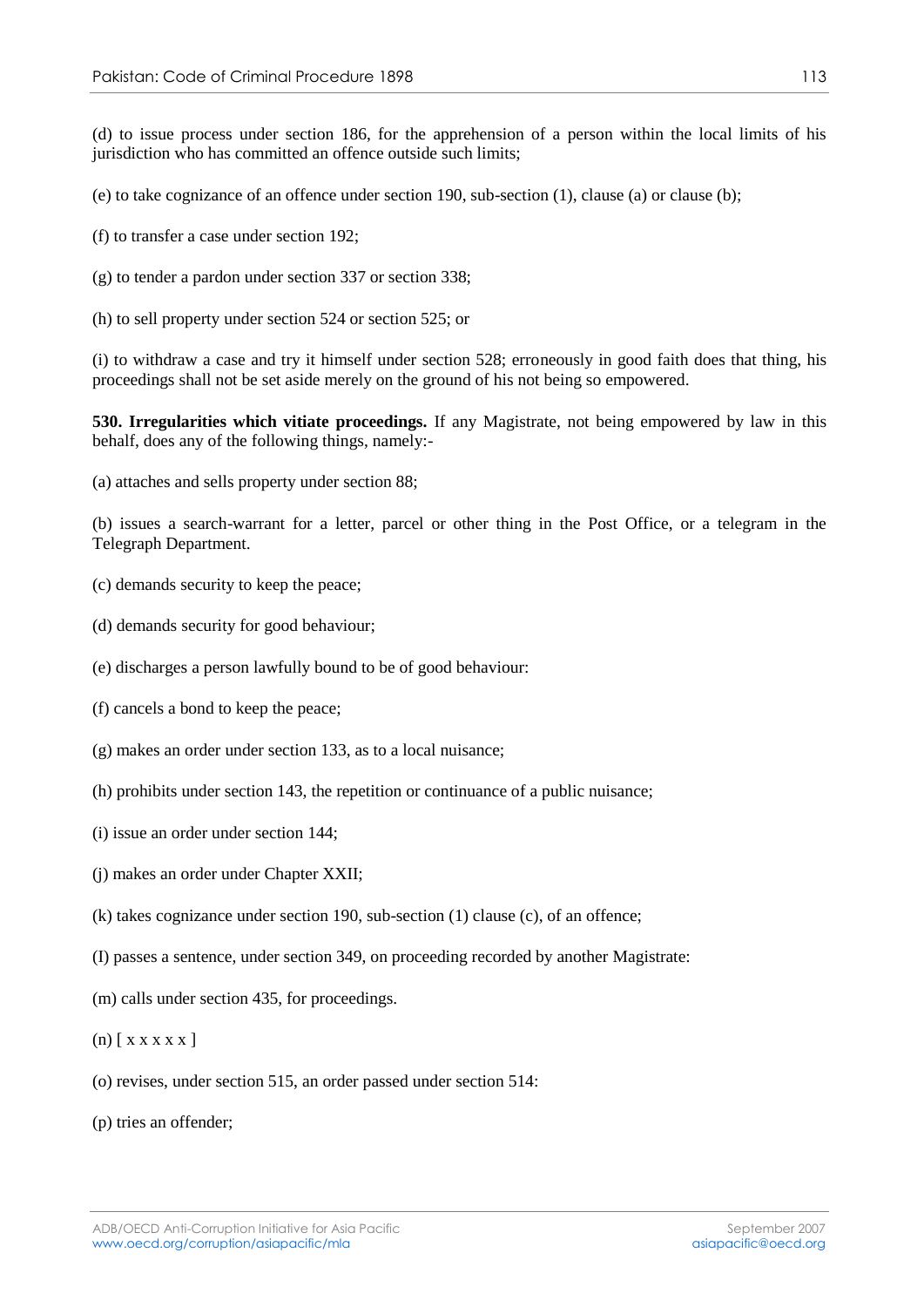(d) to issue process under section 186, for the apprehension of a person within the local limits of his jurisdiction who has committed an offence outside such limits;

(e) to take cognizance of an offence under section 190, sub-section (1), clause (a) or clause (b);

(f) to transfer a case under section 192;

(g) to tender a pardon under section 337 or section 338;

(h) to sell property under section 524 or section 525; or

(i) to withdraw a case and try it himself under section 528; erroneously in good faith does that thing, his proceedings shall not be set aside merely on the ground of his not being so empowered.

**530. Irregularities which vitiate proceedings.** If any Magistrate, not being empowered by law in this behalf, does any of the following things, namely:-

(a) attaches and sells property under section 88;

(b) issues a search-warrant for a letter, parcel or other thing in the Post Office, or a telegram in the Telegraph Department.

(c) demands security to keep the peace;

(d) demands security for good behaviour;

(e) discharges a person lawfully bound to be of good behaviour:

(f) cancels a bond to keep the peace;

(g) makes an order under section 133, as to a local nuisance;

(h) prohibits under section 143, the repetition or continuance of a public nuisance;

(i) issue an order under section 144;

(j) makes an order under Chapter XXII;

(k) takes cognizance under section 190, sub-section (1) clause (c), of an offence;

(I) passes a sentence, under section 349, on proceeding recorded by another Magistrate:

(m) calls under section 435, for proceedings.

(n) [ x x x x x ]

(o) revises, under section 515, an order passed under section 514:

(p) tries an offender;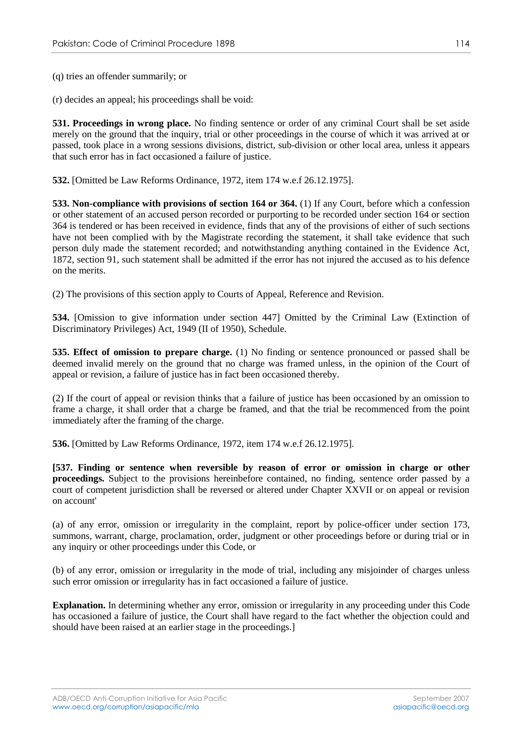(q) tries an offender summarily; or

(r) decides an appeal; his proceedings shall be void:

**531. Proceedings in wrong place.** No finding sentence or order of any criminal Court shall be set aside merely on the ground that the inquiry, trial or other proceedings in the course of which it was arrived at or passed, took place in a wrong sessions divisions, district, sub-division or other local area, unless it appears that such error has in fact occasioned a failure of justice.

**532.** [Omitted be Law Reforms Ordinance, 1972, item 174 w.e.f 26.12.1975].

**533. Non-compliance with provisions of section 164 or 364.** (1) If any Court, before which a confession or other statement of an accused person recorded or purporting to be recorded under section 164 or section 364 is tendered or has been received in evidence, finds that any of the provisions of either of such sections have not been complied with by the Magistrate recording the statement, it shall take evidence that such person duly made the statement recorded; and notwithstanding anything contained in the Evidence Act, 1872, section 91, such statement shall be admitted if the error has not injured the accused as to his defence on the merits.

(2) The provisions of this section apply to Courts of Appeal, Reference and Revision.

**534.** [Omission to give information under section 447] Omitted by the Criminal Law (Extinction of Discriminatory Privileges) Act, 1949 (II of 1950), Schedule.

**535. Effect of omission to prepare charge.** (1) No finding or sentence pronounced or passed shall be deemed invalid merely on the ground that no charge was framed unless, in the opinion of the Court of appeal or revision, a failure of justice has in fact been occasioned thereby.

(2) If the court of appeal or revision thinks that a failure of justice has been occasioned by an omission to frame a charge, it shall order that a charge be framed, and that the trial be recommenced from the point immediately after the framing of the charge.

**536.** [Omitted by Law Reforms Ordinance, 1972, item 174 w.e.f 26.12.1975].

**[537. Finding or sentence when reversible by reason of error or omission in charge or other proceedings.** Subject to the provisions hereinbefore contained, no finding, sentence order passed by a court of competent jurisdiction shall be reversed or altered under Chapter XXVII or on appeal or revision on account'

(a) of any error, omission or irregularity in the complaint, report by police-officer under section 173, summons, warrant, charge, proclamation, order, judgment or other proceedings before or during trial or in any inquiry or other proceedings under this Code, or

(b) of any error, omission or irregularity in the mode of trial, including any misjoinder of charges unless such error omission or irregularity has in fact occasioned a failure of justice.

**Explanation.** In determining whether any error, omission or irregularity in any proceeding under this Code has occasioned a failure of justice, the Court shall have regard to the fact whether the objection could and should have been raised at an earlier stage in the proceedings.]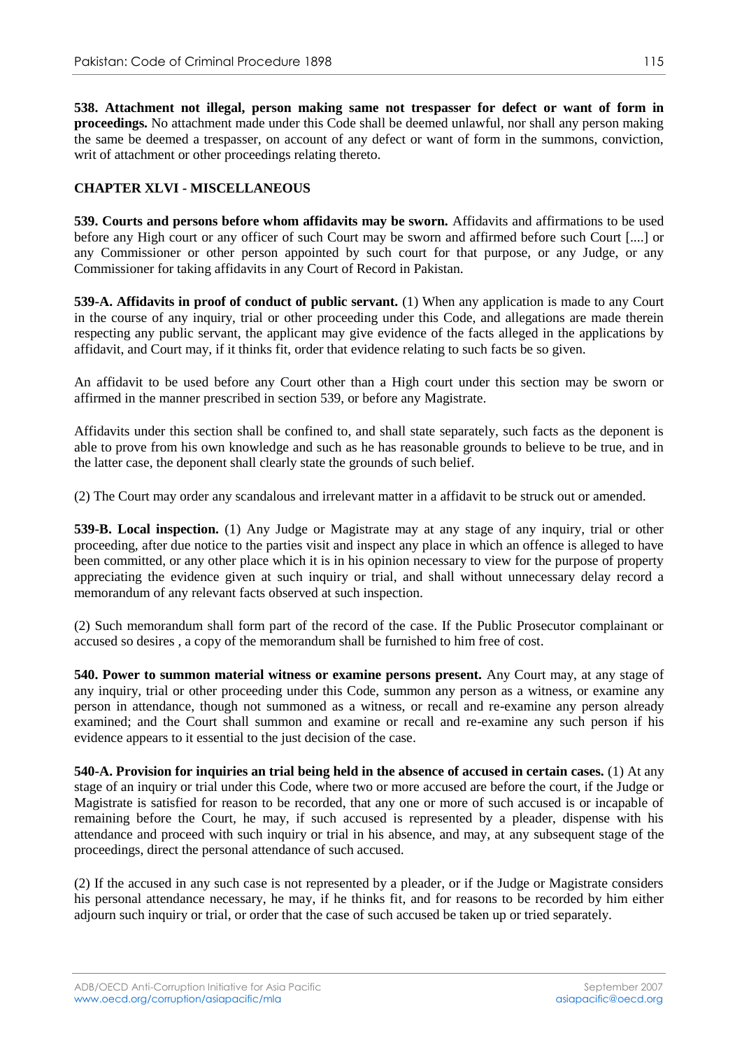**538. Attachment not illegal, person making same not trespasser for defect or want of form in proceedings.** No attachment made under this Code shall be deemed unlawful, nor shall any person making the same be deemed a trespasser, on account of any defect or want of form in the summons, conviction, writ of attachment or other proceedings relating thereto.

## CHAPTER XLVI - MISCELLANEOUS

**539. Courts and persons before whom affidavits may be sworn.** Affidavits and affirmations to be used before any High court or any officer of such Court may be sworn and affirmed before such Court [....] or any Commissioner or other person appointed by such court for that purpose, or any Judge, or any Commissioner for taking affidavits in any Court of Record in Pakistan.

**539-A. Affidavits in proof of conduct of public servant.** (1) When any application is made to any Court in the course of any inquiry, trial or other proceeding under this Code, and allegations are made therein respecting any public servant, the applicant may give evidence of the facts alleged in the applications by affidavit, and Court may, if it thinks fit, order that evidence relating to such facts be so given.

An affidavit to be used before any Court other than a High court under this section may be sworn or affirmed in the manner prescribed in section 539, or before any Magistrate.

Affidavits under this section shall be confined to, and shall state separately, such facts as the deponent is able to prove from his own knowledge and such as he has reasonable grounds to believe to be true, and in the latter case, the deponent shall clearly state the grounds of such belief.

(2) The Court may order any scandalous and irrelevant matter in a affidavit to be struck out or amended.

**539-B. Local inspection.** (1) Any Judge or Magistrate may at any stage of any inquiry, trial or other proceeding, after due notice to the parties visit and inspect any place in which an offence is alleged to have been committed, or any other place which it is in his opinion necessary to view for the purpose of property appreciating the evidence given at such inquiry or trial, and shall without unnecessary delay record a memorandum of any relevant facts observed at such inspection.

(2) Such memorandum shall form part of the record of the case. If the Public Prosecutor complainant or accused so desires , a copy of the memorandum shall be furnished to him free of cost.

**540. Power to summon material witness or examine persons present.** Any Court may, at any stage of any inquiry, trial or other proceeding under this Code, summon any person as a witness, or examine any person in attendance, though not summoned as a witness, or recall and re-examine any person already examined; and the Court shall summon and examine or recall and re-examine any such person if his evidence appears to it essential to the just decision of the case.

**540-A. Provision for inquiries an trial being held in the absence of accused in certain cases.** (1) At any stage of an inquiry or trial under this Code, where two or more accused are before the court, if the Judge or Magistrate is satisfied for reason to be recorded, that any one or more of such accused is or incapable of remaining before the Court, he may, if such accused is represented by a pleader, dispense with his attendance and proceed with such inquiry or trial in his absence, and may, at any subsequent stage of the proceedings, direct the personal attendance of such accused.

(2) If the accused in any such case is not represented by a pleader, or if the Judge or Magistrate considers his personal attendance necessary, he may, if he thinks fit, and for reasons to be recorded by him either adjourn such inquiry or trial, or order that the case of such accused be taken up or tried separately.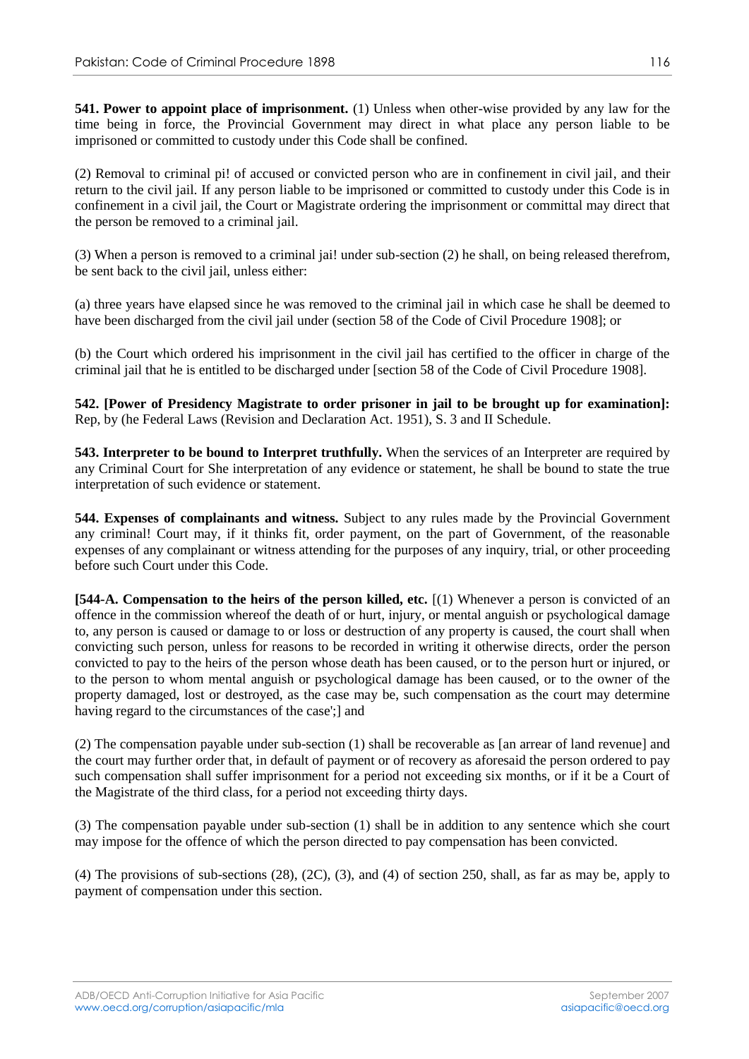**541. Power to appoint place of imprisonment.** (1) Unless when other-wise provided by any law for the time being in force, the Provincial Government may direct in what place any person liable to be imprisoned or committed to custody under this Code shall be confined.

(2) Removal to criminal pi! of accused or convicted person who are in confinement in civil jail, and their return to the civil jail. If any person liable to be imprisoned or committed to custody under this Code is in confinement in a civil jail, the Court or Magistrate ordering the imprisonment or committal may direct that the person be removed to a criminal jail.

(3) When a person is removed to a criminal jai! under sub-section (2) he shall, on being released therefrom, be sent back to the civil jail, unless either:

(a) three years have elapsed since he was removed to the criminal jail in which case he shall be deemed to have been discharged from the civil jail under (section 58 of the Code of Civil Procedure 1908]; or

(b) the Court which ordered his imprisonment in the civil jail has certified to the officer in charge of the criminal jail that he is entitled to be discharged under [section 58 of the Code of Civil Procedure 1908].

**542. [Power of Presidency Magistrate to order prisoner in jail to be brought up for examination]:** Rep, by (he Federal Laws (Revision and Declaration Act. 1951), S. 3 and II Schedule.

**543. Interpreter to be bound to Interpret truthfully.** When the services of an Interpreter are required by any Criminal Court for She interpretation of any evidence or statement, he shall be bound to state the true interpretation of such evidence or statement.

**544. Expenses of complainants and witness.** Subject to any rules made by the Provincial Government any criminal! Court may, if it thinks fit, order payment, on the part of Government, of the reasonable expenses of any complainant or witness attending for the purposes of any inquiry, trial, or other proceeding before such Court under this Code.

**[544-A. Compensation to the heirs of the person killed, etc.** [(1) Whenever a person is convicted of an offence in the commission whereof the death of or hurt, injury, or mental anguish or psychological damage to, any person is caused or damage to or loss or destruction of any property is caused, the court shall when convicting such person, unless for reasons to be recorded in writing it otherwise directs, order the person convicted to pay to the heirs of the person whose death has been caused, or to the person hurt or injured, or to the person to whom mental anguish or psychological damage has been caused, or to the owner of the property damaged, lost or destroyed, as the case may be, such compensation as the court may determine having regard to the circumstances of the case';] and

(2) The compensation payable under sub-section (1) shall be recoverable as [an arrear of land revenue] and the court may further order that, in default of payment or of recovery as aforesaid the person ordered to pay such compensation shall suffer imprisonment for a period not exceeding six months, or if it be a Court of the Magistrate of the third class, for a period not exceeding thirty days.

(3) The compensation payable under sub-section (1) shall be in addition to any sentence which she court may impose for the offence of which the person directed to pay compensation has been convicted.

(4) The provisions of sub-sections (28), (2C), (3), and (4) of section 250, shall, as far as may be, apply to payment of compensation under this section.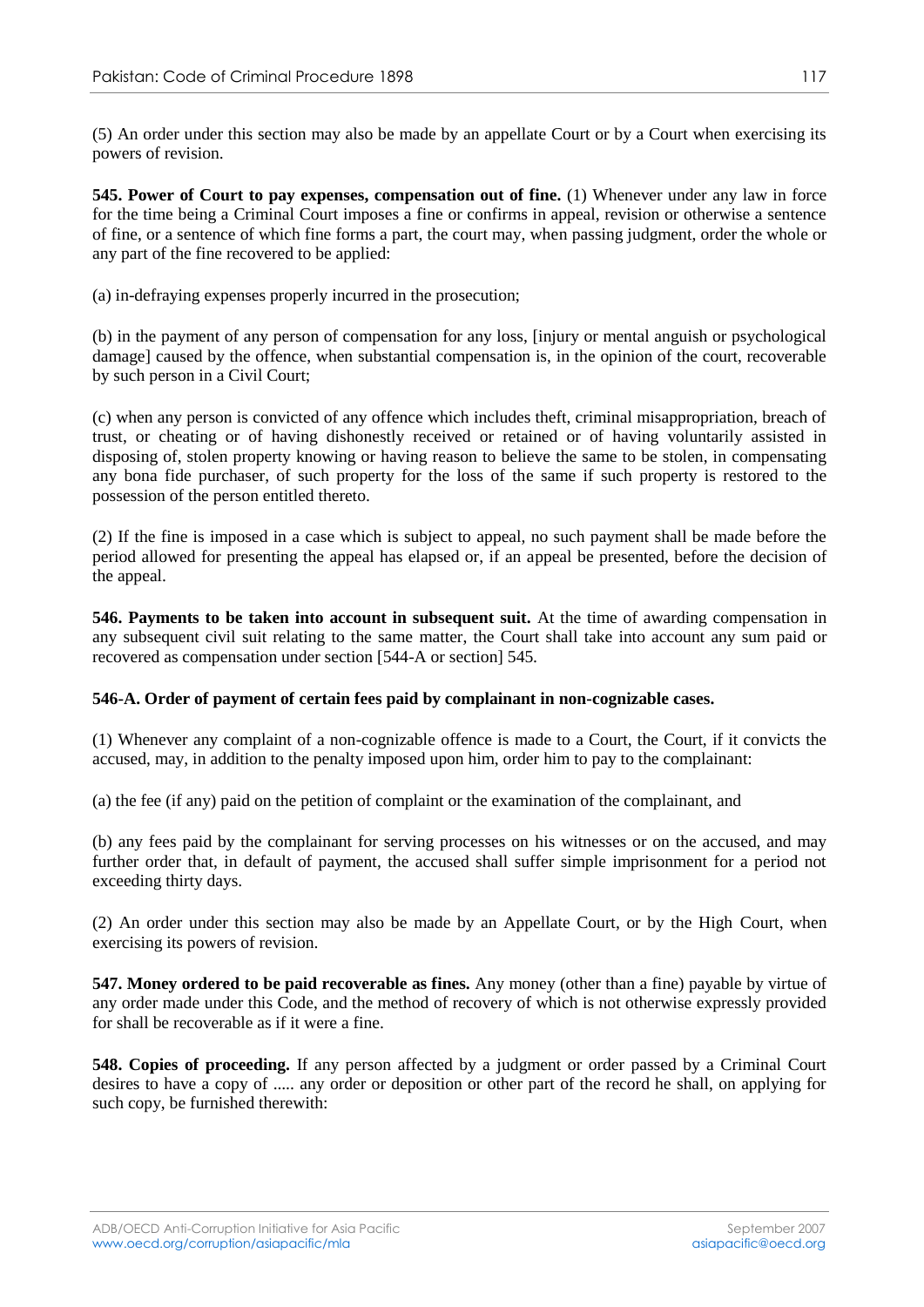(5) An order under this section may also be made by an appellate Court or by a Court when exercising its powers of revision.

**545. Power of Court to pay expenses, compensation out of fine.** (1) Whenever under any law in force for the time being a Criminal Court imposes a fine or confirms in appeal, revision or otherwise a sentence of fine, or a sentence of which fine forms a part, the court may, when passing judgment, order the whole or any part of the fine recovered to be applied:

(a) in-defraying expenses properly incurred in the prosecution;

(b) in the payment of any person of compensation for any loss, [injury or mental anguish or psychological damage] caused by the offence, when substantial compensation is, in the opinion of the court, recoverable by such person in a Civil Court;

(c) when any person is convicted of any offence which includes theft, criminal misappropriation, breach of trust, or cheating or of having dishonestly received or retained or of having voluntarily assisted in disposing of, stolen property knowing or having reason to believe the same to be stolen, in compensating any bona fide purchaser, of such property for the loss of the same if such property is restored to the possession of the person entitled thereto.

(2) If the fine is imposed in a case which is subject to appeal, no such payment shall be made before the period allowed for presenting the appeal has elapsed or, if an appeal be presented, before the decision of the appeal.

**546. Payments to be taken into account in subsequent suit.** At the time of awarding compensation in any subsequent civil suit relating to the same matter, the Court shall take into account any sum paid or recovered as compensation under section [544-A or section] 545.

**546-A. Order of payment of certain fees paid by complainant in non-cognizable cases.**

(1) Whenever any complaint of a non-cognizable offence is made to a Court, the Court, if it convicts the accused, may, in addition to the penalty imposed upon him, order him to pay to the complainant:

(a) the fee (if any) paid on the petition of complaint or the examination of the complainant, and

(b) any fees paid by the complainant for serving processes on his witnesses or on the accused, and may further order that, in default of payment, the accused shall suffer simple imprisonment for a period not exceeding thirty days.

(2) An order under this section may also be made by an Appellate Court, or by the High Court, when exercising its powers of revision.

**547. Money ordered to be paid recoverable as fines.** Any money (other than a fine) payable by virtue of any order made under this Code, and the method of recovery of which is not otherwise expressly provided for shall be recoverable as if it were a fine.

**548. Copies of proceeding.** If any person affected by a judgment or order passed by a Criminal Court desires to have a copy of ..... any order or deposition or other part of the record he shall, on applying for such copy, be furnished therewith: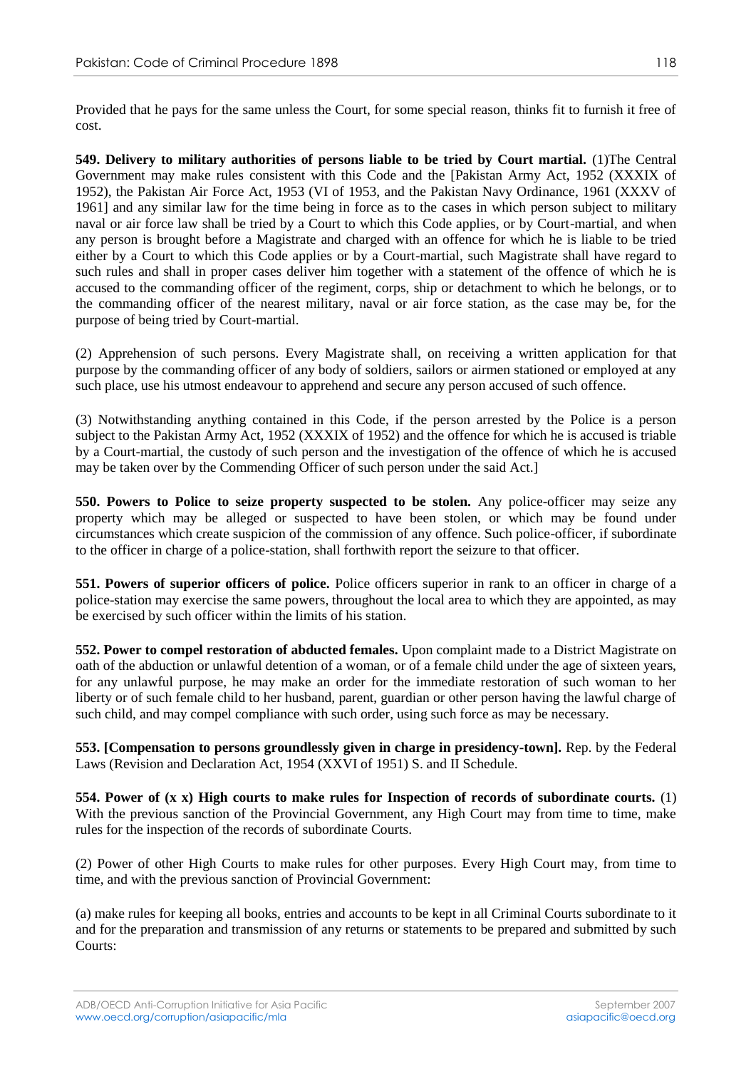Provided that he pays for the same unless the Court, for some special reason, thinks fit to furnish it free of cost.

**549. Delivery to military authorities of persons liable to be tried by Court martial.** (1)The Central Government may make rules consistent with this Code and the [Pakistan Army Act, 1952 (XXXIX of 1952), the Pakistan Air Force Act, 1953 (VI of 1953, and the Pakistan Navy Ordinance, 1961 (XXXV of 1961] and any similar law for the time being in force as to the cases in which person subject to military naval or air force law shall be tried by a Court to which this Code applies, or by Court-martial, and when any person is brought before a Magistrate and charged with an offence for which he is liable to be tried either by a Court to which this Code applies or by a Court-martial, such Magistrate shall have regard to such rules and shall in proper cases deliver him together with a statement of the offence of which he is accused to the commanding officer of the regiment, corps, ship or detachment to which he belongs, or to the commanding officer of the nearest military, naval or air force station, as the case may be, for the purpose of being tried by Court-martial.

(2) Apprehension of such persons. Every Magistrate shall, on receiving a written application for that purpose by the commanding officer of any body of soldiers, sailors or airmen stationed or employed at any such place, use his utmost endeavour to apprehend and secure any person accused of such offence.

(3) Notwithstanding anything contained in this Code, if the person arrested by the Police is a person subject to the Pakistan Army Act, 1952 (XXXIX of 1952) and the offence for which he is accused is triable by a Court-martial, the custody of such person and the investigation of the offence of which he is accused may be taken over by the Commending Officer of such person under the said Act.]

**550. Powers to Police to seize property suspected to be stolen.** Any police-officer may seize any property which may be alleged or suspected to have been stolen, or which may be found under circumstances which create suspicion of the commission of any offence. Such police-officer, if subordinate to the officer in charge of a police-station, shall forthwith report the seizure to that officer.

**551. Powers of superior officers of police.** Police officers superior in rank to an officer in charge of a police-station may exercise the same powers, throughout the local area to which they are appointed, as may be exercised by such officer within the limits of his station.

**552. Power to compel restoration of abducted females.** Upon complaint made to a District Magistrate on oath of the abduction or unlawful detention of a woman, or of a female child under the age of sixteen years, for any unlawful purpose, he may make an order for the immediate restoration of such woman to her liberty or of such female child to her husband, parent, guardian or other person having the lawful charge of such child, and may compel compliance with such order, using such force as may be necessary.

**553. [Compensation to persons groundlessly given in charge in presidency-town].** Rep. by the Federal Laws (Revision and Declaration Act, 1954 (XXVI of 1951) S. and II Schedule.

**554. Power of (x x) High courts to make rules for Inspection of records of subordinate courts.** (1) With the previous sanction of the Provincial Government, any High Court may from time to time, make rules for the inspection of the records of subordinate Courts.

(2) Power of other High Courts to make rules for other purposes. Every High Court may, from time to time, and with the previous sanction of Provincial Government:

(a) make rules for keeping all books, entries and accounts to be kept in all Criminal Courts subordinate to it and for the preparation and transmission of any returns or statements to be prepared and submitted by such Courts: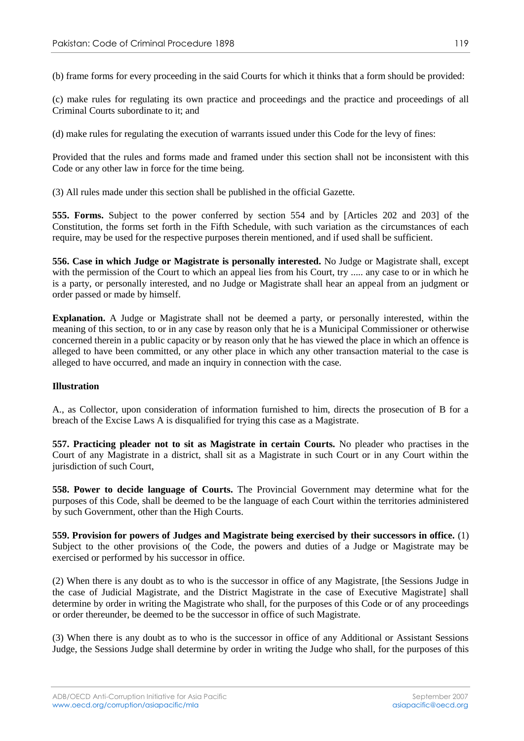(b) frame forms for every proceeding in the said Courts for which it thinks that a form should be provided:

(c) make rules for regulating its own practice and proceedings and the practice and proceedings of all Criminal Courts subordinate to it; and

(d) make rules for regulating the execution of warrants issued under this Code for the levy of fines:

Provided that the rules and forms made and framed under this section shall not be inconsistent with this Code or any other law in force for the time being.

(3) All rules made under this section shall be published in the official Gazette.

**555. Forms.** Subject to the power conferred by section 554 and by [Articles 202 and 203] of the Constitution, the forms set forth in the Fifth Schedule, with such variation as the circumstances of each require, may be used for the respective purposes therein mentioned, and if used shall be sufficient.

**556. Case in which Judge or Magistrate is personally interested.** No Judge or Magistrate shall, except with the permission of the Court to which an appeal lies from his Court, try ..... any case to or in which he is a party, or personally interested, and no Judge or Magistrate shall hear an appeal from an judgment or order passed or made by himself.

**Explanation.** A Judge or Magistrate shall not be deemed a party, or personally interested, within the meaning of this section, to or in any case by reason only that he is a Municipal Commissioner or otherwise concerned therein in a public capacity or by reason only that he has viewed the place in which an offence is alleged to have been committed, or any other place in which any other transaction material to the case is alleged to have occurred, and made an inquiry in connection with the case.

**Illustration**

A., as Collector, upon consideration of information furnished to him, directs the prosecution of B for a breach of the Excise Laws A is disqualified for trying this case as a Magistrate.

**557. Practicing pleader not to sit as Magistrate in certain Courts.** No pleader who practises in the Court of any Magistrate in a district, shall sit as a Magistrate in such Court or in any Court within the jurisdiction of such Court,

**558. Power to decide language of Courts.** The Provincial Government may determine what for the purposes of this Code, shall be deemed to be the language of each Court within the territories administered by such Government, other than the High Courts.

**559. Provision for powers of Judges and Magistrate being exercised by their successors in office.** (1) Subject to the other provisions o( the Code, the powers and duties of a Judge or Magistrate may be exercised or performed by his successor in office.

(2) When there is any doubt as to who is the successor in office of any Magistrate, [the Sessions Judge in the case of Judicial Magistrate, and the District Magistrate in the case of Executive Magistrate] shall determine by order in writing the Magistrate who shall, for the purposes of this Code or of any proceedings or order thereunder, be deemed to be the successor in office of such Magistrate.

(3) When there is any doubt as to who is the successor in office of any Additional or Assistant Sessions Judge, the Sessions Judge shall determine by order in writing the Judge who shall, for the purposes of this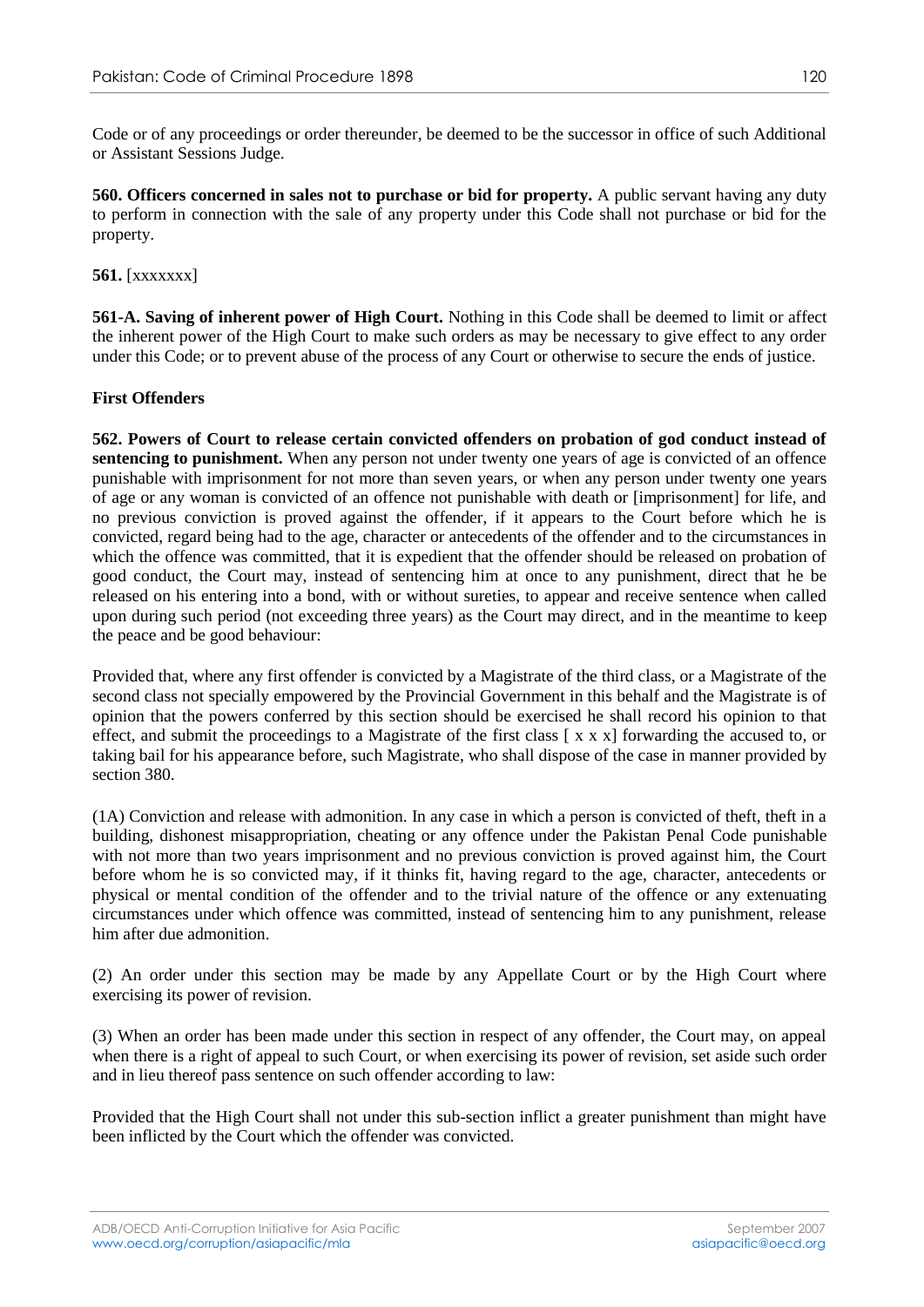Code or of any proceedings or order thereunder, be deemed to be the successor in office of such Additional or Assistant Sessions Judge.

**560. Officers concerned in sales not to purchase or bid for property.** A public servant having any duty to perform in connection with the sale of any property under this Code shall not purchase or bid for the property.

**561.** [xxxxxxx]

**561-A. Saving of inherent power of High Court.** Nothing in this Code shall be deemed to limit or affect the inherent power of the High Court to make such orders as may be necessary to give effect to any order under this Code; or to prevent abuse of the process of any Court or otherwise to secure the ends of justice.

**First Offenders**

**562. Powers of Court to release certain convicted offenders on probation of god conduct instead of sentencing to punishment.** When any person not under twenty one years of age is convicted of an offence punishable with imprisonment for not more than seven years, or when any person under twenty one years of age or any woman is convicted of an offence not punishable with death or [imprisonment] for life, and no previous conviction is proved against the offender, if it appears to the Court before which he is convicted, regard being had to the age, character or antecedents of the offender and to the circumstances in which the offence was committed, that it is expedient that the offender should be released on probation of good conduct, the Court may, instead of sentencing him at once to any punishment, direct that he be released on his entering into a bond, with or without sureties, to appear and receive sentence when called upon during such period (not exceeding three years) as the Court may direct, and in the meantime to keep the peace and be good behaviour:

Provided that, where any first offender is convicted by a Magistrate of the third class, or a Magistrate of the second class not specially empowered by the Provincial Government in this behalf and the Magistrate is of opinion that the powers conferred by this section should be exercised he shall record his opinion to that effect, and submit the proceedings to a Magistrate of the first class [ x x x] forwarding the accused to, or taking bail for his appearance before, such Magistrate, who shall dispose of the case in manner provided by section 380.

(1A) Conviction and release with admonition. In any case in which a person is convicted of theft, theft in a building, dishonest misappropriation, cheating or any offence under the Pakistan Penal Code punishable with not more than two years imprisonment and no previous conviction is proved against him, the Court before whom he is so convicted may, if it thinks fit, having regard to the age, character, antecedents or physical or mental condition of the offender and to the trivial nature of the offence or any extenuating circumstances under which offence was committed, instead of sentencing him to any punishment, release him after due admonition.

(2) An order under this section may be made by any Appellate Court or by the High Court where exercising its power of revision.

(3) When an order has been made under this section in respect of any offender, the Court may, on appeal when there is a right of appeal to such Court, or when exercising its power of revision, set aside such order and in lieu thereof pass sentence on such offender according to law:

Provided that the High Court shall not under this sub-section inflict a greater punishment than might have been inflicted by the Court which the offender was convicted.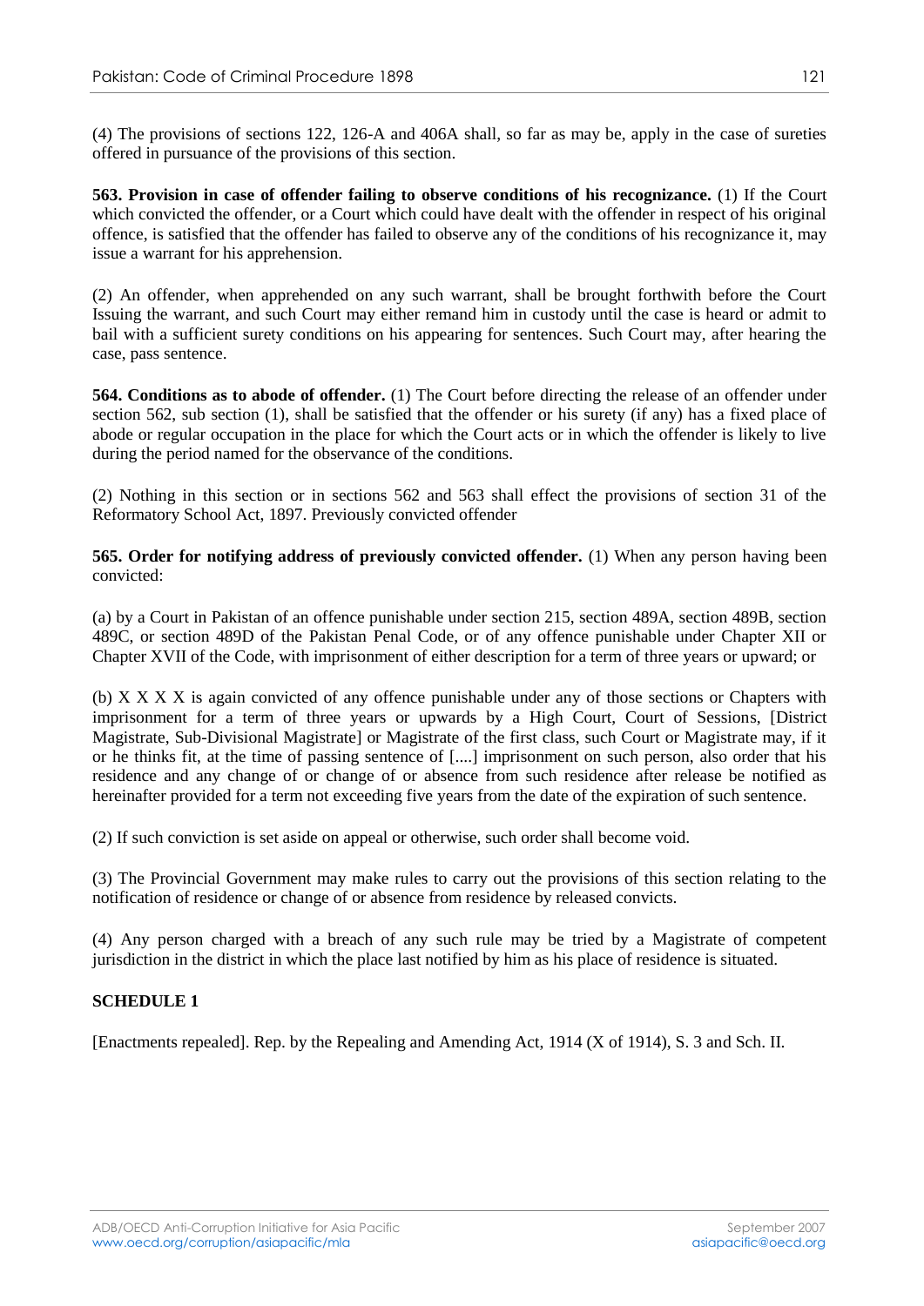(4) The provisions of sections 122, 126-A and 406A shall, so far as may be, apply in the case of sureties offered in pursuance of the provisions of this section.

**563. Provision in case of offender failing to observe conditions of his recognizance.** (1) If the Court which convicted the offender, or a Court which could have dealt with the offender in respect of his original offence, is satisfied that the offender has failed to observe any of the conditions of his recognizance it, may issue a warrant for his apprehension.

(2) An offender, when apprehended on any such warrant, shall be brought forthwith before the Court Issuing the warrant, and such Court may either remand him in custody until the case is heard or admit to bail with a sufficient surety conditions on his appearing for sentences. Such Court may, after hearing the case, pass sentence.

**564. Conditions as to abode of offender.** (1) The Court before directing the release of an offender under section 562, sub section (1), shall be satisfied that the offender or his surety (if any) has a fixed place of abode or regular occupation in the place for which the Court acts or in which the offender is likely to live during the period named for the observance of the conditions.

(2) Nothing in this section or in sections 562 and 563 shall effect the provisions of section 31 of the Reformatory School Act, 1897. Previously convicted offender

**565. Order for notifying address of previously convicted offender.** (1) When any person having been convicted:

(a) by a Court in Pakistan of an offence punishable under section 215, section 489A, section 489B, section 489C, or section 489D of the Pakistan Penal Code, or of any offence punishable under Chapter XII or Chapter XVII of the Code, with imprisonment of either description for a term of three years or upward; or

(b) X X X X is again convicted of any offence punishable under any of those sections or Chapters with imprisonment for a term of three years or upwards by a High Court, Court of Sessions, [District Magistrate, Sub-Divisional Magistrate] or Magistrate of the first class, such Court or Magistrate may, if it or he thinks fit, at the time of passing sentence of [....] imprisonment on such person, also order that his residence and any change of or change of or absence from such residence after release be notified as hereinafter provided for a term not exceeding five years from the date of the expiration of such sentence.

(2) If such conviction is set aside on appeal or otherwise, such order shall become void.

(3) The Provincial Government may make rules to carry out the provisions of this section relating to the notification of residence or change of or absence from residence by released convicts.

(4) Any person charged with a breach of any such rule may be tried by a Magistrate of competent jurisdiction in the district in which the place last notified by him as his place of residence is situated.

**SCHEDULE 1**

[Enactments repealed]. Rep. by the Repealing and Amending Act, 1914 (X of 1914), S. 3 and Sch. II.